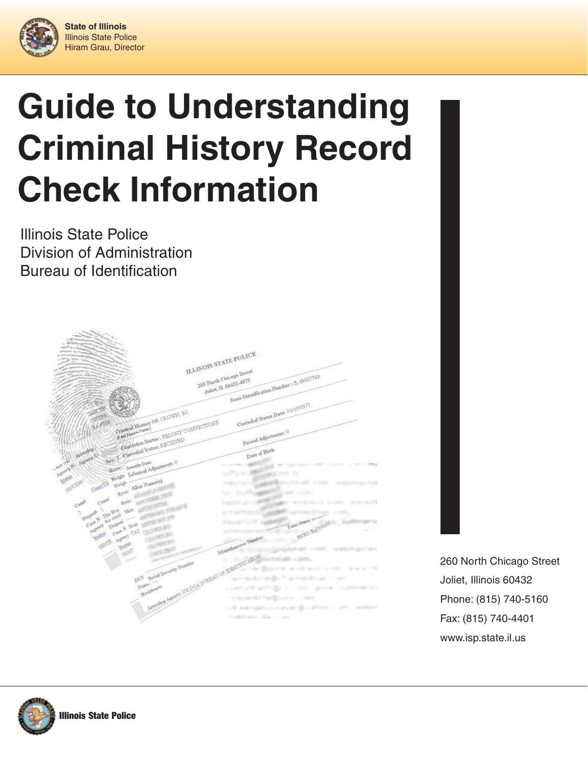**State of Illinois**
Illinois State Police
Hiram Grau, Director

# Guide to Understanding Criminal History Record Check Information

Illinois State Police
Division of Administration
Bureau of Identification

260 North Chicago Street
Joliet, Illinois 60432
Phone: (815) 740-5160
Fax: (815) 740-4401
www.isp.state.il.us

**Illinois State Police**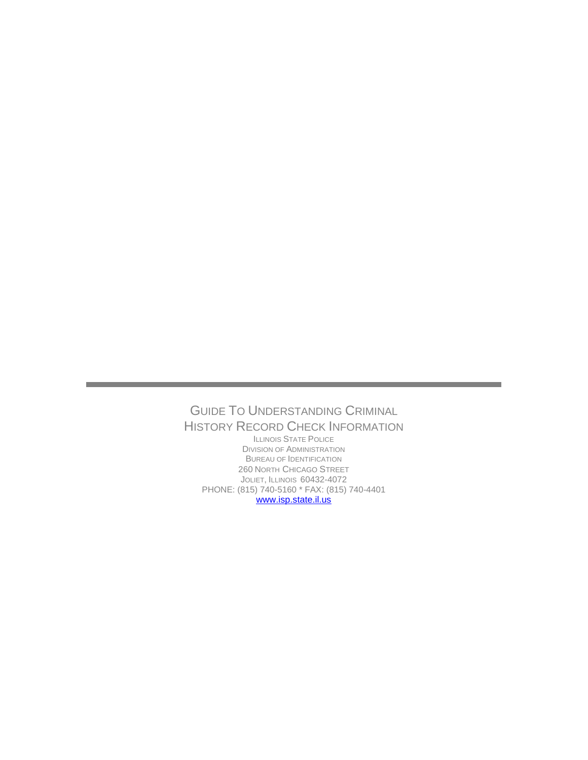# GUIDE TO UNDERSTANDING CRIMINAL HISTORY RECORD CHECK INFORMATION

ILLINOIS STATE POLICE
DIVISION OF ADMINISTRATION
BUREAU OF IDENTIFICATION
260 NORTH CHICAGO STREET
JOLIET, ILLINOIS 60432-4072
PHONE: (815) 740-5160 * FAX: (815) 740-4401
www.isp.state.il.us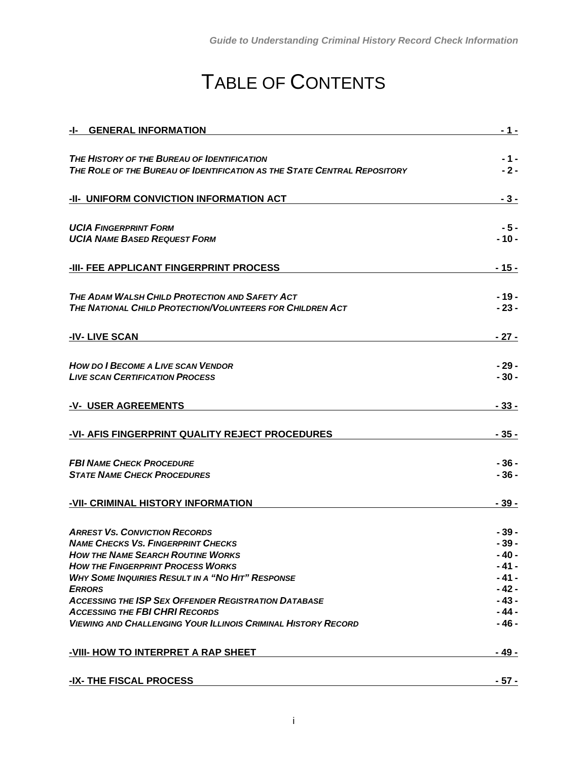# TABLE OF CONTENTS

| | |
|---|---|
| **-I- GENERAL INFORMATION** | **- 1 -** |
| ***The History of the Bureau of Identification*** | **- 1 -** |
| ***The Role of the Bureau of Identification as the State Central Repository*** | **- 2 -** |
| **-II- UNIFORM CONVICTION INFORMATION ACT** | **- 3 -** |
| ***UCIA Fingerprint Form*** | **- 5 -** |
| ***UCIA Name Based Request Form*** | **- 10 -** |
| **-III- FEE APPLICANT FINGERPRINT PROCESS** | **- 15 -** |
| ***The Adam Walsh Child Protection and Safety Act*** | **- 19 -** |
| ***The National Child Protection/Volunteers for Children Act*** | **- 23 -** |
| **-IV- LIVE SCAN** | **- 27 -** |
| ***How do I Become a Live scan Vendor*** | **- 29 -** |
| ***Live scan Certification Process*** | **- 30 -** |
| **-V- USER AGREEMENTS** | **- 33 -** |
| **-VI- AFIS FINGERPRINT QUALITY REJECT PROCEDURES** | **- 35 -** |
| ***FBI Name Check Procedure*** | **- 36 -** |
| ***State Name Check Procedures*** | **- 36 -** |
| **-VII- CRIMINAL HISTORY INFORMATION** | **- 39 -** |
| ***Arrest Vs. Conviction Records*** | **- 39 -** |
| ***Name Checks Vs. Fingerprint Checks*** | **- 39 -** |
| ***How the Name Search Routine Works*** | **- 40 -** |
| ***How the Fingerprint Process Works*** | **- 41 -** |
| ***Why Some Inquiries Result in a "No Hit" Response*** | **- 41 -** |
| ***Errors*** | **- 42 -** |
| ***Accessing the ISP Sex Offender Registration Database*** | **- 43 -** |
| ***Accessing the FBI CHRI Records*** | **- 44 -** |
| ***Viewing and Challenging Your Illinois Criminal History Record*** | **- 46 -** |
| **-VIII- HOW TO INTERPRET A RAP SHEET** | **- 49 -** |
| **-IX- THE FISCAL PROCESS** | **- 57 -** |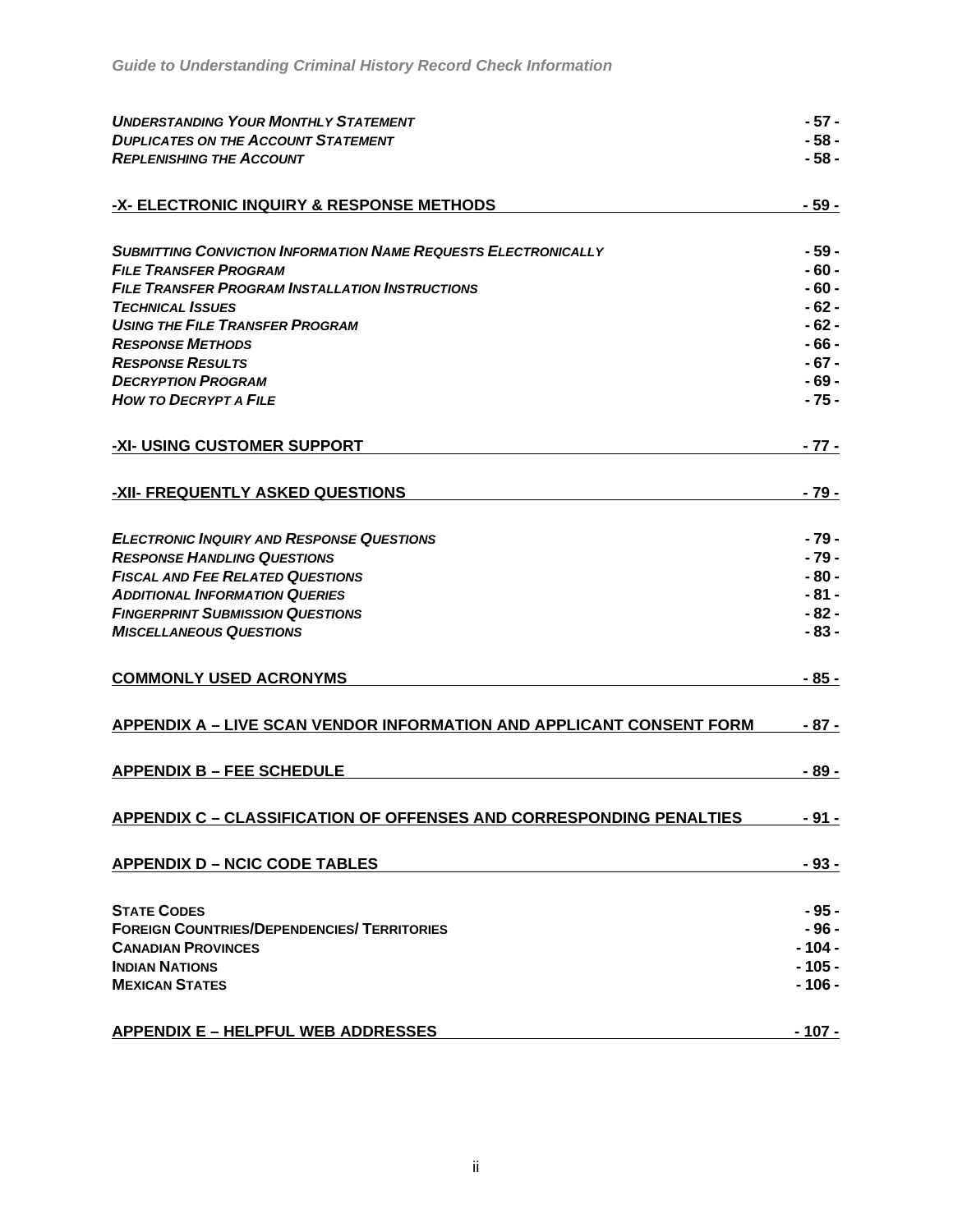| | |
|---|---|
| ***UNDERSTANDING YOUR MONTHLY STATEMENT*** | **- 57 -** |
| ***DUPLICATES ON THE ACCOUNT STATEMENT*** | **- 58 -** |
| ***REPLENISHING THE ACCOUNT*** | **- 58 -** |
| **-X- ELECTRONIC INQUIRY & RESPONSE METHODS** | **- 59 -** |
| ***SUBMITTING CONVICTION INFORMATION NAME REQUESTS ELECTRONICALLY*** | **- 59 -** |
| ***FILE TRANSFER PROGRAM*** | **- 60 -** |
| ***FILE TRANSFER PROGRAM INSTALLATION INSTRUCTIONS*** | **- 60 -** |
| ***TECHNICAL ISSUES*** | **- 62 -** |
| ***USING THE FILE TRANSFER PROGRAM*** | **- 62 -** |
| ***RESPONSE METHODS*** | **- 66 -** |
| ***RESPONSE RESULTS*** | **- 67 -** |
| ***DECRYPTION PROGRAM*** | **- 69 -** |
| ***HOW TO DECRYPT A FILE*** | **- 75 -** |
| **-XI- USING CUSTOMER SUPPORT** | **- 77 -** |
| **-XII- FREQUENTLY ASKED QUESTIONS** | **- 79 -** |
| ***ELECTRONIC INQUIRY AND RESPONSE QUESTIONS*** | **- 79 -** |
| ***RESPONSE HANDLING QUESTIONS*** | **- 79 -** |
| ***FISCAL AND FEE RELATED QUESTIONS*** | **- 80 -** |
| ***ADDITIONAL INFORMATION QUERIES*** | **- 81 -** |
| ***FINGERPRINT SUBMISSION QUESTIONS*** | **- 82 -** |
| ***MISCELLANEOUS QUESTIONS*** | **- 83 -** |
| **COMMONLY USED ACRONYMS** | **- 85 -** |
| **APPENDIX A – LIVE SCAN VENDOR INFORMATION AND APPLICANT CONSENT FORM** | **- 87 -** |
| **APPENDIX B – FEE SCHEDULE** | **- 89 -** |
| **APPENDIX C – CLASSIFICATION OF OFFENSES AND CORRESPONDING PENALTIES** | **- 91 -** |
| **APPENDIX D – NCIC CODE TABLES** | **- 93 -** |
| **STATE CODES** | **- 95 -** |
| **FOREIGN COUNTRIES/DEPENDENCIES/ TERRITORIES** | **- 96 -** |
| **CANADIAN PROVINCES** | **- 104 -** |
| **INDIAN NATIONS** | **- 105 -** |
| **MEXICAN STATES** | **- 106 -** |
| **APPENDIX E – HELPFUL WEB ADDRESSES** | **- 107 -** |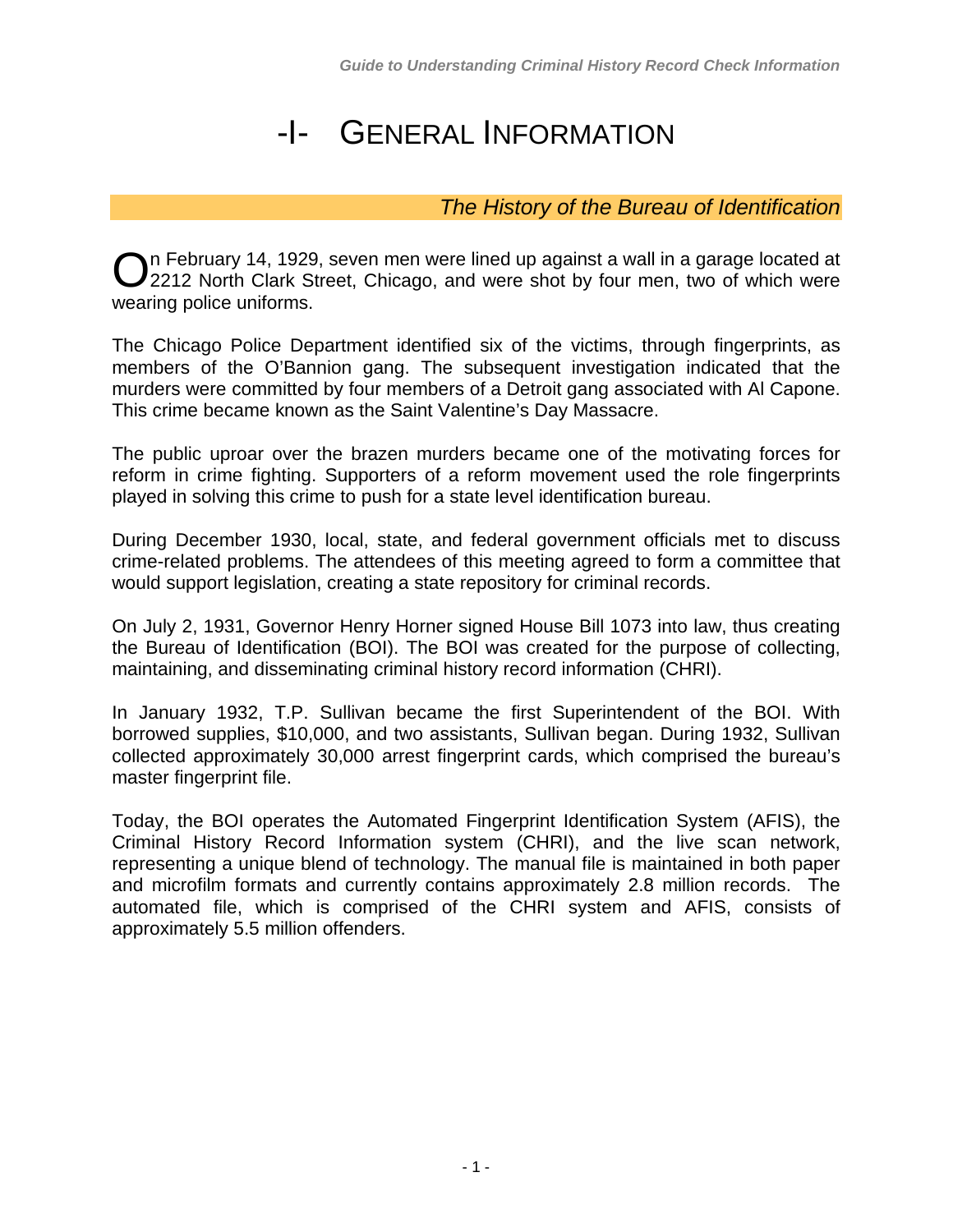# -I- General Information

## *The History of the Bureau of Identification*

On February 14, 1929, seven men were lined up against a wall in a garage located at 2212 North Clark Street, Chicago, and were shot by four men, two of which were wearing police uniforms.

The Chicago Police Department identified six of the victims, through fingerprints, as members of the O'Bannion gang. The subsequent investigation indicated that the murders were committed by four members of a Detroit gang associated with Al Capone. This crime became known as the Saint Valentine's Day Massacre.

The public uproar over the brazen murders became one of the motivating forces for reform in crime fighting. Supporters of a reform movement used the role fingerprints played in solving this crime to push for a state level identification bureau.

During December 1930, local, state, and federal government officials met to discuss crime-related problems. The attendees of this meeting agreed to form a committee that would support legislation, creating a state repository for criminal records.

On July 2, 1931, Governor Henry Horner signed House Bill 1073 into law, thus creating the Bureau of Identification (BOI). The BOI was created for the purpose of collecting, maintaining, and disseminating criminal history record information (CHRI).

In January 1932, T.P. Sullivan became the first Superintendent of the BOI. With borrowed supplies, $10,000, and two assistants, Sullivan began. During 1932, Sullivan collected approximately 30,000 arrest fingerprint cards, which comprised the bureau's master fingerprint file.

Today, the BOI operates the Automated Fingerprint Identification System (AFIS), the Criminal History Record Information system (CHRI), and the live scan network, representing a unique blend of technology. The manual file is maintained in both paper and microfilm formats and currently contains approximately 2.8 million records. The automated file, which is comprised of the CHRI system and AFIS, consists of approximately 5.5 million offenders.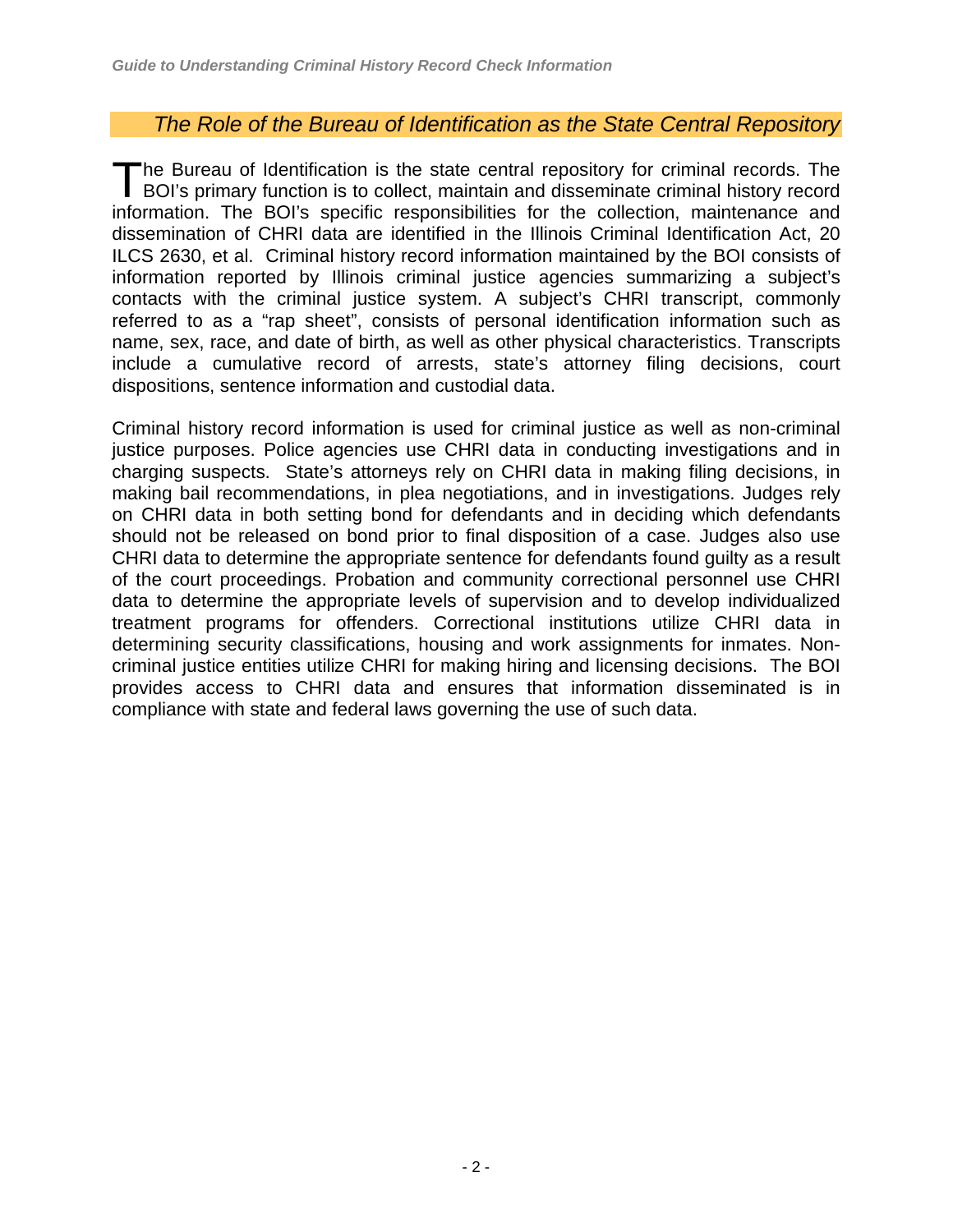## *The Role of the Bureau of Identification as the State Central Repository*

The Bureau of Identification is the state central repository for criminal records. The BOI's primary function is to collect, maintain and disseminate criminal history record information. The BOI's specific responsibilities for the collection, maintenance and dissemination of CHRI data are identified in the Illinois Criminal Identification Act, 20 ILCS 2630, et al. Criminal history record information maintained by the BOI consists of information reported by Illinois criminal justice agencies summarizing a subject's contacts with the criminal justice system. A subject's CHRI transcript, commonly referred to as a "rap sheet", consists of personal identification information such as name, sex, race, and date of birth, as well as other physical characteristics. Transcripts include a cumulative record of arrests, state's attorney filing decisions, court dispositions, sentence information and custodial data.

Criminal history record information is used for criminal justice as well as non-criminal justice purposes. Police agencies use CHRI data in conducting investigations and in charging suspects. State's attorneys rely on CHRI data in making filing decisions, in making bail recommendations, in plea negotiations, and in investigations. Judges rely on CHRI data in both setting bond for defendants and in deciding which defendants should not be released on bond prior to final disposition of a case. Judges also use CHRI data to determine the appropriate sentence for defendants found guilty as a result of the court proceedings. Probation and community correctional personnel use CHRI data to determine the appropriate levels of supervision and to develop individualized treatment programs for offenders. Correctional institutions utilize CHRI data in determining security classifications, housing and work assignments for inmates. Non-criminal justice entities utilize CHRI for making hiring and licensing decisions. The BOI provides access to CHRI data and ensures that information disseminated is in compliance with state and federal laws governing the use of such data.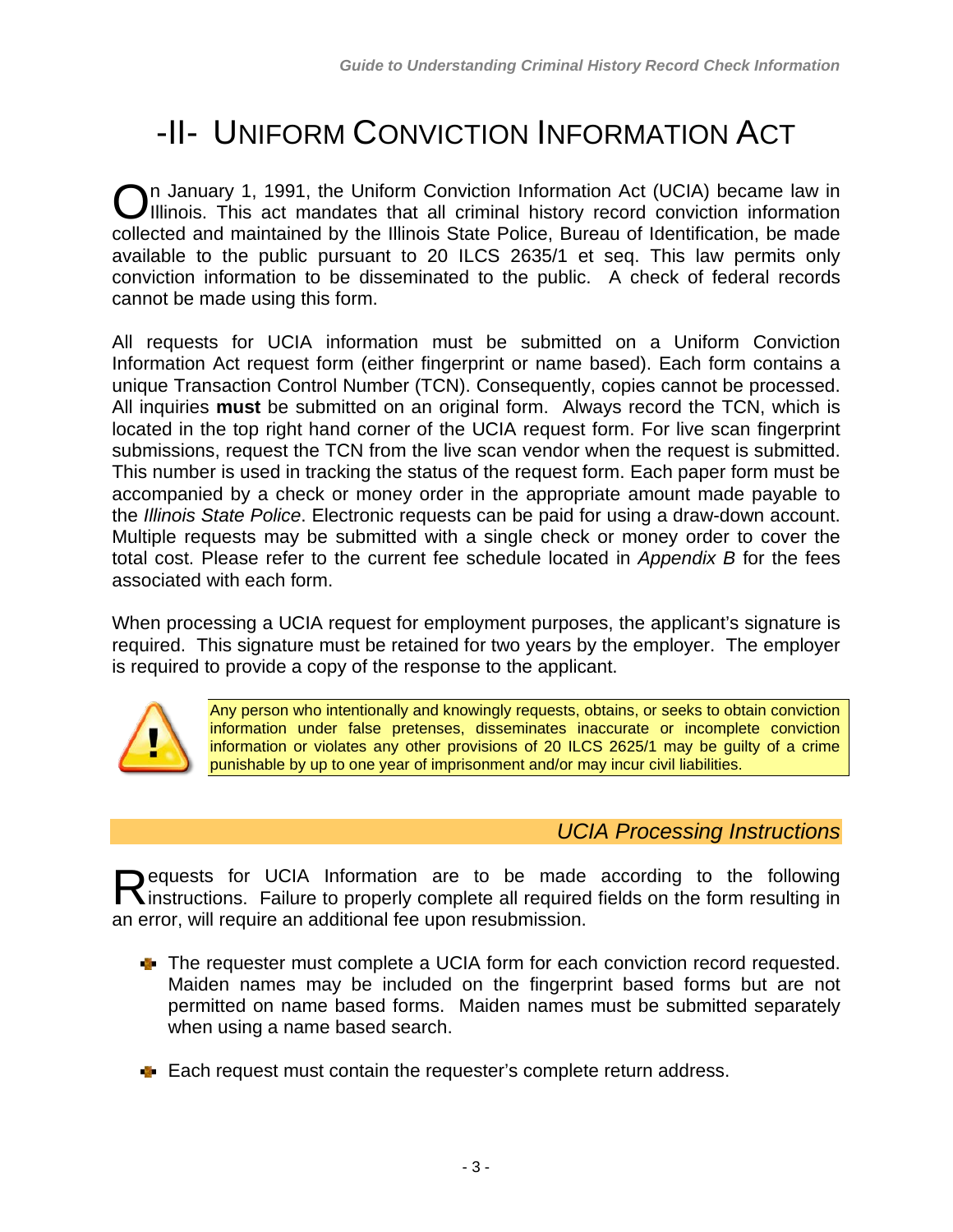# -II- Uniform Conviction Information Act

On January 1, 1991, the Uniform Conviction Information Act (UCIA) became law in Illinois. This act mandates that all criminal history record conviction information collected and maintained by the Illinois State Police, Bureau of Identification, be made available to the public pursuant to 20 ILCS 2635/1 et seq. This law permits only conviction information to be disseminated to the public. A check of federal records cannot be made using this form.

All requests for UCIA information must be submitted on a Uniform Conviction Information Act request form (either fingerprint or name based). Each form contains a unique Transaction Control Number (TCN). Consequently, copies cannot be processed. All inquiries **must** be submitted on an original form. Always record the TCN, which is located in the top right hand corner of the UCIA request form. For live scan fingerprint submissions, request the TCN from the live scan vendor when the request is submitted. This number is used in tracking the status of the request form. Each paper form must be accompanied by a check or money order in the appropriate amount made payable to the *Illinois State Police*. Electronic requests can be paid for using a draw-down account. Multiple requests may be submitted with a single check or money order to cover the total cost. Please refer to the current fee schedule located in *Appendix B* for the fees associated with each form.

When processing a UCIA request for employment purposes, the applicant's signature is required. This signature must be retained for two years by the employer. The employer is required to provide a copy of the response to the applicant.

> Any person who intentionally and knowingly requests, obtains, or seeks to obtain conviction information under false pretenses, disseminates inaccurate or incomplete conviction information or violates any other provisions of 20 ILCS 2625/1 may be guilty of a crime punishable by up to one year of imprisonment and/or may incur civil liabilities.

## *UCIA Processing Instructions*

Requests for UCIA Information are to be made according to the following instructions. Failure to properly complete all required fields on the form resulting in an error, will require an additional fee upon resubmission.

- The requester must complete a UCIA form for each conviction record requested. Maiden names may be included on the fingerprint based forms but are not permitted on name based forms. Maiden names must be submitted separately when using a name based search.
- Each request must contain the requester's complete return address.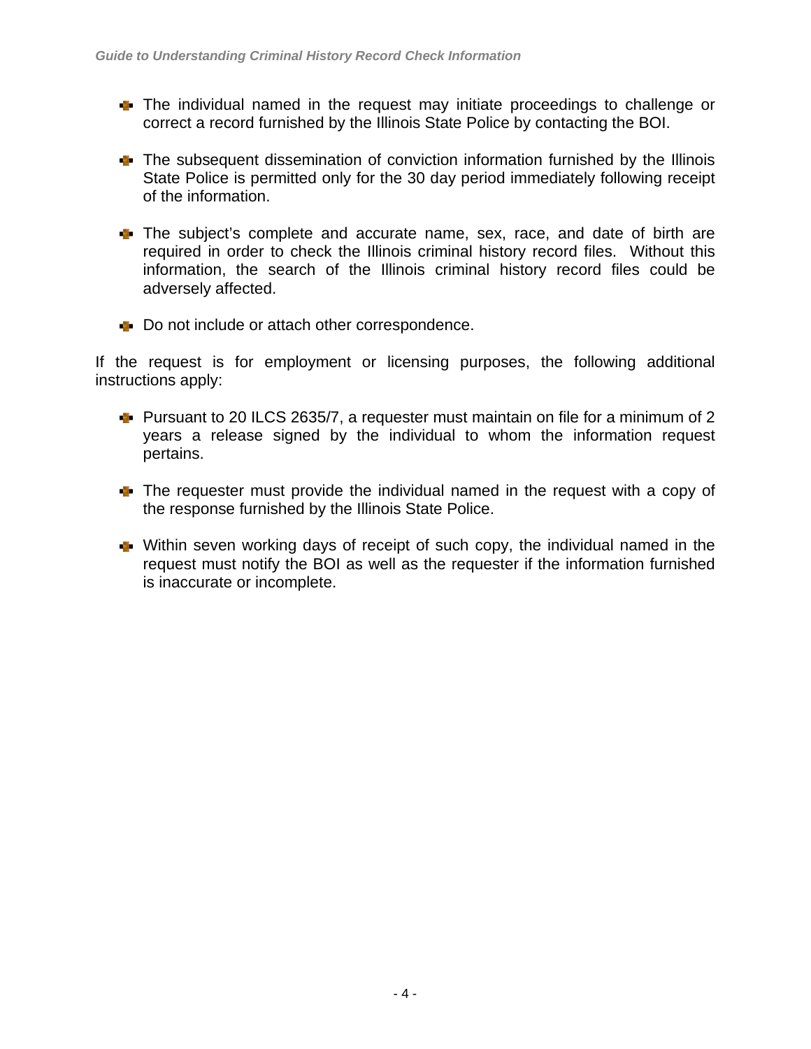- The individual named in the request may initiate proceedings to challenge or correct a record furnished by the Illinois State Police by contacting the BOI.

- The subsequent dissemination of conviction information furnished by the Illinois State Police is permitted only for the 30 day period immediately following receipt of the information.

- The subject's complete and accurate name, sex, race, and date of birth are required in order to check the Illinois criminal history record files. Without this information, the search of the Illinois criminal history record files could be adversely affected.

- Do not include or attach other correspondence.

If the request is for employment or licensing purposes, the following additional instructions apply:

- Pursuant to 20 ILCS 2635/7, a requester must maintain on file for a minimum of 2 years a release signed by the individual to whom the information request pertains.

- The requester must provide the individual named in the request with a copy of the response furnished by the Illinois State Police.

- Within seven working days of receipt of such copy, the individual named in the request must notify the BOI as well as the requester if the information furnished is inaccurate or incomplete.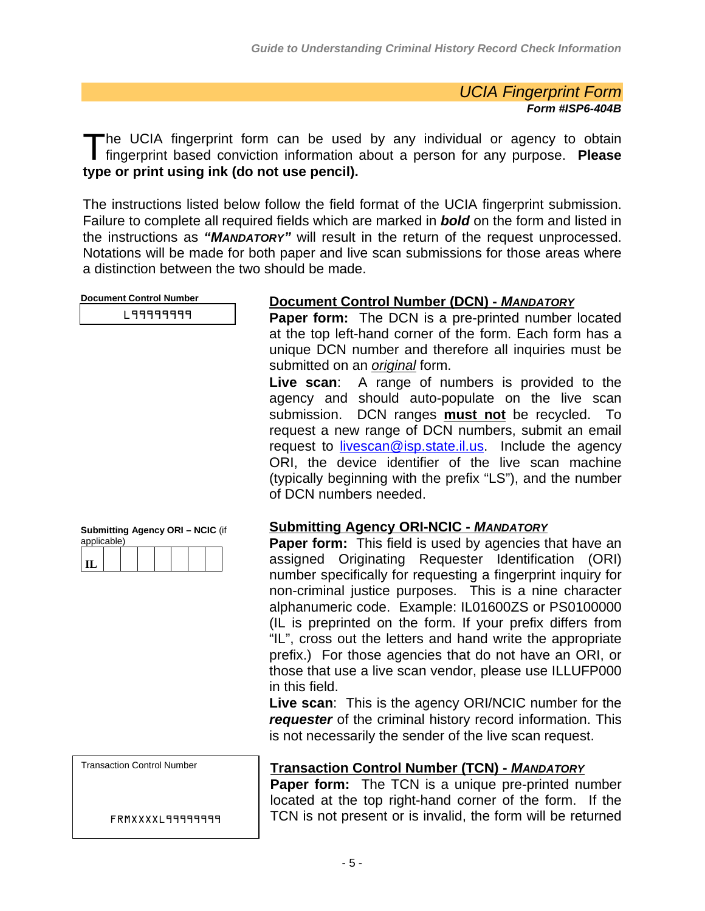## *UCIA Fingerprint Form*

***Form #ISP6-404B***

The UCIA fingerprint form can be used by any individual or agency to obtain fingerprint based conviction information about a person for any purpose. **Please type or print using ink (do not use pencil).**

The instructions listed below follow the field format of the UCIA fingerprint submission. Failure to complete all required fields which are marked in ***bold*** on the form and listed in the instructions as ***"MANDATORY"*** will result in the return of the request unprocessed. Notations will be made for both paper and live scan submissions for those areas where a distinction between the two should be made.

| **Document Control Number** |
|---|
| L99999999 |

**Document Control Number (DCN) - *MANDATORY***

**Paper form:** The DCN is a pre-printed number located at the top left-hand corner of the form. Each form has a unique DCN number and therefore all inquiries must be submitted on an *original* form.

**Live scan**: A range of numbers is provided to the agency and should auto-populate on the live scan submission. DCN ranges **must not** be recycled. To request a new range of DCN numbers, submit an email request to livescan@isp.state.il.us. Include the agency ORI, the device identifier of the live scan machine (typically beginning with the prefix "LS"), and the number of DCN numbers needed.

**Submitting Agency ORI – NCIC** (if applicable)

| IL | | | | | | | |
|---|---|---|---|---|---|---|---|

**Submitting Agency ORI-NCIC - *MANDATORY***

**Paper form:** This field is used by agencies that have an assigned Originating Requester Identification (ORI) number specifically for requesting a fingerprint inquiry for non-criminal justice purposes. This is a nine character alphanumeric code. Example: IL01600ZS or PS0100000 (IL is preprinted on the form. If your prefix differs from "IL", cross out the letters and hand write the appropriate prefix.) For those agencies that do not have an ORI, or those that use a live scan vendor, please use ILLUFP000 in this field.

**Live scan**: This is the agency ORI/NCIC number for the ***requester*** of the criminal history record information. This is not necessarily the sender of the live scan request.

| Transaction Control Number |
|---|
| FRMXXXXL99999999 |

**Transaction Control Number (TCN) - *MANDATORY***

**Paper form:** The TCN is a unique pre-printed number located at the top right-hand corner of the form. If the TCN is not present or is invalid, the form will be returned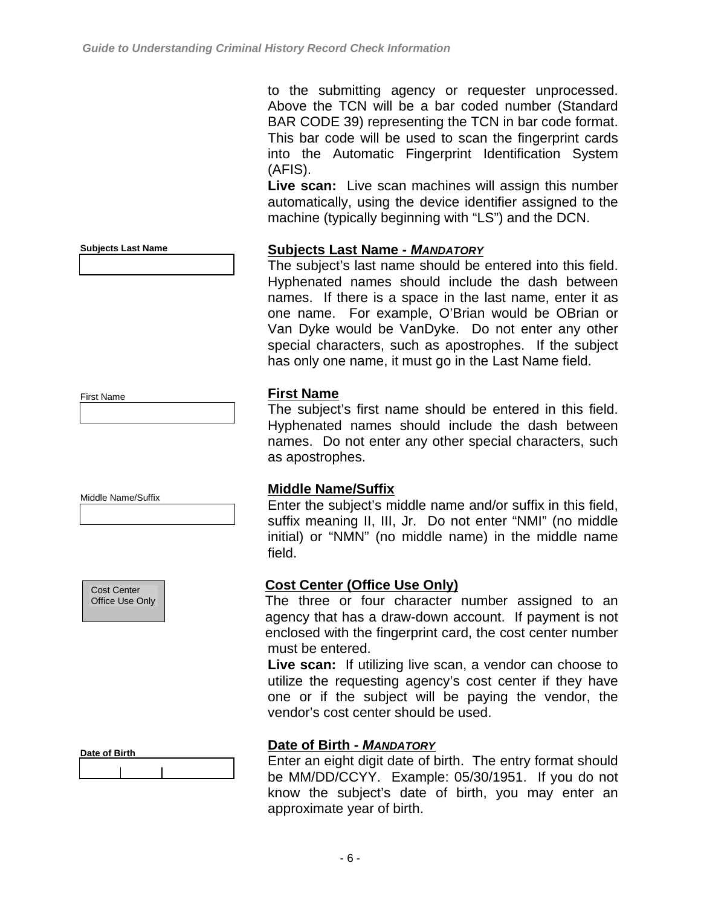to the submitting agency or requester unprocessed. Above the TCN will be a bar coded number (Standard BAR CODE 39) representing the TCN in bar code format. This bar code will be used to scan the fingerprint cards into the Automatic Fingerprint Identification System (AFIS).

**Live scan:** Live scan machines will assign this number automatically, using the device identifier assigned to the machine (typically beginning with "LS") and the DCN.

**Subjects Last Name**

## Subjects Last Name - *MANDATORY*

The subject's last name should be entered into this field. Hyphenated names should include the dash between names. If there is a space in the last name, enter it as one name. For example, O'Brian would be OBrian or Van Dyke would be VanDyke. Do not enter any other special characters, such as apostrophes. If the subject has only one name, it must go in the Last Name field.

First Name

## First Name

The subject's first name should be entered in this field. Hyphenated names should include the dash between names. Do not enter any other special characters, such as apostrophes.

Middle Name/Suffix

## Middle Name/Suffix

Enter the subject's middle name and/or suffix in this field, suffix meaning II, III, Jr. Do not enter "NMI" (no middle initial) or "NMN" (no middle name) in the middle name field.

Cost Center
Office Use Only

## Cost Center (Office Use Only)

The three or four character number assigned to an agency that has a draw-down account. If payment is not enclosed with the fingerprint card, the cost center number must be entered.

**Live scan:** If utilizing live scan, a vendor can choose to utilize the requesting agency's cost center if they have one or if the subject will be paying the vendor, the vendor's cost center should be used.

**Date of Birth**

## Date of Birth - *MANDATORY*

Enter an eight digit date of birth. The entry format should be MM/DD/CCYY. Example: 05/30/1951. If you do not know the subject's date of birth, you may enter an approximate year of birth.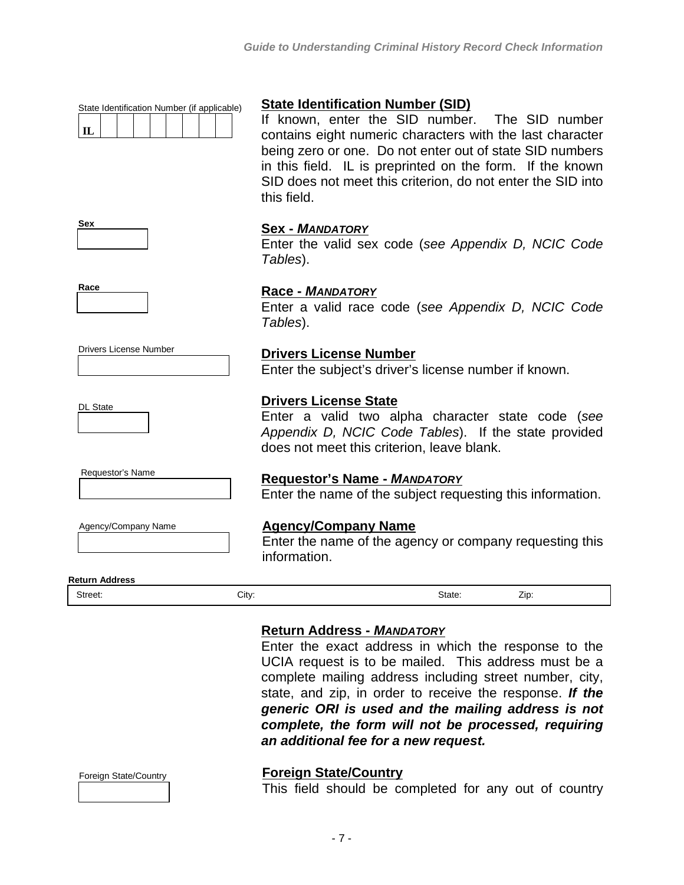State Identification Number (if applicable)

| IL | | | | | | | | |
|---|---|---|---|---|---|---|---|---|

**State Identification Number (SID)**

If known, enter the SID number. The SID number contains eight numeric characters with the last character being zero or one. Do not enter out of state SID numbers in this field. IL is preprinted on the form. If the known SID does not meet this criterion, do not enter the SID into this field.

**Sex**

**Sex - *MANDATORY***

Enter the valid sex code (*see Appendix D, NCIC Code Tables*).

**Race**

**Race - *MANDATORY***

Enter a valid race code (*see Appendix D, NCIC Code Tables*).

Drivers License Number

**Drivers License Number**

Enter the subject's driver's license number if known.

DL State

**Drivers License State**

Enter a valid two alpha character state code (*see Appendix D, NCIC Code Tables*). If the state provided does not meet this criterion, leave blank.

Requestor's Name

**Requestor's Name - *MANDATORY***

Enter the name of the subject requesting this information.

Agency/Company Name

**Agency/Company Name**

Enter the name of the agency or company requesting this information.

**Return Address**

| Street: | City: | State: | Zip: |
|---|---|---|---|

**Return Address - *MANDATORY***

Enter the exact address in which the response to the UCIA request is to be mailed. This address must be a complete mailing address including street number, city, state, and zip, in order to receive the response. ***If the generic ORI is used and the mailing address is not complete, the form will not be processed, requiring an additional fee for a new request.***

Foreign State/Country

**Foreign State/Country**

This field should be completed for any out of country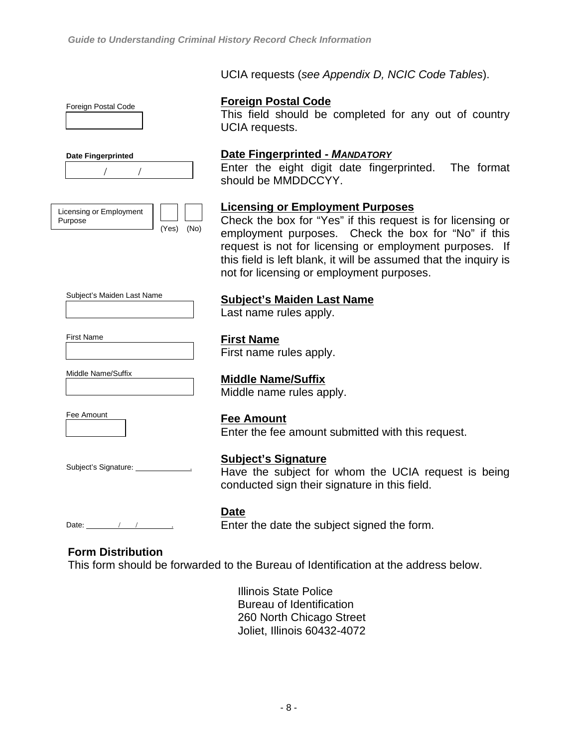UCIA requests (*see Appendix D, NCIC Code Tables*).

| Form Field | Description |
| --- | --- |
| Foreign Postal Code | **Foreign Postal Code**<br>This field should be completed for any out of country UCIA requests. |
| **Date Fingerprinted** / / | **Date Fingerprinted - *MANDATORY***<br>Enter the eight digit date fingerprinted. The format should be MMDDCCYY. |
| Licensing or Employment Purpose (Yes) (No) | **Licensing or Employment Purposes**<br>Check the box for "Yes" if this request is for licensing or employment purposes. Check the box for "No" if this request is not for licensing or employment purposes. If this field is left blank, it will be assumed that the inquiry is not for licensing or employment purposes. |
| Subject's Maiden Last Name | **Subject's Maiden Last Name**<br>Last name rules apply. |
| First Name | **First Name**<br>First name rules apply. |
| Middle Name/Suffix | **Middle Name/Suffix**<br>Middle name rules apply. |
| Fee Amount | **Fee Amount**<br>Enter the fee amount submitted with this request. |
| Subject's Signature: ____________. | **Subject's Signature**<br>Have the subject for whom the UCIA request is being conducted sign their signature in this field. |
| Date: ______/____/______. | **Date**<br>Enter the date the subject signed the form. |

## Form Distribution

This form should be forwarded to the Bureau of Identification at the address below.

Illinois State Police
Bureau of Identification
260 North Chicago Street
Joliet, Illinois 60432-4072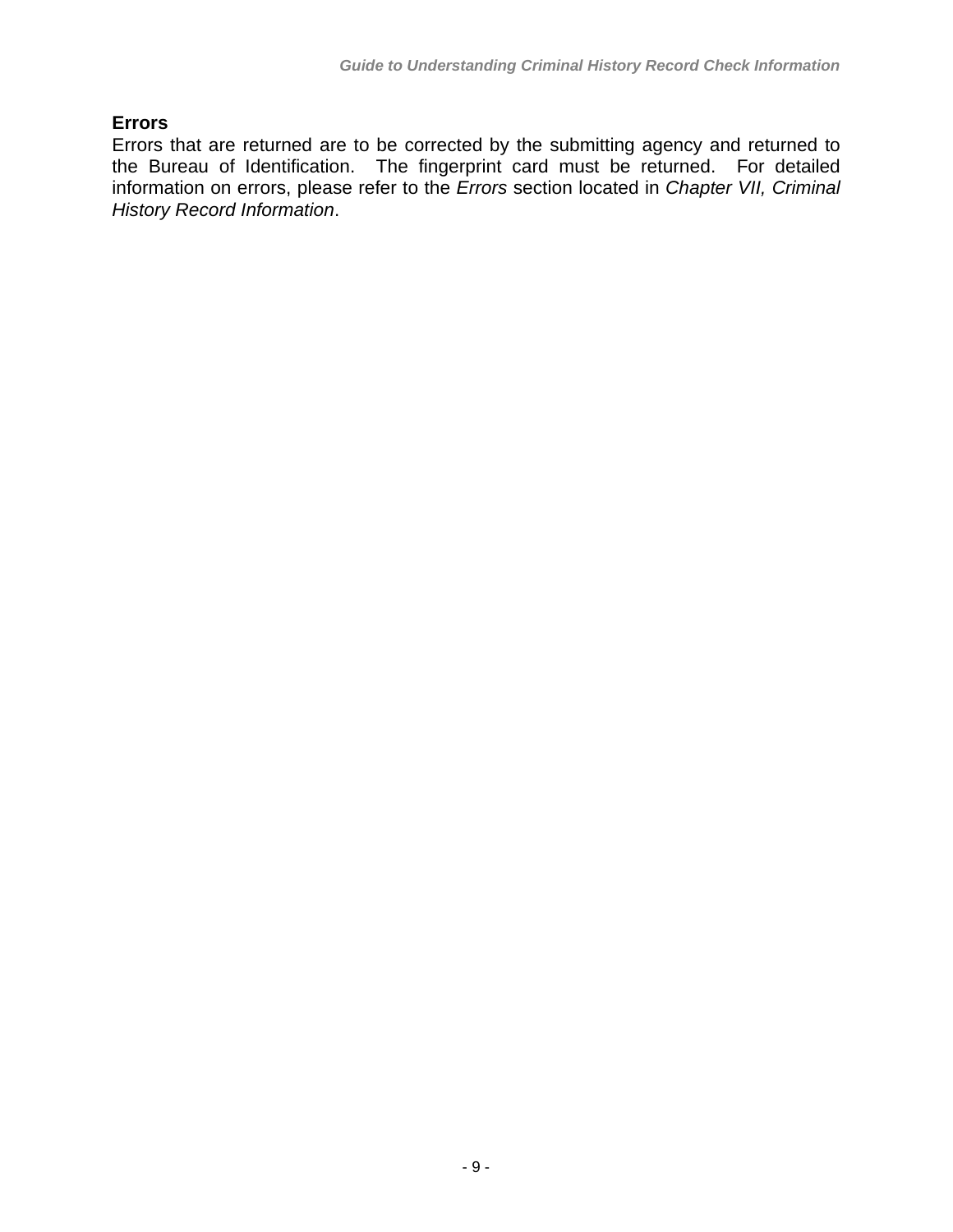**Errors**

Errors that are returned are to be corrected by the submitting agency and returned to the Bureau of Identification. The fingerprint card must be returned. For detailed information on errors, please refer to the *Errors* section located in *Chapter VII, Criminal History Record Information*.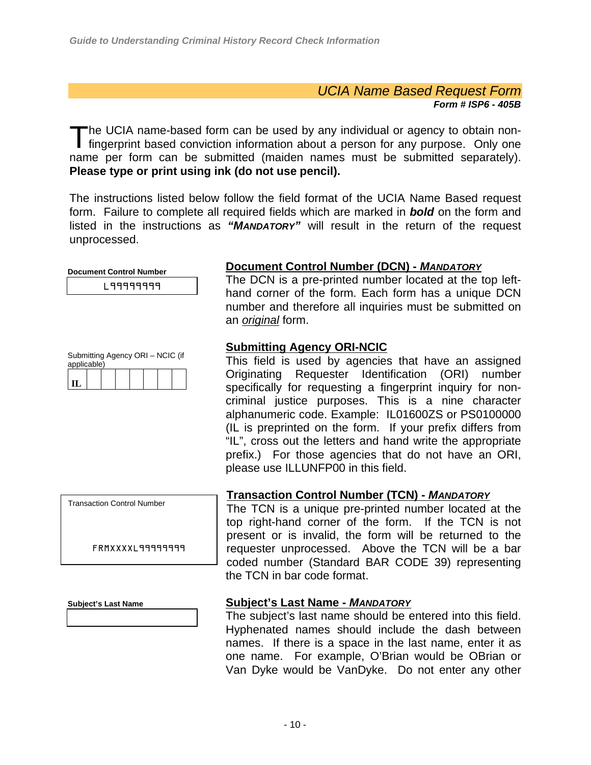## *UCIA Name Based Request Form*

***Form # ISP6 - 405B***

The UCIA name-based form can be used by any individual or agency to obtain non-fingerprint based conviction information about a person for any purpose. Only one name per form can be submitted (maiden names must be submitted separately). **Please type or print using ink (do not use pencil).**

The instructions listed below follow the field format of the UCIA Name Based request form. Failure to complete all required fields which are marked in ***bold*** on the form and listed in the instructions as ***"MANDATORY"*** will result in the return of the request unprocessed.

**Document Control Number**

L99999999

### Document Control Number (DCN) - *MANDATORY*

The DCN is a pre-printed number located at the top left-hand corner of the form. Each form has a unique DCN number and therefore all inquiries must be submitted on an *original* form.

Submitting Agency ORI – NCIC (if applicable)

| IL | | | | | | | | |
|---|---|---|---|---|---|---|---|---|

### Submitting Agency ORI-NCIC

This field is used by agencies that have an assigned Originating Requester Identification (ORI) number specifically for requesting a fingerprint inquiry for non-criminal justice purposes. This is a nine character alphanumeric code. Example: IL01600ZS or PS0100000 (IL is preprinted on the form. If your prefix differs from "IL", cross out the letters and hand write the appropriate prefix.) For those agencies that do not have an ORI, please use ILLUNFP00 in this field.

Transaction Control Number

FRMXXXXL99999999

### Transaction Control Number (TCN) - *MANDATORY*

The TCN is a unique pre-printed number located at the top right-hand corner of the form. If the TCN is not present or is invalid, the form will be returned to the requester unprocessed. Above the TCN will be a bar coded number (Standard BAR CODE 39) representing the TCN in bar code format.

**Subject's Last Name**

### Subject's Last Name - *MANDATORY*

The subject's last name should be entered into this field. Hyphenated names should include the dash between names. If there is a space in the last name, enter it as one name. For example, O'Brian would be OBrian or Van Dyke would be VanDyke. Do not enter any other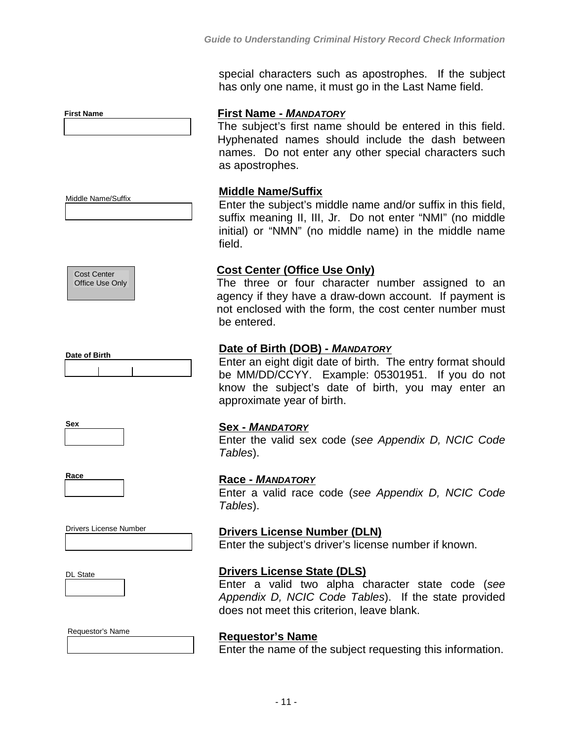special characters such as apostrophes. If the subject has only one name, it must go in the Last Name field.

First Name

**First Name - *MANDATORY***

The subject's first name should be entered in this field. Hyphenated names should include the dash between names. Do not enter any other special characters such as apostrophes.

Middle Name/Suffix

**Middle Name/Suffix**

Enter the subject's middle name and/or suffix in this field, suffix meaning II, III, Jr. Do not enter "NMI" (no middle initial) or "NMN" (no middle name) in the middle name field.

Cost Center Office Use Only

**Cost Center (Office Use Only)**

The three or four character number assigned to an agency if they have a draw-down account. If payment is not enclosed with the form, the cost center number must be entered.

Date of Birth

**Date of Birth (DOB) - *MANDATORY***

Enter an eight digit date of birth. The entry format should be MM/DD/CCYY. Example: 05301951. If you do not know the subject's date of birth, you may enter an approximate year of birth.

Sex

**Sex - *MANDATORY***

Enter the valid sex code (*see Appendix D, NCIC Code Tables*).

Race

**Race - *MANDATORY***

Enter a valid race code (*see Appendix D, NCIC Code Tables*).

Drivers License Number

**Drivers License Number (DLN)**

Enter the subject's driver's license number if known.

DL State

**Drivers License State (DLS)**

Enter a valid two alpha character state code (*see Appendix D, NCIC Code Tables*). If the state provided does not meet this criterion, leave blank.

Requestor's Name

**Requestor's Name**

Enter the name of the subject requesting this information.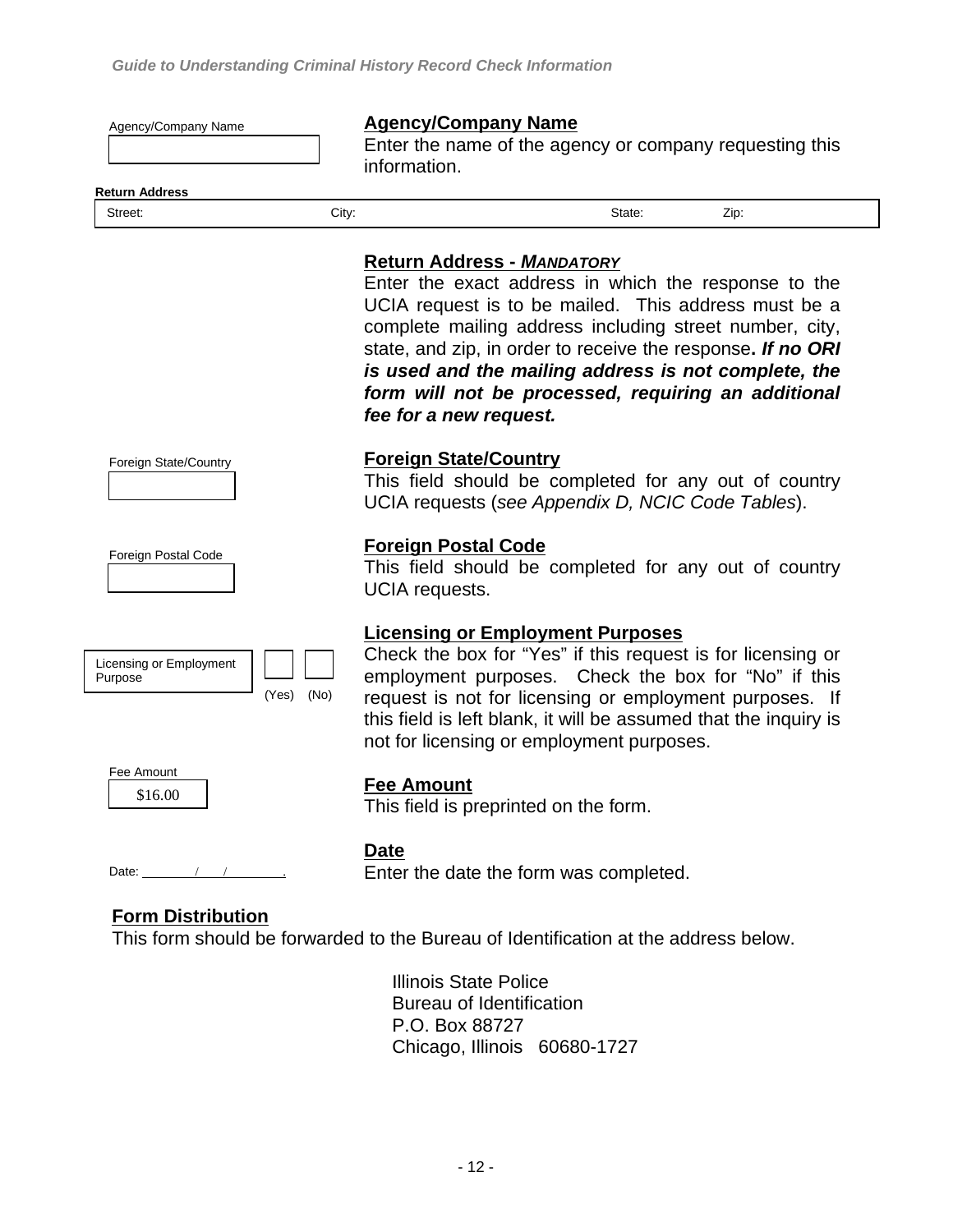Agency/Company Name

**Agency/Company Name**

Enter the name of the agency or company requesting this information.

**Return Address**

| Street: | City: | State: | Zip: |
|---|---|---|---|

**Return Address - *MANDATORY***

Enter the exact address in which the response to the UCIA request is to be mailed. This address must be a complete mailing address including street number, city, state, and zip, in order to receive the response**. *If no ORI is used and the mailing address is not complete, the form will not be processed, requiring an additional fee for a new request.***

Foreign State/Country

**Foreign State/Country**

This field should be completed for any out of country UCIA requests (*see Appendix D, NCIC Code Tables*).

Foreign Postal Code

**Foreign Postal Code**

This field should be completed for any out of country UCIA requests.

Licensing or Employment Purpose (Yes) (No)

**Licensing or Employment Purposes**

Check the box for "Yes" if this request is for licensing or employment purposes. Check the box for "No" if this request is not for licensing or employment purposes. If this field is left blank, it will be assumed that the inquiry is not for licensing or employment purposes.

Fee Amount $16.00

**Fee Amount**

This field is preprinted on the form.

Date: ____/___/______.

**Date**

Enter the date the form was completed.

**Form Distribution**

This form should be forwarded to the Bureau of Identification at the address below.

Illinois State Police
Bureau of Identification
P.O. Box 88727
Chicago, Illinois 60680-1727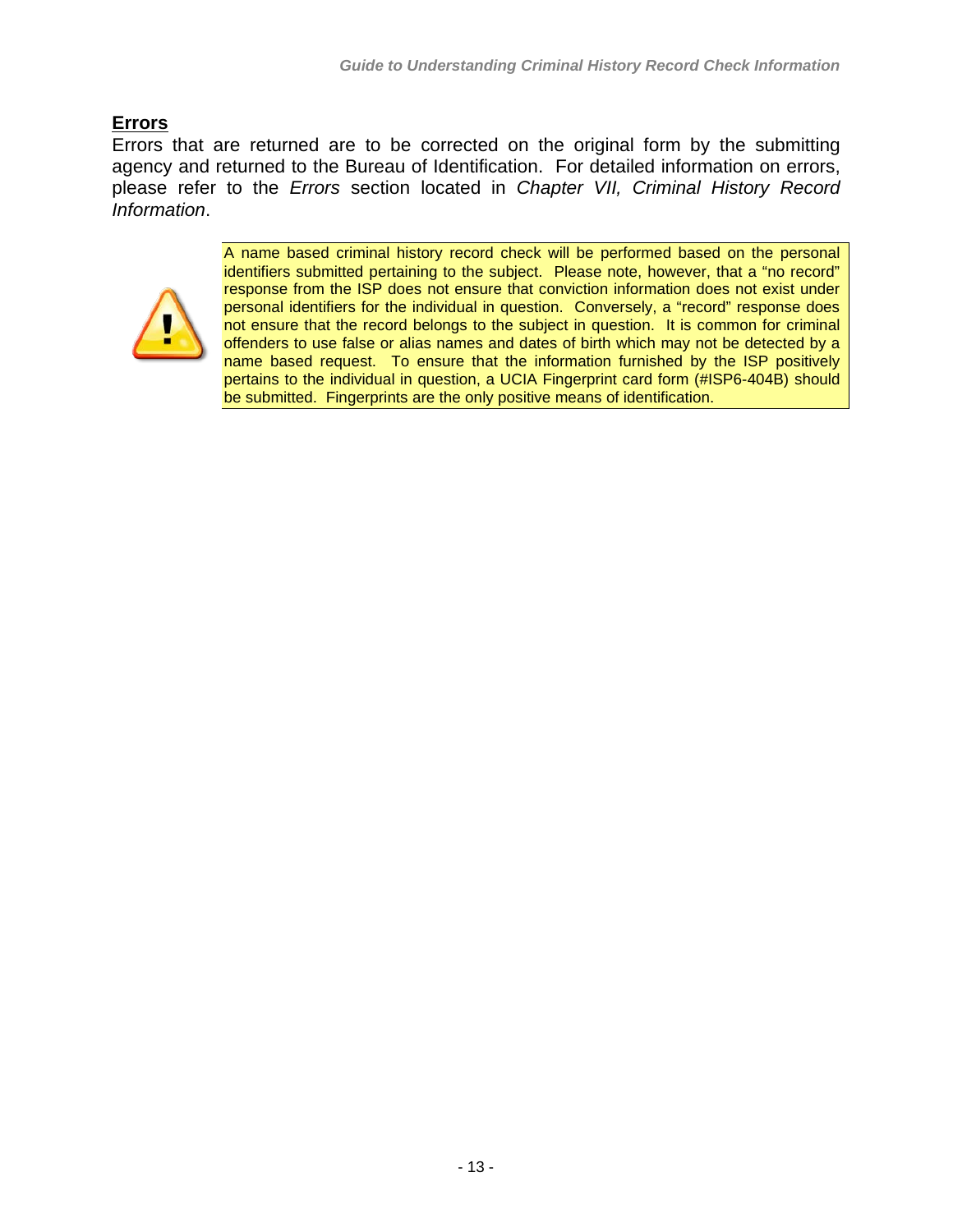## Errors

Errors that are returned are to be corrected on the original form by the submitting agency and returned to the Bureau of Identification. For detailed information on errors, please refer to the *Errors* section located in *Chapter VII, Criminal History Record Information*.

A name based criminal history record check will be performed based on the personal identifiers submitted pertaining to the subject. Please note, however, that a "no record" response from the ISP does not ensure that conviction information does not exist under personal identifiers for the individual in question. Conversely, a "record" response does not ensure that the record belongs to the subject in question. It is common for criminal offenders to use false or alias names and dates of birth which may not be detected by a name based request. To ensure that the information furnished by the ISP positively pertains to the individual in question, a UCIA Fingerprint card form (#ISP6-404B) should be submitted. Fingerprints are the only positive means of identification.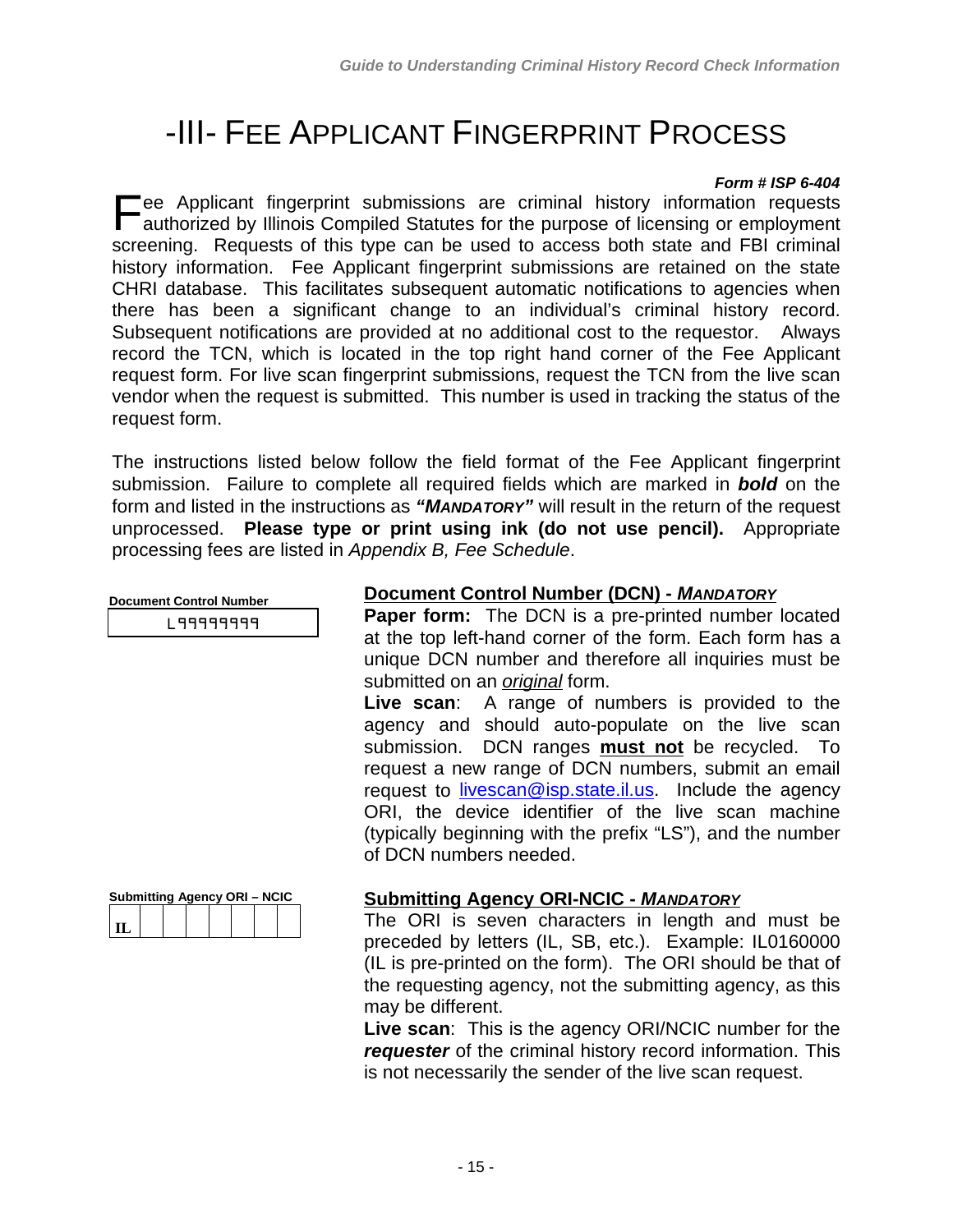# -III- FEE APPLICANT FINGERPRINT PROCESS

***Form # ISP 6-404***

Fee Applicant fingerprint submissions are criminal history information requests authorized by Illinois Compiled Statutes for the purpose of licensing or employment screening. Requests of this type can be used to access both state and FBI criminal history information. Fee Applicant fingerprint submissions are retained on the state CHRI database. This facilitates subsequent automatic notifications to agencies when there has been a significant change to an individual's criminal history record. Subsequent notifications are provided at no additional cost to the requestor. Always record the TCN, which is located in the top right hand corner of the Fee Applicant request form. For live scan fingerprint submissions, request the TCN from the live scan vendor when the request is submitted. This number is used in tracking the status of the request form.

The instructions listed below follow the field format of the Fee Applicant fingerprint submission. Failure to complete all required fields which are marked in ***bold*** on the form and listed in the instructions as ***"MANDATORY"*** will result in the return of the request unprocessed. **Please type or print using ink (do not use pencil).** Appropriate processing fees are listed in *Appendix B, Fee Schedule*.

**Document Control Number**

| L99999999 |
|---|

**Document Control Number (DCN) - *MANDATORY***

**Paper form:** The DCN is a pre-printed number located at the top left-hand corner of the form. Each form has a unique DCN number and therefore all inquiries must be submitted on an *original* form.

**Live scan**: A range of numbers is provided to the agency and should auto-populate on the live scan submission. DCN ranges **must not** be recycled. To request a new range of DCN numbers, submit an email request to livescan@isp.state.il.us. Include the agency ORI, the device identifier of the live scan machine (typically beginning with the prefix "LS"), and the number of DCN numbers needed.

**Submitting Agency ORI – NCIC**

| IL | | | | | | | |
|---|---|---|---|---|---|---|---|

**Submitting Agency ORI-NCIC - *MANDATORY***

The ORI is seven characters in length and must be preceded by letters (IL, SB, etc.). Example: IL0160000 (IL is pre-printed on the form). The ORI should be that of the requesting agency, not the submitting agency, as this may be different.

**Live scan**: This is the agency ORI/NCIC number for the ***requester*** of the criminal history record information. This is not necessarily the sender of the live scan request.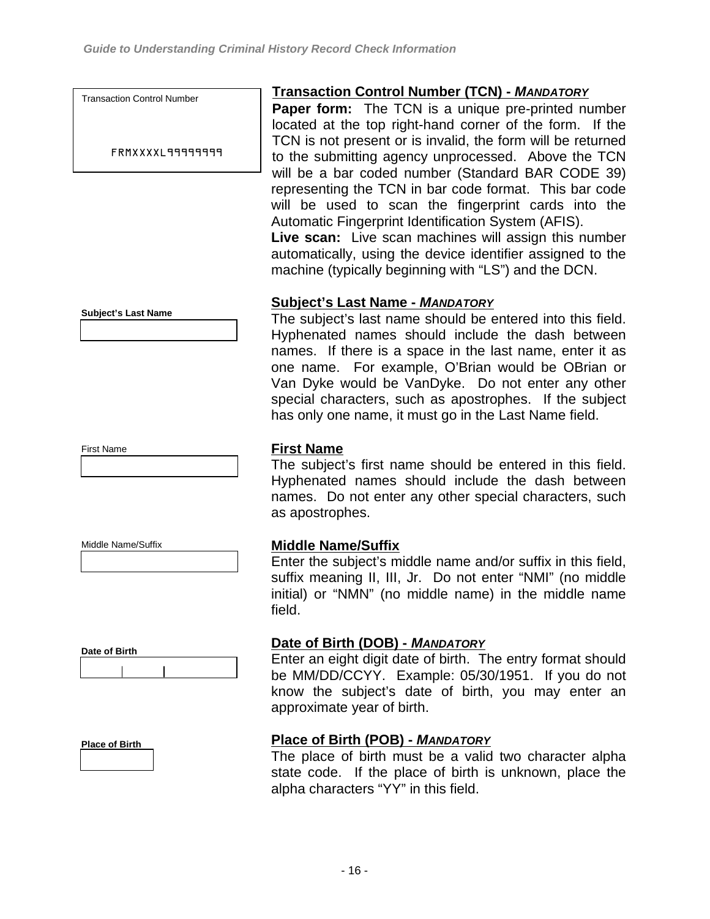Transaction Control Number

FRMXXXXL99999999

### **Transaction Control Number (TCN) - *MANDATORY***

**Paper form:** The TCN is a unique pre-printed number located at the top right-hand corner of the form. If the TCN is not present or is invalid, the form will be returned to the submitting agency unprocessed. Above the TCN will be a bar coded number (Standard BAR CODE 39) representing the TCN in bar code format. This bar code will be used to scan the fingerprint cards into the Automatic Fingerprint Identification System (AFIS).

**Live scan:** Live scan machines will assign this number automatically, using the device identifier assigned to the machine (typically beginning with "LS") and the DCN.

**Subject's Last Name**

### **Subject's Last Name - *MANDATORY***

The subject's last name should be entered into this field. Hyphenated names should include the dash between names. If there is a space in the last name, enter it as one name. For example, O'Brian would be OBrian or Van Dyke would be VanDyke. Do not enter any other special characters, such as apostrophes. If the subject has only one name, it must go in the Last Name field.

First Name

### **First Name**

The subject's first name should be entered in this field. Hyphenated names should include the dash between names. Do not enter any other special characters, such as apostrophes.

Middle Name/Suffix

### **Middle Name/Suffix**

Enter the subject's middle name and/or suffix in this field, suffix meaning II, III, Jr. Do not enter "NMI" (no middle initial) or "NMN" (no middle name) in the middle name field.

**Date of Birth**

### **Date of Birth (DOB) - *MANDATORY***

Enter an eight digit date of birth. The entry format should be MM/DD/CCYY. Example: 05/30/1951. If you do not know the subject's date of birth, you may enter an approximate year of birth.

**Place of Birth**

### **Place of Birth (POB) - *MANDATORY***

The place of birth must be a valid two character alpha state code. If the place of birth is unknown, place the alpha characters "YY" in this field.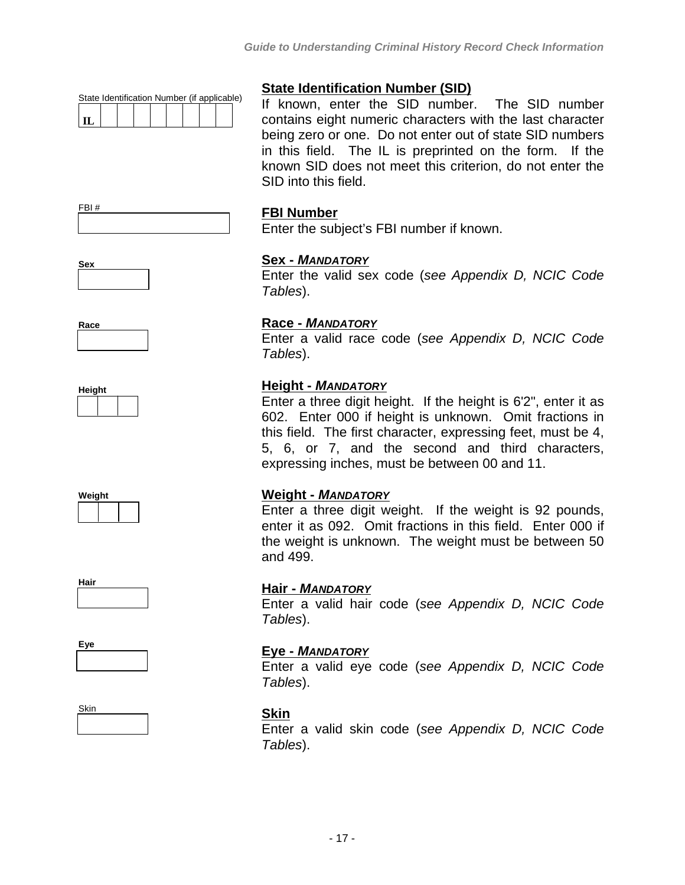State Identification Number (if applicable)

| IL | | | | | | | | |
|---|---|---|---|---|---|---|---|---|

### State Identification Number (SID)

If known, enter the SID number. The SID number contains eight numeric characters with the last character being zero or one. Do not enter out of state SID numbers in this field. The IL is preprinted on the form. If the known SID does not meet this criterion, do not enter the SID into this field.

FBI #

### FBI Number

Enter the subject's FBI number if known.

**Sex**

### Sex - *MANDATORY*

Enter the valid sex code (*see Appendix D, NCIC Code Tables*).

**Race**

### Race - *MANDATORY*

Enter a valid race code (*see Appendix D, NCIC Code Tables*).

**Height**

### Height - *MANDATORY*

Enter a three digit height. If the height is 6'2", enter it as 602. Enter 000 if height is unknown. Omit fractions in this field. The first character, expressing feet, must be 4, 5, 6, or 7, and the second and third characters, expressing inches, must be between 00 and 11.

**Weight**

### Weight - *MANDATORY*

Enter a three digit weight. If the weight is 92 pounds, enter it as 092. Omit fractions in this field. Enter 000 if the weight is unknown. The weight must be between 50 and 499.

**Hair**

### Hair - *MANDATORY*

Enter a valid hair code (*see Appendix D, NCIC Code Tables*).

**Eye**

### Eye - *MANDATORY*

Enter a valid eye code (*see Appendix D, NCIC Code Tables*).

Skin

### Skin

Enter a valid skin code (*see Appendix D, NCIC Code Tables*).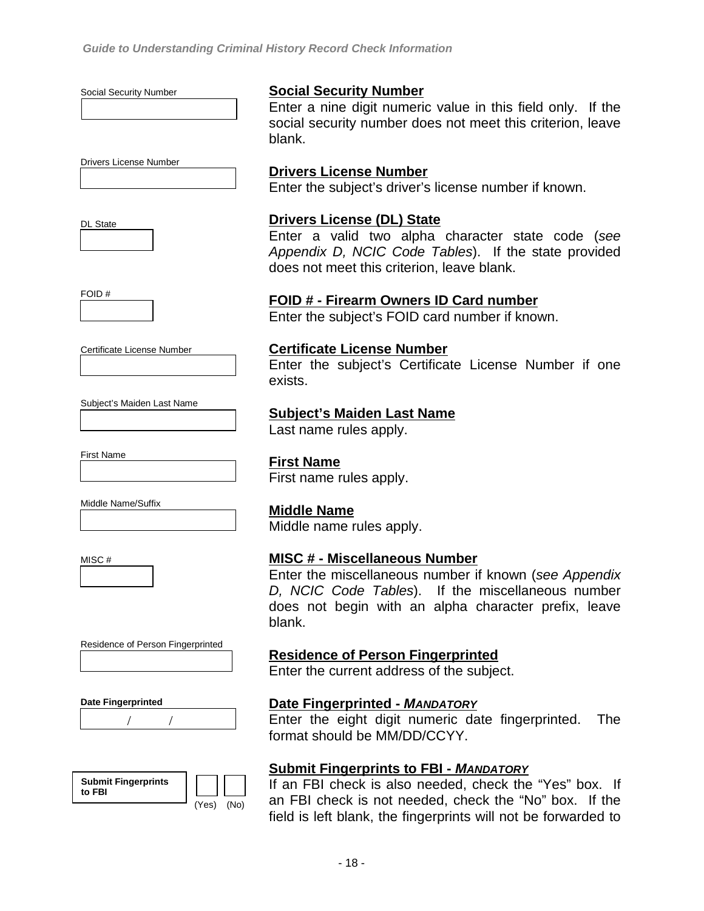Social Security Number

**Social Security Number**

Enter a nine digit numeric value in this field only. If the social security number does not meet this criterion, leave blank.

Drivers License Number

**Drivers License Number**

Enter the subject's driver's license number if known.

DL State

**Drivers License (DL) State**

Enter a valid two alpha character state code (*see Appendix D, NCIC Code Tables*). If the state provided does not meet this criterion, leave blank.

FOID #

**FOID # - Firearm Owners ID Card number**

Enter the subject's FOID card number if known.

Certificate License Number

**Certificate License Number**

Enter the subject's Certificate License Number if one exists.

Subject's Maiden Last Name

**Subject's Maiden Last Name**

Last name rules apply.

First Name

**First Name**

First name rules apply.

Middle Name/Suffix

**Middle Name**

Middle name rules apply.

MISC #

**MISC # - Miscellaneous Number**

Enter the miscellaneous number if known (*see Appendix D, NCIC Code Tables*). If the miscellaneous number does not begin with an alpha character prefix, leave blank.

Residence of Person Fingerprinted

**Residence of Person Fingerprinted**

Enter the current address of the subject.

**Date Fingerprinted**

/ /

**Date Fingerprinted - *MANDATORY***

Enter the eight digit numeric date fingerprinted. The format should be MM/DD/CCYY.

**Submit Fingerprints to FBI**

(Yes) (No)

**Submit Fingerprints to FBI - *MANDATORY***

If an FBI check is also needed, check the "Yes" box. If an FBI check is not needed, check the "No" box. If the field is left blank, the fingerprints will not be forwarded to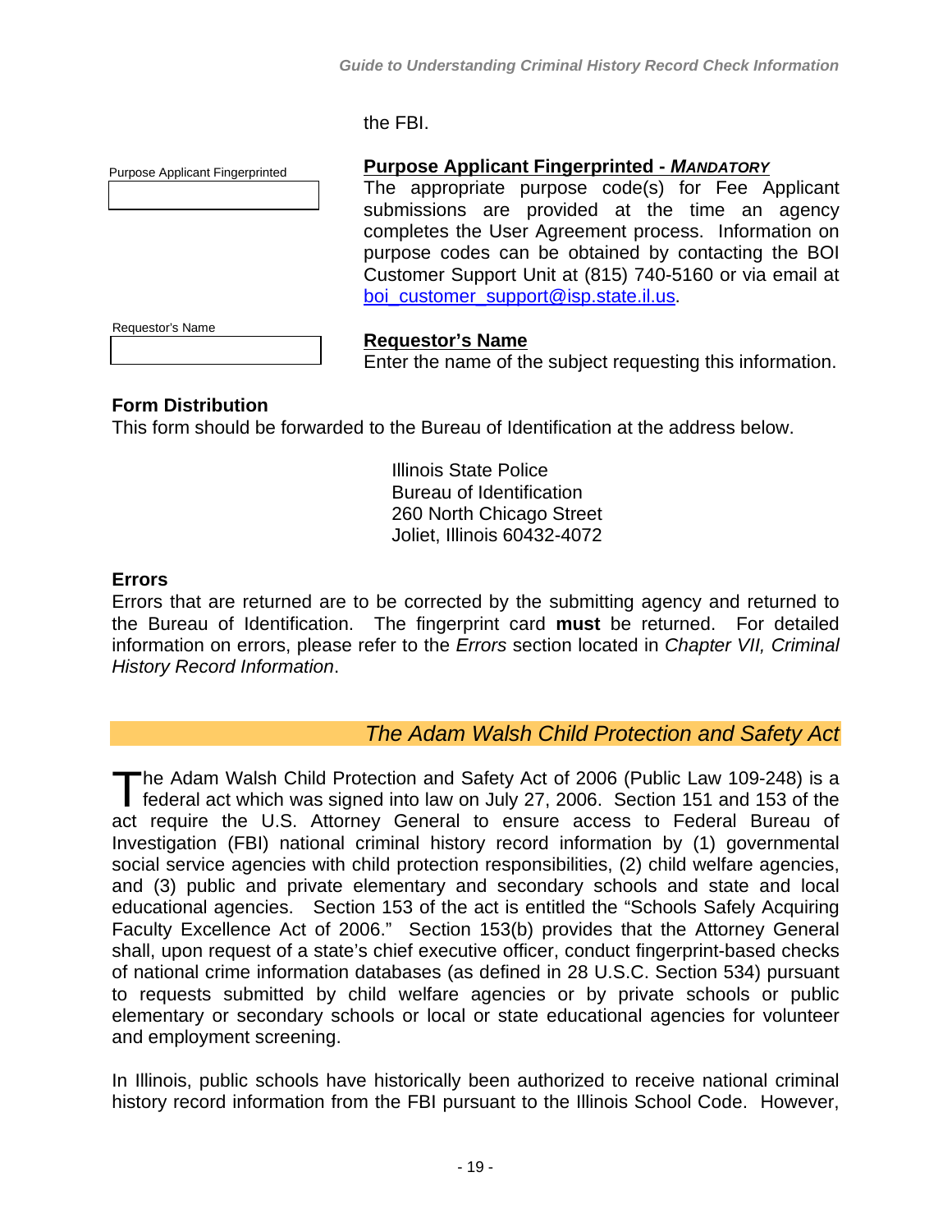the FBI.

Purpose Applicant Fingerprinted

**Purpose Applicant Fingerprinted - *MANDATORY***
The appropriate purpose code(s) for Fee Applicant submissions are provided at the time an agency completes the User Agreement process. Information on purpose codes can be obtained by contacting the BOI Customer Support Unit at (815) 740-5160 or via email at boi_customer_support@isp.state.il.us.

Requestor's Name

**Requestor's Name**
Enter the name of the subject requesting this information.

### Form Distribution

This form should be forwarded to the Bureau of Identification at the address below.

Illinois State Police
Bureau of Identification
260 North Chicago Street
Joliet, Illinois 60432-4072

### Errors

Errors that are returned are to be corrected by the submitting agency and returned to the Bureau of Identification. The fingerprint card **must** be returned. For detailed information on errors, please refer to the *Errors* section located in *Chapter VII, Criminal History Record Information*.

## *The Adam Walsh Child Protection and Safety Act*

The Adam Walsh Child Protection and Safety Act of 2006 (Public Law 109-248) is a federal act which was signed into law on July 27, 2006. Section 151 and 153 of the act require the U.S. Attorney General to ensure access to Federal Bureau of Investigation (FBI) national criminal history record information by (1) governmental social service agencies with child protection responsibilities, (2) child welfare agencies, and (3) public and private elementary and secondary schools and state and local educational agencies. Section 153 of the act is entitled the "Schools Safely Acquiring Faculty Excellence Act of 2006." Section 153(b) provides that the Attorney General shall, upon request of a state's chief executive officer, conduct fingerprint-based checks of national crime information databases (as defined in 28 U.S.C. Section 534) pursuant to requests submitted by child welfare agencies or by private schools or public elementary or secondary schools or local or state educational agencies for volunteer and employment screening.

In Illinois, public schools have historically been authorized to receive national criminal history record information from the FBI pursuant to the Illinois School Code. However,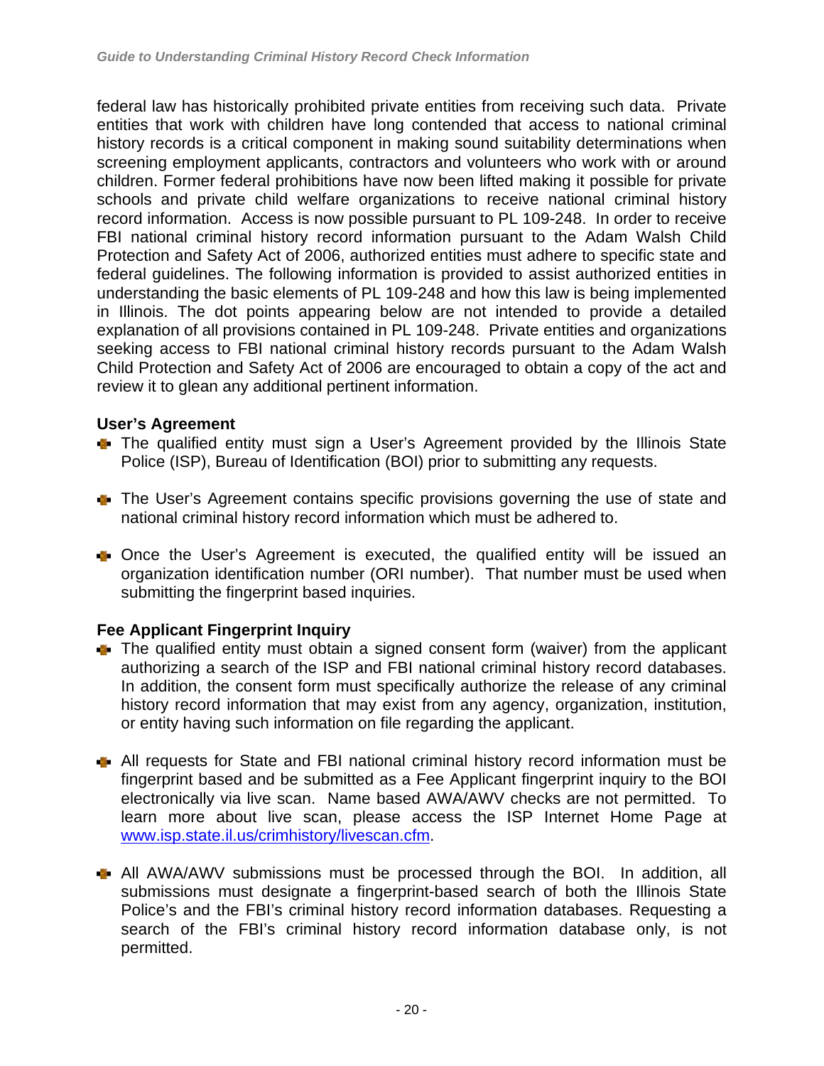federal law has historically prohibited private entities from receiving such data. Private entities that work with children have long contended that access to national criminal history records is a critical component in making sound suitability determinations when screening employment applicants, contractors and volunteers who work with or around children. Former federal prohibitions have now been lifted making it possible for private schools and private child welfare organizations to receive national criminal history record information. Access is now possible pursuant to PL 109-248. In order to receive FBI national criminal history record information pursuant to the Adam Walsh Child Protection and Safety Act of 2006, authorized entities must adhere to specific state and federal guidelines. The following information is provided to assist authorized entities in understanding the basic elements of PL 109-248 and how this law is being implemented in Illinois. The dot points appearing below are not intended to provide a detailed explanation of all provisions contained in PL 109-248. Private entities and organizations seeking access to FBI national criminal history records pursuant to the Adam Walsh Child Protection and Safety Act of 2006 are encouraged to obtain a copy of the act and review it to glean any additional pertinent information.

**User's Agreement**

- The qualified entity must sign a User's Agreement provided by the Illinois State Police (ISP), Bureau of Identification (BOI) prior to submitting any requests.

- The User's Agreement contains specific provisions governing the use of state and national criminal history record information which must be adhered to.

- Once the User's Agreement is executed, the qualified entity will be issued an organization identification number (ORI number). That number must be used when submitting the fingerprint based inquiries.

**Fee Applicant Fingerprint Inquiry**

- The qualified entity must obtain a signed consent form (waiver) from the applicant authorizing a search of the ISP and FBI national criminal history record databases. In addition, the consent form must specifically authorize the release of any criminal history record information that may exist from any agency, organization, institution, or entity having such information on file regarding the applicant.

- All requests for State and FBI national criminal history record information must be fingerprint based and be submitted as a Fee Applicant fingerprint inquiry to the BOI electronically via live scan. Name based AWA/AWV checks are not permitted. To learn more about live scan, please access the ISP Internet Home Page at www.isp.state.il.us/crimhistory/livescan.cfm.

- All AWA/AWV submissions must be processed through the BOI. In addition, all submissions must designate a fingerprint-based search of both the Illinois State Police's and the FBI's criminal history record information databases. Requesting a search of the FBI's criminal history record information database only, is not permitted.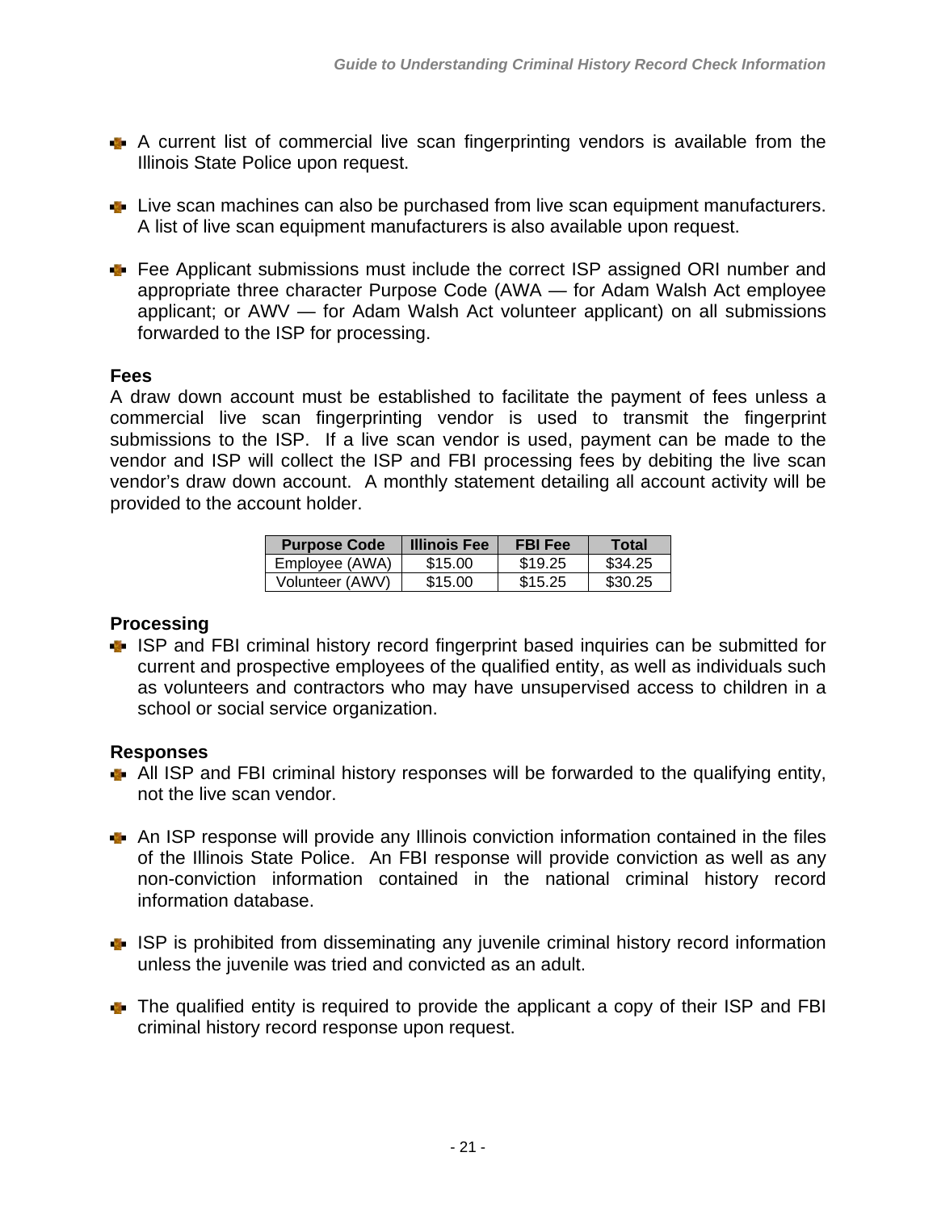- A current list of commercial live scan fingerprinting vendors is available from the Illinois State Police upon request.

- Live scan machines can also be purchased from live scan equipment manufacturers. A list of live scan equipment manufacturers is also available upon request.

- Fee Applicant submissions must include the correct ISP assigned ORI number and appropriate three character Purpose Code (AWA — for Adam Walsh Act employee applicant; or AWV — for Adam Walsh Act volunteer applicant) on all submissions forwarded to the ISP for processing.

**Fees**

A draw down account must be established to facilitate the payment of fees unless a commercial live scan fingerprinting vendor is used to transmit the fingerprint submissions to the ISP. If a live scan vendor is used, payment can be made to the vendor and ISP will collect the ISP and FBI processing fees by debiting the live scan vendor's draw down account. A monthly statement detailing all account activity will be provided to the account holder.

| Purpose Code | Illinois Fee | FBI Fee | Total |
|---|---|---|---|
| Employee (AWA) | $15.00 | $19.25 | $34.25 |
| Volunteer (AWV) | $15.00 | $15.25 | $30.25 |

**Processing**

- ISP and FBI criminal history record fingerprint based inquiries can be submitted for current and prospective employees of the qualified entity, as well as individuals such as volunteers and contractors who may have unsupervised access to children in a school or social service organization.

**Responses**

- All ISP and FBI criminal history responses will be forwarded to the qualifying entity, not the live scan vendor.

- An ISP response will provide any Illinois conviction information contained in the files of the Illinois State Police. An FBI response will provide conviction as well as any non-conviction information contained in the national criminal history record information database.

- ISP is prohibited from disseminating any juvenile criminal history record information unless the juvenile was tried and convicted as an adult.

- The qualified entity is required to provide the applicant a copy of their ISP and FBI criminal history record response upon request.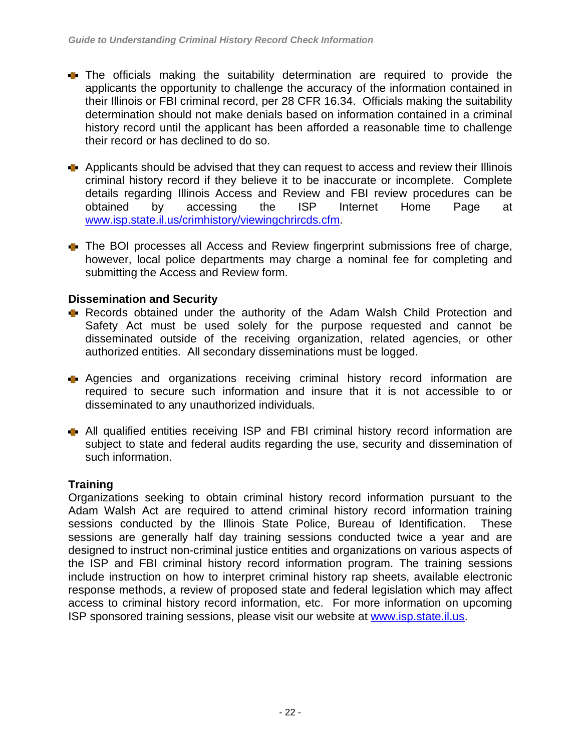- The officials making the suitability determination are required to provide the applicants the opportunity to challenge the accuracy of the information contained in their Illinois or FBI criminal record, per 28 CFR 16.34. Officials making the suitability determination should not make denials based on information contained in a criminal history record until the applicant has been afforded a reasonable time to challenge their record or has declined to do so.

- Applicants should be advised that they can request to access and review their Illinois criminal history record if they believe it to be inaccurate or incomplete. Complete details regarding Illinois Access and Review and FBI review procedures can be obtained by accessing the ISP Internet Home Page at www.isp.state.il.us/crimhistory/viewingchrircds.cfm.

- The BOI processes all Access and Review fingerprint submissions free of charge, however, local police departments may charge a nominal fee for completing and submitting the Access and Review form.

**Dissemination and Security**

- Records obtained under the authority of the Adam Walsh Child Protection and Safety Act must be used solely for the purpose requested and cannot be disseminated outside of the receiving organization, related agencies, or other authorized entities. All secondary disseminations must be logged.

- Agencies and organizations receiving criminal history record information are required to secure such information and insure that it is not accessible to or disseminated to any unauthorized individuals.

- All qualified entities receiving ISP and FBI criminal history record information are subject to state and federal audits regarding the use, security and dissemination of such information.

**Training**

Organizations seeking to obtain criminal history record information pursuant to the Adam Walsh Act are required to attend criminal history record information training sessions conducted by the Illinois State Police, Bureau of Identification. These sessions are generally half day training sessions conducted twice a year and are designed to instruct non-criminal justice entities and organizations on various aspects of the ISP and FBI criminal history record information program. The training sessions include instruction on how to interpret criminal history rap sheets, available electronic response methods, a review of proposed state and federal legislation which may affect access to criminal history record information, etc. For more information on upcoming ISP sponsored training sessions, please visit our website at www.isp.state.il.us.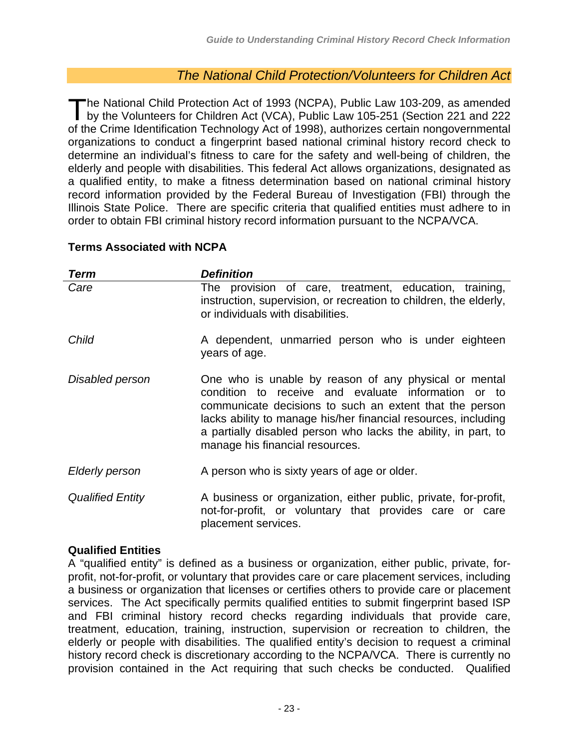## *The National Child Protection/Volunteers for Children Act*

The National Child Protection Act of 1993 (NCPA), Public Law 103-209, as amended by the Volunteers for Children Act (VCA), Public Law 105-251 (Section 221 and 222 of the Crime Identification Technology Act of 1998), authorizes certain nongovernmental organizations to conduct a fingerprint based national criminal history record check to determine an individual's fitness to care for the safety and well-being of children, the elderly and people with disabilities. This federal Act allows organizations, designated as a qualified entity, to make a fitness determination based on national criminal history record information provided by the Federal Bureau of Investigation (FBI) through the Illinois State Police. There are specific criteria that qualified entities must adhere to in order to obtain FBI criminal history record information pursuant to the NCPA/VCA.

### Terms Associated with NCPA

| *Term* | *Definition* |
|---|---|
| *Care* | The provision of care, treatment, education, training, instruction, supervision, or recreation to children, the elderly, or individuals with disabilities. |
| *Child* | A dependent, unmarried person who is under eighteen years of age. |
| *Disabled person* | One who is unable by reason of any physical or mental condition to receive and evaluate information or to communicate decisions to such an extent that the person lacks ability to manage his/her financial resources, including a partially disabled person who lacks the ability, in part, to manage his financial resources. |
| *Elderly person* | A person who is sixty years of age or older. |
| *Qualified Entity* | A business or organization, either public, private, for-profit, not-for-profit, or voluntary that provides care or care placement services. |

### Qualified Entities

A "qualified entity" is defined as a business or organization, either public, private, for-profit, not-for-profit, or voluntary that provides care or care placement services, including a business or organization that licenses or certifies others to provide care or placement services. The Act specifically permits qualified entities to submit fingerprint based ISP and FBI criminal history record checks regarding individuals that provide care, treatment, education, training, instruction, supervision or recreation to children, the elderly or people with disabilities. The qualified entity's decision to request a criminal history record check is discretionary according to the NCPA/VCA. There is currently no provision contained in the Act requiring that such checks be conducted. Qualified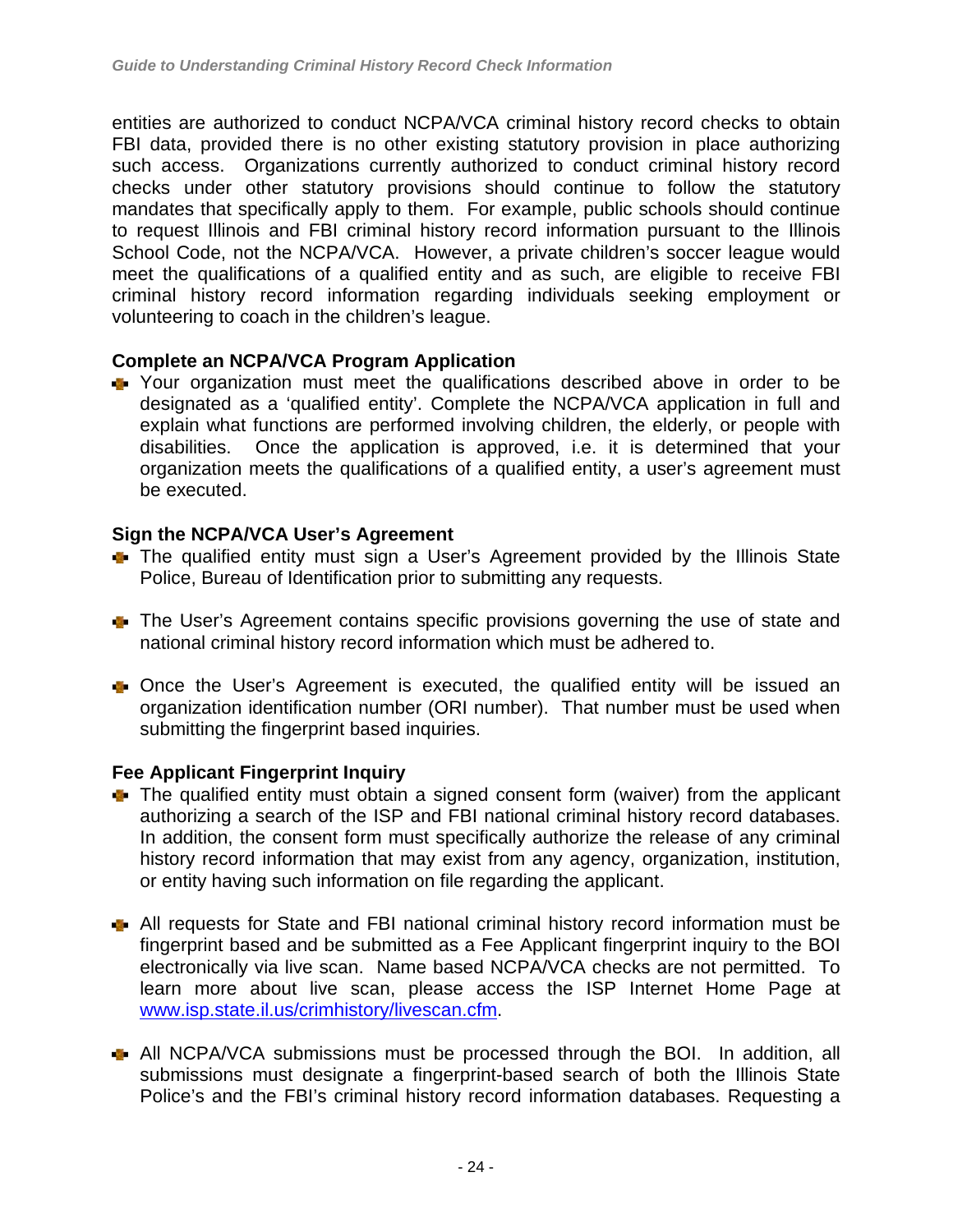entities are authorized to conduct NCPA/VCA criminal history record checks to obtain FBI data, provided there is no other existing statutory provision in place authorizing such access. Organizations currently authorized to conduct criminal history record checks under other statutory provisions should continue to follow the statutory mandates that specifically apply to them. For example, public schools should continue to request Illinois and FBI criminal history record information pursuant to the Illinois School Code, not the NCPA/VCA. However, a private children's soccer league would meet the qualifications of a qualified entity and as such, are eligible to receive FBI criminal history record information regarding individuals seeking employment or volunteering to coach in the children's league.

**Complete an NCPA/VCA Program Application**

- Your organization must meet the qualifications described above in order to be designated as a 'qualified entity'. Complete the NCPA/VCA application in full and explain what functions are performed involving children, the elderly, or people with disabilities. Once the application is approved, i.e. it is determined that your organization meets the qualifications of a qualified entity, a user's agreement must be executed.

**Sign the NCPA/VCA User's Agreement**

- The qualified entity must sign a User's Agreement provided by the Illinois State Police, Bureau of Identification prior to submitting any requests.

- The User's Agreement contains specific provisions governing the use of state and national criminal history record information which must be adhered to.

- Once the User's Agreement is executed, the qualified entity will be issued an organization identification number (ORI number). That number must be used when submitting the fingerprint based inquiries.

**Fee Applicant Fingerprint Inquiry**

- The qualified entity must obtain a signed consent form (waiver) from the applicant authorizing a search of the ISP and FBI national criminal history record databases. In addition, the consent form must specifically authorize the release of any criminal history record information that may exist from any agency, organization, institution, or entity having such information on file regarding the applicant.

- All requests for State and FBI national criminal history record information must be fingerprint based and be submitted as a Fee Applicant fingerprint inquiry to the BOI electronically via live scan. Name based NCPA/VCA checks are not permitted. To learn more about live scan, please access the ISP Internet Home Page at [www.isp.state.il.us/crimhistory/livescan.cfm](www.isp.state.il.us/crimhistory/livescan.cfm).

- All NCPA/VCA submissions must be processed through the BOI. In addition, all submissions must designate a fingerprint-based search of both the Illinois State Police's and the FBI's criminal history record information databases. Requesting a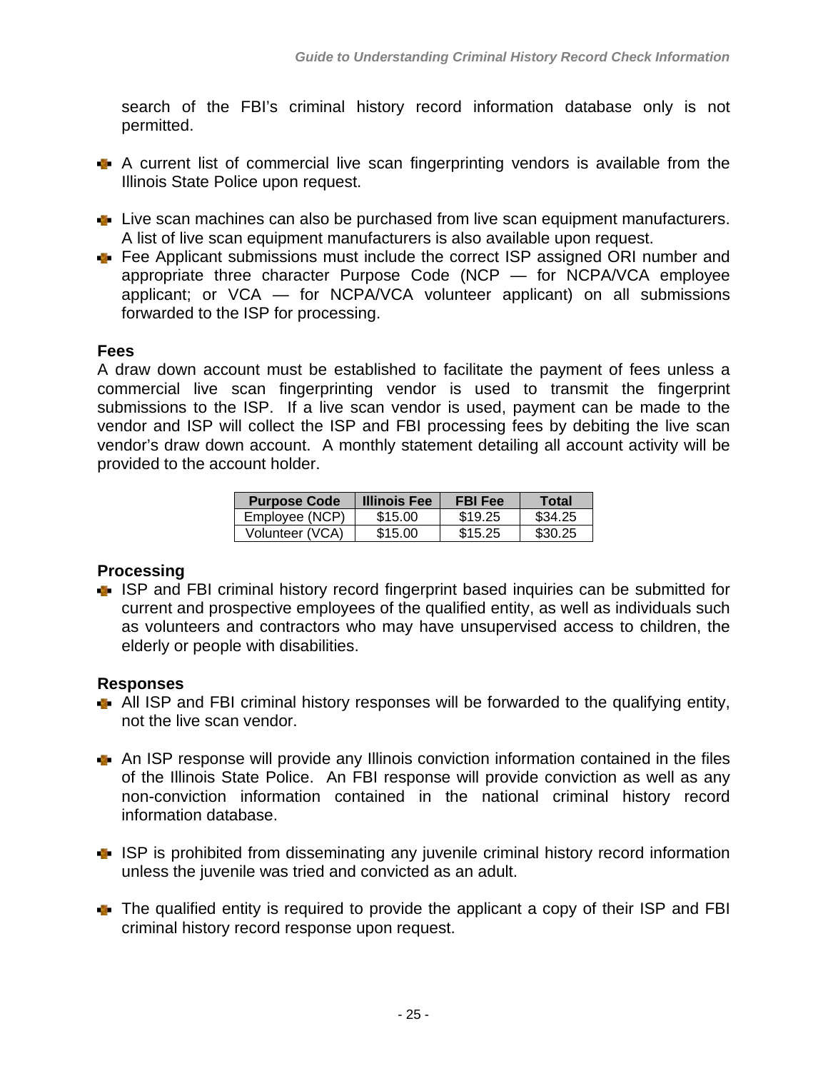search of the FBI's criminal history record information database only is not permitted.

- A current list of commercial live scan fingerprinting vendors is available from the Illinois State Police upon request.
- Live scan machines can also be purchased from live scan equipment manufacturers. A list of live scan equipment manufacturers is also available upon request.
- Fee Applicant submissions must include the correct ISP assigned ORI number and appropriate three character Purpose Code (NCP — for NCPA/VCA employee applicant; or VCA — for NCPA/VCA volunteer applicant) on all submissions forwarded to the ISP for processing.

### Fees

A draw down account must be established to facilitate the payment of fees unless a commercial live scan fingerprinting vendor is used to transmit the fingerprint submissions to the ISP. If a live scan vendor is used, payment can be made to the vendor and ISP will collect the ISP and FBI processing fees by debiting the live scan vendor's draw down account. A monthly statement detailing all account activity will be provided to the account holder.

| Purpose Code | Illinois Fee | FBI Fee | Total |
|---|---|---|---|
| Employee (NCP) | $15.00 | $19.25 | $34.25 |
| Volunteer (VCA) | $15.00 | $15.25 | $30.25 |

### Processing

- ISP and FBI criminal history record fingerprint based inquiries can be submitted for current and prospective employees of the qualified entity, as well as individuals such as volunteers and contractors who may have unsupervised access to children, the elderly or people with disabilities.

### Responses

- All ISP and FBI criminal history responses will be forwarded to the qualifying entity, not the live scan vendor.
- An ISP response will provide any Illinois conviction information contained in the files of the Illinois State Police. An FBI response will provide conviction as well as any non-conviction information contained in the national criminal history record information database.
- ISP is prohibited from disseminating any juvenile criminal history record information unless the juvenile was tried and convicted as an adult.
- The qualified entity is required to provide the applicant a copy of their ISP and FBI criminal history record response upon request.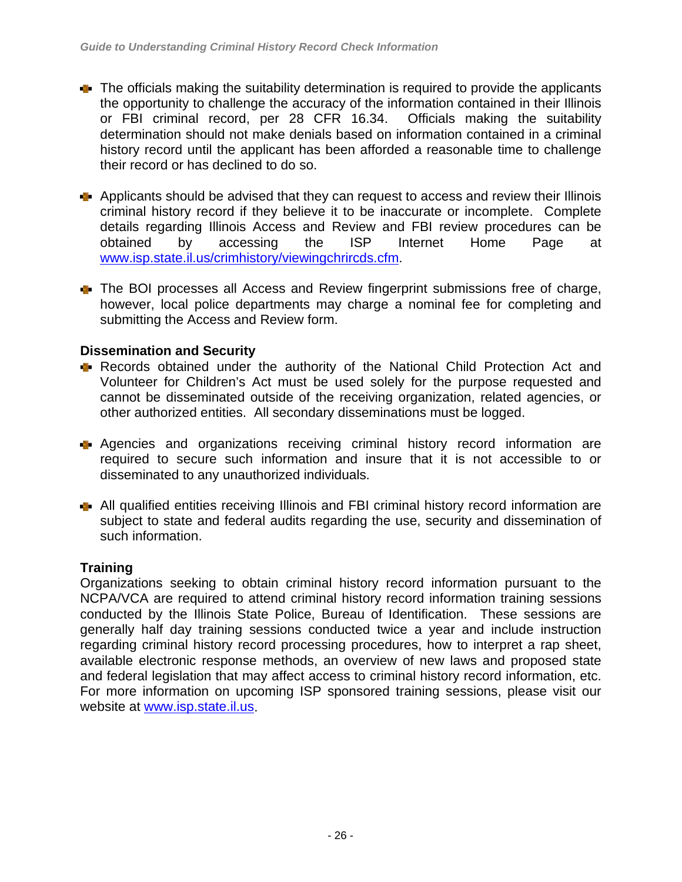- The officials making the suitability determination is required to provide the applicants the opportunity to challenge the accuracy of the information contained in their Illinois or FBI criminal record, per 28 CFR 16.34. Officials making the suitability determination should not make denials based on information contained in a criminal history record until the applicant has been afforded a reasonable time to challenge their record or has declined to do so.

- Applicants should be advised that they can request to access and review their Illinois criminal history record if they believe it to be inaccurate or incomplete. Complete details regarding Illinois Access and Review and FBI review procedures can be obtained by accessing the ISP Internet Home Page at www.isp.state.il.us/crimhistory/viewingchrircds.cfm.

- The BOI processes all Access and Review fingerprint submissions free of charge, however, local police departments may charge a nominal fee for completing and submitting the Access and Review form.

**Dissemination and Security**

- Records obtained under the authority of the National Child Protection Act and Volunteer for Children's Act must be used solely for the purpose requested and cannot be disseminated outside of the receiving organization, related agencies, or other authorized entities. All secondary disseminations must be logged.

- Agencies and organizations receiving criminal history record information are required to secure such information and insure that it is not accessible to or disseminated to any unauthorized individuals.

- All qualified entities receiving Illinois and FBI criminal history record information are subject to state and federal audits regarding the use, security and dissemination of such information.

**Training**

Organizations seeking to obtain criminal history record information pursuant to the NCPA/VCA are required to attend criminal history record information training sessions conducted by the Illinois State Police, Bureau of Identification. These sessions are generally half day training sessions conducted twice a year and include instruction regarding criminal history record processing procedures, how to interpret a rap sheet, available electronic response methods, an overview of new laws and proposed state and federal legislation that may affect access to criminal history record information, etc. For more information on upcoming ISP sponsored training sessions, please visit our website at www.isp.state.il.us.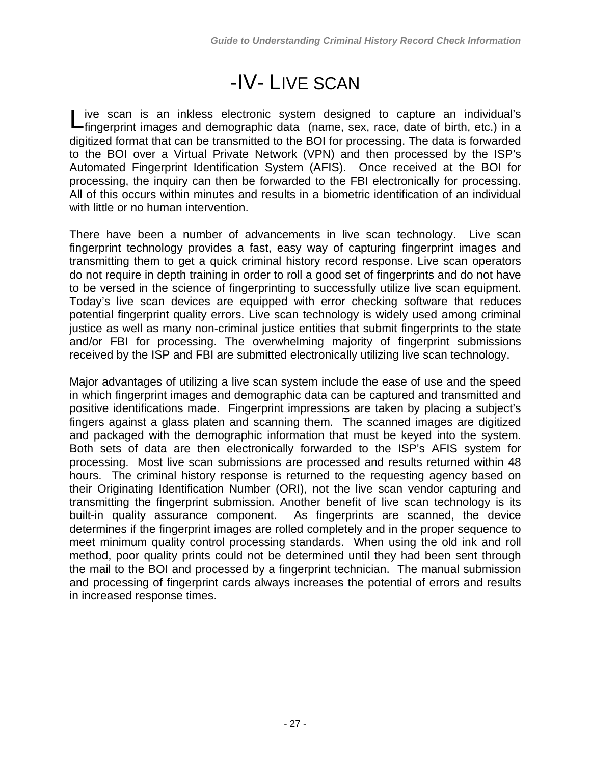# -IV- LIVE SCAN

Live scan is an inkless electronic system designed to capture an individual's fingerprint images and demographic data (name, sex, race, date of birth, etc.) in a digitized format that can be transmitted to the BOI for processing. The data is forwarded to the BOI over a Virtual Private Network (VPN) and then processed by the ISP's Automated Fingerprint Identification System (AFIS). Once received at the BOI for processing, the inquiry can then be forwarded to the FBI electronically for processing. All of this occurs within minutes and results in a biometric identification of an individual with little or no human intervention.

There have been a number of advancements in live scan technology. Live scan fingerprint technology provides a fast, easy way of capturing fingerprint images and transmitting them to get a quick criminal history record response. Live scan operators do not require in depth training in order to roll a good set of fingerprints and do not have to be versed in the science of fingerprinting to successfully utilize live scan equipment. Today's live scan devices are equipped with error checking software that reduces potential fingerprint quality errors. Live scan technology is widely used among criminal justice as well as many non-criminal justice entities that submit fingerprints to the state and/or FBI for processing. The overwhelming majority of fingerprint submissions received by the ISP and FBI are submitted electronically utilizing live scan technology.

Major advantages of utilizing a live scan system include the ease of use and the speed in which fingerprint images and demographic data can be captured and transmitted and positive identifications made. Fingerprint impressions are taken by placing a subject's fingers against a glass platen and scanning them. The scanned images are digitized and packaged with the demographic information that must be keyed into the system. Both sets of data are then electronically forwarded to the ISP's AFIS system for processing. Most live scan submissions are processed and results returned within 48 hours. The criminal history response is returned to the requesting agency based on their Originating Identification Number (ORI), not the live scan vendor capturing and transmitting the fingerprint submission. Another benefit of live scan technology is its built-in quality assurance component. As fingerprints are scanned, the device determines if the fingerprint images are rolled completely and in the proper sequence to meet minimum quality control processing standards. When using the old ink and roll method, poor quality prints could not be determined until they had been sent through the mail to the BOI and processed by a fingerprint technician. The manual submission and processing of fingerprint cards always increases the potential of errors and results in increased response times.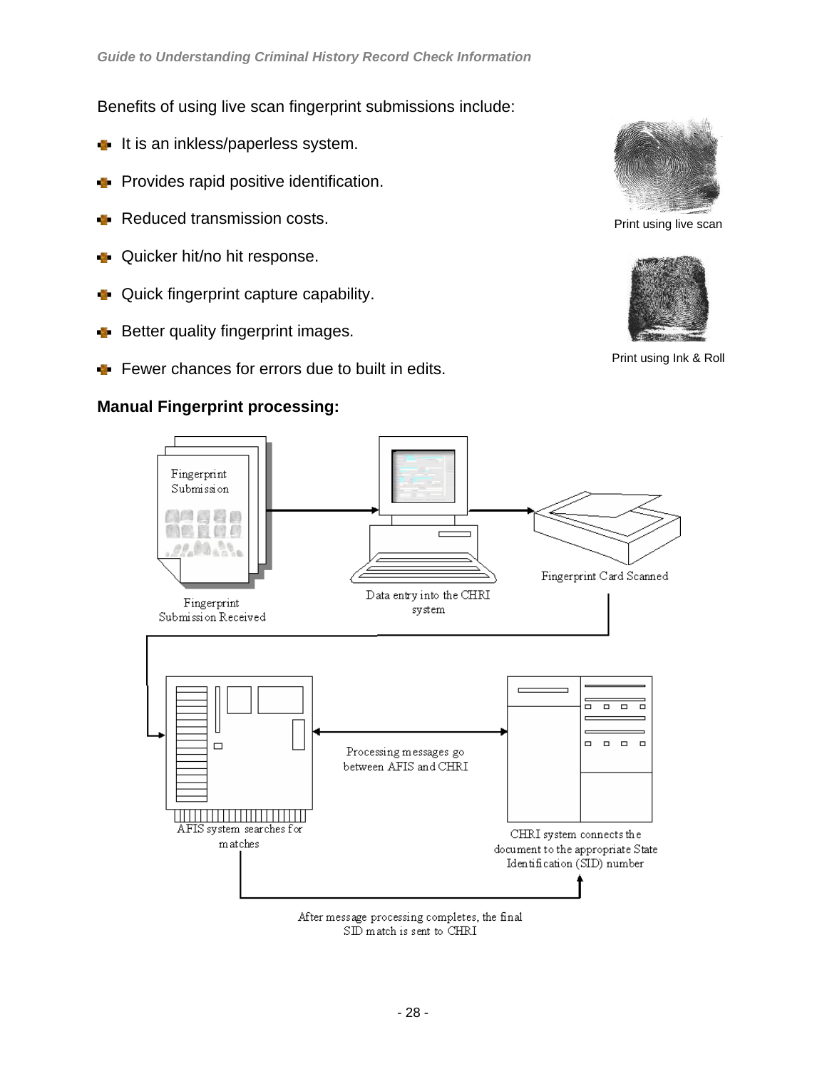Benefits of using live scan fingerprint submissions include:

- It is an inkless/paperless system.
- Provides rapid positive identification.
- Reduced transmission costs.
- Quicker hit/no hit response.
- Quick fingerprint capture capability.
- Better quality fingerprint images.
- Fewer chances for errors due to built in edits.

Print using live scan

Print using Ink & Roll

**Manual Fingerprint processing:**

Fingerprint Submission

Fingerprint Submission Received

Data entry into the CHRI system

Fingerprint Card Scanned

Processing messages go between AFIS and CHRI

AFIS system searches for matches

CHRI system connects the document to the appropriate State Identification (SID) number

After message processing completes, the final SID match is sent to CHRI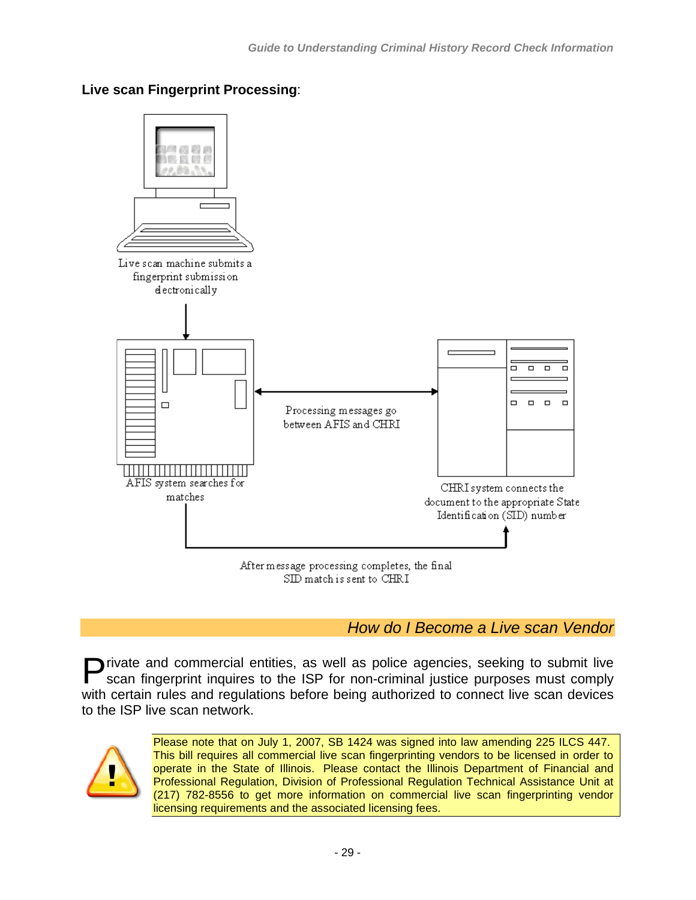**Live scan Fingerprint Processing**:

Live scan machine submits a fingerprint submission electronically

Processing messages go between AFIS and CHRI

AFIS system searches for matches

CHRI system connects the document to the appropriate State Identification (SID) number

After message processing completes, the final SID match is sent to CHRI

## *How do I Become a Live scan Vendor*

Private and commercial entities, as well as police agencies, seeking to submit live scan fingerprint inquires to the ISP for non-criminal justice purposes must comply with certain rules and regulations before being authorized to connect live scan devices to the ISP live scan network.

Please note that on July 1, 2007, SB 1424 was signed into law amending 225 ILCS 447. This bill requires all commercial live scan fingerprinting vendors to be licensed in order to operate in the State of Illinois. Please contact the Illinois Department of Financial and Professional Regulation, Division of Professional Regulation Technical Assistance Unit at (217) 782-8556 to get more information on commercial live scan fingerprinting vendor licensing requirements and the associated licensing fees.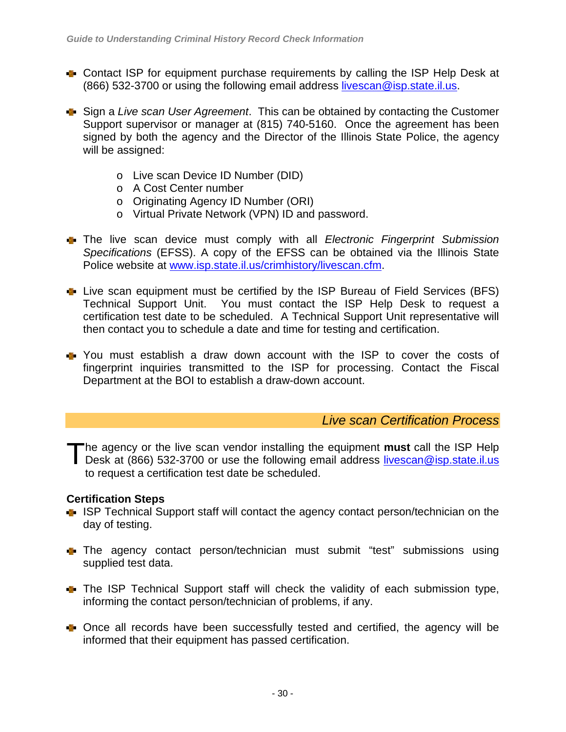- Contact ISP for equipment purchase requirements by calling the ISP Help Desk at (866) 532-3700 or using the following email address livescan@isp.state.il.us.

- Sign a *Live scan User Agreement*. This can be obtained by contacting the Customer Support supervisor or manager at (815) 740-5160. Once the agreement has been signed by both the agency and the Director of the Illinois State Police, the agency will be assigned:

  - Live scan Device ID Number (DID)
  - A Cost Center number
  - Originating Agency ID Number (ORI)
  - Virtual Private Network (VPN) ID and password.

- The live scan device must comply with all *Electronic Fingerprint Submission Specifications* (EFSS). A copy of the EFSS can be obtained via the Illinois State Police website at www.isp.state.il.us/crimhistory/livescan.cfm.

- Live scan equipment must be certified by the ISP Bureau of Field Services (BFS) Technical Support Unit. You must contact the ISP Help Desk to request a certification test date to be scheduled. A Technical Support Unit representative will then contact you to schedule a date and time for testing and certification.

- You must establish a draw down account with the ISP to cover the costs of fingerprint inquiries transmitted to the ISP for processing. Contact the Fiscal Department at the BOI to establish a draw-down account.

## *Live scan Certification Process*

The agency or the live scan vendor installing the equipment **must** call the ISP Help Desk at (866) 532-3700 or use the following email address livescan@isp.state.il.us to request a certification test date be scheduled.

**Certification Steps**

- ISP Technical Support staff will contact the agency contact person/technician on the day of testing.

- The agency contact person/technician must submit "test" submissions using supplied test data.

- The ISP Technical Support staff will check the validity of each submission type, informing the contact person/technician of problems, if any.

- Once all records have been successfully tested and certified, the agency will be informed that their equipment has passed certification.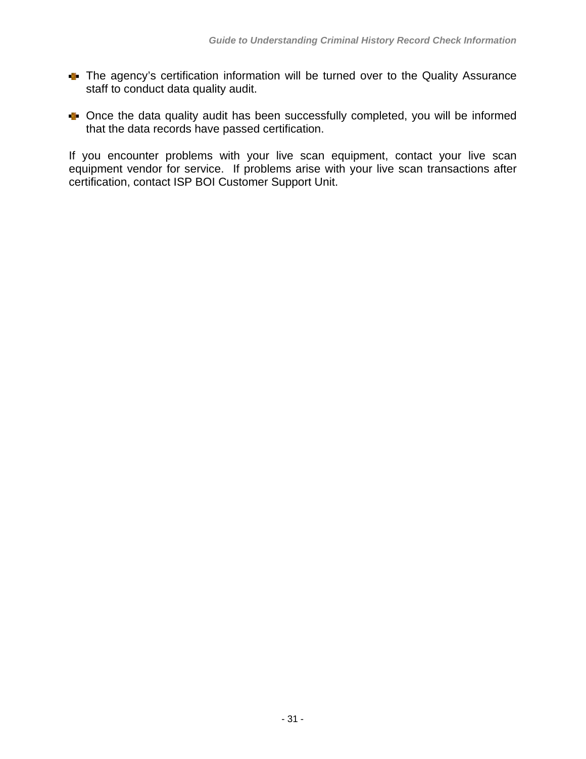- The agency's certification information will be turned over to the Quality Assurance staff to conduct data quality audit.

- Once the data quality audit has been successfully completed, you will be informed that the data records have passed certification.

If you encounter problems with your live scan equipment, contact your live scan equipment vendor for service. If problems arise with your live scan transactions after certification, contact ISP BOI Customer Support Unit.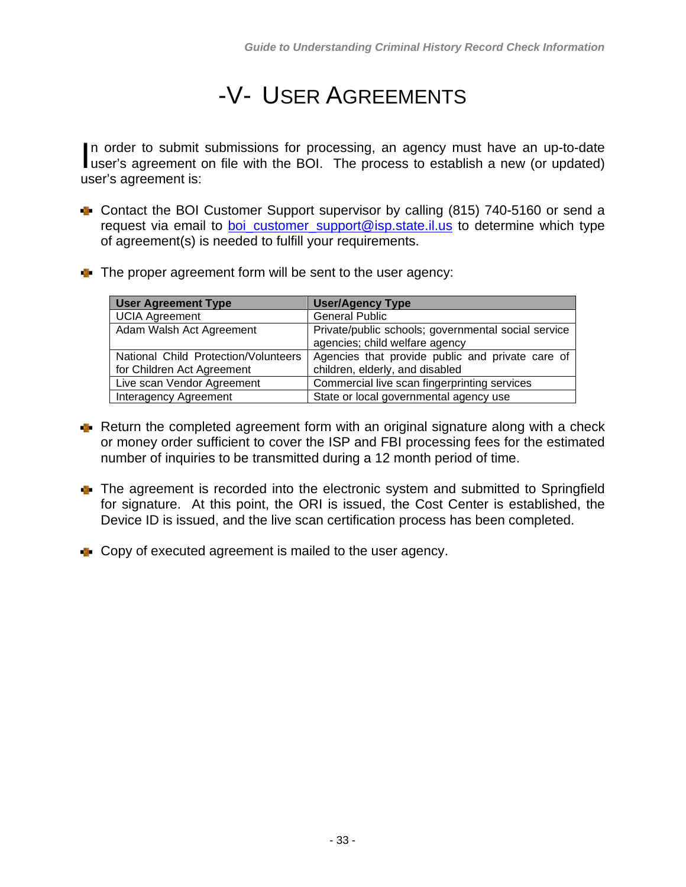# -V- USER AGREEMENTS

In order to submit submissions for processing, an agency must have an up-to-date user's agreement on file with the BOI. The process to establish a new (or updated) user's agreement is:

- Contact the BOI Customer Support supervisor by calling (815) 740-5160 or send a request via email to boi_customer_support@isp.state.il.us to determine which type of agreement(s) is needed to fulfill your requirements.

- The proper agreement form will be sent to the user agency:

| User Agreement Type | User/Agency Type |
|---|---|
| UCIA Agreement | General Public |
| Adam Walsh Act Agreement | Private/public schools; governmental social service agencies; child welfare agency |
| National Child Protection/Volunteers for Children Act Agreement | Agencies that provide public and private care of children, elderly, and disabled |
| Live scan Vendor Agreement | Commercial live scan fingerprinting services |
| Interagency Agreement | State or local governmental agency use |

- Return the completed agreement form with an original signature along with a check or money order sufficient to cover the ISP and FBI processing fees for the estimated number of inquiries to be transmitted during a 12 month period of time.

- The agreement is recorded into the electronic system and submitted to Springfield for signature. At this point, the ORI is issued, the Cost Center is established, the Device ID is issued, and the live scan certification process has been completed.

- Copy of executed agreement is mailed to the user agency.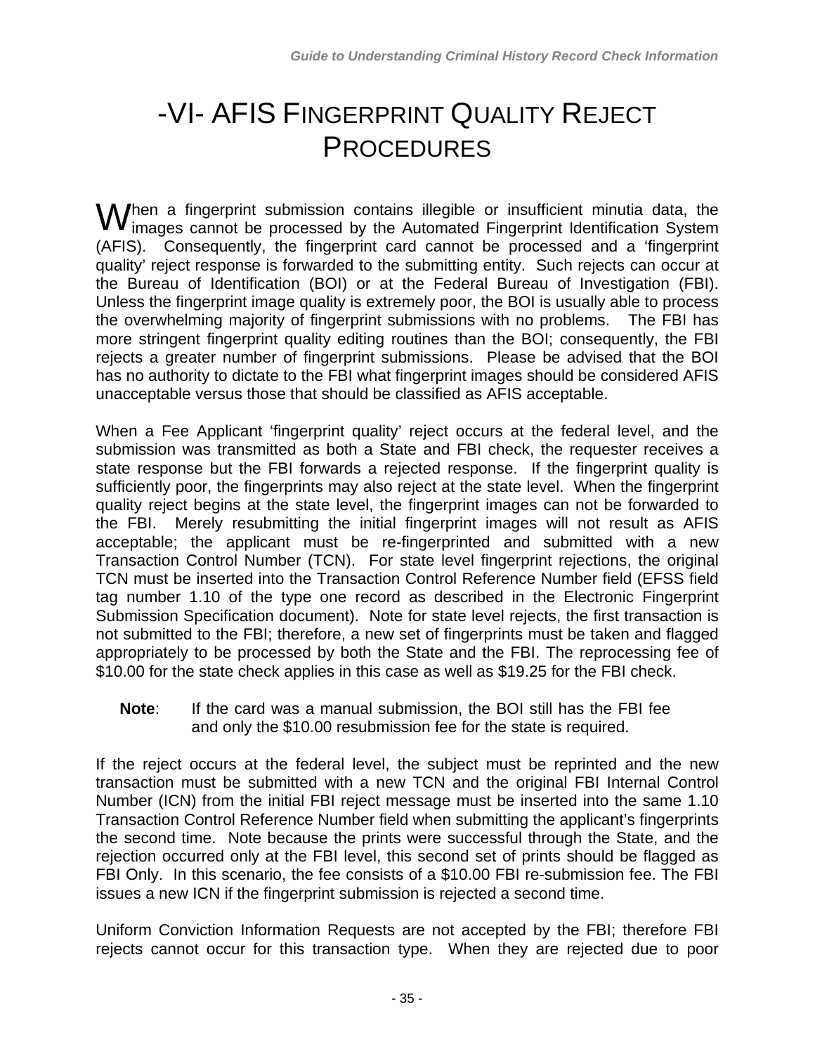# -VI- AFIS FINGERPRINT QUALITY REJECT PROCEDURES

When a fingerprint submission contains illegible or insufficient minutia data, the images cannot be processed by the Automated Fingerprint Identification System (AFIS). Consequently, the fingerprint card cannot be processed and a 'fingerprint quality' reject response is forwarded to the submitting entity. Such rejects can occur at the Bureau of Identification (BOI) or at the Federal Bureau of Investigation (FBI). Unless the fingerprint image quality is extremely poor, the BOI is usually able to process the overwhelming majority of fingerprint submissions with no problems. The FBI has more stringent fingerprint quality editing routines than the BOI; consequently, the FBI rejects a greater number of fingerprint submissions. Please be advised that the BOI has no authority to dictate to the FBI what fingerprint images should be considered AFIS unacceptable versus those that should be classified as AFIS acceptable.

When a Fee Applicant 'fingerprint quality' reject occurs at the federal level, and the submission was transmitted as both a State and FBI check, the requester receives a state response but the FBI forwards a rejected response. If the fingerprint quality is sufficiently poor, the fingerprints may also reject at the state level. When the fingerprint quality reject begins at the state level, the fingerprint images can not be forwarded to the FBI. Merely resubmitting the initial fingerprint images will not result as AFIS acceptable; the applicant must be re-fingerprinted and submitted with a new Transaction Control Number (TCN). For state level fingerprint rejections, the original TCN must be inserted into the Transaction Control Reference Number field (EFSS field tag number 1.10 of the type one record as described in the Electronic Fingerprint Submission Specification document). Note for state level rejects, the first transaction is not submitted to the FBI; therefore, a new set of fingerprints must be taken and flagged appropriately to be processed by both the State and the FBI. The reprocessing fee of $10.00 for the state check applies in this case as well as $19.25 for the FBI check.

> **Note**: If the card was a manual submission, the BOI still has the FBI fee and only the $10.00 resubmission fee for the state is required.

If the reject occurs at the federal level, the subject must be reprinted and the new transaction must be submitted with a new TCN and the original FBI Internal Control Number (ICN) from the initial FBI reject message must be inserted into the same 1.10 Transaction Control Reference Number field when submitting the applicant's fingerprints the second time. Note because the prints were successful through the State, and the rejection occurred only at the FBI level, this second set of prints should be flagged as FBI Only. In this scenario, the fee consists of a $10.00 FBI re-submission fee. The FBI issues a new ICN if the fingerprint submission is rejected a second time.

Uniform Conviction Information Requests are not accepted by the FBI; therefore FBI rejects cannot occur for this transaction type. When they are rejected due to poor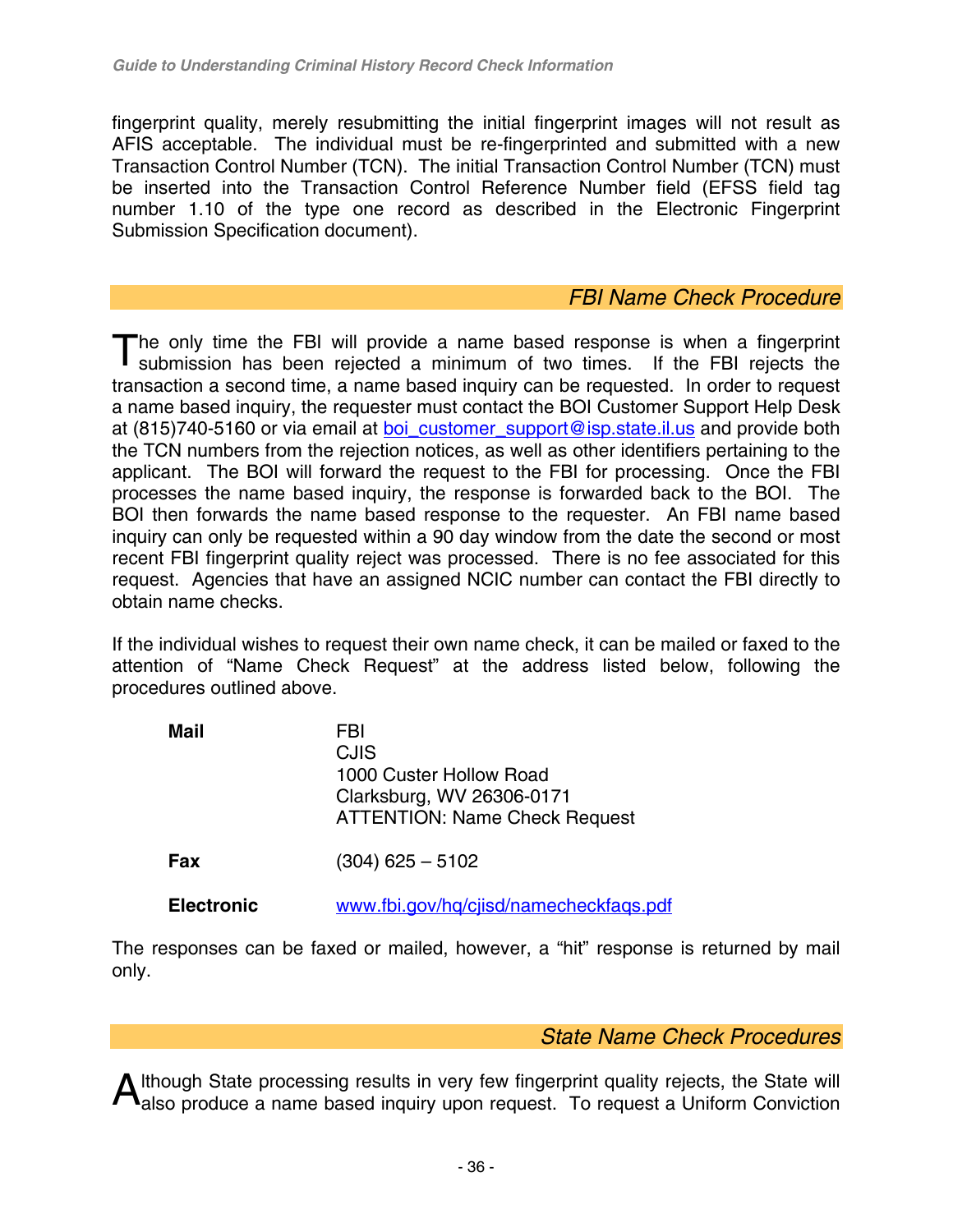fingerprint quality, merely resubmitting the initial fingerprint images will not result as AFIS acceptable. The individual must be re-fingerprinted and submitted with a new Transaction Control Number (TCN). The initial Transaction Control Number (TCN) must be inserted into the Transaction Control Reference Number field (EFSS field tag number 1.10 of the type one record as described in the Electronic Fingerprint Submission Specification document).

## *FBI Name Check Procedure*

The only time the FBI will provide a name based response is when a fingerprint submission has been rejected a minimum of two times. If the FBI rejects the transaction a second time, a name based inquiry can be requested. In order to request a name based inquiry, the requester must contact the BOI Customer Support Help Desk at (815)740-5160 or via email at boi_customer_support@isp.state.il.us and provide both the TCN numbers from the rejection notices, as well as other identifiers pertaining to the applicant. The BOI will forward the request to the FBI for processing. Once the FBI processes the name based inquiry, the response is forwarded back to the BOI. The BOI then forwards the name based response to the requester. An FBI name based inquiry can only be requested within a 90 day window from the date the second or most recent FBI fingerprint quality reject was processed. There is no fee associated for this request. Agencies that have an assigned NCIC number can contact the FBI directly to obtain name checks.

If the individual wishes to request their own name check, it can be mailed or faxed to the attention of "Name Check Request" at the address listed below, following the procedures outlined above.

**Mail**
FBI
CJIS
1000 Custer Hollow Road
Clarksburg, WV 26306-0171
ATTENTION: Name Check Request

**Fax**
(304) 625 – 5102

**Electronic**
www.fbi.gov/hq/cjisd/namecheckfaqs.pdf

The responses can be faxed or mailed, however, a "hit" response is returned by mail only.

## *State Name Check Procedures*

Although State processing results in very few fingerprint quality rejects, the State will also produce a name based inquiry upon request. To request a Uniform Conviction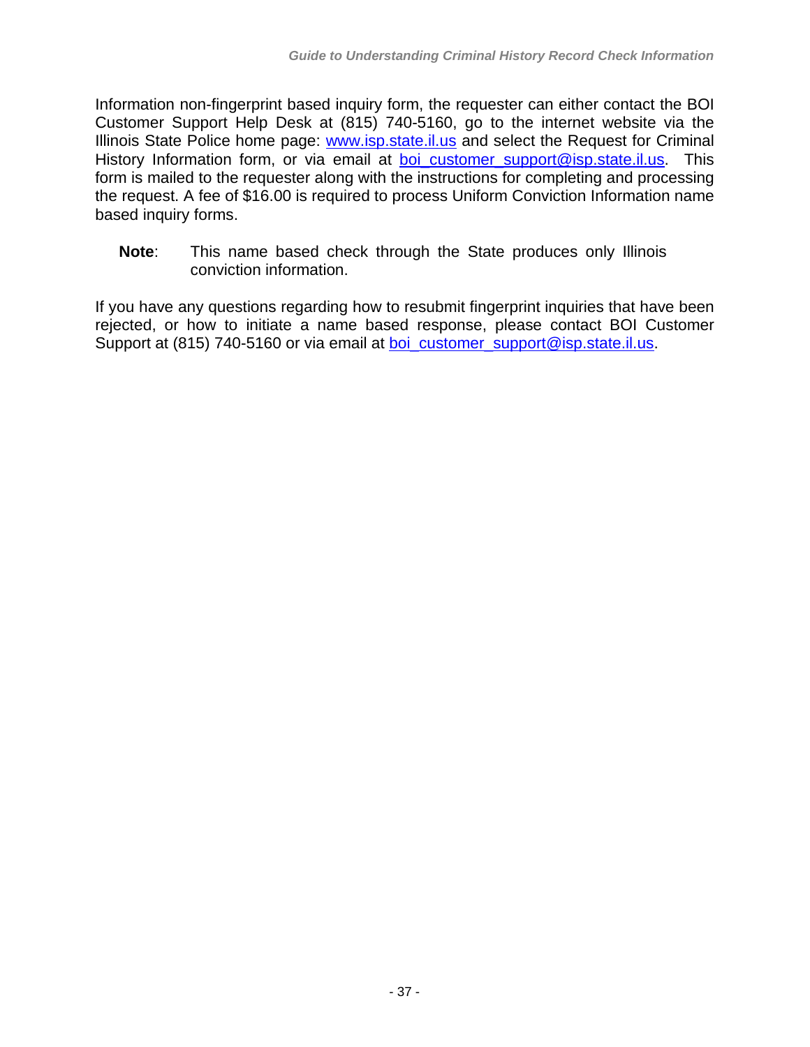Information non-fingerprint based inquiry form, the requester can either contact the BOI Customer Support Help Desk at (815) 740-5160, go to the internet website via the Illinois State Police home page: [www.isp.state.il.us](http://www.isp.state.il.us) and select the Request for Criminal History Information form, or via email at [boi_customer_support@isp.state.il.us](mailto:boi_customer_support@isp.state.il.us). This form is mailed to the requester along with the instructions for completing and processing the request. A fee of $16.00 is required to process Uniform Conviction Information name based inquiry forms.

> **Note**: This name based check through the State produces only Illinois conviction information.

If you have any questions regarding how to resubmit fingerprint inquiries that have been rejected, or how to initiate a name based response, please contact BOI Customer Support at (815) 740-5160 or via email at [boi_customer_support@isp.state.il.us](mailto:boi_customer_support@isp.state.il.us).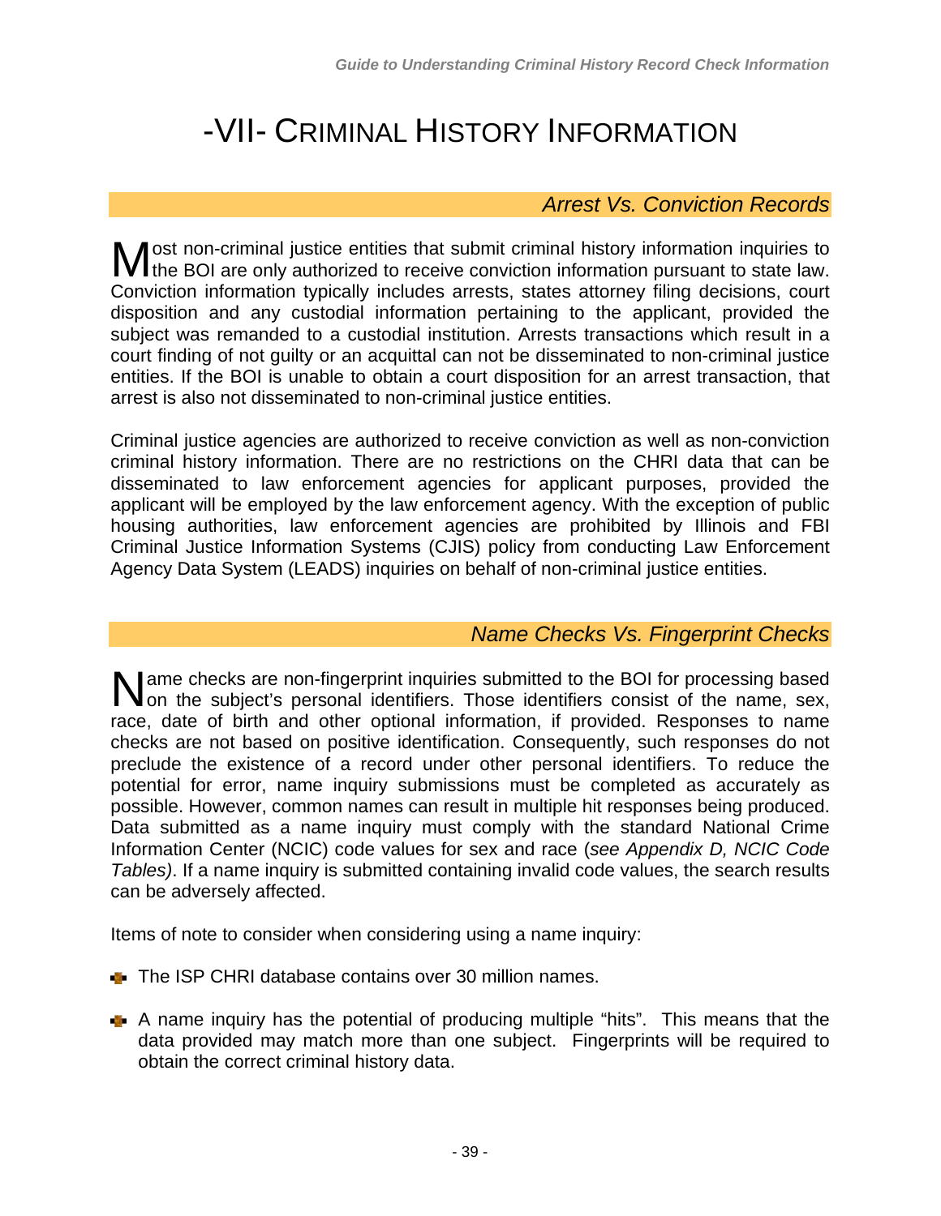# -VII- Criminal History Information

## *Arrest Vs. Conviction Records*

Most non-criminal justice entities that submit criminal history information inquiries to the BOI are only authorized to receive conviction information pursuant to state law. Conviction information typically includes arrests, states attorney filing decisions, court disposition and any custodial information pertaining to the applicant, provided the subject was remanded to a custodial institution. Arrests transactions which result in a court finding of not guilty or an acquittal can not be disseminated to non-criminal justice entities. If the BOI is unable to obtain a court disposition for an arrest transaction, that arrest is also not disseminated to non-criminal justice entities.

Criminal justice agencies are authorized to receive conviction as well as non-conviction criminal history information. There are no restrictions on the CHRI data that can be disseminated to law enforcement agencies for applicant purposes, provided the applicant will be employed by the law enforcement agency. With the exception of public housing authorities, law enforcement agencies are prohibited by Illinois and FBI Criminal Justice Information Systems (CJIS) policy from conducting Law Enforcement Agency Data System (LEADS) inquiries on behalf of non-criminal justice entities.

## *Name Checks Vs. Fingerprint Checks*

Name checks are non-fingerprint inquiries submitted to the BOI for processing based on the subject's personal identifiers. Those identifiers consist of the name, sex, race, date of birth and other optional information, if provided. Responses to name checks are not based on positive identification. Consequently, such responses do not preclude the existence of a record under other personal identifiers. To reduce the potential for error, name inquiry submissions must be completed as accurately as possible. However, common names can result in multiple hit responses being produced. Data submitted as a name inquiry must comply with the standard National Crime Information Center (NCIC) code values for sex and race (*see Appendix D, NCIC Code Tables)*. If a name inquiry is submitted containing invalid code values, the search results can be adversely affected.

Items of note to consider when considering using a name inquiry:

- The ISP CHRI database contains over 30 million names.
- A name inquiry has the potential of producing multiple "hits". This means that the data provided may match more than one subject. Fingerprints will be required to obtain the correct criminal history data.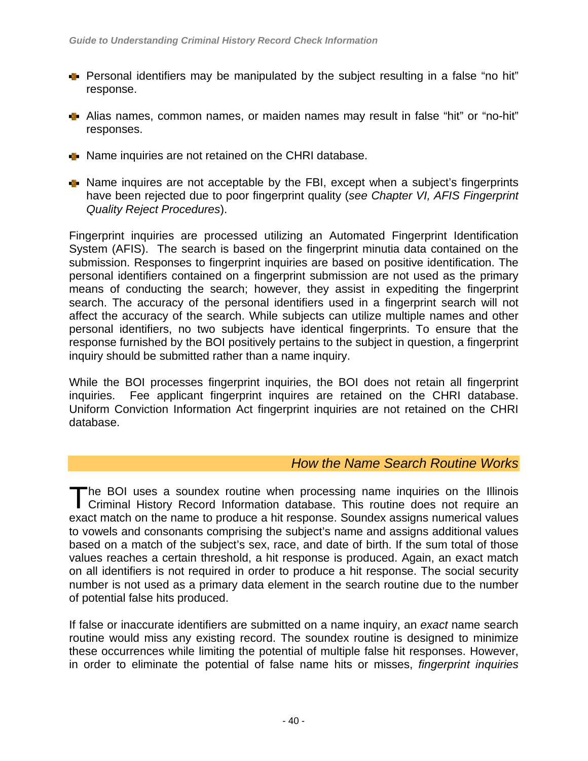- Personal identifiers may be manipulated by the subject resulting in a false "no hit" response.

- Alias names, common names, or maiden names may result in false "hit" or "no-hit" responses.

- Name inquiries are not retained on the CHRI database.

- Name inquires are not acceptable by the FBI, except when a subject's fingerprints have been rejected due to poor fingerprint quality (*see Chapter VI, AFIS Fingerprint Quality Reject Procedures*).

Fingerprint inquiries are processed utilizing an Automated Fingerprint Identification System (AFIS). The search is based on the fingerprint minutia data contained on the submission. Responses to fingerprint inquiries are based on positive identification. The personal identifiers contained on a fingerprint submission are not used as the primary means of conducting the search; however, they assist in expediting the fingerprint search. The accuracy of the personal identifiers used in a fingerprint search will not affect the accuracy of the search. While subjects can utilize multiple names and other personal identifiers, no two subjects have identical fingerprints. To ensure that the response furnished by the BOI positively pertains to the subject in question, a fingerprint inquiry should be submitted rather than a name inquiry.

While the BOI processes fingerprint inquiries, the BOI does not retain all fingerprint inquiries. Fee applicant fingerprint inquires are retained on the CHRI database. Uniform Conviction Information Act fingerprint inquiries are not retained on the CHRI database.

## *How the Name Search Routine Works*

The BOI uses a soundex routine when processing name inquiries on the Illinois Criminal History Record Information database. This routine does not require an exact match on the name to produce a hit response. Soundex assigns numerical values to vowels and consonants comprising the subject's name and assigns additional values based on a match of the subject's sex, race, and date of birth. If the sum total of those values reaches a certain threshold, a hit response is produced. Again, an exact match on all identifiers is not required in order to produce a hit response. The social security number is not used as a primary data element in the search routine due to the number of potential false hits produced.

If false or inaccurate identifiers are submitted on a name inquiry, an *exact* name search routine would miss any existing record. The soundex routine is designed to minimize these occurrences while limiting the potential of multiple false hit responses. However, in order to eliminate the potential of false name hits or misses, *fingerprint inquiries*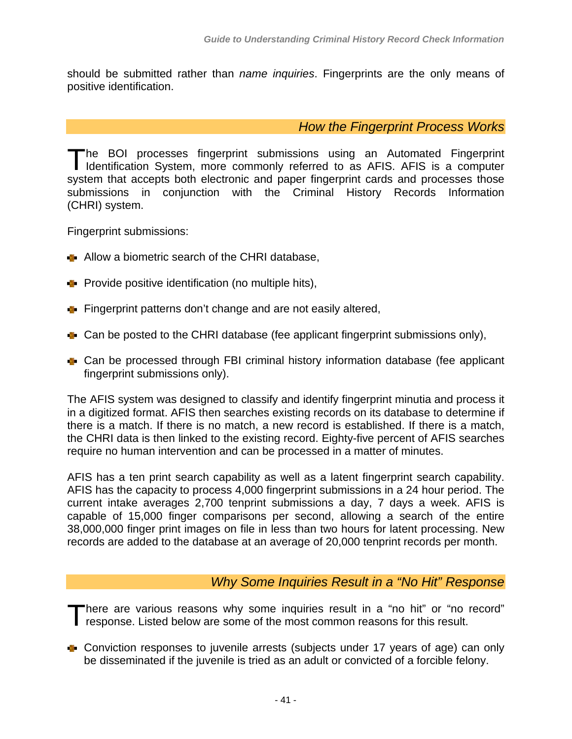should be submitted rather than *name inquiries*. Fingerprints are the only means of positive identification.

## *How the Fingerprint Process Works*

The BOI processes fingerprint submissions using an Automated Fingerprint Identification System, more commonly referred to as AFIS. AFIS is a computer system that accepts both electronic and paper fingerprint cards and processes those submissions in conjunction with the Criminal History Records Information (CHRI) system.

Fingerprint submissions:

- Allow a biometric search of the CHRI database,
- Provide positive identification (no multiple hits),
- Fingerprint patterns don't change and are not easily altered,
- Can be posted to the CHRI database (fee applicant fingerprint submissions only),
- Can be processed through FBI criminal history information database (fee applicant fingerprint submissions only).

The AFIS system was designed to classify and identify fingerprint minutia and process it in a digitized format. AFIS then searches existing records on its database to determine if there is a match. If there is no match, a new record is established. If there is a match, the CHRI data is then linked to the existing record. Eighty-five percent of AFIS searches require no human intervention and can be processed in a matter of minutes.

AFIS has a ten print search capability as well as a latent fingerprint search capability. AFIS has the capacity to process 4,000 fingerprint submissions in a 24 hour period. The current intake averages 2,700 tenprint submissions a day, 7 days a week. AFIS is capable of 15,000 finger comparisons per second, allowing a search of the entire 38,000,000 finger print images on file in less than two hours for latent processing. New records are added to the database at an average of 20,000 tenprint records per month.

## *Why Some Inquiries Result in a "No Hit" Response*

There are various reasons why some inquiries result in a "no hit" or "no record" response. Listed below are some of the most common reasons for this result.

- Conviction responses to juvenile arrests (subjects under 17 years of age) can only be disseminated if the juvenile is tried as an adult or convicted of a forcible felony.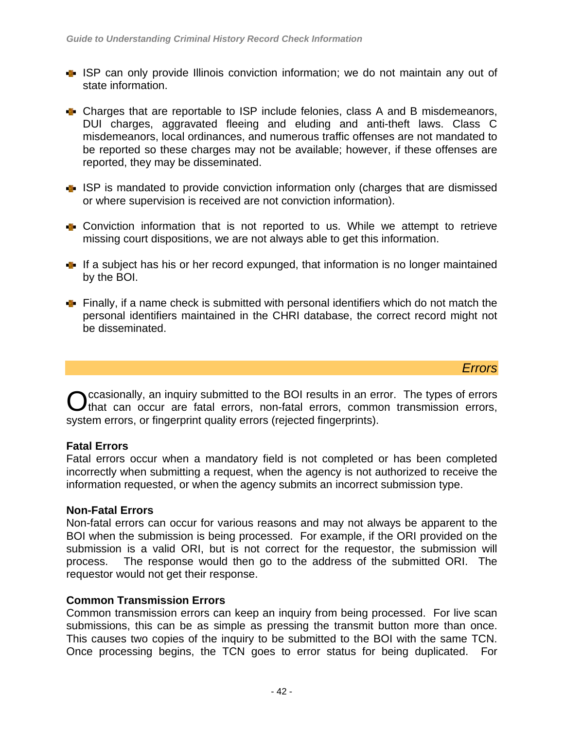- ISP can only provide Illinois conviction information; we do not maintain any out of state information.

- Charges that are reportable to ISP include felonies, class A and B misdemeanors, DUI charges, aggravated fleeing and eluding and anti-theft laws. Class C misdemeanors, local ordinances, and numerous traffic offenses are not mandated to be reported so these charges may not be available; however, if these offenses are reported, they may be disseminated.

- ISP is mandated to provide conviction information only (charges that are dismissed or where supervision is received are not conviction information).

- Conviction information that is not reported to us. While we attempt to retrieve missing court dispositions, we are not always able to get this information.

- If a subject has his or her record expunged, that information is no longer maintained by the BOI.

- Finally, if a name check is submitted with personal identifiers which do not match the personal identifiers maintained in the CHRI database, the correct record might not be disseminated.

## *Errors*

Occasionally, an inquiry submitted to the BOI results in an error. The types of errors that can occur are fatal errors, non-fatal errors, common transmission errors, system errors, or fingerprint quality errors (rejected fingerprints).

**Fatal Errors**
Fatal errors occur when a mandatory field is not completed or has been completed incorrectly when submitting a request, when the agency is not authorized to receive the information requested, or when the agency submits an incorrect submission type.

**Non-Fatal Errors**
Non-fatal errors can occur for various reasons and may not always be apparent to the BOI when the submission is being processed. For example, if the ORI provided on the submission is a valid ORI, but is not correct for the requestor, the submission will process. The response would then go to the address of the submitted ORI. The requestor would not get their response.

**Common Transmission Errors**
Common transmission errors can keep an inquiry from being processed. For live scan submissions, this can be as simple as pressing the transmit button more than once. This causes two copies of the inquiry to be submitted to the BOI with the same TCN. Once processing begins, the TCN goes to error status for being duplicated. For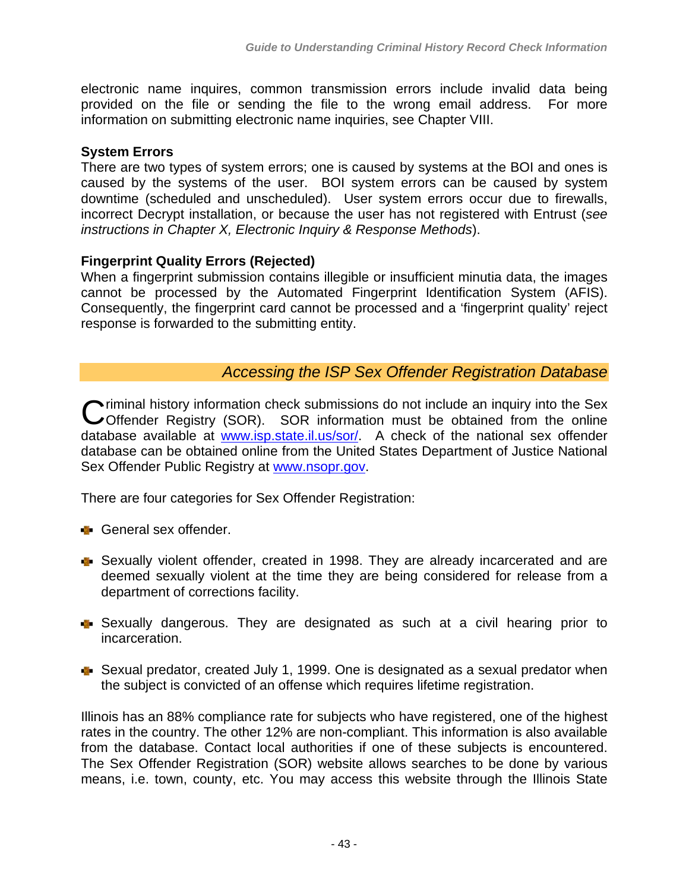electronic name inquires, common transmission errors include invalid data being provided on the file or sending the file to the wrong email address. For more information on submitting electronic name inquiries, see Chapter VIII.

**System Errors**

There are two types of system errors; one is caused by systems at the BOI and ones is caused by the systems of the user. BOI system errors can be caused by system downtime (scheduled and unscheduled). User system errors occur due to firewalls, incorrect Decrypt installation, or because the user has not registered with Entrust (*see instructions in Chapter X, Electronic Inquiry & Response Methods*).

**Fingerprint Quality Errors (Rejected)**

When a fingerprint submission contains illegible or insufficient minutia data, the images cannot be processed by the Automated Fingerprint Identification System (AFIS). Consequently, the fingerprint card cannot be processed and a 'fingerprint quality' reject response is forwarded to the submitting entity.

## *Accessing the ISP Sex Offender Registration Database*

Criminal history information check submissions do not include an inquiry into the Sex Offender Registry (SOR). SOR information must be obtained from the online database available at www.isp.state.il.us/sor/. A check of the national sex offender database can be obtained online from the United States Department of Justice National Sex Offender Public Registry at www.nsopr.gov.

There are four categories for Sex Offender Registration:

- General sex offender.
- Sexually violent offender, created in 1998. They are already incarcerated and are deemed sexually violent at the time they are being considered for release from a department of corrections facility.
- Sexually dangerous. They are designated as such at a civil hearing prior to incarceration.
- Sexual predator, created July 1, 1999. One is designated as a sexual predator when the subject is convicted of an offense which requires lifetime registration.

Illinois has an 88% compliance rate for subjects who have registered, one of the highest rates in the country. The other 12% are non-compliant. This information is also available from the database. Contact local authorities if one of these subjects is encountered. The Sex Offender Registration (SOR) website allows searches to be done by various means, i.e. town, county, etc. You may access this website through the Illinois State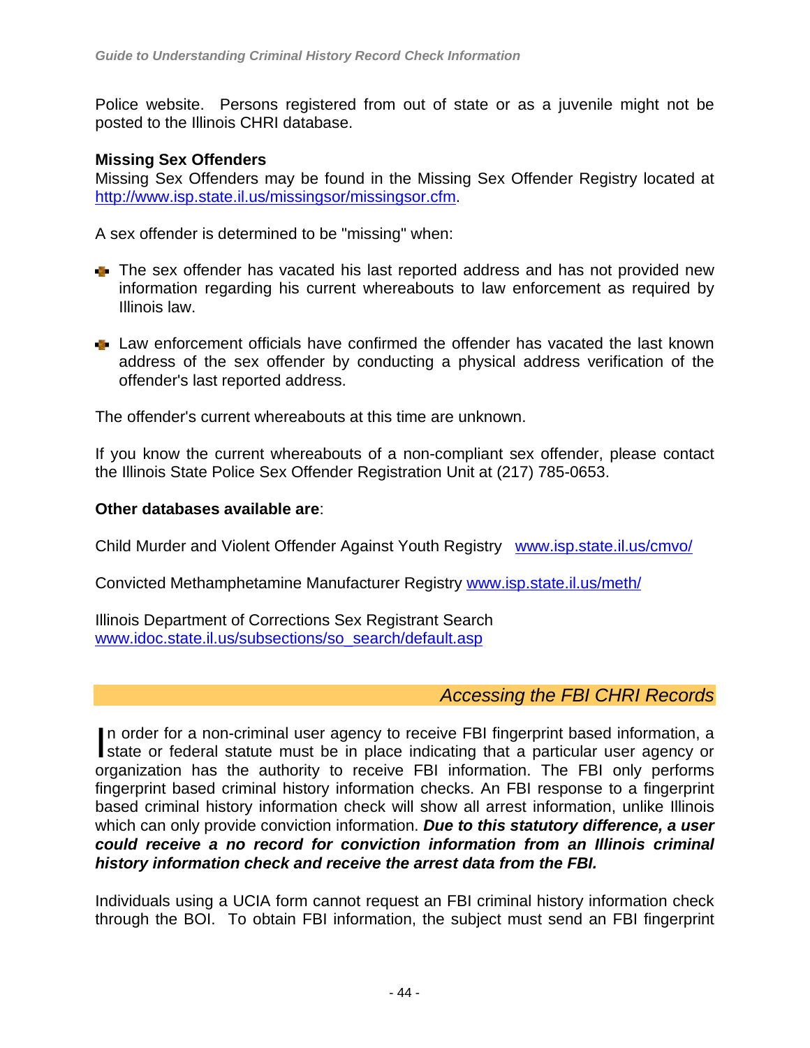Police website. Persons registered from out of state or as a juvenile might not be posted to the Illinois CHRI database.

**Missing Sex Offenders**
Missing Sex Offenders may be found in the Missing Sex Offender Registry located at http://www.isp.state.il.us/missingsor/missingsor.cfm.

A sex offender is determined to be "missing" when:

- The sex offender has vacated his last reported address and has not provided new information regarding his current whereabouts to law enforcement as required by Illinois law.

- Law enforcement officials have confirmed the offender has vacated the last known address of the sex offender by conducting a physical address verification of the offender's last reported address.

The offender's current whereabouts at this time are unknown.

If you know the current whereabouts of a non-compliant sex offender, please contact the Illinois State Police Sex Offender Registration Unit at (217) 785-0653.

**Other databases available are**:

Child Murder and Violent Offender Against Youth Registry www.isp.state.il.us/cmvo/

Convicted Methamphetamine Manufacturer Registry www.isp.state.il.us/meth/

Illinois Department of Corrections Sex Registrant Search
www.idoc.state.il.us/subsections/so_search/default.asp

## *Accessing the FBI CHRI Records*

In order for a non-criminal user agency to receive FBI fingerprint based information, a state or federal statute must be in place indicating that a particular user agency or organization has the authority to receive FBI information. The FBI only performs fingerprint based criminal history information checks. An FBI response to a fingerprint based criminal history information check will show all arrest information, unlike Illinois which can only provide conviction information. ***Due to this statutory difference, a user could receive a no record for conviction information from an Illinois criminal history information check and receive the arrest data from the FBI.***

Individuals using a UCIA form cannot request an FBI criminal history information check through the BOI. To obtain FBI information, the subject must send an FBI fingerprint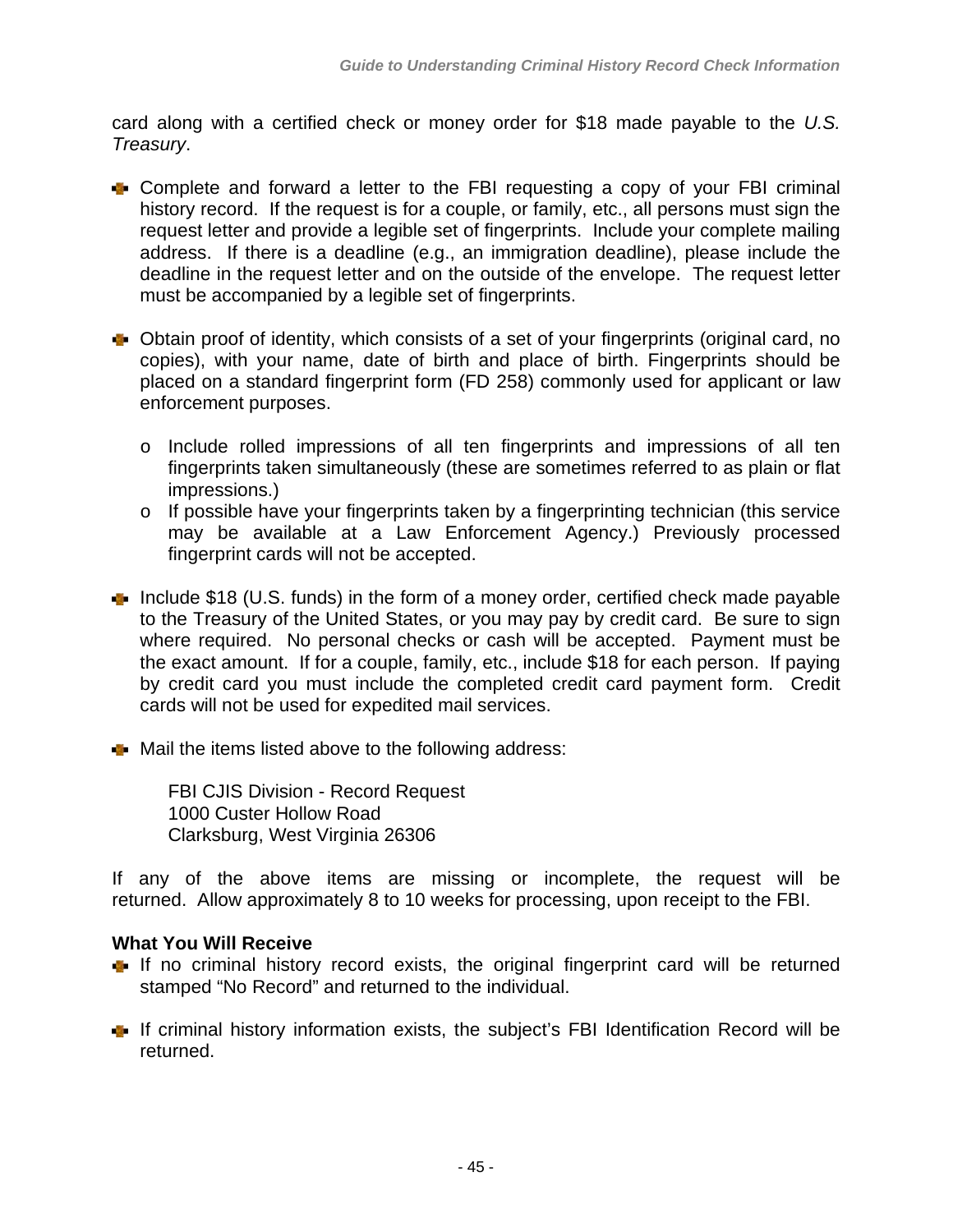card along with a certified check or money order for $18 made payable to the *U.S. Treasury*.

- Complete and forward a letter to the FBI requesting a copy of your FBI criminal history record. If the request is for a couple, or family, etc., all persons must sign the request letter and provide a legible set of fingerprints. Include your complete mailing address. If there is a deadline (e.g., an immigration deadline), please include the deadline in the request letter and on the outside of the envelope. The request letter must be accompanied by a legible set of fingerprints.

- Obtain proof of identity, which consists of a set of your fingerprints (original card, no copies), with your name, date of birth and place of birth. Fingerprints should be placed on a standard fingerprint form (FD 258) commonly used for applicant or law enforcement purposes.

  - Include rolled impressions of all ten fingerprints and impressions of all ten fingerprints taken simultaneously (these are sometimes referred to as plain or flat impressions.)
  - If possible have your fingerprints taken by a fingerprinting technician (this service may be available at a Law Enforcement Agency.) Previously processed fingerprint cards will not be accepted.

- Include $18 (U.S. funds) in the form of a money order, certified check made payable to the Treasury of the United States, or you may pay by credit card. Be sure to sign where required. No personal checks or cash will be accepted. Payment must be the exact amount. If for a couple, family, etc., include $18 for each person. If paying by credit card you must include the completed credit card payment form. Credit cards will not be used for expedited mail services.

- Mail the items listed above to the following address:

  FBI CJIS Division - Record Request
  1000 Custer Hollow Road
  Clarksburg, West Virginia 26306

If any of the above items are missing or incomplete, the request will be returned. Allow approximately 8 to 10 weeks for processing, upon receipt to the FBI.

**What You Will Receive**

- If no criminal history record exists, the original fingerprint card will be returned stamped "No Record" and returned to the individual.

- If criminal history information exists, the subject's FBI Identification Record will be returned.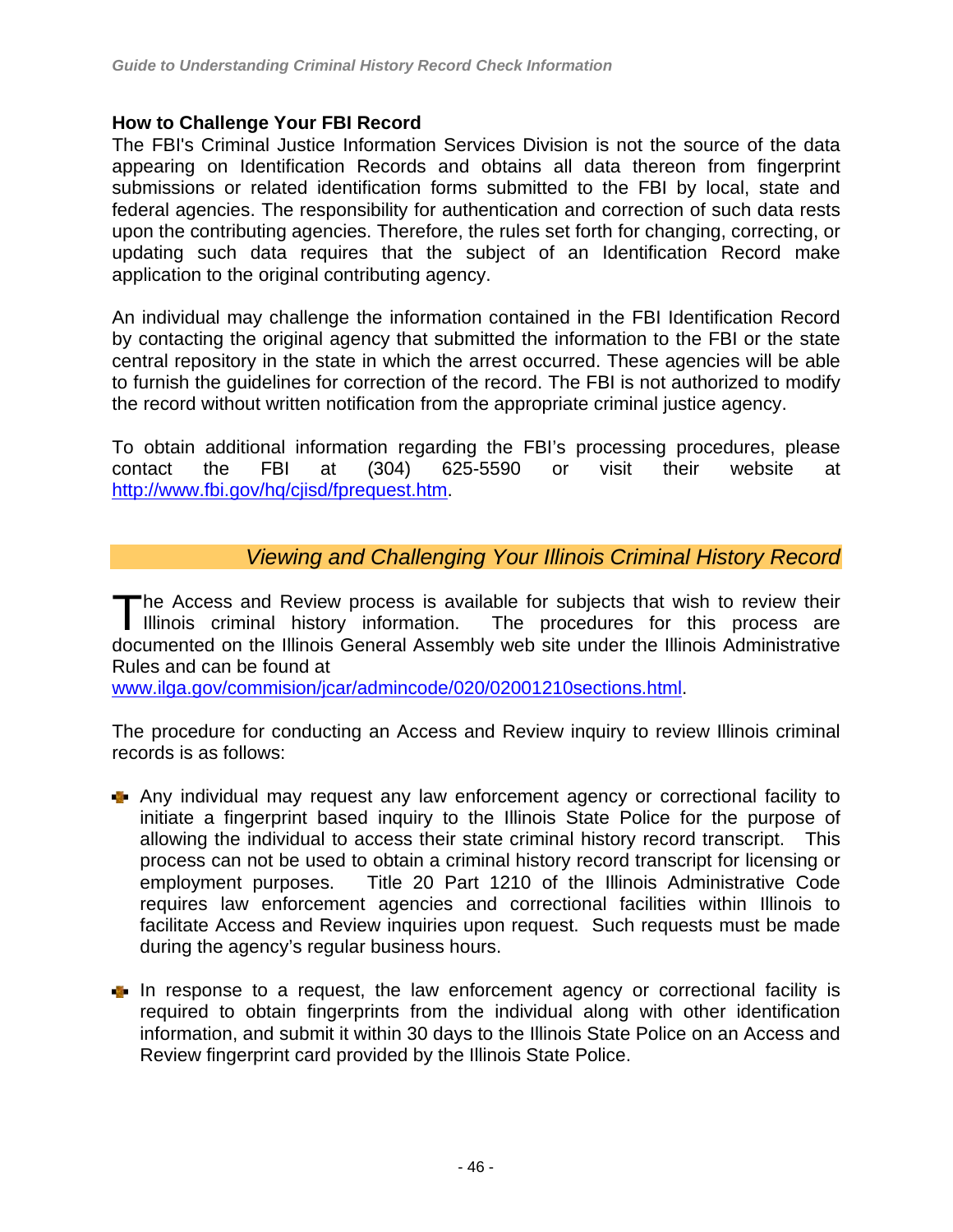### How to Challenge Your FBI Record

The FBI's Criminal Justice Information Services Division is not the source of the data appearing on Identification Records and obtains all data thereon from fingerprint submissions or related identification forms submitted to the FBI by local, state and federal agencies. The responsibility for authentication and correction of such data rests upon the contributing agencies. Therefore, the rules set forth for changing, correcting, or updating such data requires that the subject of an Identification Record make application to the original contributing agency.

An individual may challenge the information contained in the FBI Identification Record by contacting the original agency that submitted the information to the FBI or the state central repository in the state in which the arrest occurred. These agencies will be able to furnish the guidelines for correction of the record. The FBI is not authorized to modify the record without written notification from the appropriate criminal justice agency.

To obtain additional information regarding the FBI's processing procedures, please contact the FBI at (304) 625-5590 or visit their website at http://www.fbi.gov/hq/cjisd/fprequest.htm.

## *Viewing and Challenging Your Illinois Criminal History Record*

The Access and Review process is available for subjects that wish to review their Illinois criminal history information. The procedures for this process are documented on the Illinois General Assembly web site under the Illinois Administrative Rules and can be found at www.ilga.gov/commision/jcar/admincode/020/02001210sections.html.

The procedure for conducting an Access and Review inquiry to review Illinois criminal records is as follows:

- Any individual may request any law enforcement agency or correctional facility to initiate a fingerprint based inquiry to the Illinois State Police for the purpose of allowing the individual to access their state criminal history record transcript. This process can not be used to obtain a criminal history record transcript for licensing or employment purposes. Title 20 Part 1210 of the Illinois Administrative Code requires law enforcement agencies and correctional facilities within Illinois to facilitate Access and Review inquiries upon request. Such requests must be made during the agency's regular business hours.

- In response to a request, the law enforcement agency or correctional facility is required to obtain fingerprints from the individual along with other identification information, and submit it within 30 days to the Illinois State Police on an Access and Review fingerprint card provided by the Illinois State Police.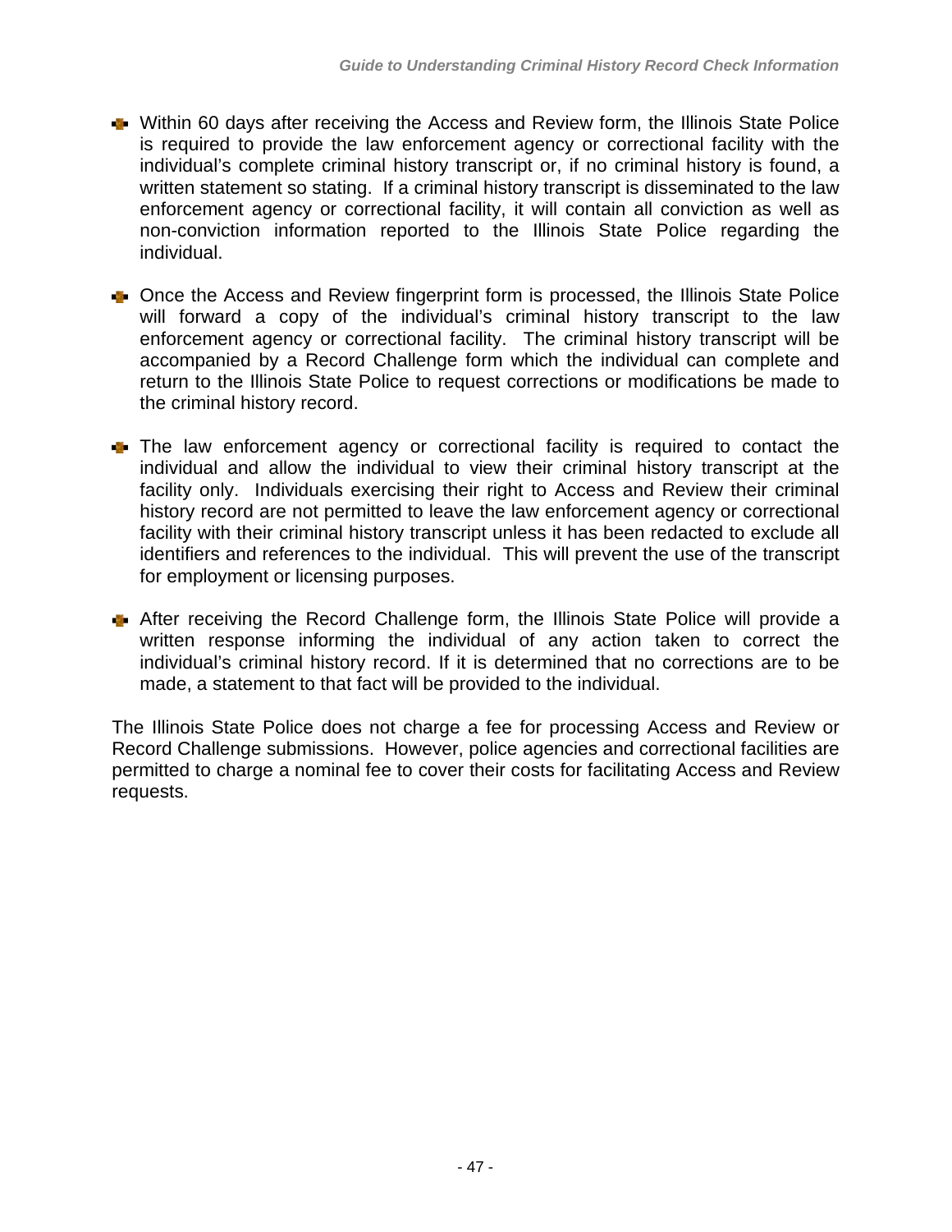- Within 60 days after receiving the Access and Review form, the Illinois State Police is required to provide the law enforcement agency or correctional facility with the individual's complete criminal history transcript or, if no criminal history is found, a written statement so stating. If a criminal history transcript is disseminated to the law enforcement agency or correctional facility, it will contain all conviction as well as non-conviction information reported to the Illinois State Police regarding the individual.

- Once the Access and Review fingerprint form is processed, the Illinois State Police will forward a copy of the individual's criminal history transcript to the law enforcement agency or correctional facility. The criminal history transcript will be accompanied by a Record Challenge form which the individual can complete and return to the Illinois State Police to request corrections or modifications be made to the criminal history record.

- The law enforcement agency or correctional facility is required to contact the individual and allow the individual to view their criminal history transcript at the facility only. Individuals exercising their right to Access and Review their criminal history record are not permitted to leave the law enforcement agency or correctional facility with their criminal history transcript unless it has been redacted to exclude all identifiers and references to the individual. This will prevent the use of the transcript for employment or licensing purposes.

- After receiving the Record Challenge form, the Illinois State Police will provide a written response informing the individual of any action taken to correct the individual's criminal history record. If it is determined that no corrections are to be made, a statement to that fact will be provided to the individual.

The Illinois State Police does not charge a fee for processing Access and Review or Record Challenge submissions. However, police agencies and correctional facilities are permitted to charge a nominal fee to cover their costs for facilitating Access and Review requests.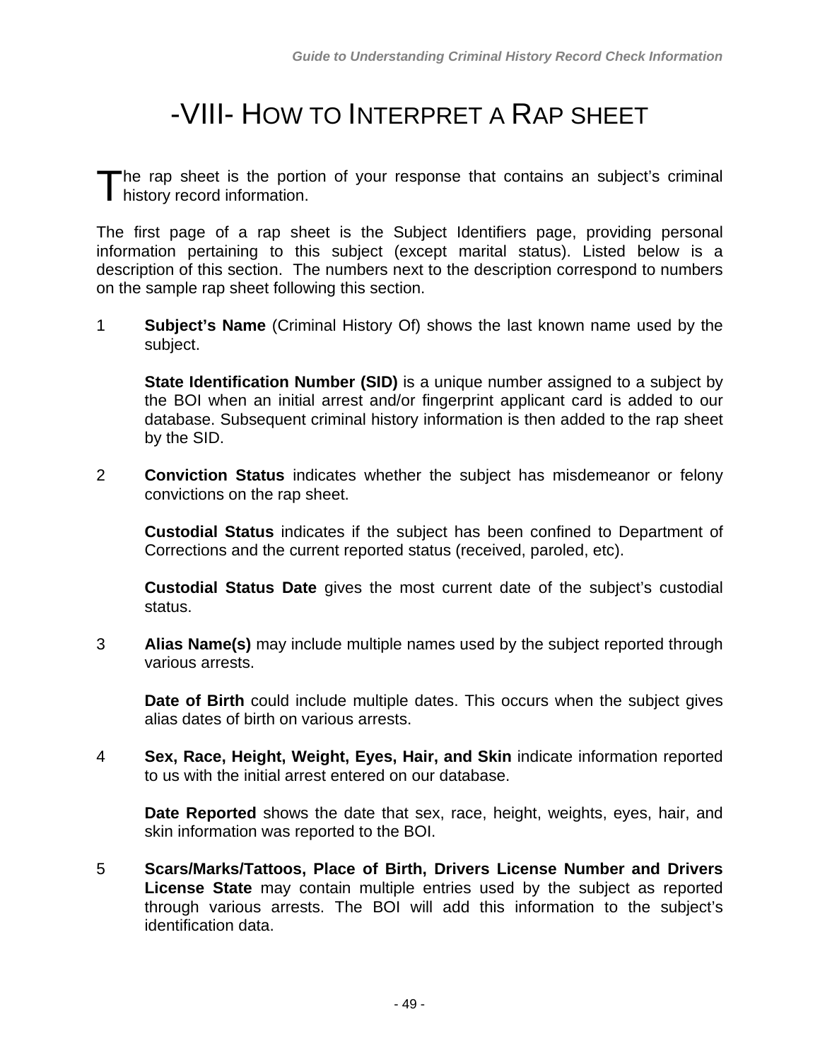# -VIII- HOW TO INTERPRET A RAP SHEET

The rap sheet is the portion of your response that contains an subject's criminal history record information.

The first page of a rap sheet is the Subject Identifiers page, providing personal information pertaining to this subject (except marital status). Listed below is a description of this section. The numbers next to the description correspond to numbers on the sample rap sheet following this section.

1 **Subject's Name** (Criminal History Of) shows the last known name used by the subject.

   **State Identification Number (SID)** is a unique number assigned to a subject by the BOI when an initial arrest and/or fingerprint applicant card is added to our database. Subsequent criminal history information is then added to the rap sheet by the SID.

2 **Conviction Status** indicates whether the subject has misdemeanor or felony convictions on the rap sheet.

   **Custodial Status** indicates if the subject has been confined to Department of Corrections and the current reported status (received, paroled, etc).

   **Custodial Status Date** gives the most current date of the subject's custodial status.

3 **Alias Name(s)** may include multiple names used by the subject reported through various arrests.

   **Date of Birth** could include multiple dates. This occurs when the subject gives alias dates of birth on various arrests.

4 **Sex, Race, Height, Weight, Eyes, Hair, and Skin** indicate information reported to us with the initial arrest entered on our database.

   **Date Reported** shows the date that sex, race, height, weights, eyes, hair, and skin information was reported to the BOI.

5 **Scars/Marks/Tattoos, Place of Birth, Drivers License Number and Drivers License State** may contain multiple entries used by the subject as reported through various arrests. The BOI will add this information to the subject's identification data.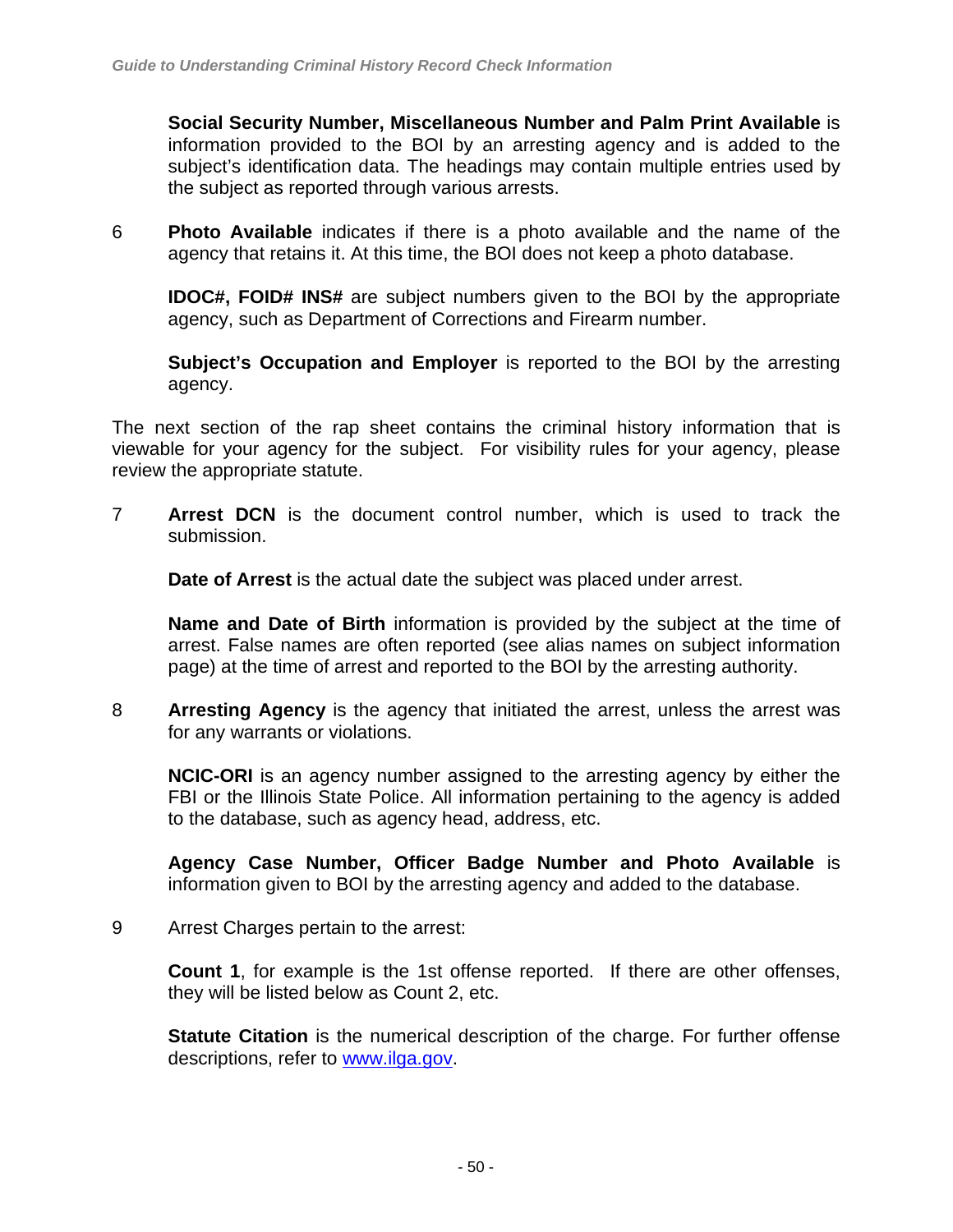**Social Security Number, Miscellaneous Number and Palm Print Available** is information provided to the BOI by an arresting agency and is added to the subject's identification data. The headings may contain multiple entries used by the subject as reported through various arrests.

6 **Photo Available** indicates if there is a photo available and the name of the agency that retains it. At this time, the BOI does not keep a photo database.

**IDOC#, FOID# INS#** are subject numbers given to the BOI by the appropriate agency, such as Department of Corrections and Firearm number.

**Subject's Occupation and Employer** is reported to the BOI by the arresting agency.

The next section of the rap sheet contains the criminal history information that is viewable for your agency for the subject. For visibility rules for your agency, please review the appropriate statute.

7 **Arrest DCN** is the document control number, which is used to track the submission.

**Date of Arrest** is the actual date the subject was placed under arrest.

**Name and Date of Birth** information is provided by the subject at the time of arrest. False names are often reported (see alias names on subject information page) at the time of arrest and reported to the BOI by the arresting authority.

8 **Arresting Agency** is the agency that initiated the arrest, unless the arrest was for any warrants or violations.

**NCIC-ORI** is an agency number assigned to the arresting agency by either the FBI or the Illinois State Police. All information pertaining to the agency is added to the database, such as agency head, address, etc.

**Agency Case Number, Officer Badge Number and Photo Available** is information given to BOI by the arresting agency and added to the database.

9 Arrest Charges pertain to the arrest:

**Count 1**, for example is the 1st offense reported. If there are other offenses, they will be listed below as Count 2, etc.

**Statute Citation** is the numerical description of the charge. For further offense descriptions, refer to www.ilga.gov.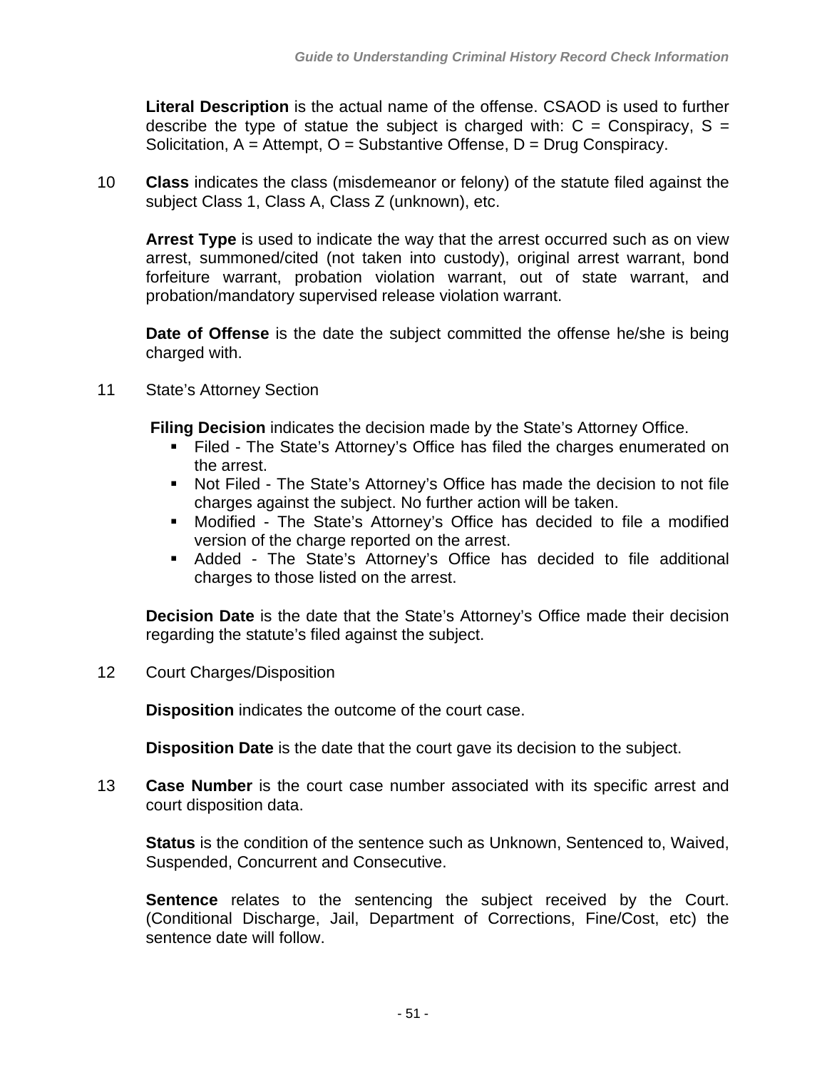**Literal Description** is the actual name of the offense. CSAOD is used to further describe the type of statue the subject is charged with: C = Conspiracy, S = Solicitation, A = Attempt, O = Substantive Offense, D = Drug Conspiracy.

10 **Class** indicates the class (misdemeanor or felony) of the statute filed against the subject Class 1, Class A, Class Z (unknown), etc.

**Arrest Type** is used to indicate the way that the arrest occurred such as on view arrest, summoned/cited (not taken into custody), original arrest warrant, bond forfeiture warrant, probation violation warrant, out of state warrant, and probation/mandatory supervised release violation warrant.

**Date of Offense** is the date the subject committed the offense he/she is being charged with.

11 State's Attorney Section

**Filing Decision** indicates the decision made by the State's Attorney Office.

- Filed - The State's Attorney's Office has filed the charges enumerated on the arrest.
- Not Filed - The State's Attorney's Office has made the decision to not file charges against the subject. No further action will be taken.
- Modified - The State's Attorney's Office has decided to file a modified version of the charge reported on the arrest.
- Added - The State's Attorney's Office has decided to file additional charges to those listed on the arrest.

**Decision Date** is the date that the State's Attorney's Office made their decision regarding the statute's filed against the subject.

12 Court Charges/Disposition

**Disposition** indicates the outcome of the court case.

**Disposition Date** is the date that the court gave its decision to the subject.

13 **Case Number** is the court case number associated with its specific arrest and court disposition data.

**Status** is the condition of the sentence such as Unknown, Sentenced to, Waived, Suspended, Concurrent and Consecutive.

**Sentence** relates to the sentencing the subject received by the Court. (Conditional Discharge, Jail, Department of Corrections, Fine/Cost, etc) the sentence date will follow.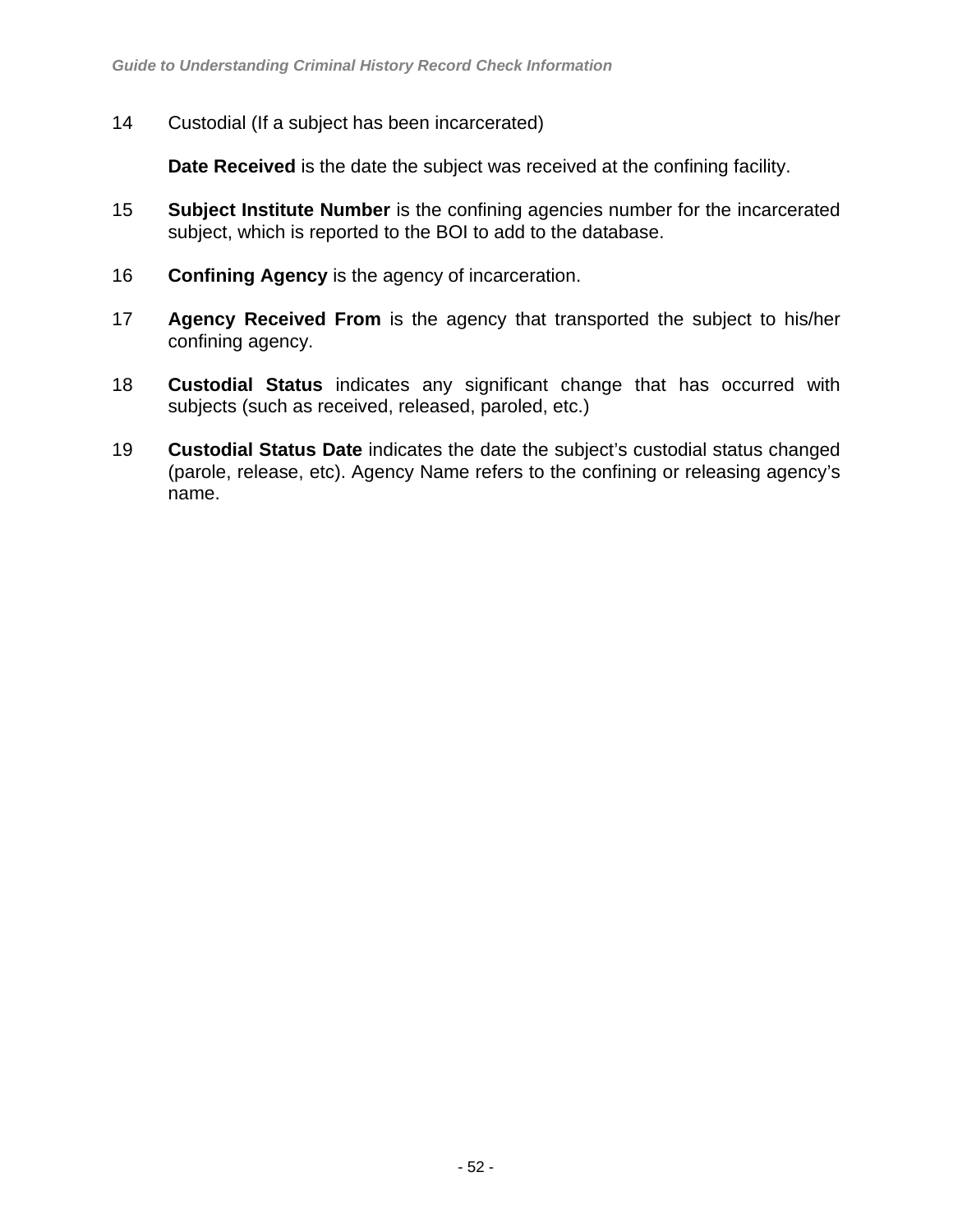14 Custodial (If a subject has been incarcerated)

**Date Received** is the date the subject was received at the confining facility.

15 **Subject Institute Number** is the confining agencies number for the incarcerated subject, which is reported to the BOI to add to the database.

16 **Confining Agency** is the agency of incarceration.

17 **Agency Received From** is the agency that transported the subject to his/her confining agency.

18 **Custodial Status** indicates any significant change that has occurred with subjects (such as received, released, paroled, etc.)

19 **Custodial Status Date** indicates the date the subject's custodial status changed (parole, release, etc). Agency Name refers to the confining or releasing agency's name.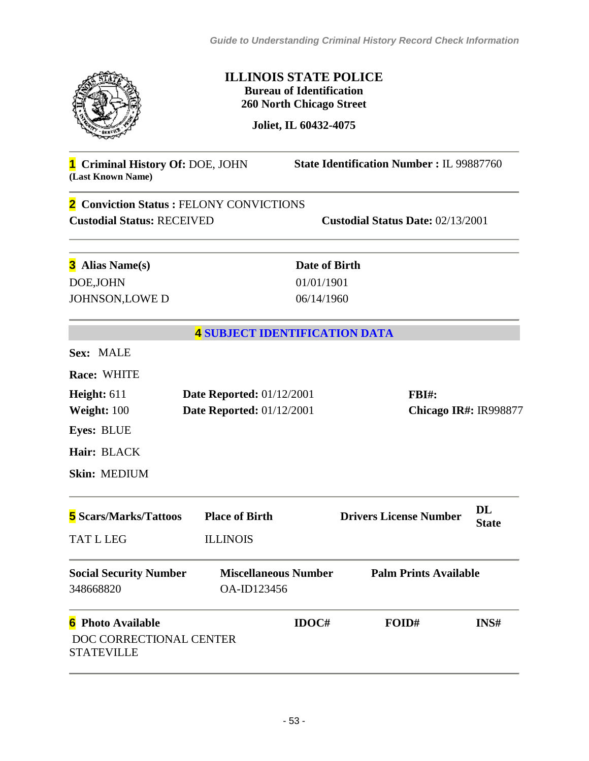**ILLINOIS STATE POLICE**
**Bureau of Identification**
**260 North Chicago Street**

**Joliet, IL 60432-4075**

---

**1 Criminal History Of:** DOE, JOHN
**(Last Known Name)**

**State Identification Number :** IL 99887760

---

**2 Conviction Status :** FELONY CONVICTIONS

**Custodial Status:** RECEIVED

**Custodial Status Date:** 02/13/2001

---

| **3 Alias Name(s)** | **Date of Birth** |
|---|---|
| DOE,JOHN | 01/01/1901 |
| JOHNSON,LOWE D | 06/14/1960 |

---

## 4 SUBJECT IDENTIFICATION DATA

**Sex:** MALE

**Race:** WHITE

**Height:** 611 — **Date Reported:** 01/12/2001 — **FBI#:**

**Weight:** 100 — **Date Reported:** 01/12/2001 — **Chicago IR#:** IR998877

**Eyes:** BLUE

**Hair:** BLACK

**Skin:** MEDIUM

---

| **5 Scars/Marks/Tattoos** | **Place of Birth** | **Drivers License Number** | **DL State** |
|---|---|---|---|
| TAT L LEG | ILLINOIS | | |

| **Social Security Number** | **Miscellaneous Number** | **Palm Prints Available** |
|---|---|---|
| 348668820 | OA-ID123456 | |

| **6 Photo Available** | **IDOC#** | **FOID#** | **INS#** |
|---|---|---|---|
| DOC CORRECTIONAL CENTER STATEVILLE | | | |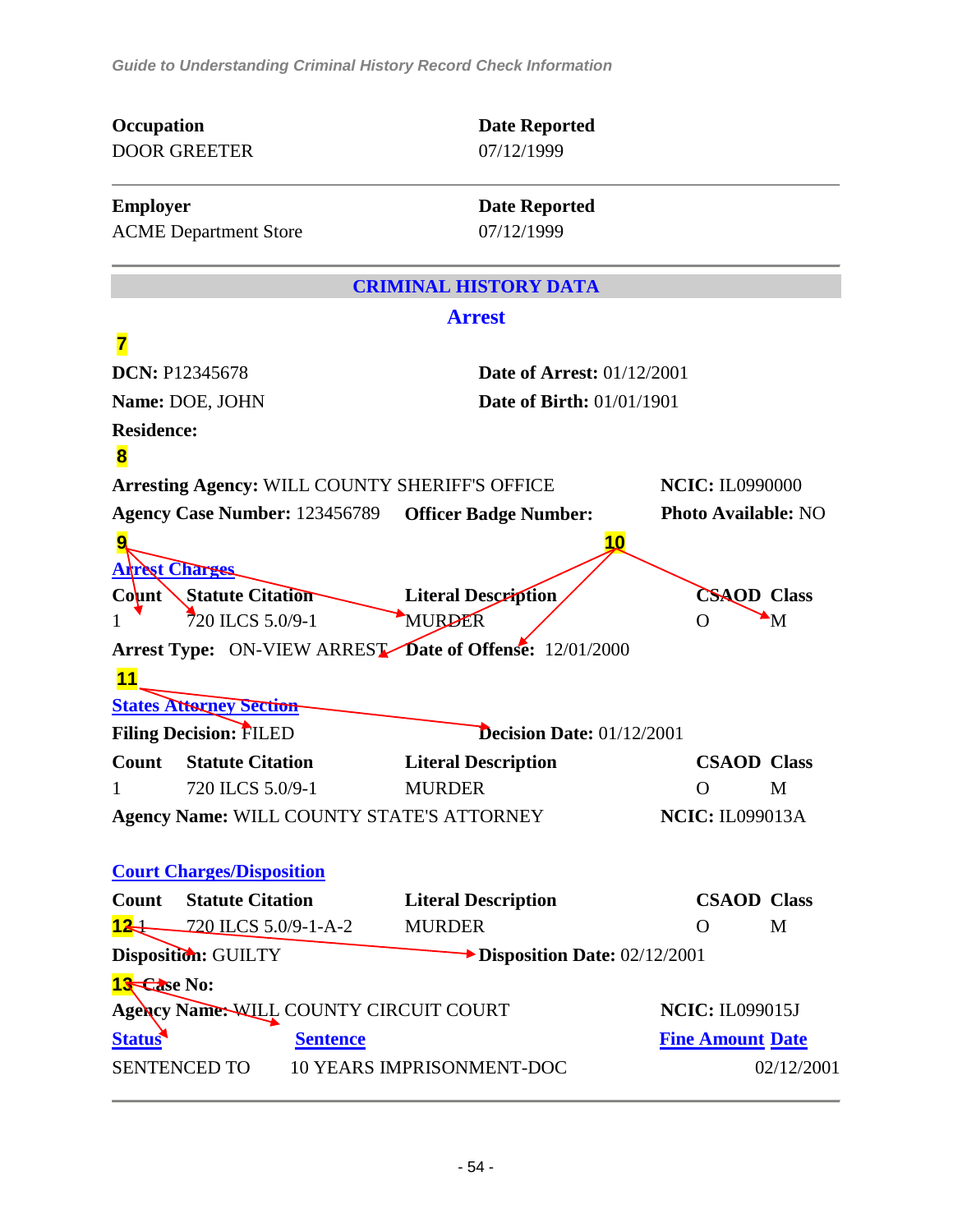| **Occupation** | **Date Reported** |
|---|---|
| DOOR GREETER | 07/12/1999 |

| **Employer** | **Date Reported** |
|---|---|
| ACME Department Store | 07/12/1999 |

## CRIMINAL HISTORY DATA

### Arrest

7

**DCN:** P12345678 **Date of Arrest:** 01/12/2001

**Name:** DOE, JOHN **Date of Birth:** 01/01/1901

**Residence:**

8

**Arresting Agency:** WILL COUNTY SHERIFF'S OFFICE **NCIC:** IL0990000

**Agency Case Number:** 123456789 **Officer Badge Number:** **Photo Available:** NO

9 10

**Arrest Charges**

| Count | Statute Citation | Literal Description | CSAOD | Class |
|---|---|---|---|---|
| 1 | 720 ILCS 5.0/9-1 | MURDER | O | M |

**Arrest Type:** ON-VIEW ARREST **Date of Offense:** 12/01/2000

11

**States Attorney Section**

**Filing Decision:** FILED **Decision Date:** 01/12/2001

| Count | Statute Citation | Literal Description | CSAOD | Class |
|---|---|---|---|---|
| 1 | 720 ILCS 5.0/9-1 | MURDER | O | M |

**Agency Name:** WILL COUNTY STATE'S ATTORNEY **NCIC:** IL099013A

**Court Charges/Disposition**

| Count | Statute Citation | Literal Description | CSAOD | Class |
|---|---|---|---|---|
| 12 1 | 720 ILCS 5.0/9-1-A-2 | MURDER | O | M |

**Disposition:** GUILTY **Disposition Date:** 02/12/2001

13 **Case No:**

**Agency Name:** WILL COUNTY CIRCUIT COURT **NCIC:** IL099015J

| Status | Sentence | Fine Amount | Date |
|---|---|---|---|
| SENTENCED TO | 10 YEARS IMPRISONMENT-DOC | | 02/12/2001 |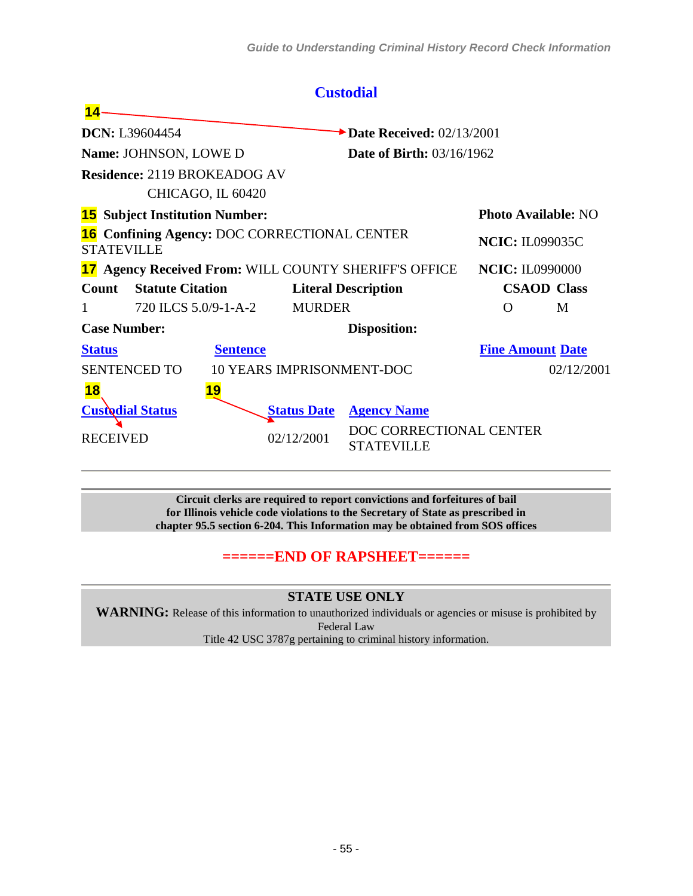## Custodial

**14**

**DCN:** L39604454 **Date Received:** 02/13/2001

**Name:** JOHNSON, LOWE D **Date of Birth:** 03/16/1962

**Residence:** 2119 BROKEADOG AV
CHICAGO, IL 60420

**15** **Subject Institution Number:** **Photo Available:** NO

**16** **Confining Agency:** DOC CORRECTIONAL CENTER STATEVILLE **NCIC:** IL099035C

**17** **Agency Received From:** WILL COUNTY SHERIFF'S OFFICE **NCIC:** IL0990000

| Count | Statute Citation | Literal Description | CSAOD | Class |
|---|---|---|---|---|
| 1 | 720 ILCS 5.0/9-1-A-2 | MURDER | O | M |

**Case Number:** **Disposition:**

| Status | Sentence | Fine Amount | Date |
|---|---|---|---|
| SENTENCED TO | 10 YEARS IMPRISONMENT-DOC | | 02/12/2001 |

**18** **19**

| Custodial Status | Status Date | Agency Name |
|---|---|---|
| RECEIVED | 02/12/2001 | DOC CORRECTIONAL CENTER STATEVILLE |

---

**Circuit clerks are required to report convictions and forfeitures of bail for Illinois vehicle code violations to the Secretary of State as prescribed in chapter 95.5 section 6-204. This Information may be obtained from SOS offices**

**======END OF RAPSHEET======**

---

**STATE USE ONLY**

**WARNING:** Release of this information to unauthorized individuals or agencies or misuse is prohibited by Federal Law
Title 42 USC 3787g pertaining to criminal history information.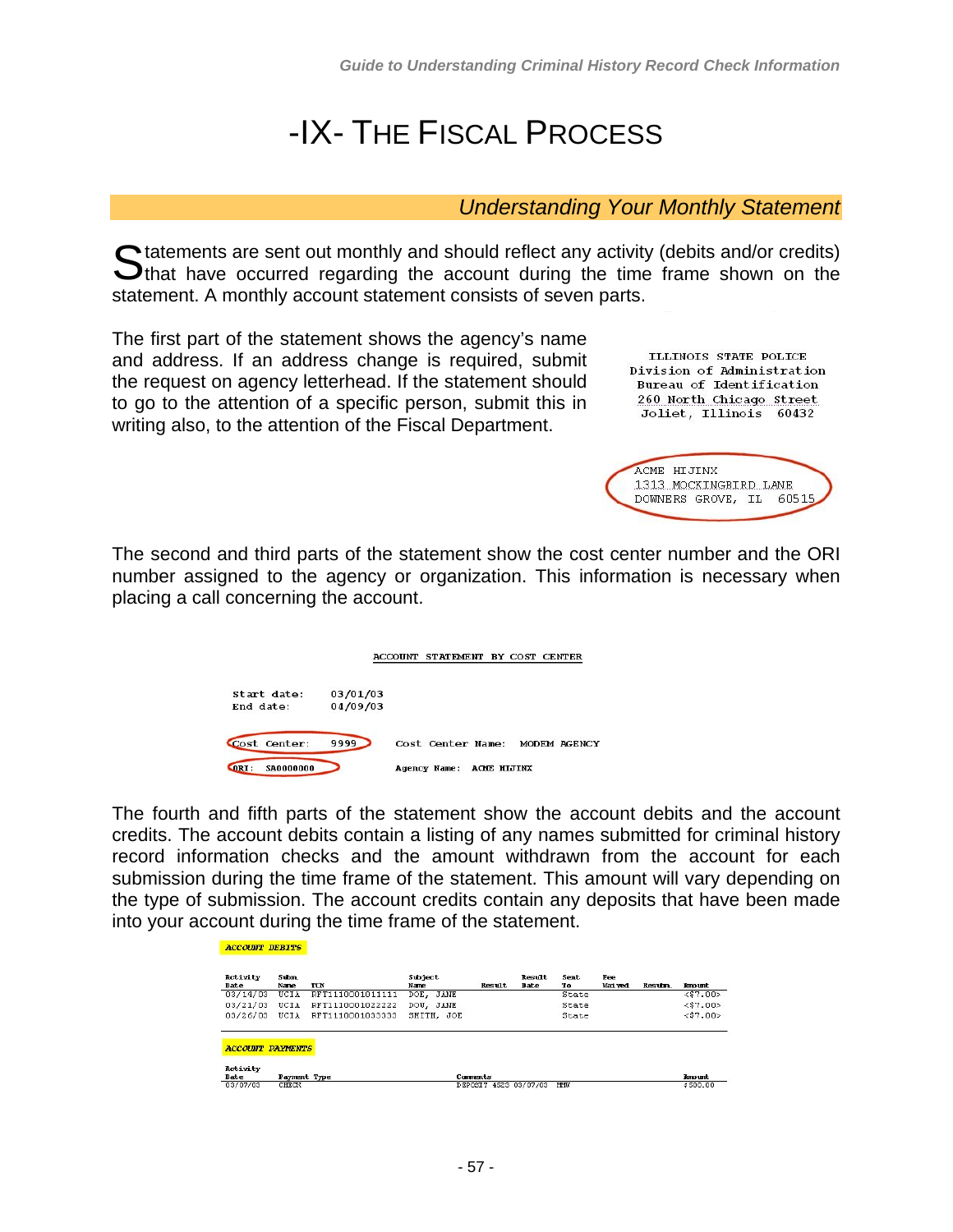# -IX- THE FISCAL PROCESS

## *Understanding Your Monthly Statement*

Statements are sent out monthly and should reflect any activity (debits and/or credits) that have occurred regarding the account during the time frame shown on the statement. A monthly account statement consists of seven parts.

The first part of the statement shows the agency's name and address. If an address change is required, submit the request on agency letterhead. If the statement should to go to the attention of a specific person, submit this in writing also, to the attention of the Fiscal Department.

```
ILLINOIS STATE POLICE
Division of Administration
Bureau of Identification
260 North Chicago Street
Joliet, Illinois  60432

ACME HIJINX
1313 MOCKINGBIRD LANE
DOWNERS GROVE, IL  60515
```

The second and third parts of the statement show the cost center number and the ORI number assigned to the agency or organization. This information is necessary when placing a call concerning the account.

```
ACCOUNT STATEMENT BY COST CENTER

Start date:    03/01/03
End date:      04/09/03

Cost Center:   9999       Cost Center Name:  MODEM AGENCY
ORI:  SA0000000           Agency Name:  ACME HIJINX
```

The fourth and fifth parts of the statement show the account debits and the account credits. The account debits contain a listing of any names submitted for criminal history record information checks and the amount withdrawn from the account for each submission during the time frame of the statement. This amount will vary depending on the type of submission. The account credits contain any deposits that have been made into your account during the time frame of the statement.

**ACCOUNT DEBITS**

| Activity Date | Subm. Name | TCN | Subject Name | Result | Result Date | Sent To | Fee Waived | Resubm. | Amount |
|---|---|---|---|---|---|---|---|---|---|
| 03/14/03 | UCIA | RFT1110001011111 | DOE, JANE | | | State | | | <$7.00> |
| 03/21/03 | UCIA | RFT1110001022222 | DOU, JANE | | | State | | | <$7.00> |
| 03/26/03 | UCIA | RFT1110001033333 | SMITH, JOE | | | State | | | <$7.00> |

**ACCOUNT PAYMENTS**

| Activity Date | Payment Type | Comments | Amount |
|---|---|---|---|
| 03/07/03 | CHECK | DEPOSIT #520 03/07/03 MMW | $500.00 |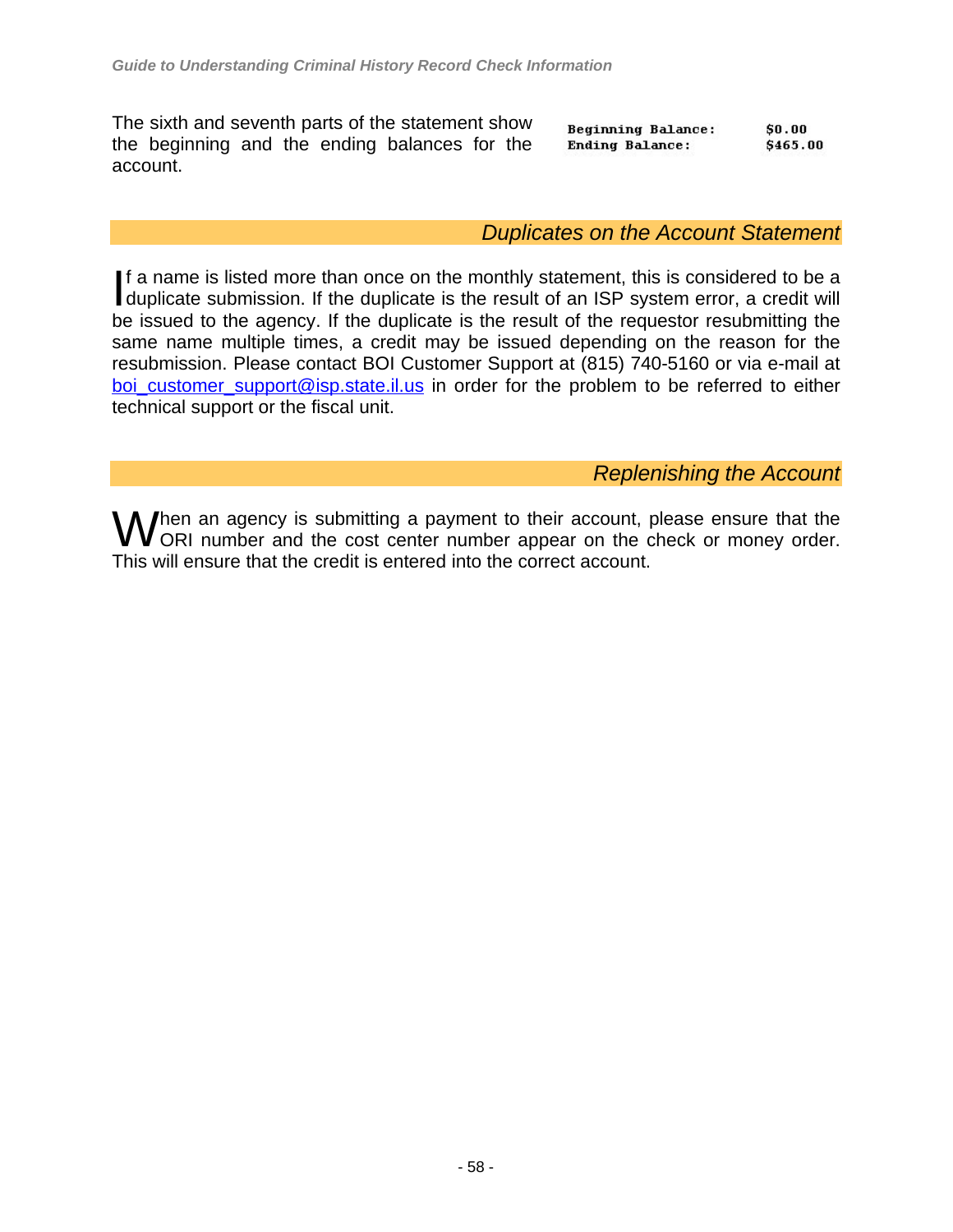The sixth and seventh parts of the statement show the beginning and the ending balances for the account.

| | |
|---|---|
| Beginning Balance: | $0.00 |
| Ending Balance: | $465.00 |

## *Duplicates on the Account Statement*

If a name is listed more than once on the monthly statement, this is considered to be a duplicate submission. If the duplicate is the result of an ISP system error, a credit will be issued to the agency. If the duplicate is the result of the requestor resubmitting the same name multiple times, a credit may be issued depending on the reason for the resubmission. Please contact BOI Customer Support at (815) 740-5160 or via e-mail at boi_customer_support@isp.state.il.us in order for the problem to be referred to either technical support or the fiscal unit.

## *Replenishing the Account*

When an agency is submitting a payment to their account, please ensure that the ORI number and the cost center number appear on the check or money order. This will ensure that the credit is entered into the correct account.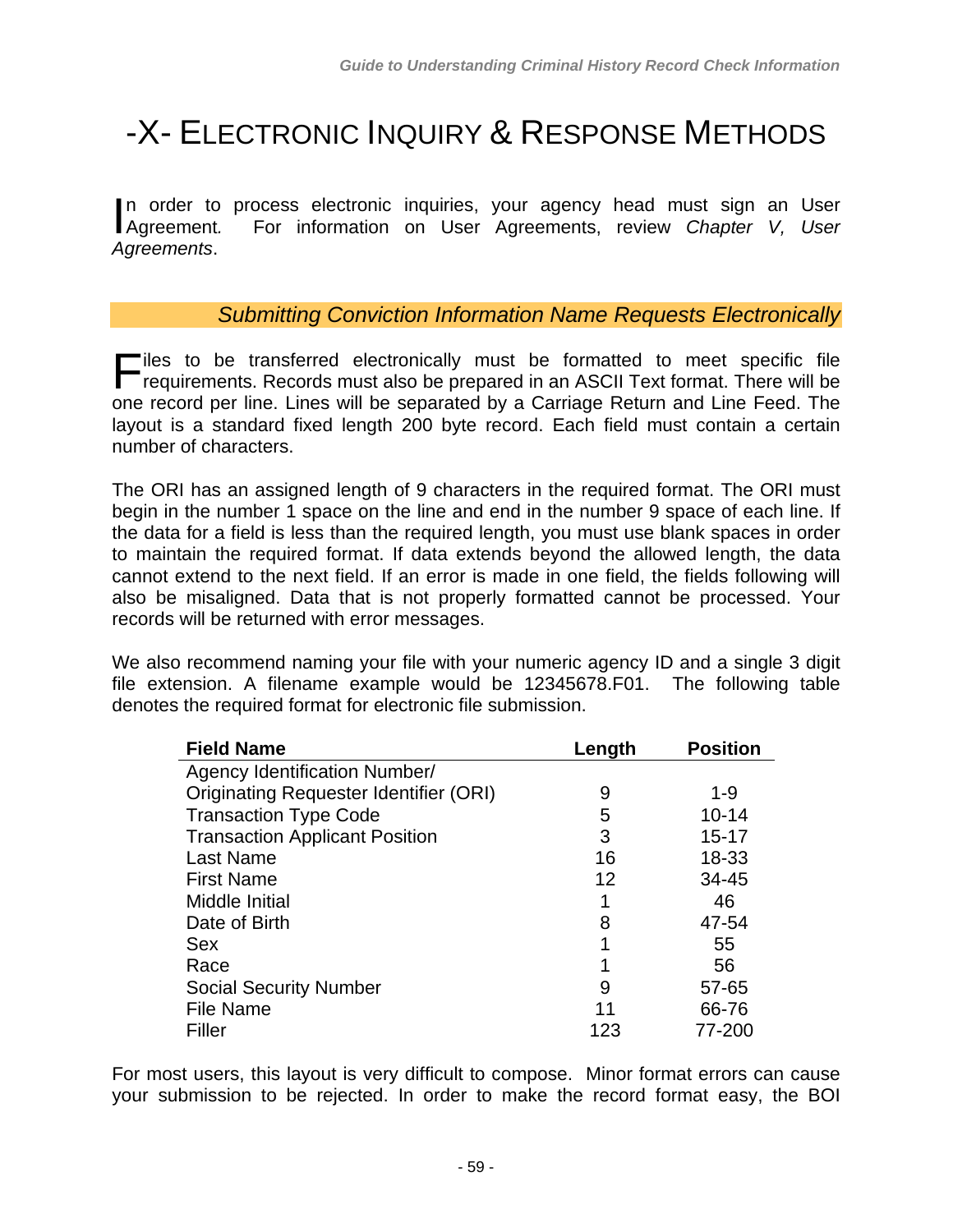# -X- ELECTRONIC INQUIRY & RESPONSE METHODS

In order to process electronic inquiries, your agency head must sign an User Agreement. For information on User Agreements, review *Chapter V, User Agreements*.

## *Submitting Conviction Information Name Requests Electronically*

Files to be transferred electronically must be formatted to meet specific file requirements. Records must also be prepared in an ASCII Text format. There will be one record per line. Lines will be separated by a Carriage Return and Line Feed. The layout is a standard fixed length 200 byte record. Each field must contain a certain number of characters.

The ORI has an assigned length of 9 characters in the required format. The ORI must begin in the number 1 space on the line and end in the number 9 space of each line. If the data for a field is less than the required length, you must use blank spaces in order to maintain the required format. If data extends beyond the allowed length, the data cannot extend to the next field. If an error is made in one field, the fields following will also be misaligned. Data that is not properly formatted cannot be processed. Your records will be returned with error messages.

We also recommend naming your file with your numeric agency ID and a single 3 digit file extension. A filename example would be 12345678.F01. The following table denotes the required format for electronic file submission.

| Field Name | Length | Position |
|---|---|---|
| Agency Identification Number/ Originating Requester Identifier (ORI) | 9 | 1-9 |
| Transaction Type Code | 5 | 10-14 |
| Transaction Applicant Position | 3 | 15-17 |
| Last Name | 16 | 18-33 |
| First Name | 12 | 34-45 |
| Middle Initial | 1 | 46 |
| Date of Birth | 8 | 47-54 |
| Sex | 1 | 55 |
| Race | 1 | 56 |
| Social Security Number | 9 | 57-65 |
| File Name | 11 | 66-76 |
| Filler | 123 | 77-200 |

For most users, this layout is very difficult to compose. Minor format errors can cause your submission to be rejected. In order to make the record format easy, the BOI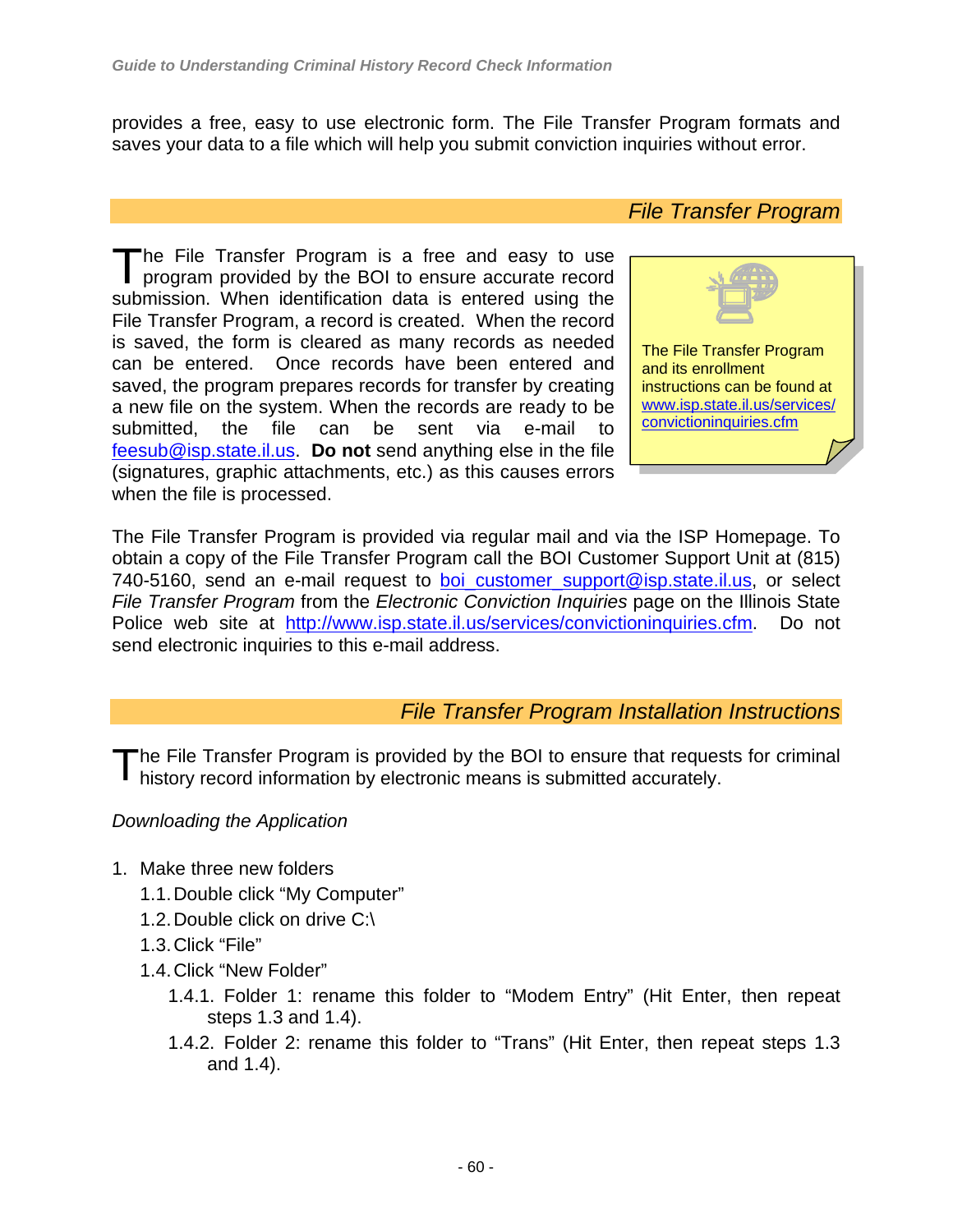provides a free, easy to use electronic form. The File Transfer Program formats and saves your data to a file which will help you submit conviction inquiries without error.

## *File Transfer Program*

The File Transfer Program is a free and easy to use program provided by the BOI to ensure accurate record submission. When identification data is entered using the File Transfer Program, a record is created. When the record is saved, the form is cleared as many records as needed can be entered. Once records have been entered and saved, the program prepares records for transfer by creating a new file on the system. When the records are ready to be submitted, the file can be sent via e-mail to feesub@isp.state.il.us. **Do not** send anything else in the file (signatures, graphic attachments, etc.) as this causes errors when the file is processed.

> The File Transfer Program and its enrollment instructions can be found at www.isp.state.il.us/services/convictioninquiries.cfm

The File Transfer Program is provided via regular mail and via the ISP Homepage. To obtain a copy of the File Transfer Program call the BOI Customer Support Unit at (815) 740-5160, send an e-mail request to boi_customer_support@isp.state.il.us, or select *File Transfer Program* from the *Electronic Conviction Inquiries* page on the Illinois State Police web site at http://www.isp.state.il.us/services/convictioninquiries.cfm. Do not send electronic inquiries to this e-mail address.

## *File Transfer Program Installation Instructions*

The File Transfer Program is provided by the BOI to ensure that requests for criminal history record information by electronic means is submitted accurately.

*Downloading the Application*

1. Make three new folders
   - 1.1. Double click “My Computer”
   - 1.2. Double click on drive C:\
   - 1.3. Click “File”
   - 1.4. Click “New Folder”
     - 1.4.1. Folder 1: rename this folder to “Modem Entry” (Hit Enter, then repeat steps 1.3 and 1.4).
     - 1.4.2. Folder 2: rename this folder to “Trans” (Hit Enter, then repeat steps 1.3 and 1.4).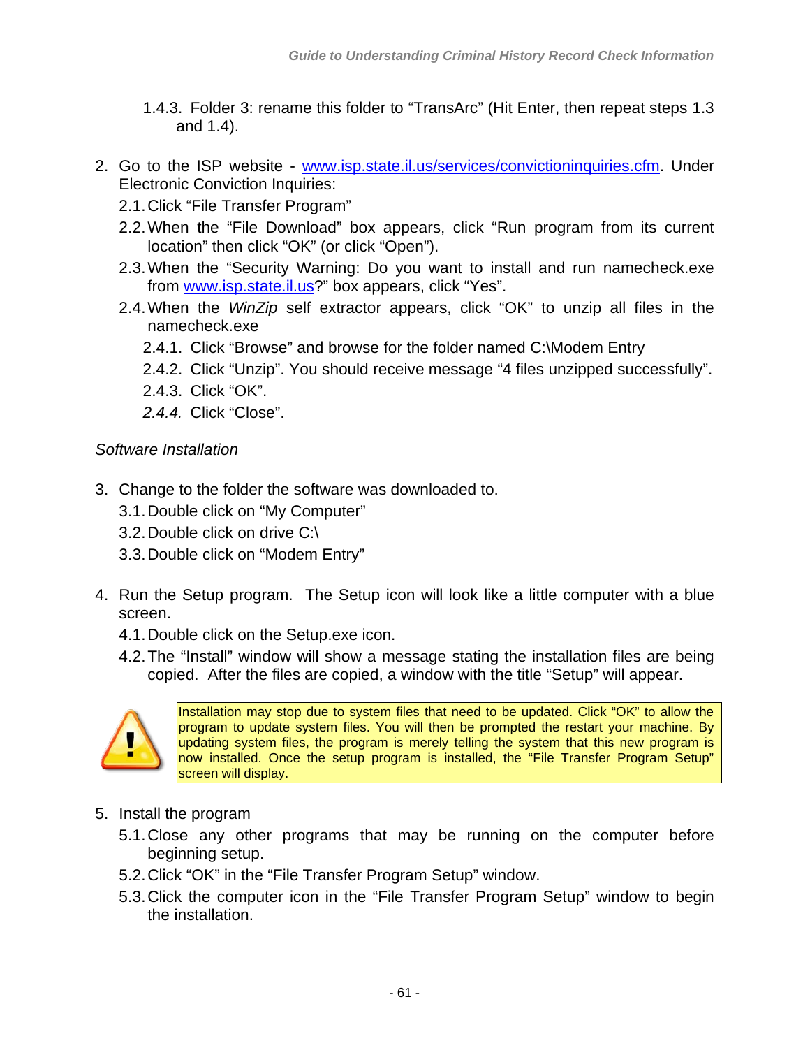1.4.3. Folder 3: rename this folder to "TransArc" (Hit Enter, then repeat steps 1.3 and 1.4).

2. Go to the ISP website - www.isp.state.il.us/services/convictioninquiries.cfm. Under Electronic Conviction Inquiries:
   2.1. Click "File Transfer Program"
   2.2. When the "File Download" box appears, click "Run program from its current location" then click "OK" (or click "Open").
   2.3. When the "Security Warning: Do you want to install and run namecheck.exe from www.isp.state.il.us?" box appears, click "Yes".
   2.4. When the *WinZip* self extractor appears, click "OK" to unzip all files in the namecheck.exe
      2.4.1. Click "Browse" and browse for the folder named C:\Modem Entry
      2.4.2. Click "Unzip". You should receive message "4 files unzipped successfully".
      2.4.3. Click "OK".
      *2.4.4.* Click "Close".

*Software Installation*

3. Change to the folder the software was downloaded to.
   3.1. Double click on "My Computer"
   3.2. Double click on drive C:\
   3.3. Double click on "Modem Entry"

4. Run the Setup program. The Setup icon will look like a little computer with a blue screen.
   4.1. Double click on the Setup.exe icon.
   4.2. The "Install" window will show a message stating the installation files are being copied. After the files are copied, a window with the title "Setup" will appear.

> Installation may stop due to system files that need to be updated. Click "OK" to allow the program to update system files. You will then be prompted the restart your machine. By updating system files, the program is merely telling the system that this new program is now installed. Once the setup program is installed, the "File Transfer Program Setup" screen will display.

5. Install the program
   5.1. Close any other programs that may be running on the computer before beginning setup.
   5.2. Click "OK" in the "File Transfer Program Setup" window.
   5.3. Click the computer icon in the "File Transfer Program Setup" window to begin the installation.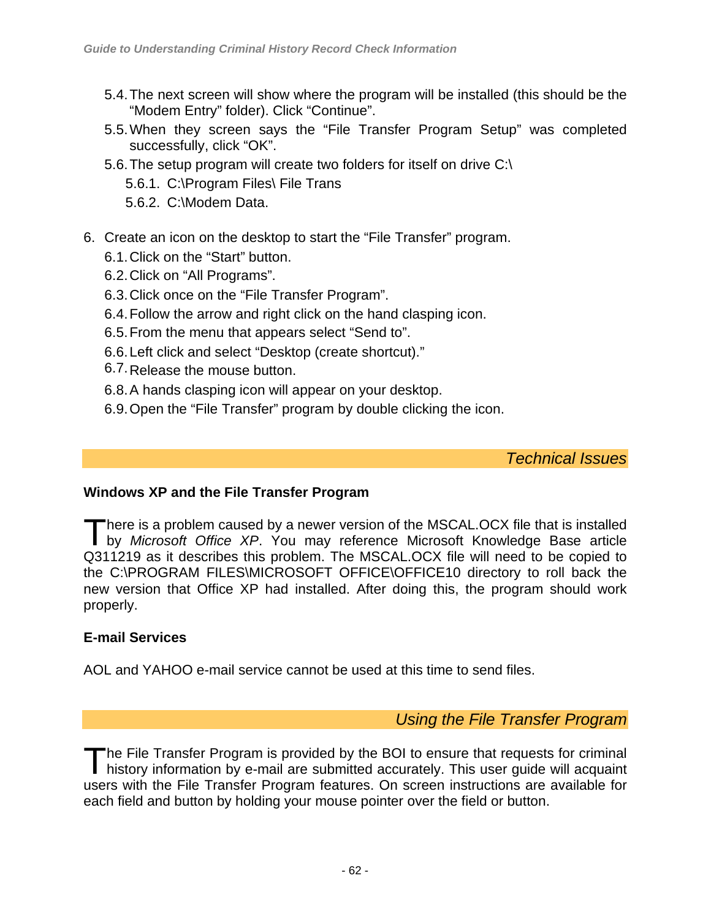5.4. The next screen will show where the program will be installed (this should be the "Modem Entry" folder). Click "Continue".

5.5. When they screen says the "File Transfer Program Setup" was completed successfully, click "OK".

5.6. The setup program will create two folders for itself on drive C:\

  5.6.1. C:\Program Files\ File Trans

  5.6.2. C:\Modem Data.

6. Create an icon on the desktop to start the "File Transfer" program.

  6.1. Click on the "Start" button.

  6.2. Click on "All Programs".

  6.3. Click once on the "File Transfer Program".

  6.4. Follow the arrow and right click on the hand clasping icon.

  6.5. From the menu that appears select "Send to".

  6.6. Left click and select "Desktop (create shortcut)."

  6.7. Release the mouse button.

  6.8. A hands clasping icon will appear on your desktop.

  6.9. Open the "File Transfer" program by double clicking the icon.

## *Technical Issues*

### Windows XP and the File Transfer Program

There is a problem caused by a newer version of the MSCAL.OCX file that is installed by *Microsoft Office XP*. You may reference Microsoft Knowledge Base article Q311219 as it describes this problem. The MSCAL.OCX file will need to be copied to the C:\PROGRAM FILES\MICROSOFT OFFICE\OFFICE10 directory to roll back the new version that Office XP had installed. After doing this, the program should work properly.

### E-mail Services

AOL and YAHOO e-mail service cannot be used at this time to send files.

## *Using the File Transfer Program*

The File Transfer Program is provided by the BOI to ensure that requests for criminal history information by e-mail are submitted accurately. This user guide will acquaint users with the File Transfer Program features. On screen instructions are available for each field and button by holding your mouse pointer over the field or button.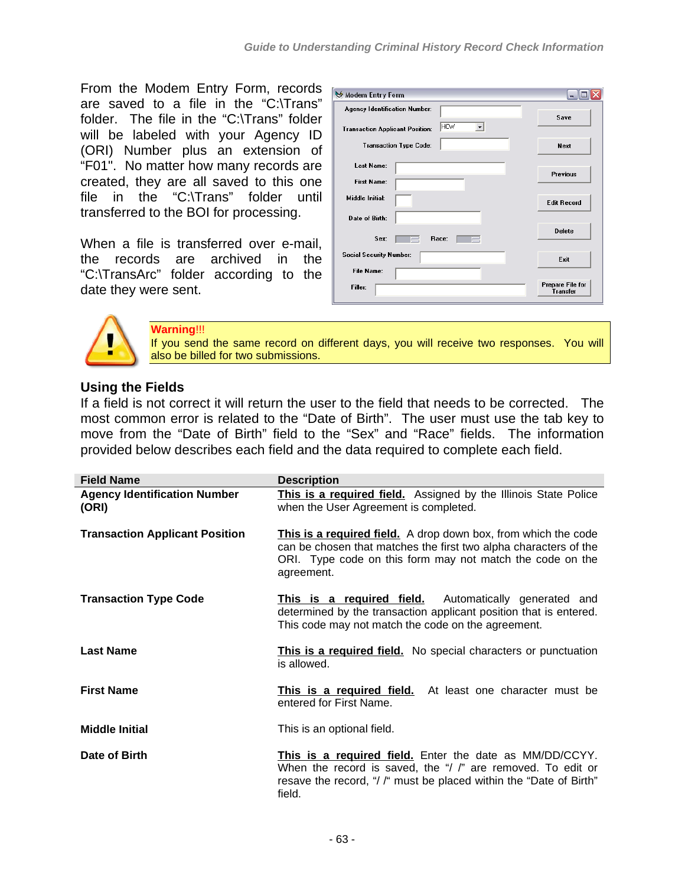From the Modem Entry Form, records are saved to a file in the “C:\Trans” folder. The file in the “C:\Trans” folder will be labeled with your Agency ID (ORI) Number plus an extension of “F01". No matter how many records are created, they are all saved to this one file in the “C:\Trans” folder until transferred to the BOI for processing.

When a file is transferred over e-mail, the records are archived in the “C:\TransArc” folder according to the date they were sent.

**Warning!!!**
If you send the same record on different days, you will receive two responses. You will also be billed for two submissions.

## Using the Fields

If a field is not correct it will return the user to the field that needs to be corrected. The most common error is related to the “Date of Birth”. The user must use the tab key to move from the “Date of Birth” field to the “Sex” and “Race” fields. The information provided below describes each field and the data required to complete each field.

| Field Name | Description |
|---|---|
| **Agency Identification Number (ORI)** | **This is a required field.** Assigned by the Illinois State Police when the User Agreement is completed. |
| **Transaction Applicant Position** | **This is a required field.** A drop down box, from which the code can be chosen that matches the first two alpha characters of the ORI. Type code on this form may not match the code on the agreement. |
| **Transaction Type Code** | **This is a required field.** Automatically generated and determined by the transaction applicant position that is entered. This code may not match the code on the agreement. |
| **Last Name** | **This is a required field.** No special characters or punctuation is allowed. |
| **First Name** | **This is a required field.** At least one character must be entered for First Name. |
| **Middle Initial** | This is an optional field. |
| **Date of Birth** | **This is a required field.** Enter the date as MM/DD/CCYY. When the record is saved, the “/ /” are removed. To edit or resave the record, “/ /“ must be placed within the “Date of Birth” field. |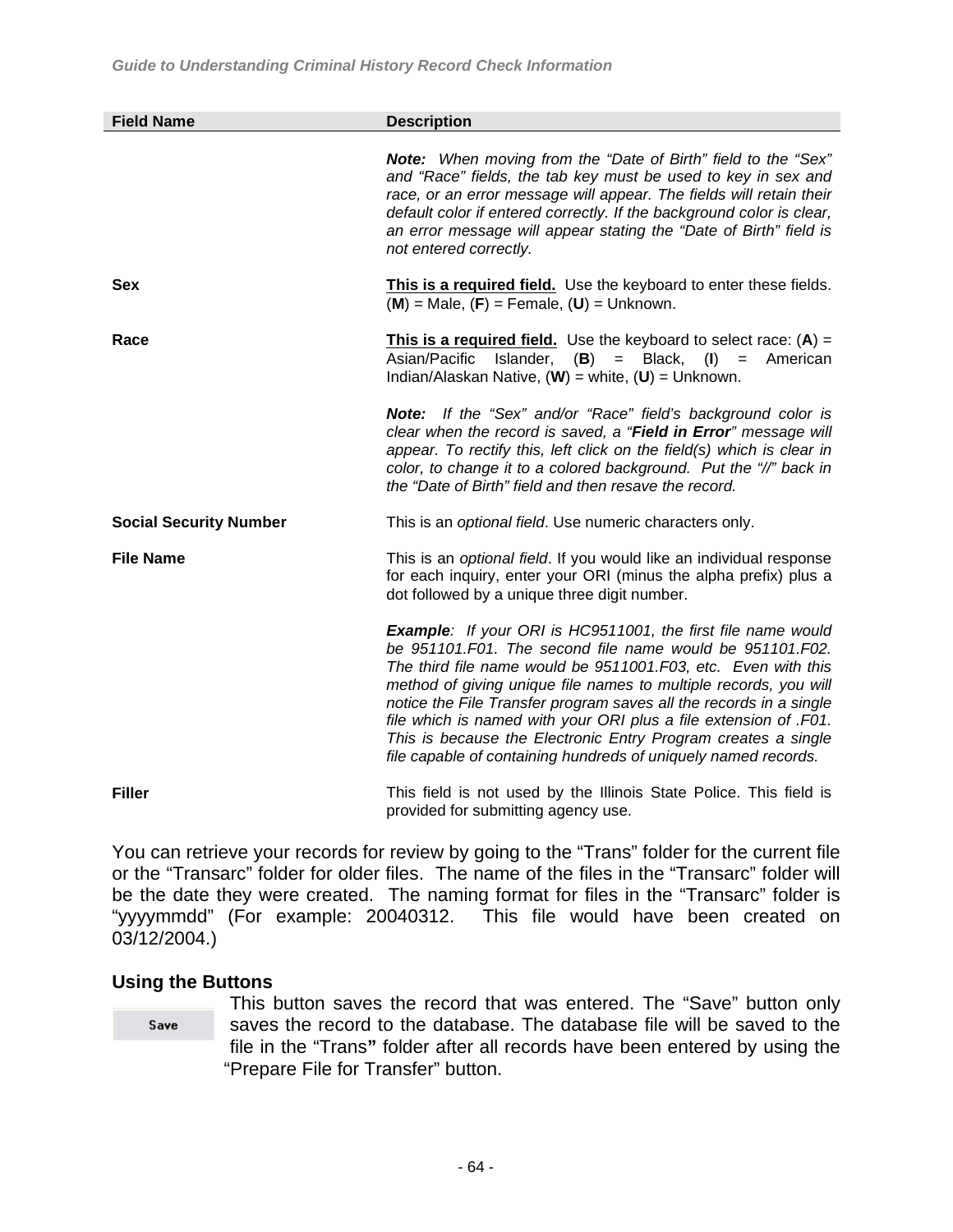| Field Name | Description |
| --- | --- |
| | ***Note:*** *When moving from the "Date of Birth" field to the "Sex" and "Race" fields, the tab key must be used to key in sex and race, or an error message will appear. The fields will retain their default color if entered correctly. If the background color is clear, an error message will appear stating the "Date of Birth" field is not entered correctly.* |
| **Sex** | **<u>This is a required field.</u>** Use the keyboard to enter these fields. (**M**) = Male, (**F**) = Female, (**U**) = Unknown. |
| **Race** | **<u>This is a required field.</u>** Use the keyboard to select race: (**A**) = Asian/Pacific Islander, (**B**) = Black, (**I**) = American Indian/Alaskan Native, (**W**) = white, (**U**) = Unknown.<br><br>***Note:*** *If the "Sex" and/or "Race" field's background color is clear when the record is saved, a "**Field in Error**" message will appear. To rectify this, left click on the field(s) which is clear in color, to change it to a colored background. Put the "//" back in the "Date of Birth" field and then resave the record.* |
| **Social Security Number** | This is an *optional field*. Use numeric characters only. |
| **File Name** | This is an *optional field*. If you would like an individual response for each inquiry, enter your ORI (minus the alpha prefix) plus a dot followed by a unique three digit number.<br><br>***Example****: If your ORI is HC9511001, the first file name would be 951101.F01. The second file name would be 951101.F02. The third file name would be 9511001.F03, etc. Even with this method of giving unique file names to multiple records, you will notice the File Transfer program saves all the records in a single file which is named with your ORI plus a file extension of .F01. This is because the Electronic Entry Program creates a single file capable of containing hundreds of uniquely named records.* |
| **Filler** | This field is not used by the Illinois State Police. This field is provided for submitting agency use. |

You can retrieve your records for review by going to the "Trans" folder for the current file or the "Transarc" folder for older files. The name of the files in the "Transarc" folder will be the date they were created. The naming format for files in the "Transarc" folder is "yyyymmdd" (For example: 20040312. This file would have been created on 03/12/2004.)

### Using the Buttons

Save

This button saves the record that was entered. The "Save" button only saves the record to the database. The database file will be saved to the file in the "Trans**"** folder after all records have been entered by using the "Prepare File for Transfer" button.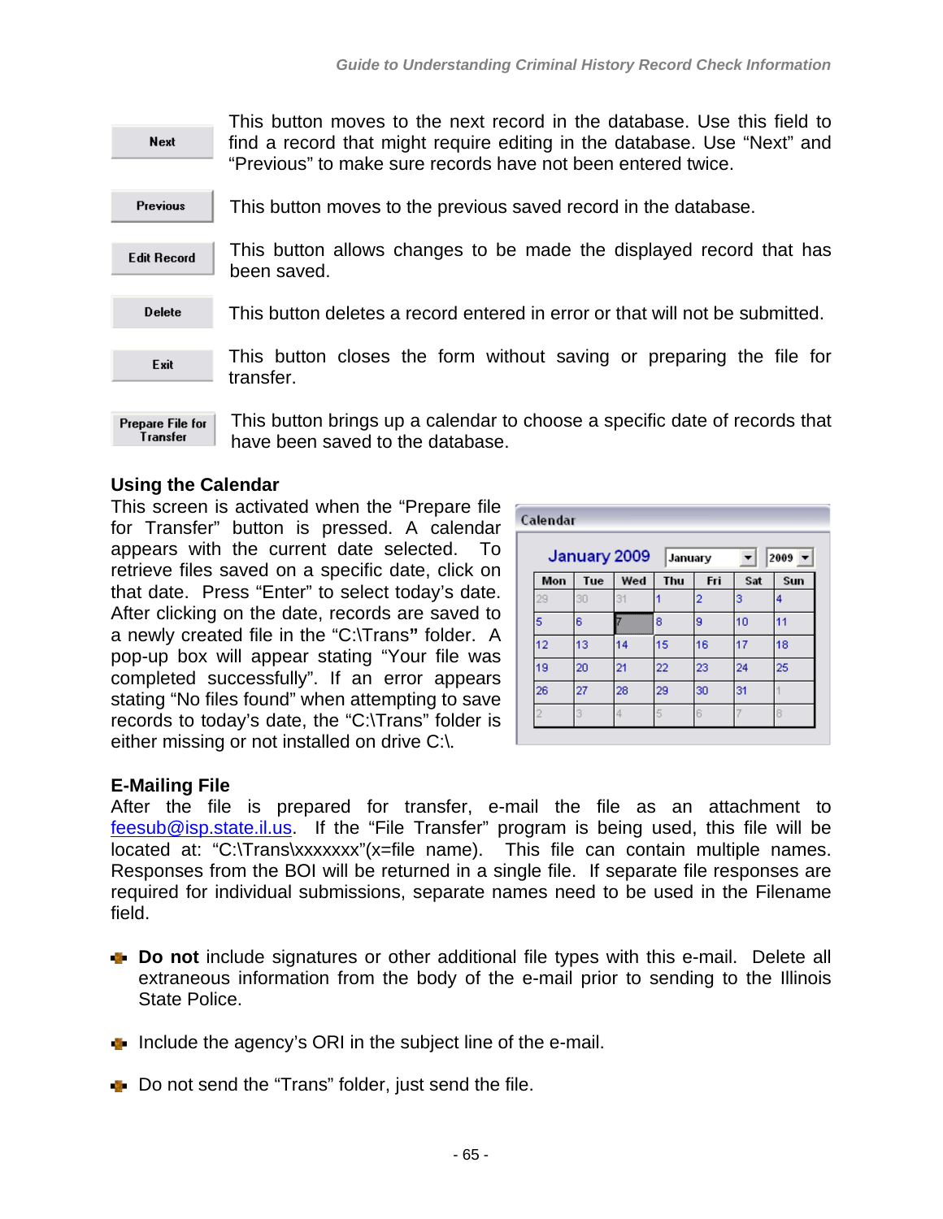| Button | Description |
|---|---|
| Next | This button moves to the next record in the database. Use this field to find a record that might require editing in the database. Use "Next" and "Previous" to make sure records have not been entered twice. |
| Previous | This button moves to the previous saved record in the database. |
| Edit Record | This button allows changes to be made the displayed record that has been saved. |
| Delete | This button deletes a record entered in error or that will not be submitted. |
| Exit | This button closes the form without saving or preparing the file for transfer. |
| Prepare File for Transfer | This button brings up a calendar to choose a specific date of records that have been saved to the database. |

### Using the Calendar

This screen is activated when the "Prepare file for Transfer" button is pressed. A calendar appears with the current date selected. To retrieve files saved on a specific date, click on that date. Press "Enter" to select today's date. After clicking on the date, records are saved to a newly created file in the "C:\Trans**"** folder. A pop-up box will appear stating "Your file was completed successfully". If an error appears stating "No files found" when attempting to save records to today's date, the "C:\Trans" folder is either missing or not installed on drive C:\.

Calendar

January 2009 | January | 2009

| Mon | Tue | Wed | Thu | Fri | Sat | Sun |
|---|---|---|---|---|---|---|
| 29 | 30 | 31 | 1 | 2 | 3 | 4 |
| 5 | 6 | 7 | 8 | 9 | 10 | 11 |
| 12 | 13 | 14 | 15 | 16 | 17 | 18 |
| 19 | 20 | 21 | 22 | 23 | 24 | 25 |
| 26 | 27 | 28 | 29 | 30 | 31 | 1 |
| 2 | 3 | 4 | 5 | 6 | 7 | 8 |

### E-Mailing File

After the file is prepared for transfer, e-mail the file as an attachment to feesub@isp.state.il.us. If the "File Transfer" program is being used, this file will be located at: "C:\Trans\xxxxxxx"(x=file name). This file can contain multiple names. Responses from the BOI will be returned in a single file. If separate file responses are required for individual submissions, separate names need to be used in the Filename field.

- **Do not** include signatures or other additional file types with this e-mail. Delete all extraneous information from the body of the e-mail prior to sending to the Illinois State Police.
- Include the agency's ORI in the subject line of the e-mail.
- Do not send the "Trans" folder, just send the file.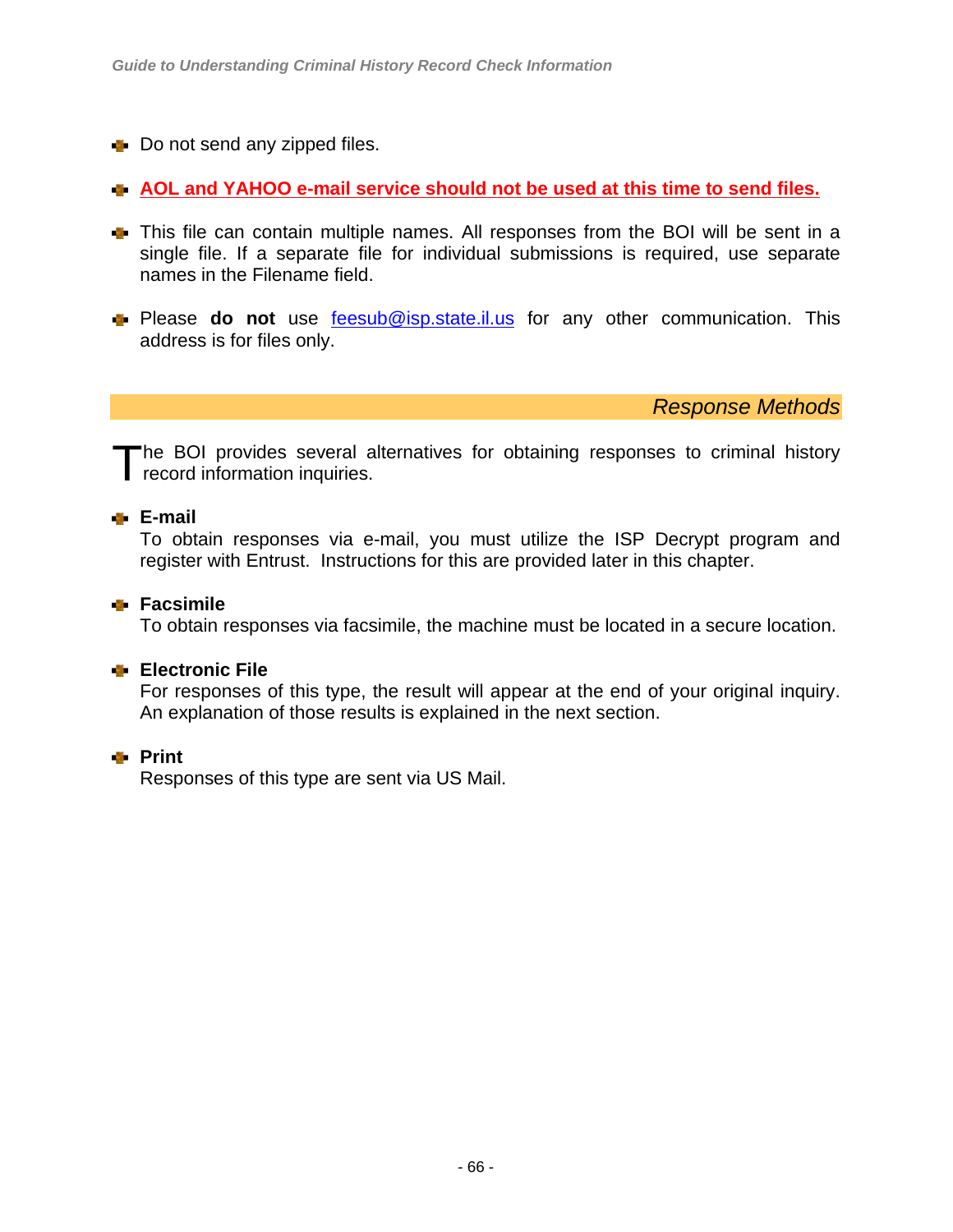- Do not send any zipped files.

- **AOL and YAHOO e-mail service should not be used at this time to send files.**

- This file can contain multiple names. All responses from the BOI will be sent in a single file. If a separate file for individual submissions is required, use separate names in the Filename field.

- Please **do not** use feesub@isp.state.il.us for any other communication. This address is for files only.

## *Response Methods*

The BOI provides several alternatives for obtaining responses to criminal history record information inquiries.

- **E-mail**
  To obtain responses via e-mail, you must utilize the ISP Decrypt program and register with Entrust. Instructions for this are provided later in this chapter.

- **Facsimile**
  To obtain responses via facsimile, the machine must be located in a secure location.

- **Electronic File**
  For responses of this type, the result will appear at the end of your original inquiry. An explanation of those results is explained in the next section.

- **Print**
  Responses of this type are sent via US Mail.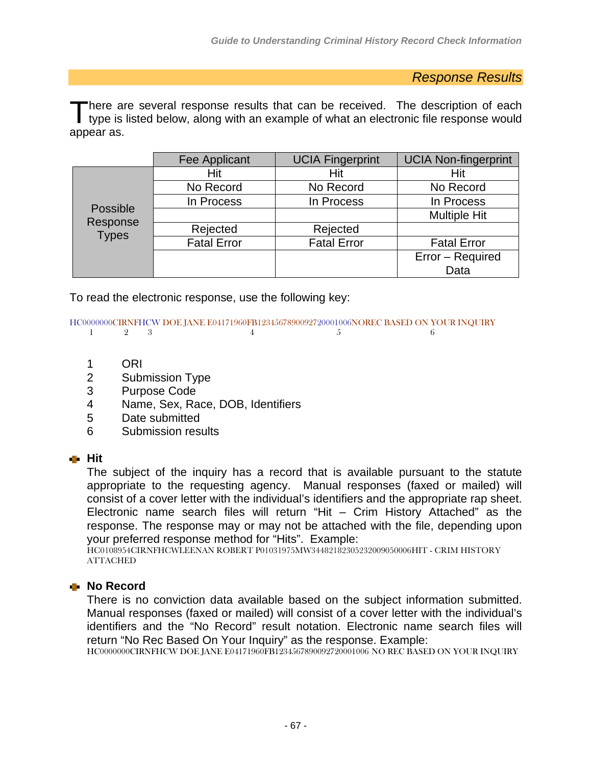## *Response Results*

There are several response results that can be received. The description of each type is listed below, along with an example of what an electronic file response would appear as.

| | Fee Applicant | UCIA Fingerprint | UCIA Non-fingerprint |
|---|---|---|---|
| Possible Response Types | Hit | Hit | Hit |
| | No Record | No Record | No Record |
| | In Process | In Process | In Process |
| | | | Multiple Hit |
| | Rejected | Rejected | |
| | Fatal Error | Fatal Error | Fatal Error |
| | | | Error – Required Data |

To read the electronic response, use the following key:

```
HC0000000CIRNFHCW DOE JANE E04171960FB123456789009272000100 6NOREC BASED ON YOUR INQUIRY
    1         2    3                    4                        5                  6
```

1. ORI
2. Submission Type
3. Purpose Code
4. Name, Sex, Race, DOB, Identifiers
5. Date submitted
6. Submission results

### Hit

The subject of the inquiry has a record that is available pursuant to the statute appropriate to the requesting agency. Manual responses (faxed or mailed) will consist of a cover letter with the individual's identifiers and the appropriate rap sheet. Electronic name search files will return "Hit – Crim History Attached" as the response. The response may or may not be attached with the file, depending upon your preferred response method for "Hits". Example:

HC0108954CIRNFHCWLEENAN ROBERT P01031975MW34482182305232009050006HIT - CRIM HISTORY ATTACHED

### No Record

There is no conviction data available based on the subject information submitted. Manual responses (faxed or mailed) will consist of a cover letter with the individual's identifiers and the "No Record" result notation. Electronic name search files will return "No Rec Based On Your Inquiry" as the response. Example:

HC0000000CIRNFHCW DOE JANE E04171960FB1234567890092720001006 NO REC BASED ON YOUR INQUIRY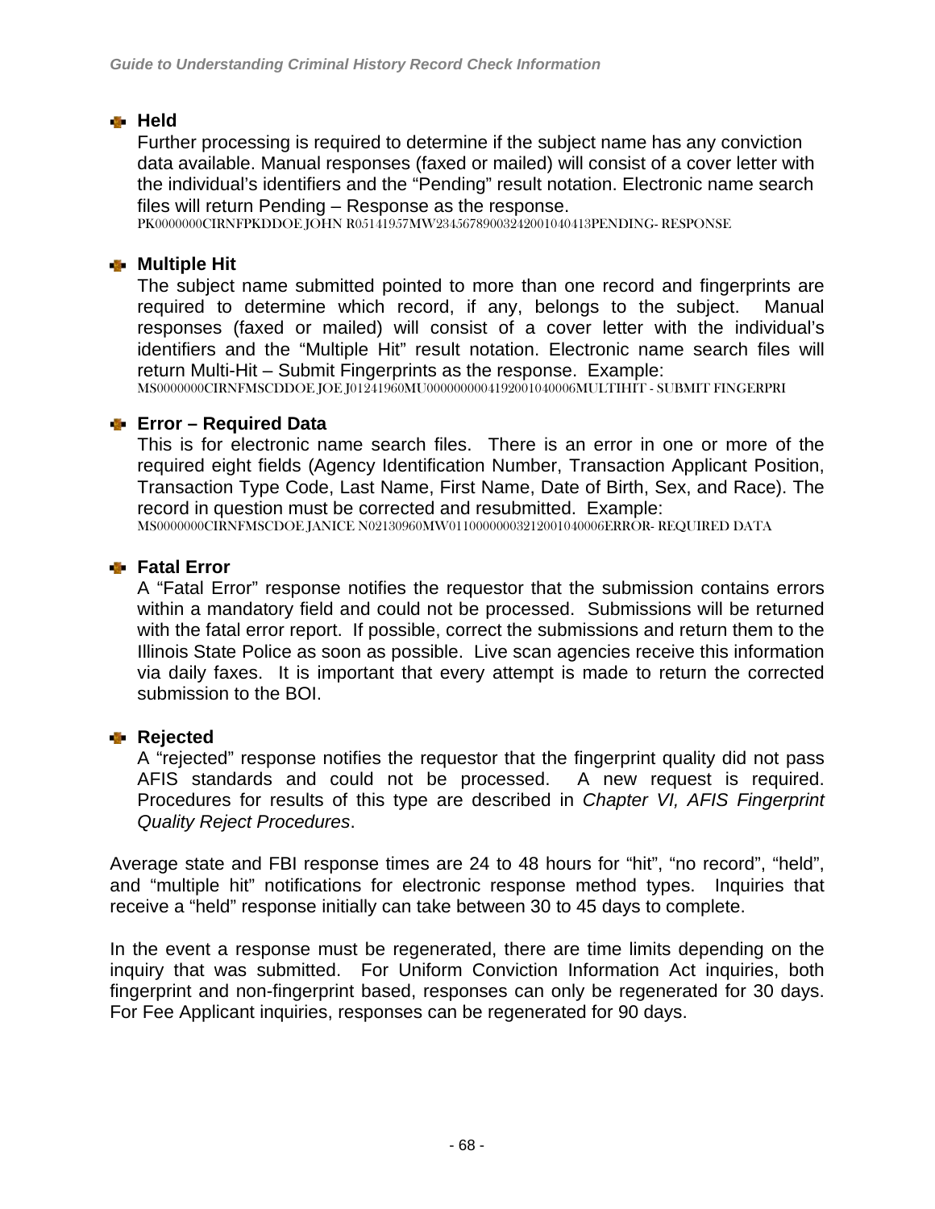### Held

Further processing is required to determine if the subject name has any conviction data available. Manual responses (faxed or mailed) will consist of a cover letter with the individual's identifiers and the "Pending" result notation. Electronic name search files will return Pending – Response as the response.

PK0000000CIRNFPKDDOE JOHN R05141957MW23456789003242001040413PENDING- RESPONSE

### Multiple Hit

The subject name submitted pointed to more than one record and fingerprints are required to determine which record, if any, belongs to the subject. Manual responses (faxed or mailed) will consist of a cover letter with the individual's identifiers and the "Multiple Hit" result notation. Electronic name search files will return Multi-Hit – Submit Fingerprints as the response. Example:

MS0000000CIRNFMSCDDOE JOE J01241960MU00000000004192001040006MULTIHIT - SUBMIT FINGERPRI

### Error – Required Data

This is for electronic name search files. There is an error in one or more of the required eight fields (Agency Identification Number, Transaction Applicant Position, Transaction Type Code, Last Name, First Name, Date of Birth, Sex, and Race). The record in question must be corrected and resubmitted. Example:

MS0000000CIRNFMSCDOE JANICE N02130960MW01100000003212001040006ERROR- REQUIRED DATA

### Fatal Error

A "Fatal Error" response notifies the requestor that the submission contains errors within a mandatory field and could not be processed. Submissions will be returned with the fatal error report. If possible, correct the submissions and return them to the Illinois State Police as soon as possible. Live scan agencies receive this information via daily faxes. It is important that every attempt is made to return the corrected submission to the BOI.

### Rejected

A "rejected" response notifies the requestor that the fingerprint quality did not pass AFIS standards and could not be processed. A new request is required. Procedures for results of this type are described in *Chapter VI, AFIS Fingerprint Quality Reject Procedures*.

Average state and FBI response times are 24 to 48 hours for "hit", "no record", "held", and "multiple hit" notifications for electronic response method types. Inquiries that receive a "held" response initially can take between 30 to 45 days to complete.

In the event a response must be regenerated, there are time limits depending on the inquiry that was submitted. For Uniform Conviction Information Act inquiries, both fingerprint and non-fingerprint based, responses can only be regenerated for 30 days. For Fee Applicant inquiries, responses can be regenerated for 90 days.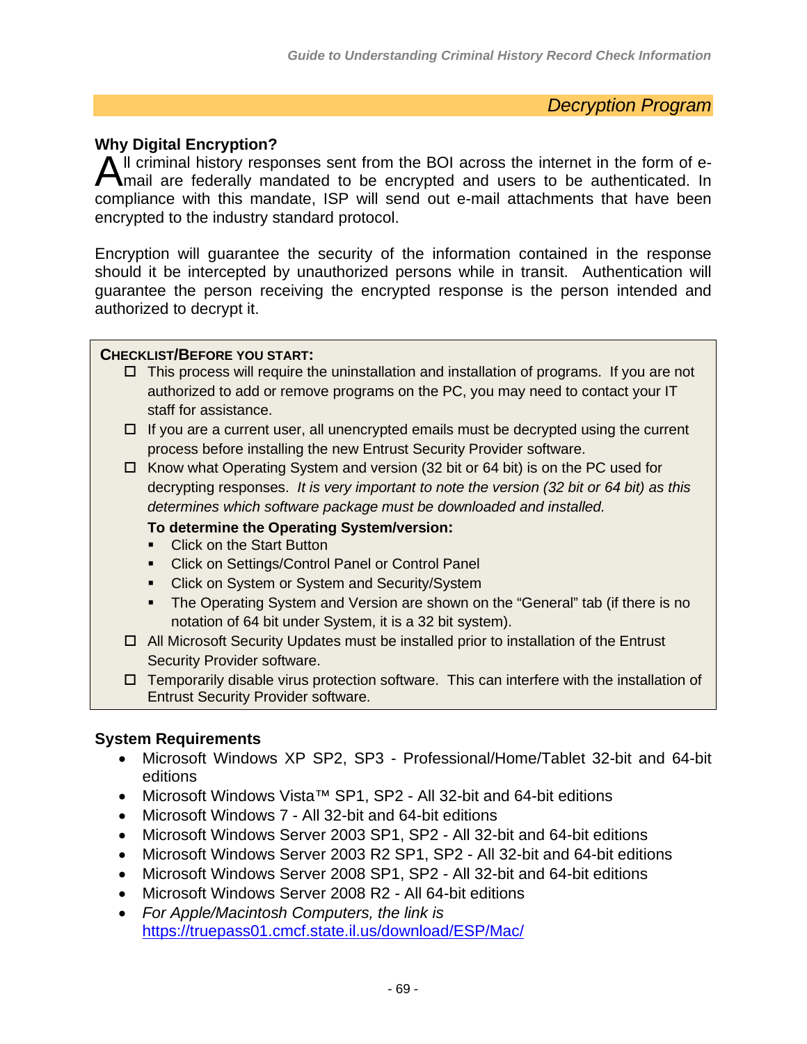## Decryption Program

### Why Digital Encryption?

All criminal history responses sent from the BOI across the internet in the form of e-mail are federally mandated to be encrypted and users to be authenticated. In compliance with this mandate, ISP will send out e-mail attachments that have been encrypted to the industry standard protocol.

Encryption will guarantee the security of the information contained in the response should it be intercepted by unauthorized persons while in transit. Authentication will guarantee the person receiving the encrypted response is the person intended and authorized to decrypt it.

**CHECKLIST/BEFORE YOU START:**

- ☐ This process will require the uninstallation and installation of programs. If you are not authorized to add or remove programs on the PC, you may need to contact your IT staff for assistance.
- ☐ If you are a current user, all unencrypted emails must be decrypted using the current process before installing the new Entrust Security Provider software.
- ☐ Know what Operating System and version (32 bit or 64 bit) is on the PC used for decrypting responses. *It is very important to note the version (32 bit or 64 bit) as this determines which software package must be downloaded and installed.*

  **To determine the Operating System/version:**
  - Click on the Start Button
  - Click on Settings/Control Panel or Control Panel
  - Click on System or System and Security/System
  - The Operating System and Version are shown on the "General" tab (if there is no notation of 64 bit under System, it is a 32 bit system).
- ☐ All Microsoft Security Updates must be installed prior to installation of the Entrust Security Provider software.
- ☐ Temporarily disable virus protection software. This can interfere with the installation of Entrust Security Provider software.

### System Requirements

- Microsoft Windows XP SP2, SP3 - Professional/Home/Tablet 32-bit and 64-bit editions
- Microsoft Windows Vista™ SP1, SP2 - All 32-bit and 64-bit editions
- Microsoft Windows 7 - All 32-bit and 64-bit editions
- Microsoft Windows Server 2003 SP1, SP2 - All 32-bit and 64-bit editions
- Microsoft Windows Server 2003 R2 SP1, SP2 - All 32-bit and 64-bit editions
- Microsoft Windows Server 2008 SP1, SP2 - All 32-bit and 64-bit editions
- Microsoft Windows Server 2008 R2 - All 64-bit editions
- *For Apple/Macintosh Computers, the link is* https://truepass01.cmcf.state.il.us/download/ESP/Mac/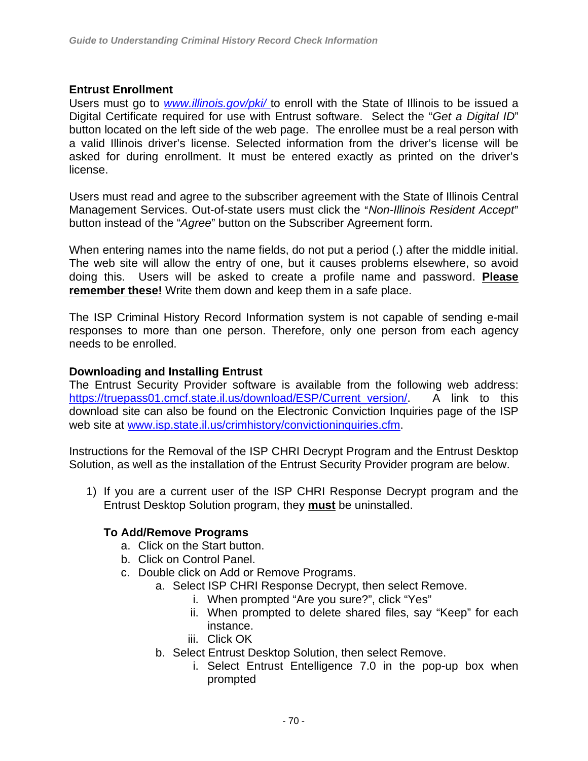### Entrust Enrollment

Users must go to *www.illinois.gov/pki/* to enroll with the State of Illinois to be issued a Digital Certificate required for use with Entrust software. Select the "*Get a Digital ID*" button located on the left side of the web page. The enrollee must be a real person with a valid Illinois driver's license. Selected information from the driver's license will be asked for during enrollment. It must be entered exactly as printed on the driver's license.

Users must read and agree to the subscriber agreement with the State of Illinois Central Management Services. Out-of-state users must click the "*Non-Illinois Resident Accept*" button instead of the "*Agree*" button on the Subscriber Agreement form.

When entering names into the name fields, do not put a period (.) after the middle initial. The web site will allow the entry of one, but it causes problems elsewhere, so avoid doing this. Users will be asked to create a profile name and password. **Please remember these!** Write them down and keep them in a safe place.

The ISP Criminal History Record Information system is not capable of sending e-mail responses to more than one person. Therefore, only one person from each agency needs to be enrolled.

### Downloading and Installing Entrust

The Entrust Security Provider software is available from the following web address: https://truepass01.cmcf.state.il.us/download/ESP/Current_version/. A link to this download site can also be found on the Electronic Conviction Inquiries page of the ISP web site at www.isp.state.il.us/crimhistory/convictioninquiries.cfm.

Instructions for the Removal of the ISP CHRI Decrypt Program and the Entrust Desktop Solution, as well as the installation of the Entrust Security Provider program are below.

1) If you are a current user of the ISP CHRI Response Decrypt program and the Entrust Desktop Solution program, they **must** be uninstalled.

   **To Add/Remove Programs**

   a. Click on the Start button.
   b. Click on Control Panel.
   c. Double click on Add or Remove Programs.
      a. Select ISP CHRI Response Decrypt, then select Remove.
         i. When prompted "Are you sure?", click "Yes"
         ii. When prompted to delete shared files, say "Keep" for each instance.
         iii. Click OK
      b. Select Entrust Desktop Solution, then select Remove.
         i. Select Entrust Entelligence 7.0 in the pop-up box when prompted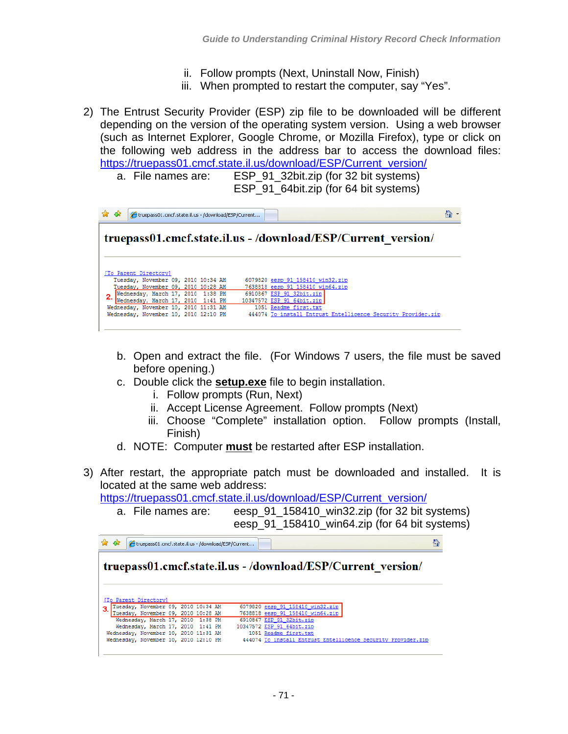ii. Follow prompts (Next, Uninstall Now, Finish)
iii. When prompted to restart the computer, say "Yes".

2) The Entrust Security Provider (ESP) zip file to be downloaded will be different depending on the version of the operating system version. Using a web browser (such as Internet Explorer, Google Chrome, or Mozilla Firefox), type or click on the following web address in the address bar to access the download files: https://truepass01.cmcf.state.il.us/download/ESP/Current_version/

   a. File names are: ESP_91_32bit.zip (for 32 bit systems)
      ESP_91_64bit.zip (for 64 bit systems)

```
truepass01.cmcf.state.il.us - /download/ESP/Current_version/

[To Parent Directory]
 Tuesday, November 09, 2010 10:34 AM     6079820 eesp_91_158410_win32.zip
 Tuesday, November 09, 2010 10:28 AM     7638818 eesp_91_158410_win64.zip
2. Wednesday, March 17, 2010  1:38 PM    6910867 ESP_91_32bit.zip
   Wednesday, March 17, 2010  1:41 PM   10347572 ESP_91_64bit.zip
 Wednesday, November 10, 2010 11:31 AM      1051 Readme_first.txt
 Wednesday, November 10, 2010 12:10 PM    444074 To install Entrust Entelligence Security Provider.zip
```

   b. Open and extract the file. (For Windows 7 users, the file must be saved before opening.)
   c. Double click the **setup.exe** file to begin installation.
      i. Follow prompts (Run, Next)
      ii. Accept License Agreement. Follow prompts (Next)
      iii. Choose "Complete" installation option. Follow prompts (Install, Finish)
   d. NOTE: Computer **must** be restarted after ESP installation.

3) After restart, the appropriate patch must be downloaded and installed. It is located at the same web address: https://truepass01.cmcf.state.il.us/download/ESP/Current_version/

   a. File names are: eesp_91_158410_win32.zip (for 32 bit systems)
      eesp_91_158410_win64.zip (for 64 bit systems)

```
truepass01.cmcf.state.il.us - /download/ESP/Current_version/

[To Parent Directory]
3. Tuesday, November 09, 2010 10:34 AM   6079820 eesp_91_158410_win32.zip
   Tuesday, November 09, 2010 10:28 AM   7638818 eesp_91_158410_win64.zip
 Wednesday, March 17, 2010  1:38 PM      6910867 ESP_91_32bit.zip
 Wednesday, March 17, 2010  1:41 PM     10347572 ESP_91_64bit.zip
 Wednesday, November 10, 2010 11:31 AM      1051 Readme_first.txt
 Wednesday, November 10, 2010 12:10 PM    444074 To install Entrust Entelligence Security Provider.zip
```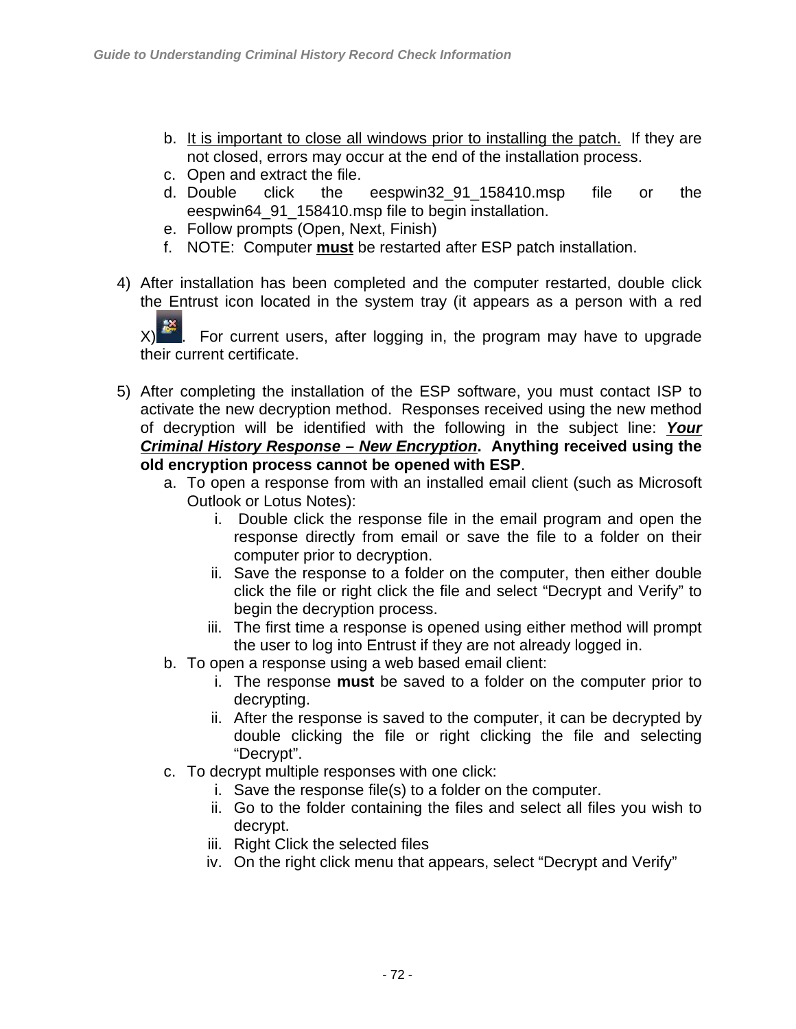b. <u>It is important to close all windows prior to installing the patch.</u> If they are not closed, errors may occur at the end of the installation process.
   c. Open and extract the file.
   d. Double click the eespwin32_91_158410.msp file or the eespwin64_91_158410.msp file to begin installation.
   e. Follow prompts (Open, Next, Finish)
   f. NOTE: Computer **<u>must</u>** be restarted after ESP patch installation.

4) After installation has been completed and the computer restarted, double click the Entrust icon located in the system tray (it appears as a person with a red X). For current users, after logging in, the program may have to upgrade their current certificate.

5) After completing the installation of the ESP software, you must contact ISP to activate the new decryption method. Responses received using the new method of decryption will be identified with the following in the subject line: ***<u>Your Criminal History Response – New Encryption</u>***. **Anything received using the old encryption process cannot be opened with ESP**.
   a. To open a response from with an installed email client (such as Microsoft Outlook or Lotus Notes):
      i. Double click the response file in the email program and open the response directly from email or save the file to a folder on their computer prior to decryption.
      ii. Save the response to a folder on the computer, then either double click the file or right click the file and select "Decrypt and Verify" to begin the decryption process.
      iii. The first time a response is opened using either method will prompt the user to log into Entrust if they are not already logged in.
   b. To open a response using a web based email client:
      i. The response **must** be saved to a folder on the computer prior to decrypting.
      ii. After the response is saved to the computer, it can be decrypted by double clicking the file or right clicking the file and selecting "Decrypt".
   c. To decrypt multiple responses with one click:
      i. Save the response file(s) to a folder on the computer.
      ii. Go to the folder containing the files and select all files you wish to decrypt.
      iii. Right Click the selected files
      iv. On the right click menu that appears, select "Decrypt and Verify"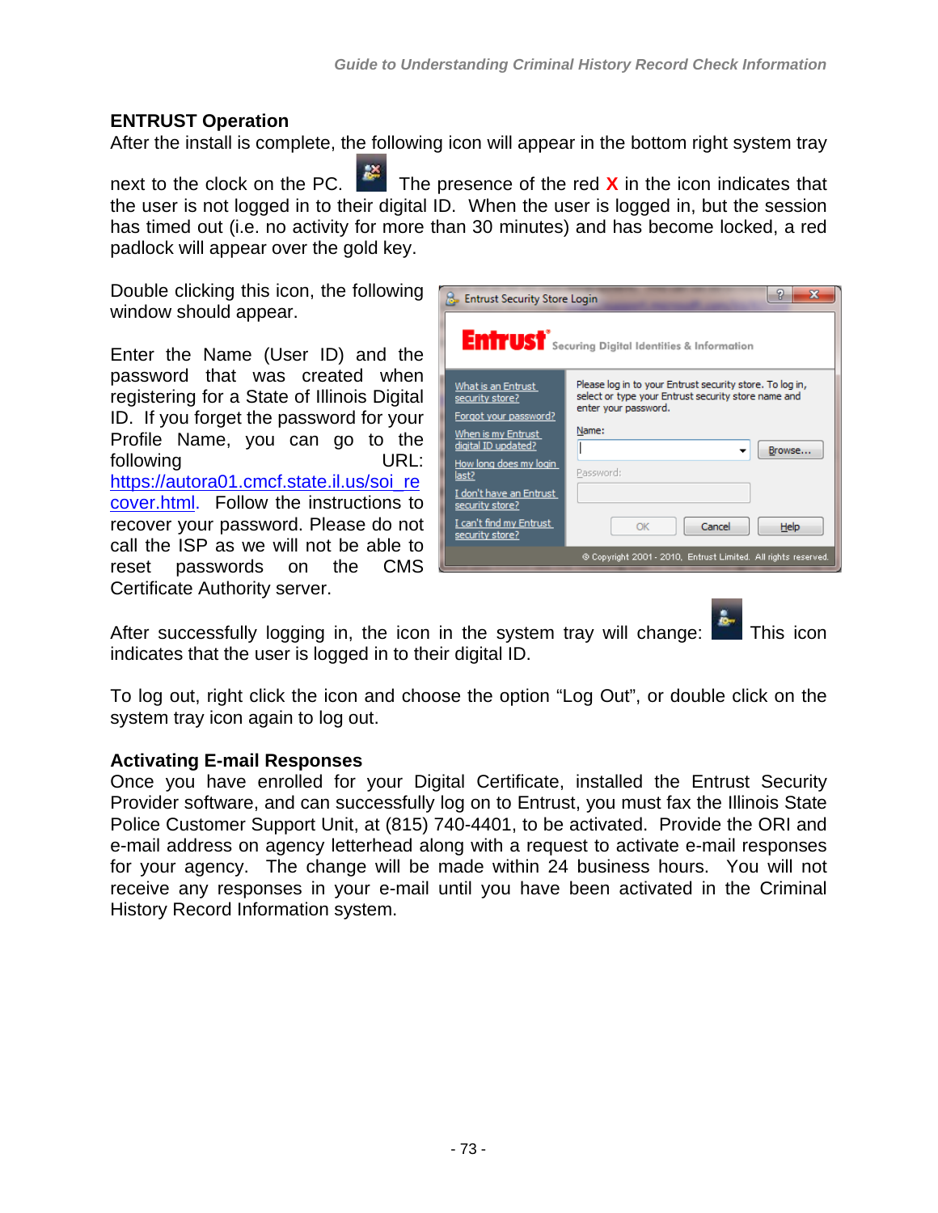## ENTRUST Operation

After the install is complete, the following icon will appear in the bottom right system tray next to the clock on the PC. The presence of the red **X** in the icon indicates that the user is not logged in to their digital ID. When the user is logged in, but the session has timed out (i.e. no activity for more than 30 minutes) and has become locked, a red padlock will appear over the gold key.

Double clicking this icon, the following window should appear.

Enter the Name (User ID) and the password that was created when registering for a State of Illinois Digital ID. If you forget the password for your Profile Name, you can go to the following URL: https://autora01.cmcf.state.il.us/soi_recover.html. Follow the instructions to recover your password. Please do not call the ISP as we will not be able to reset passwords on the CMS Certificate Authority server.

After successfully logging in, the icon in the system tray will change: This icon indicates that the user is logged in to their digital ID.

To log out, right click the icon and choose the option "Log Out", or double click on the system tray icon again to log out.

## Activating E-mail Responses

Once you have enrolled for your Digital Certificate, installed the Entrust Security Provider software, and can successfully log on to Entrust, you must fax the Illinois State Police Customer Support Unit, at (815) 740-4401, to be activated. Provide the ORI and e-mail address on agency letterhead along with a request to activate e-mail responses for your agency. The change will be made within 24 business hours. You will not receive any responses in your e-mail until you have been activated in the Criminal History Record Information system.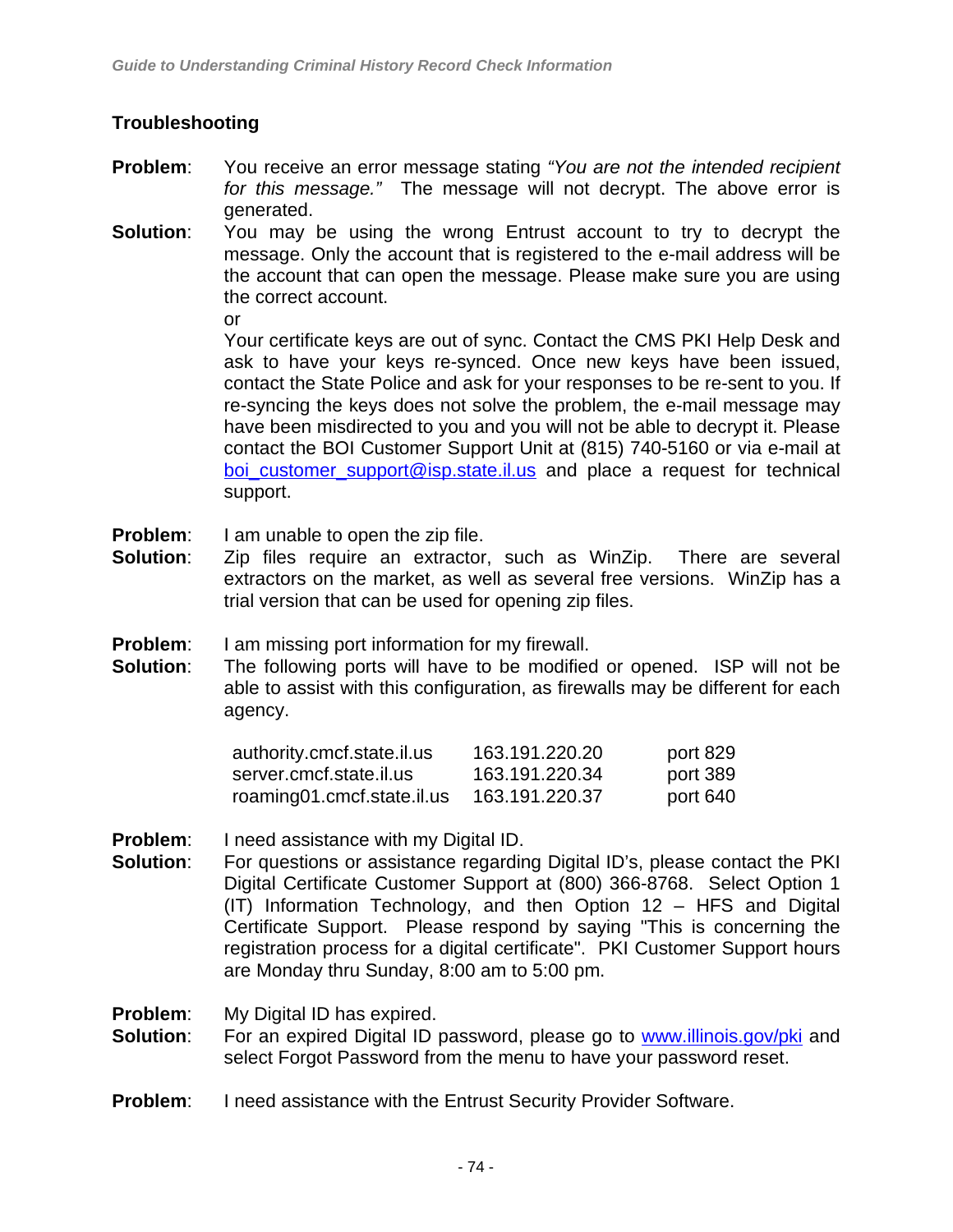## Troubleshooting

**Problem**: You receive an error message stating *"You are not the intended recipient for this message."* The message will not decrypt. The above error is generated.

**Solution**: You may be using the wrong Entrust account to try to decrypt the message. Only the account that is registered to the e-mail address will be the account that can open the message. Please make sure you are using the correct account.

or

Your certificate keys are out of sync. Contact the CMS PKI Help Desk and ask to have your keys re-synced. Once new keys have been issued, contact the State Police and ask for your responses to be re-sent to you. If re-syncing the keys does not solve the problem, the e-mail message may have been misdirected to you and you will not be able to decrypt it. Please contact the BOI Customer Support Unit at (815) 740-5160 or via e-mail at boi_customer_support@isp.state.il.us and place a request for technical support.

**Problem**: I am unable to open the zip file.

**Solution**: Zip files require an extractor, such as WinZip. There are several extractors on the market, as well as several free versions. WinZip has a trial version that can be used for opening zip files.

**Problem**: I am missing port information for my firewall.

**Solution**: The following ports will have to be modified or opened. ISP will not be able to assist with this configuration, as firewalls may be different for each agency.

| | | |
|---|---|---|
| authority.cmcf.state.il.us | 163.191.220.20 | port 829 |
| server.cmcf.state.il.us | 163.191.220.34 | port 389 |
| roaming01.cmcf.state.il.us | 163.191.220.37 | port 640 |

**Problem**: I need assistance with my Digital ID.

**Solution**: For questions or assistance regarding Digital ID's, please contact the PKI Digital Certificate Customer Support at (800) 366-8768. Select Option 1 (IT) Information Technology, and then Option 12 – HFS and Digital Certificate Support. Please respond by saying "This is concerning the registration process for a digital certificate". PKI Customer Support hours are Monday thru Sunday, 8:00 am to 5:00 pm.

**Problem**: My Digital ID has expired.

**Solution**: For an expired Digital ID password, please go to www.illinois.gov/pki and select Forgot Password from the menu to have your password reset.

**Problem**: I need assistance with the Entrust Security Provider Software.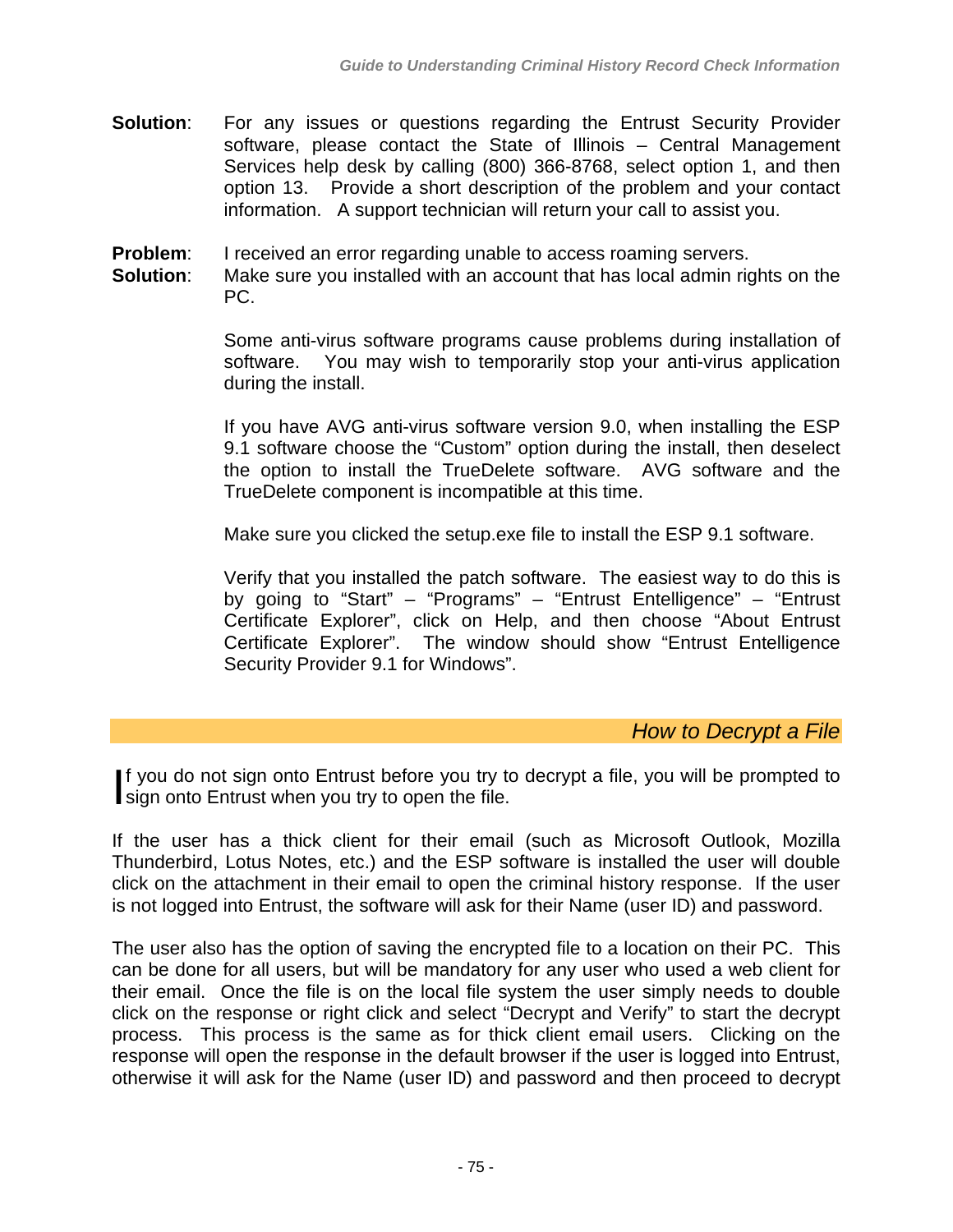**Solution**: For any issues or questions regarding the Entrust Security Provider software, please contact the State of Illinois – Central Management Services help desk by calling (800) 366-8768, select option 1, and then option 13. Provide a short description of the problem and your contact information. A support technician will return your call to assist you.

**Problem**: I received an error regarding unable to access roaming servers.

**Solution**: Make sure you installed with an account that has local admin rights on the PC.

Some anti-virus software programs cause problems during installation of software. You may wish to temporarily stop your anti-virus application during the install.

If you have AVG anti-virus software version 9.0, when installing the ESP 9.1 software choose the "Custom" option during the install, then deselect the option to install the TrueDelete software. AVG software and the TrueDelete component is incompatible at this time.

Make sure you clicked the setup.exe file to install the ESP 9.1 software.

Verify that you installed the patch software. The easiest way to do this is by going to "Start" – "Programs" – "Entrust Entelligence" – "Entrust Certificate Explorer", click on Help, and then choose "About Entrust Certificate Explorer". The window should show "Entrust Entelligence Security Provider 9.1 for Windows".

## *How to Decrypt a File*

If you do not sign onto Entrust before you try to decrypt a file, you will be prompted to sign onto Entrust when you try to open the file.

If the user has a thick client for their email (such as Microsoft Outlook, Mozilla Thunderbird, Lotus Notes, etc.) and the ESP software is installed the user will double click on the attachment in their email to open the criminal history response. If the user is not logged into Entrust, the software will ask for their Name (user ID) and password.

The user also has the option of saving the encrypted file to a location on their PC. This can be done for all users, but will be mandatory for any user who used a web client for their email. Once the file is on the local file system the user simply needs to double click on the response or right click and select "Decrypt and Verify" to start the decrypt process. This process is the same as for thick client email users. Clicking on the response will open the response in the default browser if the user is logged into Entrust, otherwise it will ask for the Name (user ID) and password and then proceed to decrypt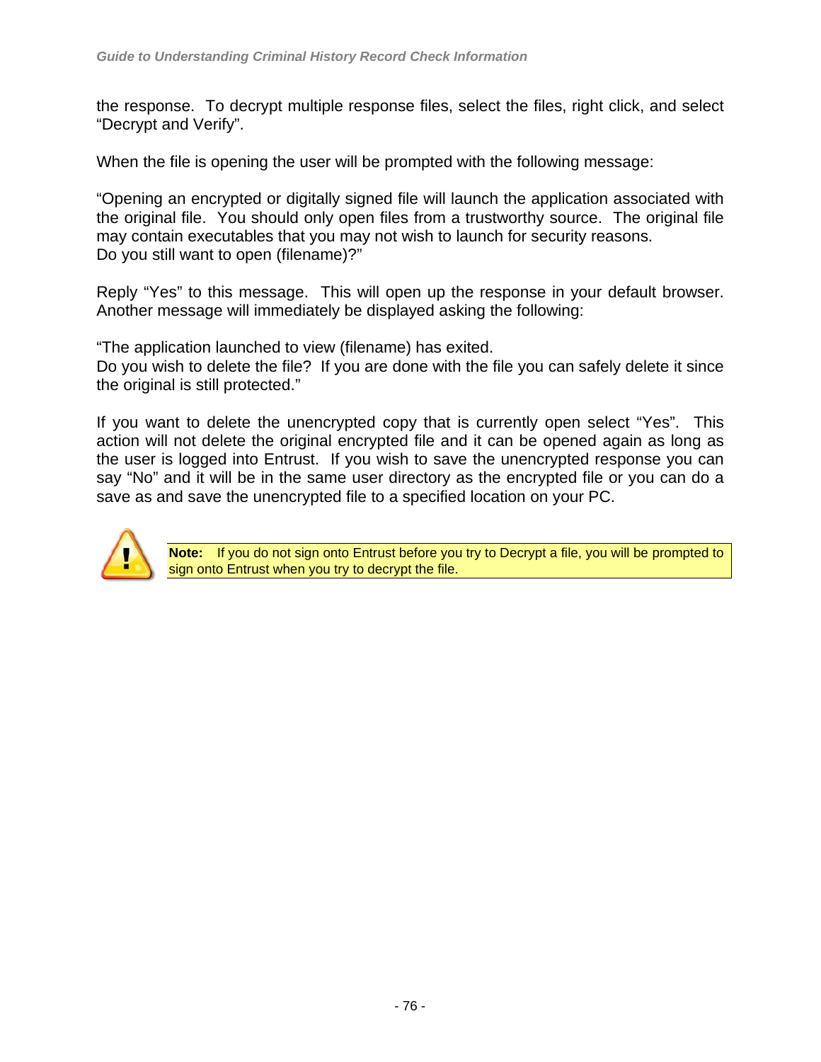the response. To decrypt multiple response files, select the files, right click, and select "Decrypt and Verify".

When the file is opening the user will be prompted with the following message:

"Opening an encrypted or digitally signed file will launch the application associated with the original file. You should only open files from a trustworthy source. The original file may contain executables that you may not wish to launch for security reasons.
Do you still want to open (filename)?"

Reply "Yes" to this message. This will open up the response in your default browser. Another message will immediately be displayed asking the following:

"The application launched to view (filename) has exited.
Do you wish to delete the file? If you are done with the file you can safely delete it since the original is still protected."

If you want to delete the unencrypted copy that is currently open select "Yes". This action will not delete the original encrypted file and it can be opened again as long as the user is logged into Entrust. If you wish to save the unencrypted response you can say "No" and it will be in the same user directory as the encrypted file or you can do a save as and save the unencrypted file to a specified location on your PC.

**Note:** If you do not sign onto Entrust before you try to Decrypt a file, you will be prompted to sign onto Entrust when you try to decrypt the file.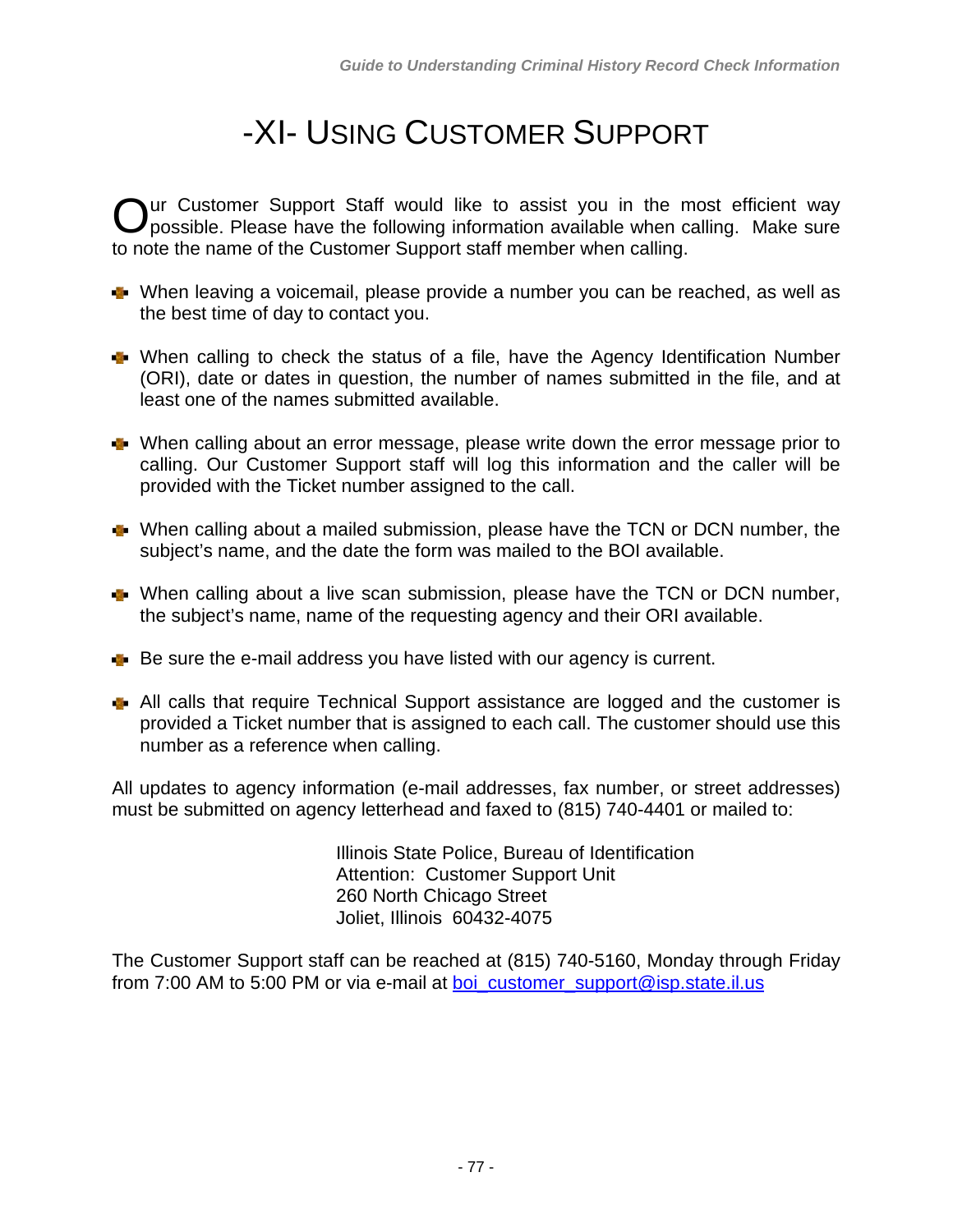# -XI- USING CUSTOMER SUPPORT

Our Customer Support Staff would like to assist you in the most efficient way possible. Please have the following information available when calling. Make sure to note the name of the Customer Support staff member when calling.

- When leaving a voicemail, please provide a number you can be reached, as well as the best time of day to contact you.
- When calling to check the status of a file, have the Agency Identification Number (ORI), date or dates in question, the number of names submitted in the file, and at least one of the names submitted available.
- When calling about an error message, please write down the error message prior to calling. Our Customer Support staff will log this information and the caller will be provided with the Ticket number assigned to the call.
- When calling about a mailed submission, please have the TCN or DCN number, the subject's name, and the date the form was mailed to the BOI available.
- When calling about a live scan submission, please have the TCN or DCN number, the subject's name, name of the requesting agency and their ORI available.
- Be sure the e-mail address you have listed with our agency is current.
- All calls that require Technical Support assistance are logged and the customer is provided a Ticket number that is assigned to each call. The customer should use this number as a reference when calling.

All updates to agency information (e-mail addresses, fax number, or street addresses) must be submitted on agency letterhead and faxed to (815) 740-4401 or mailed to:

Illinois State Police, Bureau of Identification
Attention: Customer Support Unit
260 North Chicago Street
Joliet, Illinois 60432-4075

The Customer Support staff can be reached at (815) 740-5160, Monday through Friday from 7:00 AM to 5:00 PM or via e-mail at boi_customer_support@isp.state.il.us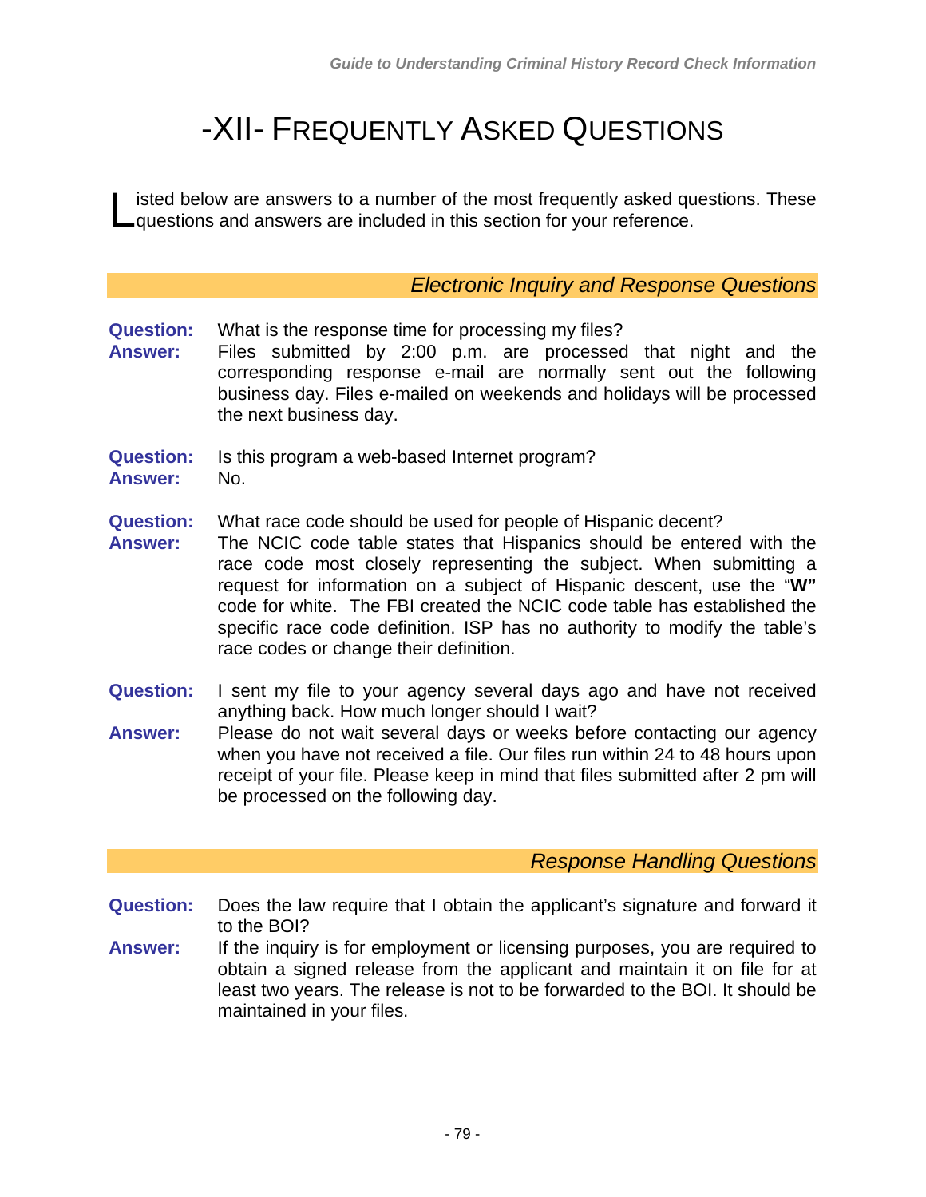# -XII- FREQUENTLY ASKED QUESTIONS

Listed below are answers to a number of the most frequently asked questions. These questions and answers are included in this section for your reference.

## *Electronic Inquiry and Response Questions*

**Question:** What is the response time for processing my files?

**Answer:** Files submitted by 2:00 p.m. are processed that night and the corresponding response e-mail are normally sent out the following business day. Files e-mailed on weekends and holidays will be processed the next business day.

**Question:** Is this program a web-based Internet program?

**Answer:** No.

**Question:** What race code should be used for people of Hispanic decent?

**Answer:** The NCIC code table states that Hispanics should be entered with the race code most closely representing the subject. When submitting a request for information on a subject of Hispanic descent, use the "**W"** code for white. The FBI created the NCIC code table has established the specific race code definition. ISP has no authority to modify the table's race codes or change their definition.

**Question:** I sent my file to your agency several days ago and have not received anything back. How much longer should I wait?

**Answer:** Please do not wait several days or weeks before contacting our agency when you have not received a file. Our files run within 24 to 48 hours upon receipt of your file. Please keep in mind that files submitted after 2 pm will be processed on the following day.

## *Response Handling Questions*

**Question:** Does the law require that I obtain the applicant's signature and forward it to the BOI?

**Answer:** If the inquiry is for employment or licensing purposes, you are required to obtain a signed release from the applicant and maintain it on file for at least two years. The release is not to be forwarded to the BOI. It should be maintained in your files.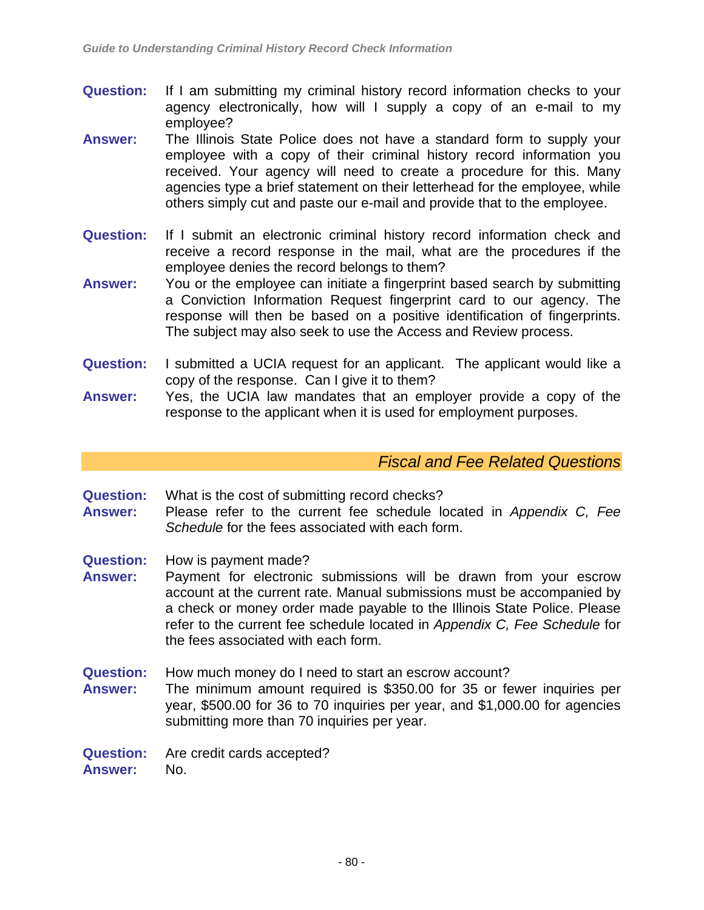**Question:** If I am submitting my criminal history record information checks to your agency electronically, how will I supply a copy of an e-mail to my employee?

**Answer:** The Illinois State Police does not have a standard form to supply your employee with a copy of their criminal history record information you received. Your agency will need to create a procedure for this. Many agencies type a brief statement on their letterhead for the employee, while others simply cut and paste our e-mail and provide that to the employee.

**Question:** If I submit an electronic criminal history record information check and receive a record response in the mail, what are the procedures if the employee denies the record belongs to them?

**Answer:** You or the employee can initiate a fingerprint based search by submitting a Conviction Information Request fingerprint card to our agency. The response will then be based on a positive identification of fingerprints. The subject may also seek to use the Access and Review process.

**Question:** I submitted a UCIA request for an applicant. The applicant would like a copy of the response. Can I give it to them?

**Answer:** Yes, the UCIA law mandates that an employer provide a copy of the response to the applicant when it is used for employment purposes.

## *Fiscal and Fee Related Questions*

**Question:** What is the cost of submitting record checks?

**Answer:** Please refer to the current fee schedule located in *Appendix C, Fee Schedule* for the fees associated with each form.

**Question:** How is payment made?

**Answer:** Payment for electronic submissions will be drawn from your escrow account at the current rate. Manual submissions must be accompanied by a check or money order made payable to the Illinois State Police. Please refer to the current fee schedule located in *Appendix C, Fee Schedule* for the fees associated with each form.

**Question:** How much money do I need to start an escrow account?

**Answer:** The minimum amount required is $350.00 for 35 or fewer inquiries per year, $500.00 for 36 to 70 inquiries per year, and $1,000.00 for agencies submitting more than 70 inquiries per year.

**Question:** Are credit cards accepted?

**Answer:** No.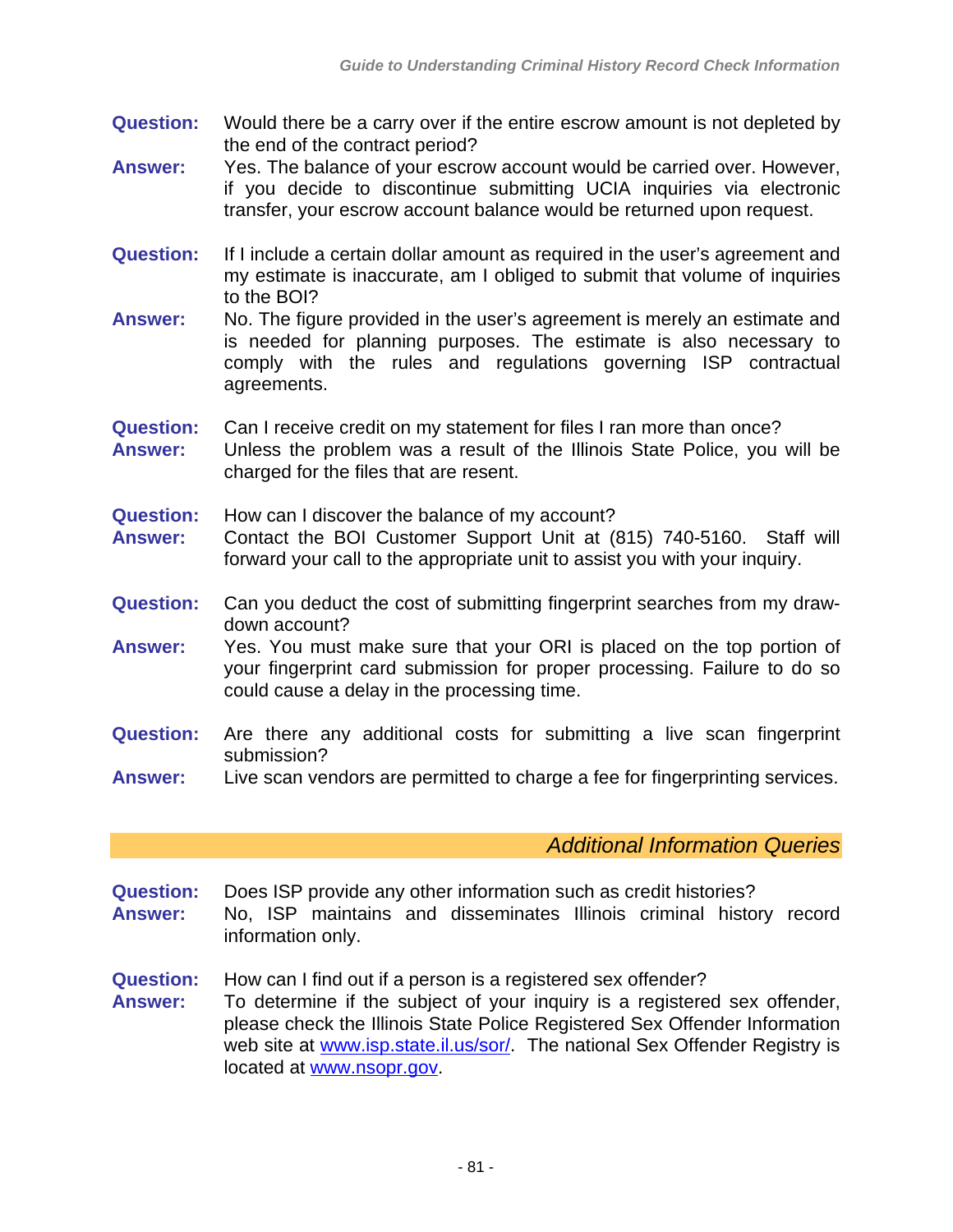**Question:** Would there be a carry over if the entire escrow amount is not depleted by the end of the contract period?

**Answer:** Yes. The balance of your escrow account would be carried over. However, if you decide to discontinue submitting UCIA inquiries via electronic transfer, your escrow account balance would be returned upon request.

**Question:** If I include a certain dollar amount as required in the user's agreement and my estimate is inaccurate, am I obliged to submit that volume of inquiries to the BOI?

**Answer:** No. The figure provided in the user's agreement is merely an estimate and is needed for planning purposes. The estimate is also necessary to comply with the rules and regulations governing ISP contractual agreements.

**Question:** Can I receive credit on my statement for files I ran more than once?

**Answer:** Unless the problem was a result of the Illinois State Police, you will be charged for the files that are resent.

**Question:** How can I discover the balance of my account?

**Answer:** Contact the BOI Customer Support Unit at (815) 740-5160. Staff will forward your call to the appropriate unit to assist you with your inquiry.

**Question:** Can you deduct the cost of submitting fingerprint searches from my draw-down account?

**Answer:** Yes. You must make sure that your ORI is placed on the top portion of your fingerprint card submission for proper processing. Failure to do so could cause a delay in the processing time.

**Question:** Are there any additional costs for submitting a live scan fingerprint submission?

**Answer:** Live scan vendors are permitted to charge a fee for fingerprinting services.

## *Additional Information Queries*

**Question:** Does ISP provide any other information such as credit histories?

**Answer:** No, ISP maintains and disseminates Illinois criminal history record information only.

**Question:** How can I find out if a person is a registered sex offender?

**Answer:** To determine if the subject of your inquiry is a registered sex offender, please check the Illinois State Police Registered Sex Offender Information web site at www.isp.state.il.us/sor/. The national Sex Offender Registry is located at www.nsopr.gov.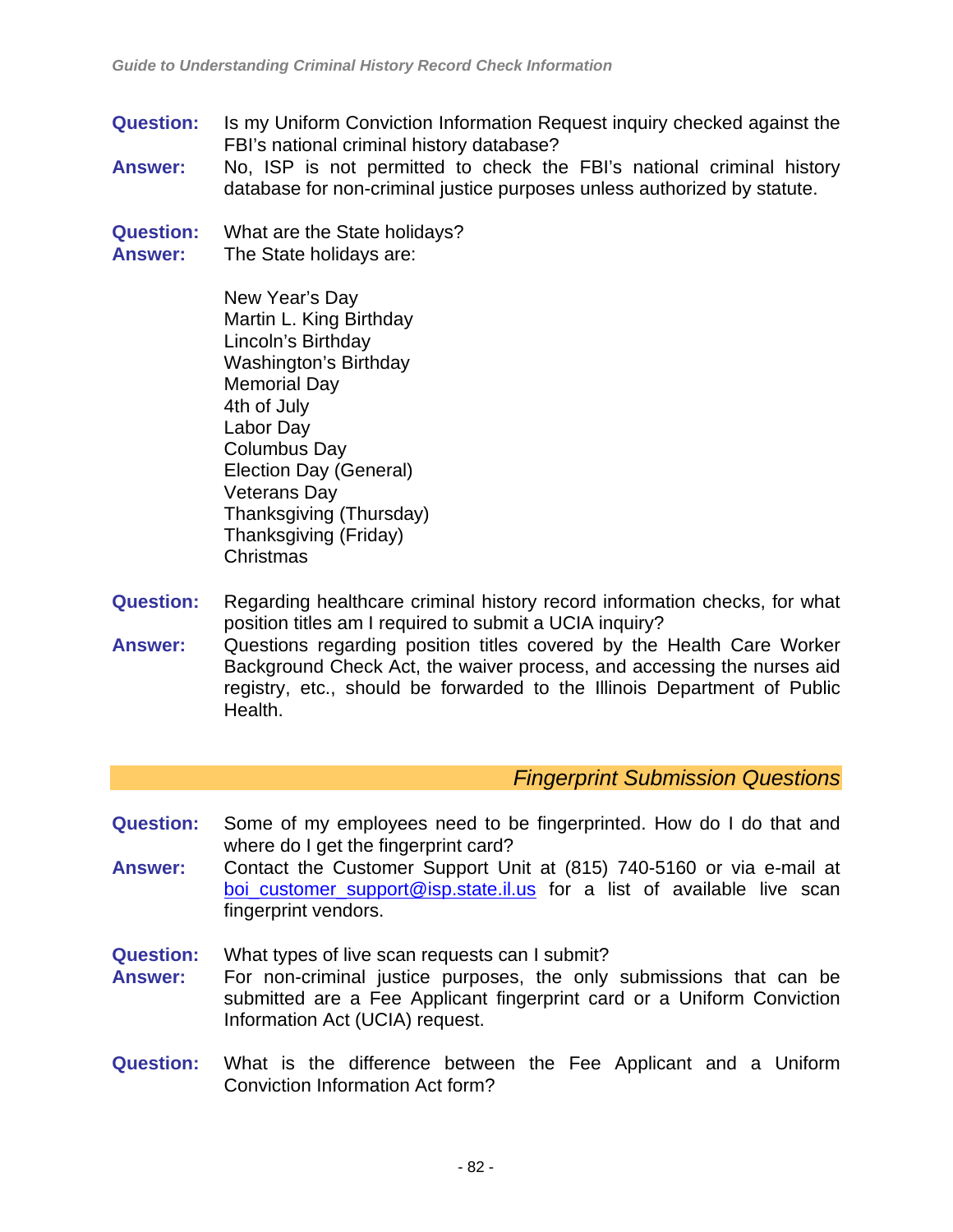**Question:** Is my Uniform Conviction Information Request inquiry checked against the FBI's national criminal history database?

**Answer:** No, ISP is not permitted to check the FBI's national criminal history database for non-criminal justice purposes unless authorized by statute.

**Question:** What are the State holidays?

**Answer:** The State holidays are:

New Year's Day
Martin L. King Birthday
Lincoln's Birthday
Washington's Birthday
Memorial Day
4th of July
Labor Day
Columbus Day
Election Day (General)
Veterans Day
Thanksgiving (Thursday)
Thanksgiving (Friday)
Christmas

**Question:** Regarding healthcare criminal history record information checks, for what position titles am I required to submit a UCIA inquiry?

**Answer:** Questions regarding position titles covered by the Health Care Worker Background Check Act, the waiver process, and accessing the nurses aid registry, etc., should be forwarded to the Illinois Department of Public Health.

## *Fingerprint Submission Questions*

**Question:** Some of my employees need to be fingerprinted. How do I do that and where do I get the fingerprint card?

**Answer:** Contact the Customer Support Unit at (815) 740-5160 or via e-mail at boi_customer_support@isp.state.il.us for a list of available live scan fingerprint vendors.

**Question:** What types of live scan requests can I submit?

**Answer:** For non-criminal justice purposes, the only submissions that can be submitted are a Fee Applicant fingerprint card or a Uniform Conviction Information Act (UCIA) request.

**Question:** What is the difference between the Fee Applicant and a Uniform Conviction Information Act form?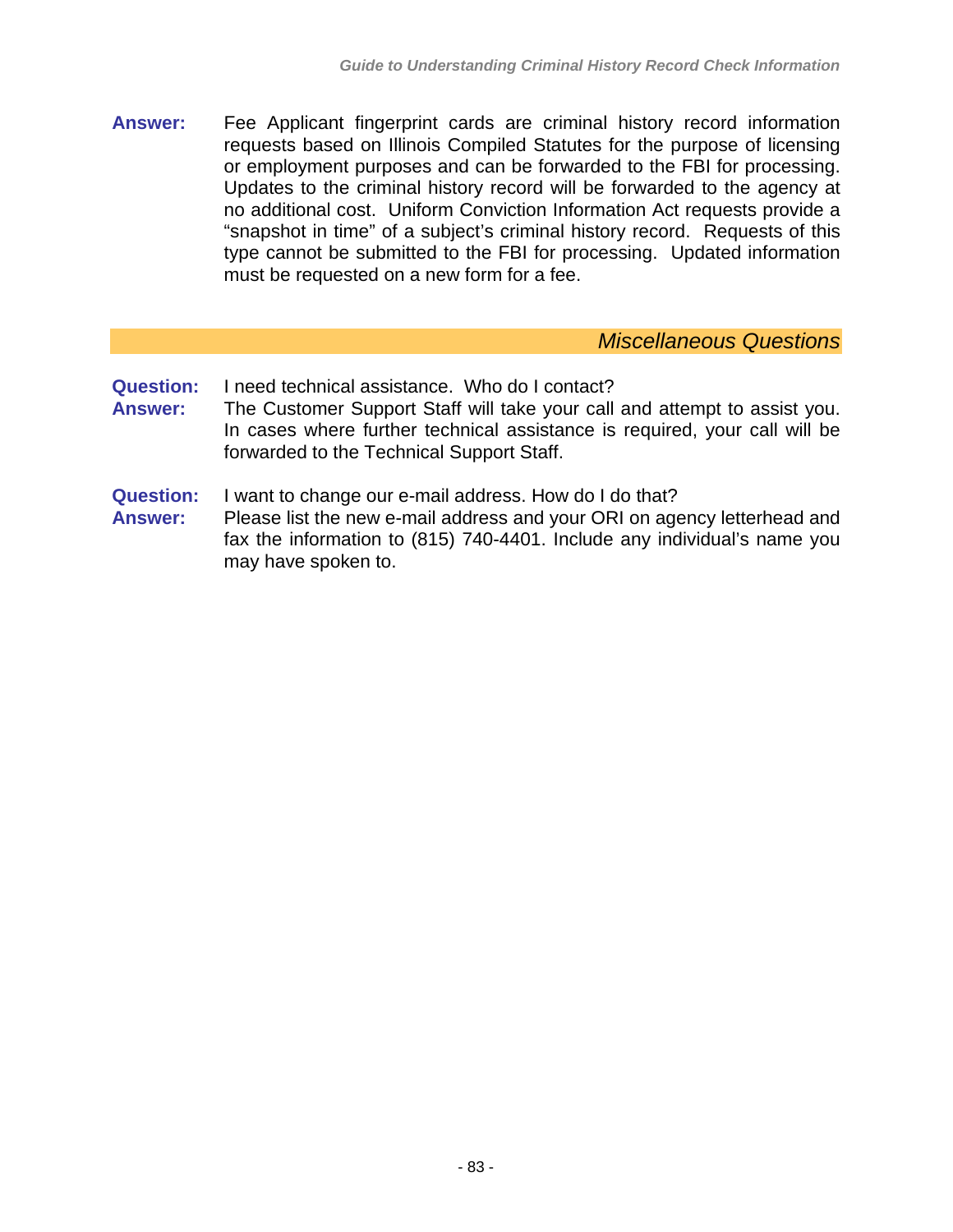**Answer:** Fee Applicant fingerprint cards are criminal history record information requests based on Illinois Compiled Statutes for the purpose of licensing or employment purposes and can be forwarded to the FBI for processing. Updates to the criminal history record will be forwarded to the agency at no additional cost. Uniform Conviction Information Act requests provide a "snapshot in time" of a subject's criminal history record. Requests of this type cannot be submitted to the FBI for processing. Updated information must be requested on a new form for a fee.

## *Miscellaneous Questions*

**Question:** I need technical assistance. Who do I contact?

**Answer:** The Customer Support Staff will take your call and attempt to assist you. In cases where further technical assistance is required, your call will be forwarded to the Technical Support Staff.

**Question:** I want to change our e-mail address. How do I do that?

**Answer:** Please list the new e-mail address and your ORI on agency letterhead and fax the information to (815) 740-4401. Include any individual's name you may have spoken to.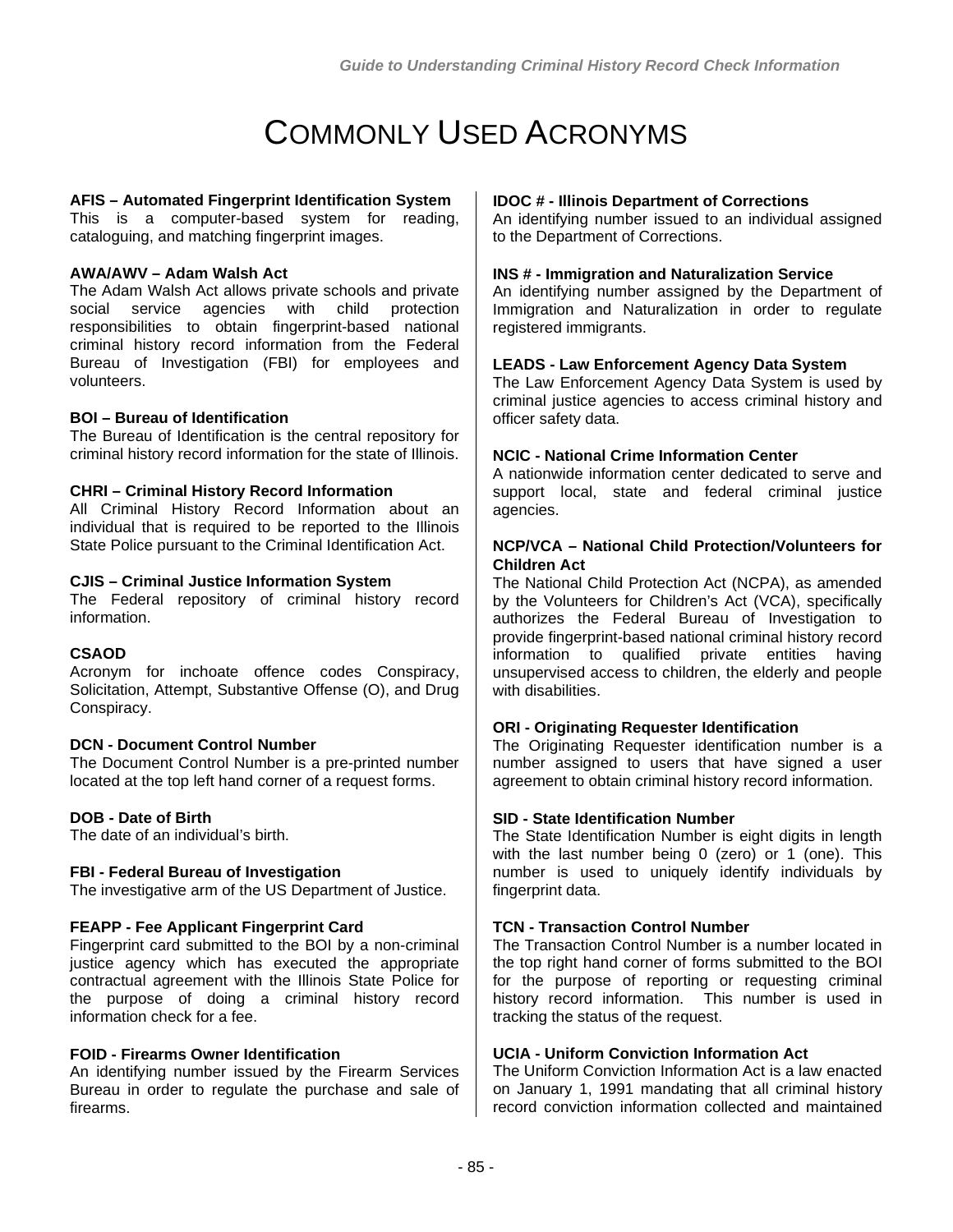# COMMONLY USED ACRONYMS

**AFIS – Automated Fingerprint Identification System**
This is a computer-based system for reading, cataloguing, and matching fingerprint images.

**AWA/AWV – Adam Walsh Act**
The Adam Walsh Act allows private schools and private social service agencies with child protection responsibilities to obtain fingerprint-based national criminal history record information from the Federal Bureau of Investigation (FBI) for employees and volunteers.

**BOI – Bureau of Identification**
The Bureau of Identification is the central repository for criminal history record information for the state of Illinois.

**CHRI – Criminal History Record Information**
All Criminal History Record Information about an individual that is required to be reported to the Illinois State Police pursuant to the Criminal Identification Act.

**CJIS – Criminal Justice Information System**
The Federal repository of criminal history record information.

**CSAOD**
Acronym for inchoate offence codes Conspiracy, Solicitation, Attempt, Substantive Offense (O), and Drug Conspiracy.

**DCN - Document Control Number**
The Document Control Number is a pre-printed number located at the top left hand corner of a request forms.

**DOB - Date of Birth**
The date of an individual's birth.

**FBI - Federal Bureau of Investigation**
The investigative arm of the US Department of Justice.

**FEAPP - Fee Applicant Fingerprint Card**
Fingerprint card submitted to the BOI by a non-criminal justice agency which has executed the appropriate contractual agreement with the Illinois State Police for the purpose of doing a criminal history record information check for a fee.

**FOID - Firearms Owner Identification**
An identifying number issued by the Firearm Services Bureau in order to regulate the purchase and sale of firearms.

**IDOC # - Illinois Department of Corrections**
An identifying number issued to an individual assigned to the Department of Corrections.

**INS # - Immigration and Naturalization Service**
An identifying number assigned by the Department of Immigration and Naturalization in order to regulate registered immigrants.

**LEADS - Law Enforcement Agency Data System**
The Law Enforcement Agency Data System is used by criminal justice agencies to access criminal history and officer safety data.

**NCIC - National Crime Information Center**
A nationwide information center dedicated to serve and support local, state and federal criminal justice agencies.

**NCP/VCA – National Child Protection/Volunteers for Children Act**
The National Child Protection Act (NCPA), as amended by the Volunteers for Children's Act (VCA), specifically authorizes the Federal Bureau of Investigation to provide fingerprint-based national criminal history record information to qualified private entities having unsupervised access to children, the elderly and people with disabilities.

**ORI - Originating Requester Identification**
The Originating Requester identification number is a number assigned to users that have signed a user agreement to obtain criminal history record information.

**SID - State Identification Number**
The State Identification Number is eight digits in length with the last number being 0 (zero) or 1 (one). This number is used to uniquely identify individuals by fingerprint data.

**TCN - Transaction Control Number**
The Transaction Control Number is a number located in the top right hand corner of forms submitted to the BOI for the purpose of reporting or requesting criminal history record information. This number is used in tracking the status of the request.

**UCIA - Uniform Conviction Information Act**
The Uniform Conviction Information Act is a law enacted on January 1, 1991 mandating that all criminal history record conviction information collected and maintained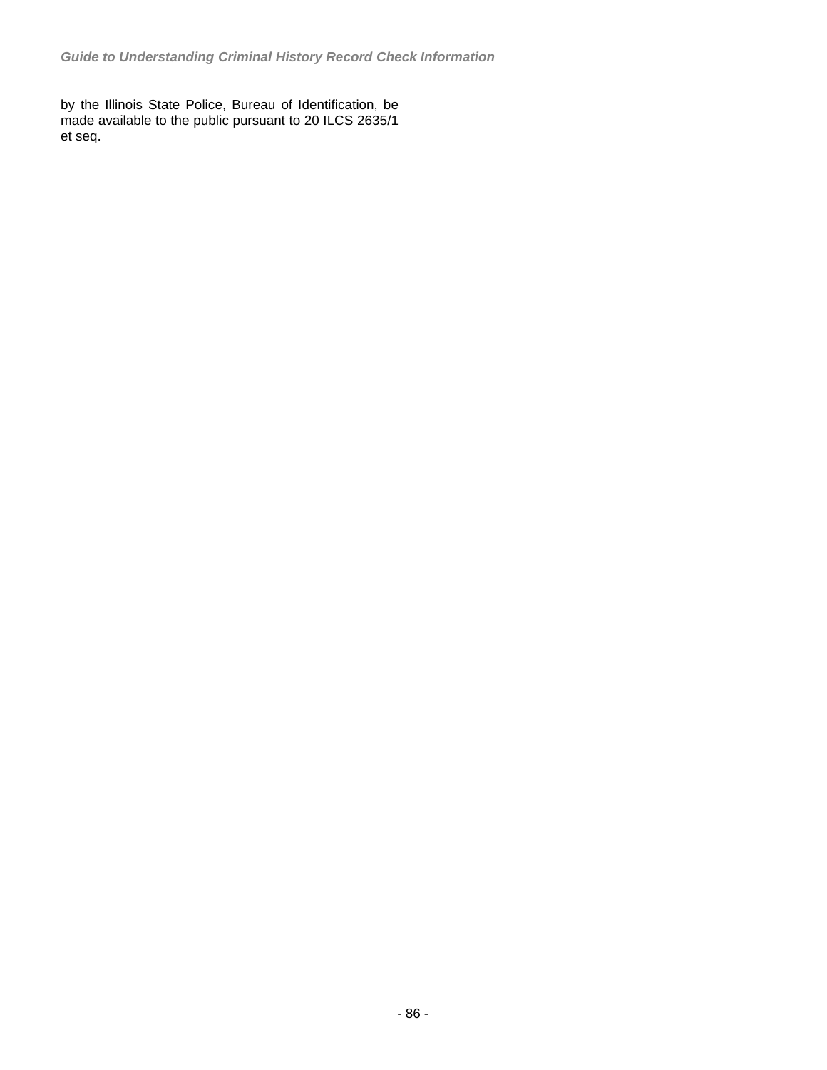by the Illinois State Police, Bureau of Identification, be made available to the public pursuant to 20 ILCS 2635/1 et seq.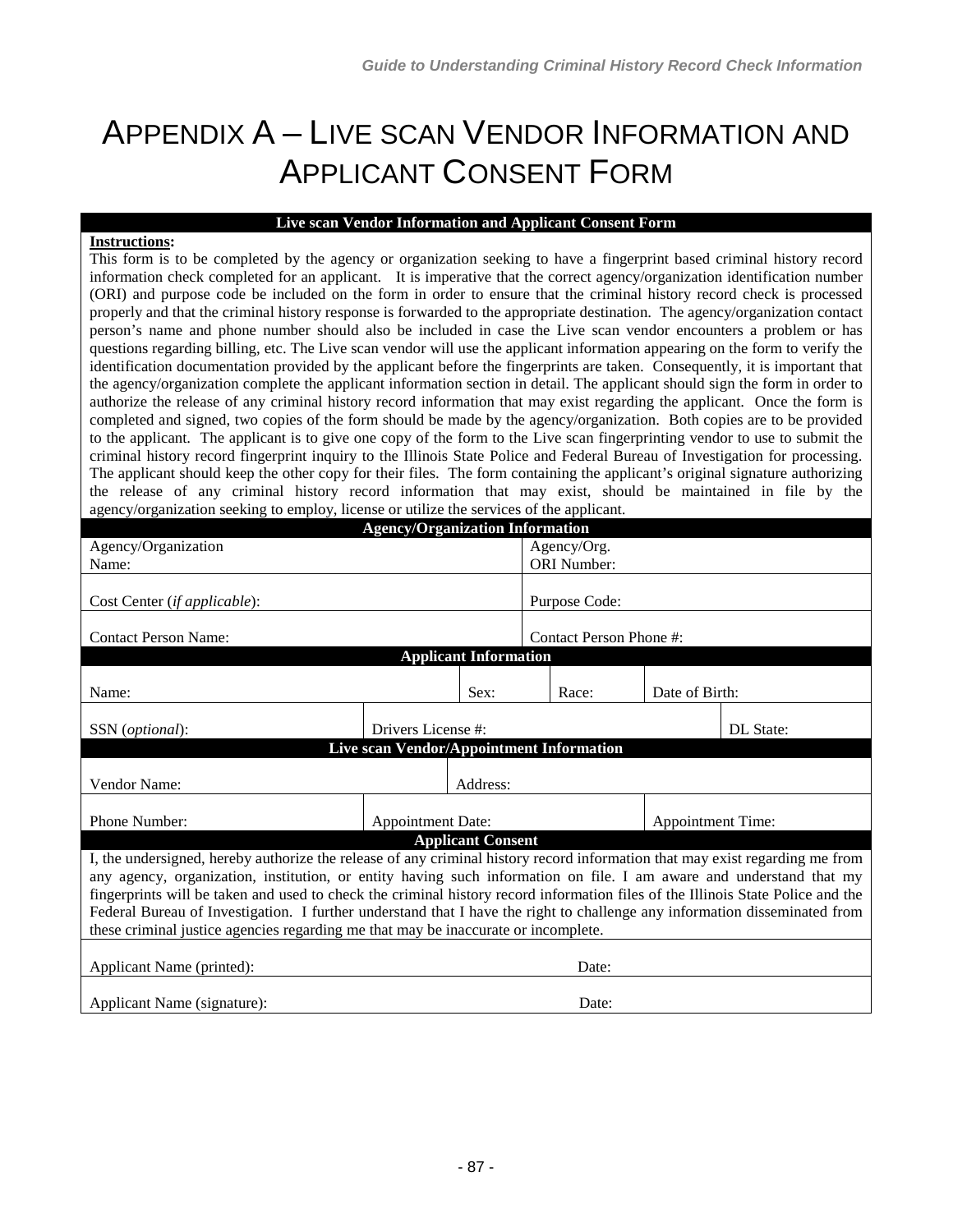# APPENDIX A – LIVE SCAN VENDOR INFORMATION AND APPLICANT CONSENT FORM

**Live scan Vendor Information and Applicant Consent Form**

**Instructions:**
This form is to be completed by the agency or organization seeking to have a fingerprint based criminal history record information check completed for an applicant. It is imperative that the correct agency/organization identification number (ORI) and purpose code be included on the form in order to ensure that the criminal history record check is processed properly and that the criminal history response is forwarded to the appropriate destination. The agency/organization contact person's name and phone number should also be included in case the Live scan vendor encounters a problem or has questions regarding billing, etc. The Live scan vendor will use the applicant information appearing on the form to verify the identification documentation provided by the applicant before the fingerprints are taken. Consequently, it is important that the agency/organization complete the applicant information section in detail. The applicant should sign the form in order to authorize the release of any criminal history record information that may exist regarding the applicant. Once the form is completed and signed, two copies of the form should be made by the agency/organization. Both copies are to be provided to the applicant. The applicant is to give one copy of the form to the Live scan fingerprinting vendor to use to submit the criminal history record fingerprint inquiry to the Illinois State Police and Federal Bureau of Investigation for processing. The applicant should keep the other copy for their files. The form containing the applicant's original signature authorizing the release of any criminal history record information that may exist, should be maintained in file by the agency/organization seeking to employ, license or utilize the services of the applicant.

**Agency/Organization Information**

| | |
|---|---|
| Agency/Organization Name: | Agency/Org. ORI Number: |
| Cost Center (*if applicable*): | Purpose Code: |
| Contact Person Name: | Contact Person Phone #: |

**Applicant Information**

| | | | |
|---|---|---|---|
| Name: | Sex: | Race: | Date of Birth: |
| SSN (*optional*): | Drivers License #: | | DL State: |

**Live scan Vendor/Appointment Information**

| | | |
|---|---|---|
| Vendor Name: | Address: | |
| Phone Number: | Appointment Date: | Appointment Time: |

**Applicant Consent**

I, the undersigned, hereby authorize the release of any criminal history record information that may exist regarding me from any agency, organization, institution, or entity having such information on file. I am aware and understand that my fingerprints will be taken and used to check the criminal history record information files of the Illinois State Police and the Federal Bureau of Investigation. I further understand that I have the right to challenge any information disseminated from these criminal justice agencies regarding me that may be inaccurate or incomplete.

| | |
|---|---|
| Applicant Name (printed): | Date: |
| Applicant Name (signature): | Date: |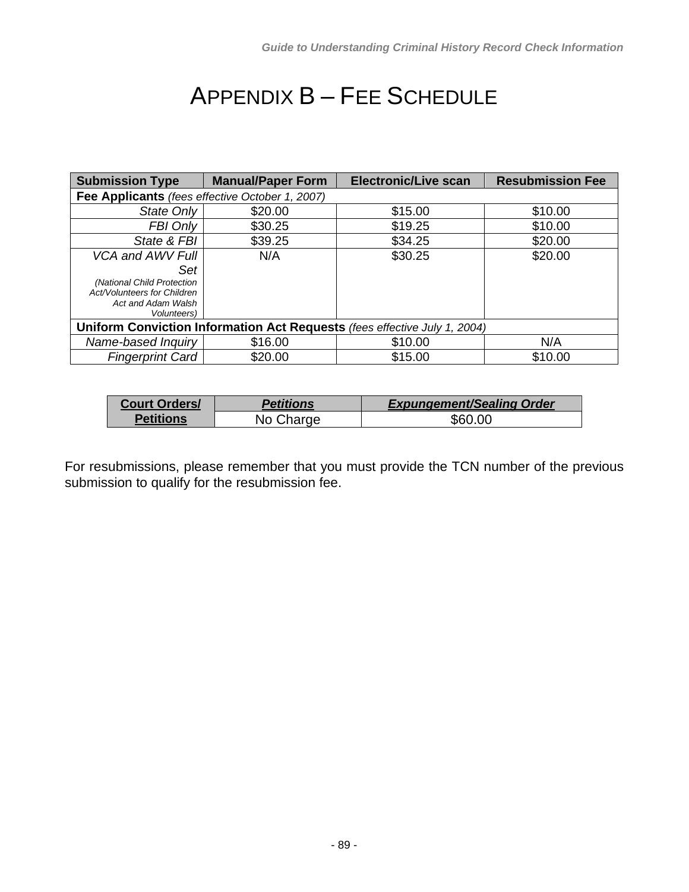# APPENDIX B – FEE SCHEDULE

| Submission Type | Manual/Paper Form | Electronic/Live scan | Resubmission Fee |
|---|---|---|---|
| **Fee Applicants** *(fees effective October 1, 2007)* | | | |
| *State Only* | $20.00 | $15.00 | $10.00 |
| *FBI Only* | $30.25 | $19.25 | $10.00 |
| *State & FBI* | $39.25 | $34.25 | $20.00 |
| *VCA and AWV Full Set* *(National Child Protection Act/Volunteers for Children Act and Adam Walsh Volunteers)* | N/A | $30.25 | $20.00 |
| **Uniform Conviction Information Act Requests** *(fees effective July 1, 2004)* | | | |
| *Name-based Inquiry* | $16.00 | $10.00 | N/A |
| *Fingerprint Card* | $20.00 | $15.00 | $10.00 |

| **Court Orders/ Petitions** | ***Petitions*** | ***Expungement/Sealing Order*** |
|---|---|---|
| | No Charge | $60.00 |

For resubmissions, please remember that you must provide the TCN number of the previous submission to qualify for the resubmission fee.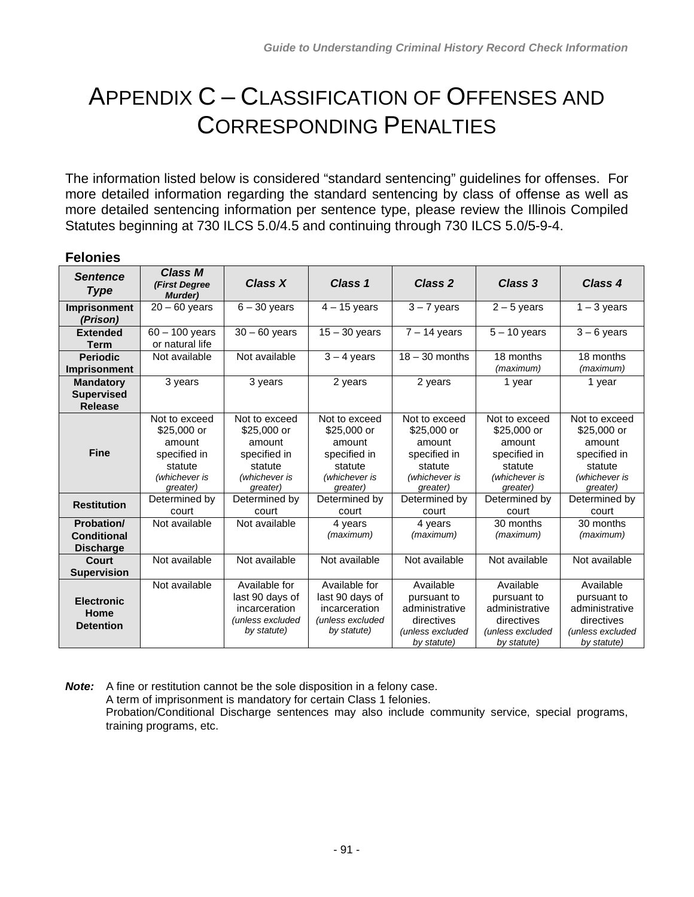# APPENDIX C – CLASSIFICATION OF OFFENSES AND CORRESPONDING PENALTIES

The information listed below is considered "standard sentencing" guidelines for offenses. For more detailed information regarding the standard sentencing by class of offense as well as more detailed sentencing information per sentence type, please review the Illinois Compiled Statutes beginning at 730 ILCS 5.0/4.5 and continuing through 730 ILCS 5.0/5-9-4.

**Felonies**

| ***Sentence Type*** | ***Class M*** ***(First Degree Murder)*** | ***Class X*** | ***Class 1*** | ***Class 2*** | ***Class 3*** | ***Class 4*** |
|---|---|---|---|---|---|---|
| **Imprisonment *(Prison)*** | 20 – 60 years | 6 – 30 years | 4 – 15 years | 3 – 7 years | 2 – 5 years | 1 – 3 years |
| **Extended Term** | 60 – 100 years or natural life | 30 – 60 years | 15 – 30 years | 7 – 14 years | 5 – 10 years | 3 – 6 years |
| **Periodic Imprisonment** | Not available | Not available | 3 – 4 years | 18 – 30 months | 18 months *(maximum)* | 18 months *(maximum)* |
| **Mandatory Supervised Release** | 3 years | 3 years | 2 years | 2 years | 1 year | 1 year |
| **Fine** | Not to exceed $25,000 or amount specified in statute *(whichever is greater)* | Not to exceed $25,000 or amount specified in statute *(whichever is greater)* | Not to exceed $25,000 or amount specified in statute *(whichever is greater)* | Not to exceed $25,000 or amount specified in statute *(whichever is greater)* | Not to exceed $25,000 or amount specified in statute *(whichever is greater)* | Not to exceed $25,000 or amount specified in statute *(whichever is greater)* |
| **Restitution** | Determined by court | Determined by court | Determined by court | Determined by court | Determined by court | Determined by court |
| **Probation/ Conditional Discharge** | Not available | Not available | 4 years *(maximum)* | 4 years *(maximum)* | 30 months *(maximum)* | 30 months *(maximum)* |
| **Court Supervision** | Not available | Not available | Not available | Not available | Not available | Not available |
| **Electronic Home Detention** | Not available | Available for last 90 days of incarceration *(unless excluded by statute)* | Available for last 90 days of incarceration *(unless excluded by statute)* | Available pursuant to administrative directives *(unless excluded by statute)* | Available pursuant to administrative directives *(unless excluded by statute)* | Available pursuant to administrative directives *(unless excluded by statute)* |

***Note:*** A fine or restitution cannot be the sole disposition in a felony case.
A term of imprisonment is mandatory for certain Class 1 felonies.
Probation/Conditional Discharge sentences may also include community service, special programs, training programs, etc.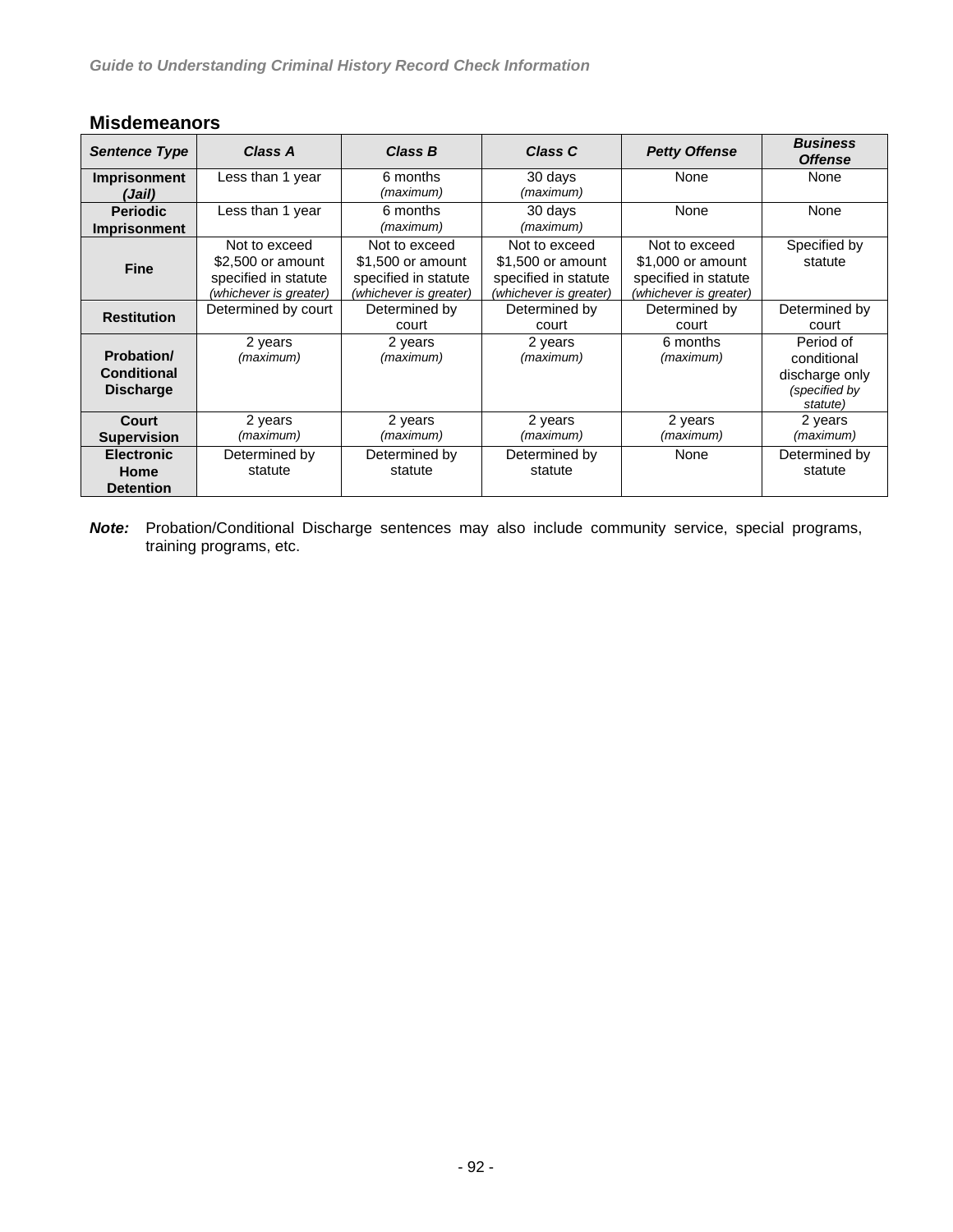## Misdemeanors

| *Sentence Type* | *Class A* | *Class B* | *Class C* | *Petty Offense* | *Business Offense* |
|---|---|---|---|---|---|
| **Imprisonment *(Jail)*** | Less than 1 year | 6 months *(maximum)* | 30 days *(maximum)* | None | None |
| **Periodic Imprisonment** | Less than 1 year | 6 months *(maximum)* | 30 days *(maximum)* | None | None |
| **Fine** | Not to exceed $2,500 or amount specified in statute *(whichever is greater)* | Not to exceed $1,500 or amount specified in statute *(whichever is greater)* | Not to exceed $1,500 or amount specified in statute *(whichever is greater)* | Not to exceed $1,000 or amount specified in statute *(whichever is greater)* | Specified by statute |
| **Restitution** | Determined by court | Determined by court | Determined by court | Determined by court | Determined by court |
| **Probation/ Conditional Discharge** | 2 years *(maximum)* | 2 years *(maximum)* | 2 years *(maximum)* | 6 months *(maximum)* | Period of conditional discharge only *(specified by statute)* |
| **Court Supervision** | 2 years *(maximum)* | 2 years *(maximum)* | 2 years *(maximum)* | 2 years *(maximum)* | 2 years *(maximum)* |
| **Electronic Home Detention** | Determined by statute | Determined by statute | Determined by statute | None | Determined by statute |

***Note:*** Probation/Conditional Discharge sentences may also include community service, special programs, training programs, etc.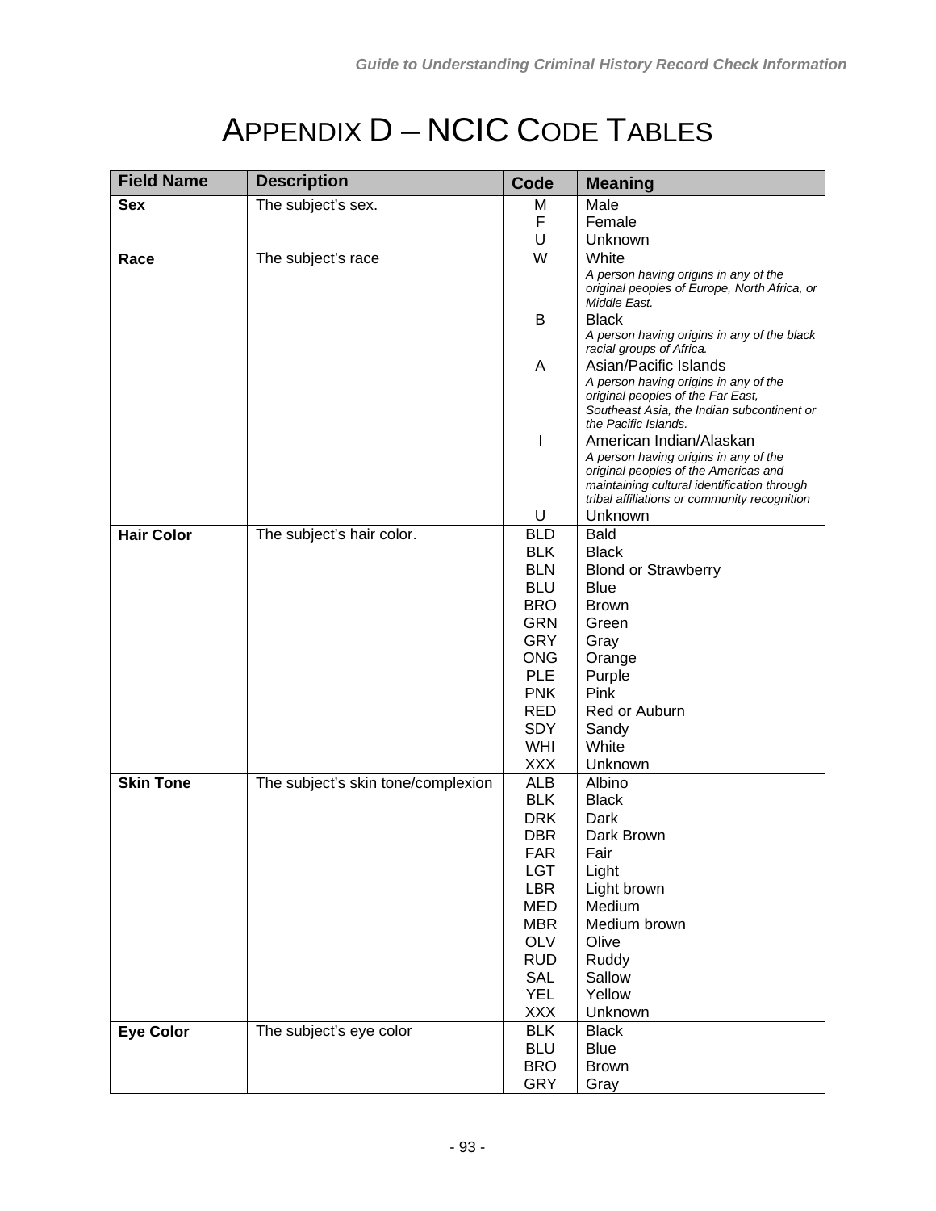# Appendix D – NCIC Code Tables

| Field Name | Description | Code | Meaning |
|---|---|---|---|
| **Sex** | The subject's sex. | M | Male |
| | | F | Female |
| | | U | Unknown |
| **Race** | The subject's race | W | White *A person having origins in any of the original peoples of Europe, North Africa, or Middle East.* |
| | | B | Black *A person having origins in any of the black racial groups of Africa.* |
| | | A | Asian/Pacific Islands *A person having origins in any of the original peoples of the Far East, Southeast Asia, the Indian subcontinent or the Pacific Islands.* |
| | | I | American Indian/Alaskan *A person having origins in any of the original peoples of the Americas and maintaining cultural identification through tribal affiliations or community recognition* |
| | | U | Unknown |
| **Hair Color** | The subject's hair color. | BLD | Bald |
| | | BLK | Black |
| | | BLN | Blond or Strawberry |
| | | BLU | Blue |
| | | BRO | Brown |
| | | GRN | Green |
| | | GRY | Gray |
| | | ONG | Orange |
| | | PLE | Purple |
| | | PNK | Pink |
| | | RED | Red or Auburn |
| | | SDY | Sandy |
| | | WHI | White |
| | | XXX | Unknown |
| **Skin Tone** | The subject's skin tone/complexion | ALB | Albino |
| | | BLK | Black |
| | | DRK | Dark |
| | | DBR | Dark Brown |
| | | FAR | Fair |
| | | LGT | Light |
| | | LBR | Light brown |
| | | MED | Medium |
| | | MBR | Medium brown |
| | | OLV | Olive |
| | | RUD | Ruddy |
| | | SAL | Sallow |
| | | YEL | Yellow |
| | | XXX | Unknown |
| **Eye Color** | The subject's eye color | BLK | Black |
| | | BLU | Blue |
| | | BRO | Brown |
| | | GRY | Gray |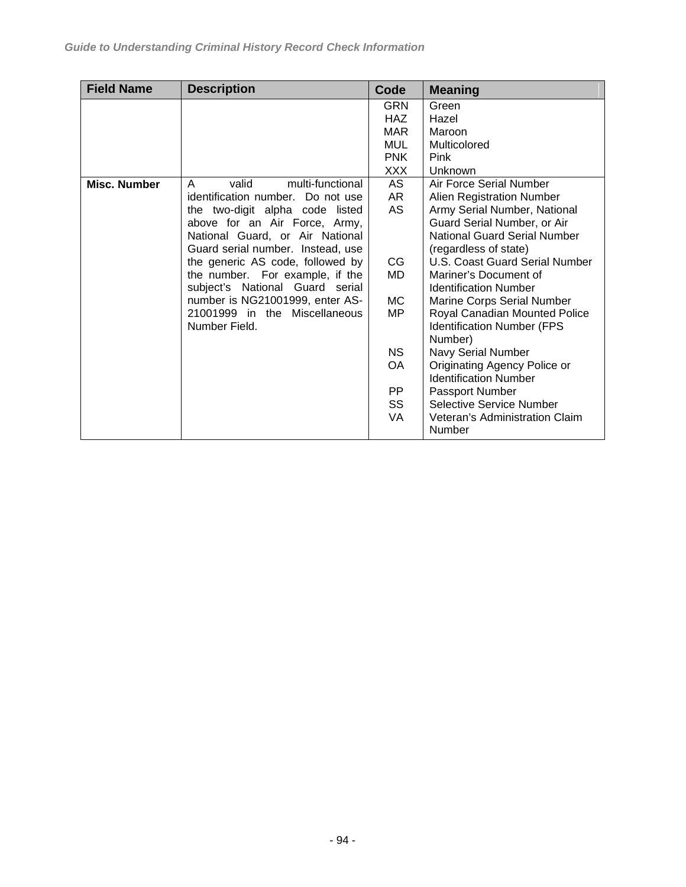| Field Name | Description | Code | Meaning |
|---|---|---|---|
| | | GRN | Green |
| | | HAZ | Hazel |
| | | MAR | Maroon |
| | | MUL | Multicolored |
| | | PNK | Pink |
| | | XXX | Unknown |
| **Misc. Number** | A valid multi-functional identification number. Do not use the two-digit alpha code listed above for an Air Force, Army, National Guard, or Air National Guard serial number. Instead, use the generic AS code, followed by the number. For example, if the subject's National Guard serial number is NG21001999, enter AS-21001999 in the Miscellaneous Number Field. | AS | Air Force Serial Number |
| | | AR | Alien Registration Number |
| | | AS | Army Serial Number, National Guard Serial Number, or Air National Guard Serial Number (regardless of state) |
| | | CG | U.S. Coast Guard Serial Number |
| | | MD | Mariner's Document of Identification Number |
| | | MC | Marine Corps Serial Number |
| | | MP | Royal Canadian Mounted Police Identification Number (FPS Number) |
| | | NS | Navy Serial Number |
| | | OA | Originating Agency Police or Identification Number |
| | | PP | Passport Number |
| | | SS | Selective Service Number |
| | | VA | Veteran's Administration Claim Number |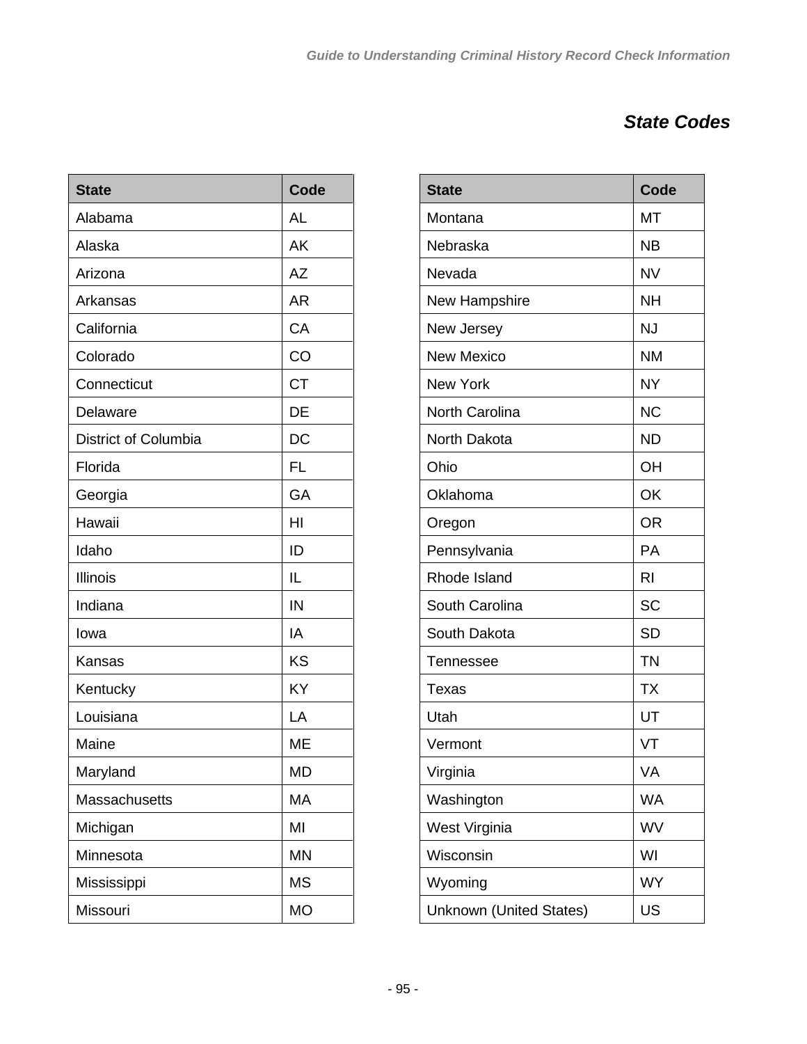## *State Codes*

| State | Code |
|---|---|
| Alabama | AL |
| Alaska | AK |
| Arizona | AZ |
| Arkansas | AR |
| California | CA |
| Colorado | CO |
| Connecticut | CT |
| Delaware | DE |
| District of Columbia | DC |
| Florida | FL |
| Georgia | GA |
| Hawaii | HI |
| Idaho | ID |
| Illinois | IL |
| Indiana | IN |
| Iowa | IA |
| Kansas | KS |
| Kentucky | KY |
| Louisiana | LA |
| Maine | ME |
| Maryland | MD |
| Massachusetts | MA |
| Michigan | MI |
| Minnesota | MN |
| Mississippi | MS |
| Missouri | MO |

| State | Code |
|---|---|
| Montana | MT |
| Nebraska | NB |
| Nevada | NV |
| New Hampshire | NH |
| New Jersey | NJ |
| New Mexico | NM |
| New York | NY |
| North Carolina | NC |
| North Dakota | ND |
| Ohio | OH |
| Oklahoma | OK |
| Oregon | OR |
| Pennsylvania | PA |
| Rhode Island | RI |
| South Carolina | SC |
| South Dakota | SD |
| Tennessee | TN |
| Texas | TX |
| Utah | UT |
| Vermont | VT |
| Virginia | VA |
| Washington | WA |
| West Virginia | WV |
| Wisconsin | WI |
| Wyoming | WY |
| Unknown (United States) | US |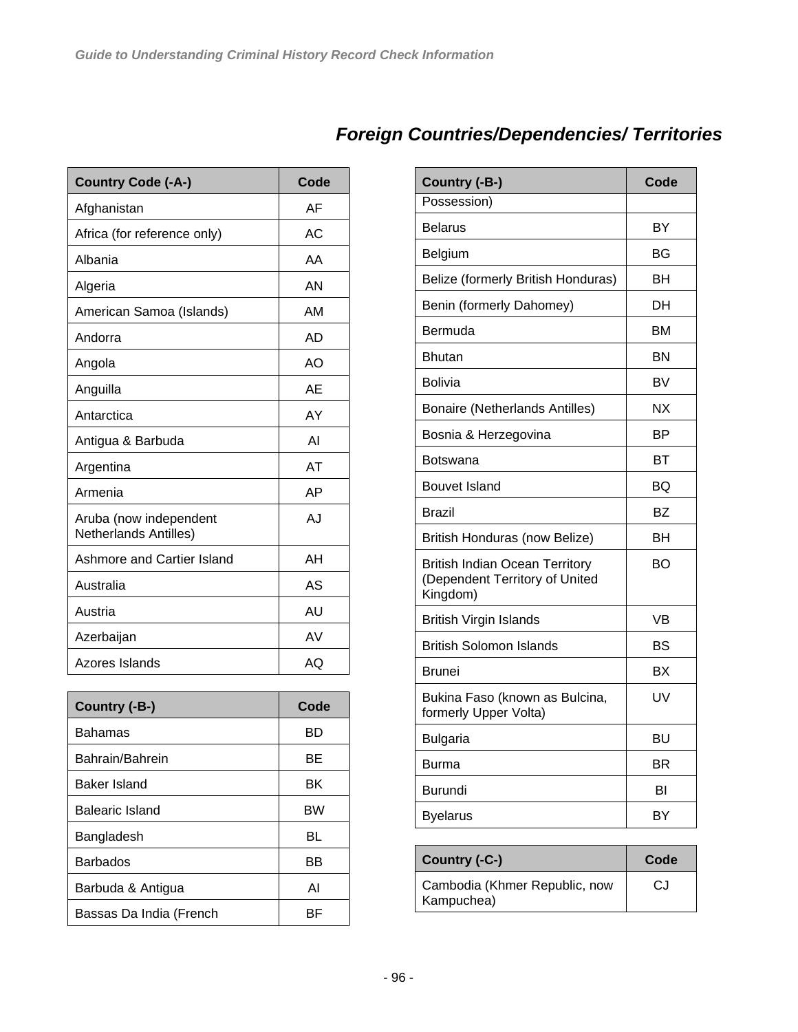## *Foreign Countries/Dependencies/ Territories*

| Country Code (-A-) | Code |
|---|---|
| Afghanistan | AF |
| Africa (for reference only) | AC |
| Albania | AA |
| Algeria | AN |
| American Samoa (Islands) | AM |
| Andorra | AD |
| Angola | AO |
| Anguilla | AE |
| Antarctica | AY |
| Antigua & Barbuda | AI |
| Argentina | AT |
| Armenia | AP |
| Aruba (now independent Netherlands Antilles) | AJ |
| Ashmore and Cartier Island | AH |
| Australia | AS |
| Austria | AU |
| Azerbaijan | AV |
| Azores Islands | AQ |

| Country (-B-) | Code |
|---|---|
| Bahamas | BD |
| Bahrain/Bahrein | BE |
| Baker Island | BK |
| Balearic Island | BW |
| Bangladesh | BL |
| Barbados | BB |
| Barbuda & Antigua | AI |
| Bassas Da India (French Possession) | BF |
| Belarus | BY |
| Belgium | BG |
| Belize (formerly British Honduras) | BH |
| Benin (formerly Dahomey) | DH |
| Bermuda | BM |
| Bhutan | BN |
| Bolivia | BV |
| Bonaire (Netherlands Antilles) | NX |
| Bosnia & Herzegovina | BP |
| Botswana | BT |
| Bouvet Island | BQ |
| Brazil | BZ |
| British Honduras (now Belize) | BH |
| British Indian Ocean Territory (Dependent Territory of United Kingdom) | BO |
| British Virgin Islands | VB |
| British Solomon Islands | BS |
| Brunei | BX |
| Bukina Faso (known as Bulcina, formerly Upper Volta) | UV |
| Bulgaria | BU |
| Burma | BR |
| Burundi | BI |
| Byelarus | BY |

| Country (-C-) | Code |
|---|---|
| Cambodia (Khmer Republic, now Kampuchea) | CJ |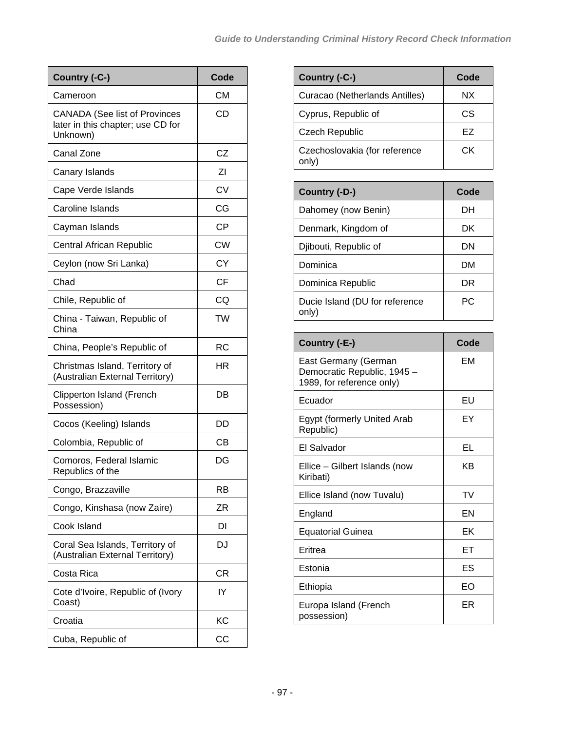| Country (-C-) | Code |
|---|---|
| Cameroon | CM |
| CANADA (See list of Provinces later in this chapter; use CD for Unknown) | CD |
| Canal Zone | CZ |
| Canary Islands | ZI |
| Cape Verde Islands | CV |
| Caroline Islands | CG |
| Cayman Islands | CP |
| Central African Republic | CW |
| Ceylon (now Sri Lanka) | CY |
| Chad | CF |
| Chile, Republic of | CQ |
| China - Taiwan, Republic of China | TW |
| China, People's Republic of | RC |
| Christmas Island, Territory of (Australian External Territory) | HR |
| Clipperton Island (French Possession) | DB |
| Cocos (Keeling) Islands | DD |
| Colombia, Republic of | CB |
| Comoros, Federal Islamic Republics of the | DG |
| Congo, Brazzaville | RB |
| Congo, Kinshasa (now Zaire) | ZR |
| Cook Island | DI |
| Coral Sea Islands, Territory of (Australian External Territory) | DJ |
| Costa Rica | CR |
| Cote d'Ivoire, Republic of (Ivory Coast) | IY |
| Croatia | KC |
| Cuba, Republic of | CC |
| Curacao (Netherlands Antilles) | NX |
| Cyprus, Republic of | CS |
| Czech Republic | EZ |
| Czechoslovakia (for reference only) | CK |

| Country (-D-) | Code |
|---|---|
| Dahomey (now Benin) | DH |
| Denmark, Kingdom of | DK |
| Djibouti, Republic of | DN |
| Dominica | DM |
| Dominica Republic | DR |
| Ducie Island (DU for reference only) | PC |

| Country (-E-) | Code |
|---|---|
| East Germany (German Democratic Republic, 1945 – 1989, for reference only) | EM |
| Ecuador | EU |
| Egypt (formerly United Arab Republic) | EY |
| El Salvador | EL |
| Ellice – Gilbert Islands (now Kiribati) | KB |
| Ellice Island (now Tuvalu) | TV |
| England | EN |
| Equatorial Guinea | EK |
| Eritrea | ET |
| Estonia | ES |
| Ethiopia | EO |
| Europa Island (French possession) | ER |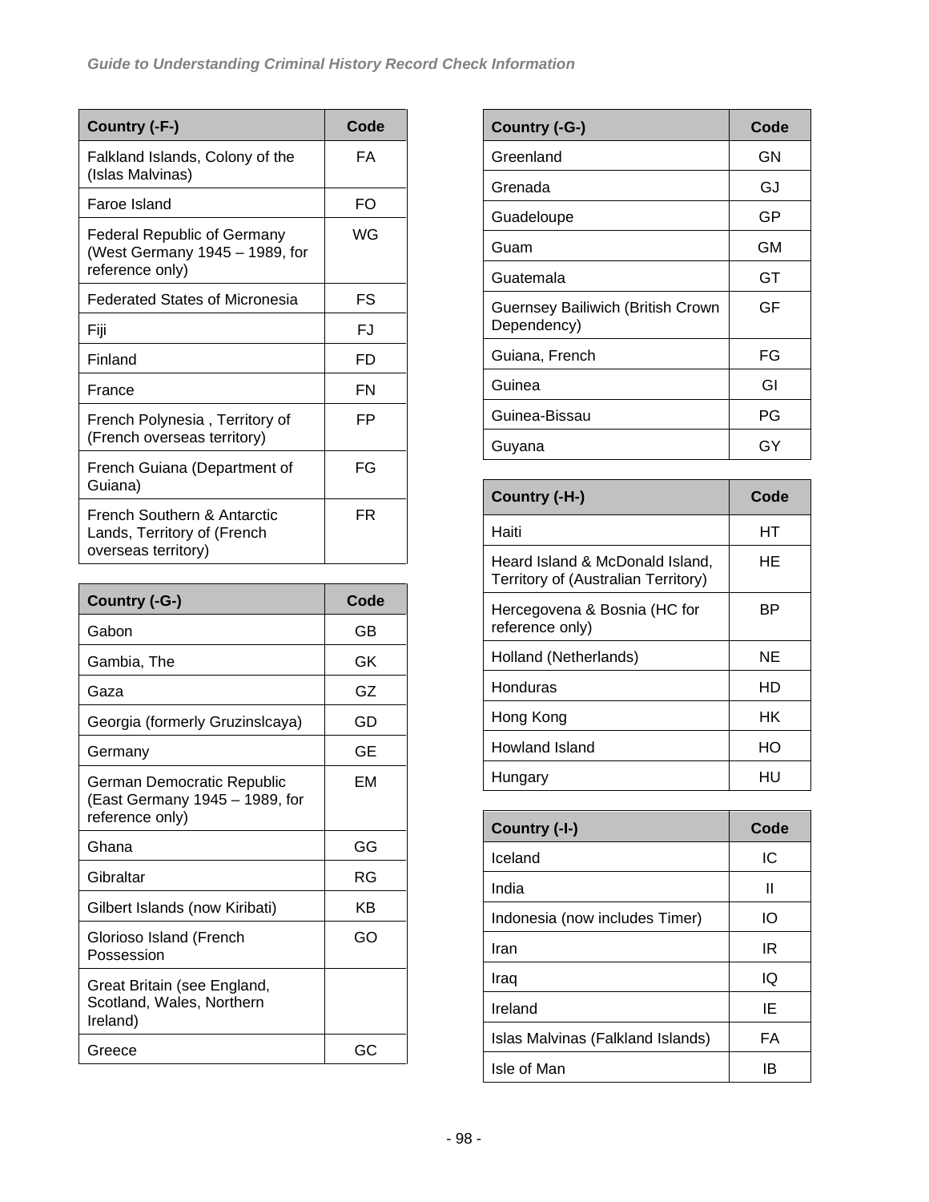| Country (-F-) | Code |
|---|---|
| Falkland Islands, Colony of the (Islas Malvinas) | FA |
| Faroe Island | FO |
| Federal Republic of Germany (West Germany 1945 – 1989, for reference only) | WG |
| Federated States of Micronesia | FS |
| Fiji | FJ |
| Finland | FD |
| France | FN |
| French Polynesia , Territory of (French overseas territory) | FP |
| French Guiana (Department of Guiana) | FG |
| French Southern & Antarctic Lands, Territory of (French overseas territory) | FR |

| Country (-G-) | Code |
|---|---|
| Gabon | GB |
| Gambia, The | GK |
| Gaza | GZ |
| Georgia (formerly Gruzinslcaya) | GD |
| Germany | GE |
| German Democratic Republic (East Germany 1945 – 1989, for reference only) | EM |
| Ghana | GG |
| Gibraltar | RG |
| Gilbert Islands (now Kiribati) | KB |
| Glorioso Island (French Possession | GO |
| Great Britain (see England, Scotland, Wales, Northern Ireland) | |
| Greece | GC |

| Country (-G-) | Code |
|---|---|
| Greenland | GN |
| Grenada | GJ |
| Guadeloupe | GP |
| Guam | GM |
| Guatemala | GT |
| Guernsey Bailiwich (British Crown Dependency) | GF |
| Guiana, French | FG |
| Guinea | GI |
| Guinea-Bissau | PG |
| Guyana | GY |

| Country (-H-) | Code |
|---|---|
| Haiti | HT |
| Heard Island & McDonald Island, Territory of (Australian Territory) | HE |
| Hercegovena & Bosnia (HC for reference only) | BP |
| Holland (Netherlands) | NE |
| Honduras | HD |
| Hong Kong | HK |
| Howland Island | HO |
| Hungary | HU |

| Country (-I-) | Code |
|---|---|
| Iceland | IC |
| India | II |
| Indonesia (now includes Timer) | IO |
| Iran | IR |
| Iraq | IQ |
| Ireland | IE |
| Islas Malvinas (Falkland Islands) | FA |
| Isle of Man | IB |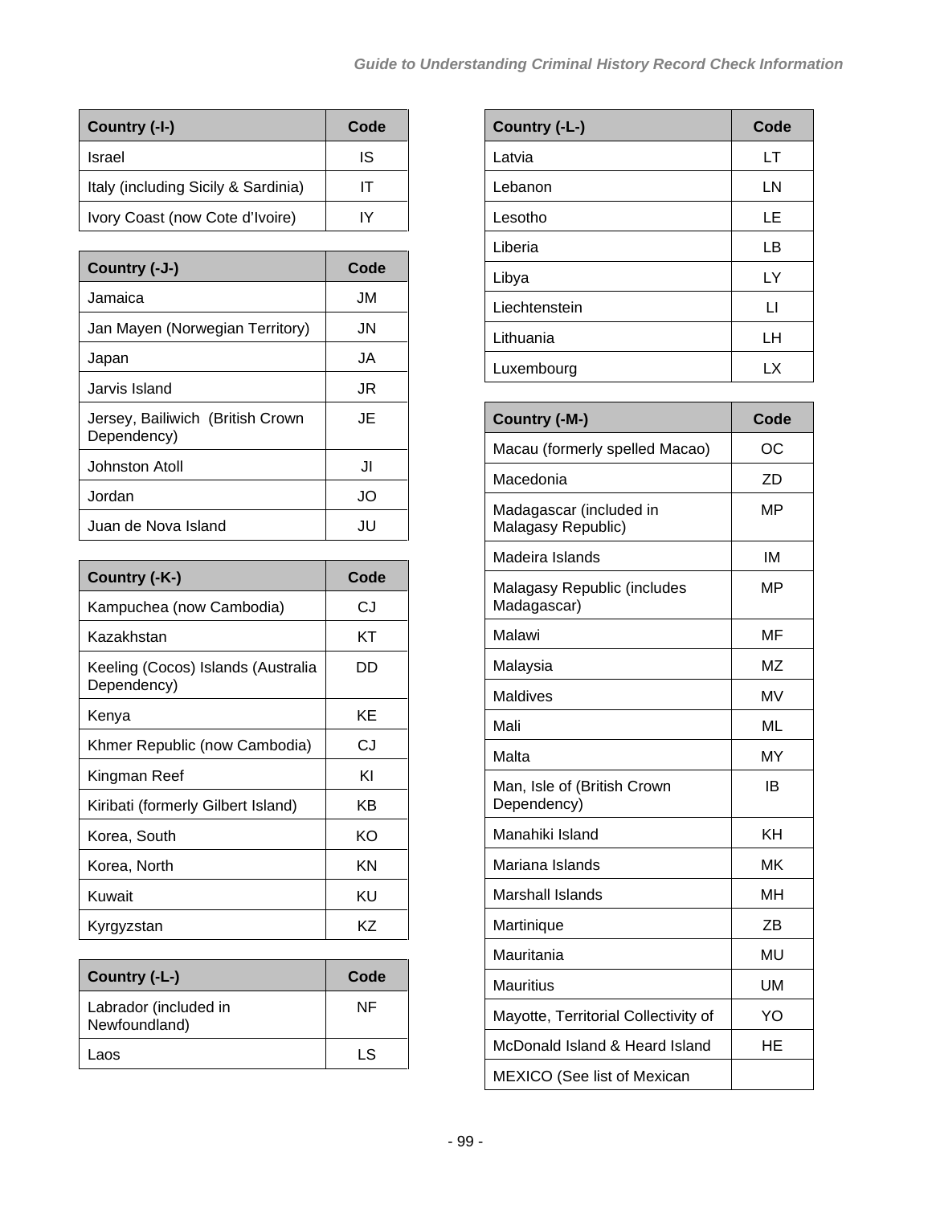| Country (-I-) | Code |
|---|---|
| Israel | IS |
| Italy (including Sicily & Sardinia) | IT |
| Ivory Coast (now Cote d'Ivoire) | IY |

| Country (-J-) | Code |
|---|---|
| Jamaica | JM |
| Jan Mayen (Norwegian Territory) | JN |
| Japan | JA |
| Jarvis Island | JR |
| Jersey, Bailiwich (British Crown Dependency) | JE |
| Johnston Atoll | JI |
| Jordan | JO |
| Juan de Nova Island | JU |

| Country (-K-) | Code |
|---|---|
| Kampuchea (now Cambodia) | CJ |
| Kazakhstan | KT |
| Keeling (Cocos) Islands (Australia Dependency) | DD |
| Kenya | KE |
| Khmer Republic (now Cambodia) | CJ |
| Kingman Reef | KI |
| Kiribati (formerly Gilbert Island) | KB |
| Korea, South | KO |
| Korea, North | KN |
| Kuwait | KU |
| Kyrgyzstan | KZ |

| Country (-L-) | Code |
|---|---|
| Labrador (included in Newfoundland) | NF |
| Laos | LS |
| Latvia | LT |
| Lebanon | LN |
| Lesotho | LE |
| Liberia | LB |
| Libya | LY |
| Liechtenstein | LI |
| Lithuania | LH |
| Luxembourg | LX |

| Country (-M-) | Code |
|---|---|
| Macau (formerly spelled Macao) | OC |
| Macedonia | ZD |
| Madagascar (included in Malagasy Republic) | MP |
| Madeira Islands | IM |
| Malagasy Republic (includes Madagascar) | MP |
| Malawi | MF |
| Malaysia | MZ |
| Maldives | MV |
| Mali | ML |
| Malta | MY |
| Man, Isle of (British Crown Dependency) | IB |
| Manahiki Island | KH |
| Mariana Islands | MK |
| Marshall Islands | MH |
| Martinique | ZB |
| Mauritania | MU |
| Mauritius | UM |
| Mayotte, Territorial Collectivity of | YO |
| McDonald Island & Heard Island | HE |
| MEXICO (See list of Mexican | |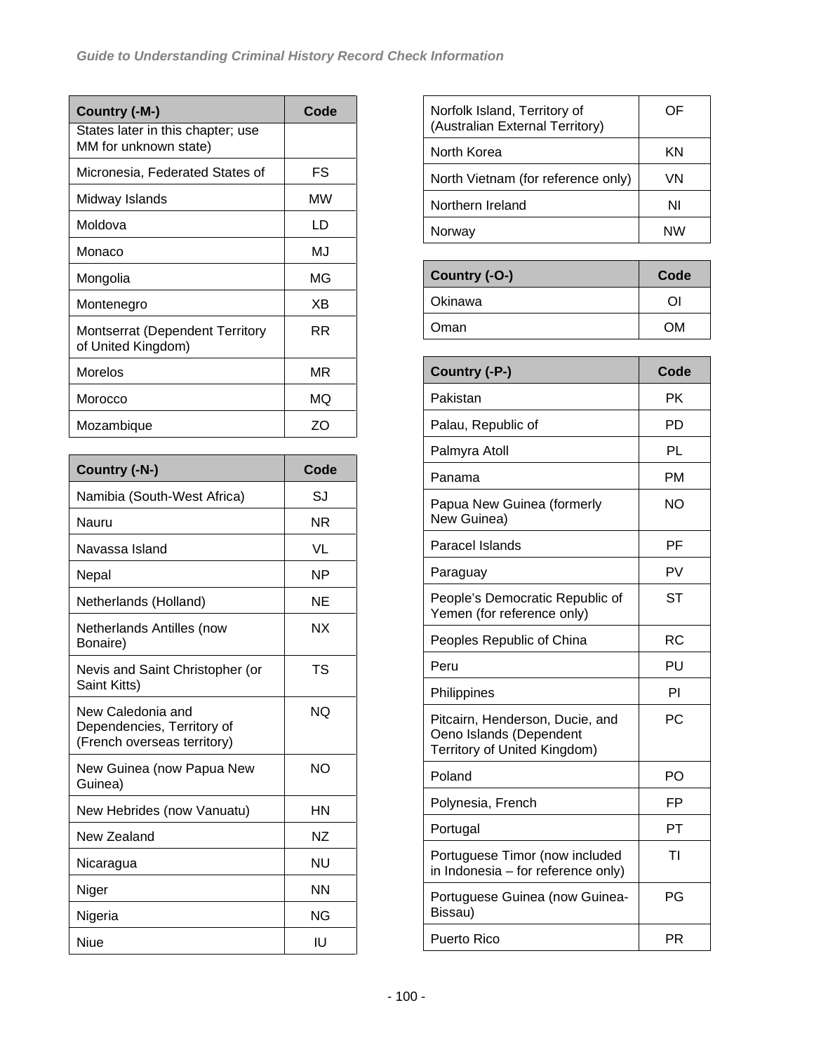| Country (-M-) | Code |
|---|---|
| States later in this chapter; use MM for unknown state) | |
| Micronesia, Federated States of | FS |
| Midway Islands | MW |
| Moldova | LD |
| Monaco | MJ |
| Mongolia | MG |
| Montenegro | XB |
| Montserrat (Dependent Territory of United Kingdom) | RR |
| Morelos | MR |
| Morocco | MQ |
| Mozambique | ZO |

| Country (-N-) | Code |
|---|---|
| Namibia (South-West Africa) | SJ |
| Nauru | NR |
| Navassa Island | VL |
| Nepal | NP |
| Netherlands (Holland) | NE |
| Netherlands Antilles (now Bonaire) | NX |
| Nevis and Saint Christopher (or Saint Kitts) | TS |
| New Caledonia and Dependencies, Territory of (French overseas territory) | NQ |
| New Guinea (now Papua New Guinea) | NO |
| New Hebrides (now Vanuatu) | HN |
| New Zealand | NZ |
| Nicaragua | NU |
| Niger | NN |
| Nigeria | NG |
| Niue | IU |
| Norfolk Island, Territory of (Australian External Territory) | OF |
| North Korea | KN |
| North Vietnam (for reference only) | VN |
| Northern Ireland | NI |
| Norway | NW |

| Country (-O-) | Code |
|---|---|
| Okinawa | OI |
| Oman | OM |

| Country (-P-) | Code |
|---|---|
| Pakistan | PK |
| Palau, Republic of | PD |
| Palmyra Atoll | PL |
| Panama | PM |
| Papua New Guinea (formerly New Guinea) | NO |
| Paracel Islands | PF |
| Paraguay | PV |
| People's Democratic Republic of Yemen (for reference only) | ST |
| Peoples Republic of China | RC |
| Peru | PU |
| Philippines | PI |
| Pitcairn, Henderson, Ducie, and Oeno Islands (Dependent Territory of United Kingdom) | PC |
| Poland | PO |
| Polynesia, French | FP |
| Portugal | PT |
| Portuguese Timor (now included in Indonesia – for reference only) | TI |
| Portuguese Guinea (now Guinea-Bissau) | PG |
| Puerto Rico | PR |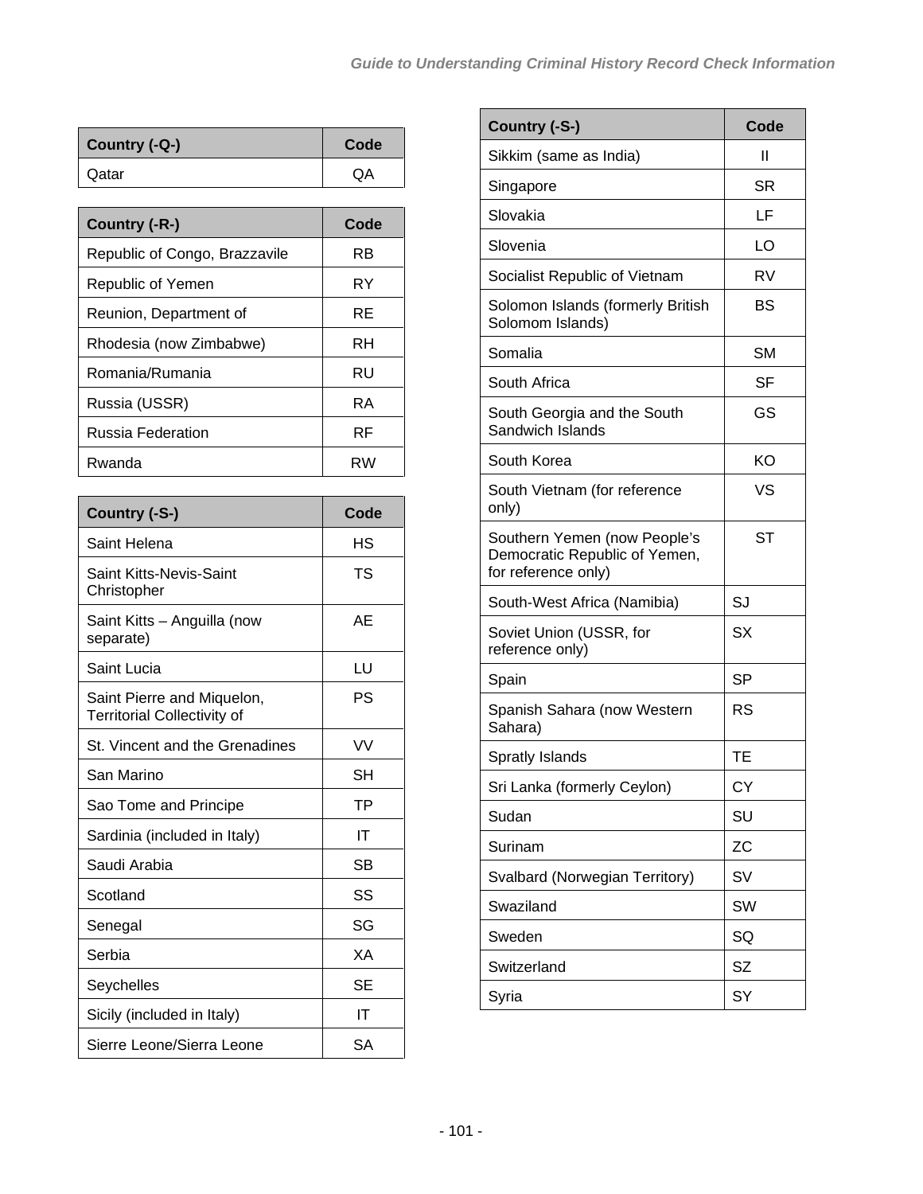| Country (-Q-) | Code |
|---|---|
| Qatar | QA |

| Country (-R-) | Code |
|---|---|
| Republic of Congo, Brazzavile | RB |
| Republic of Yemen | RY |
| Reunion, Department of | RE |
| Rhodesia (now Zimbabwe) | RH |
| Romania/Rumania | RU |
| Russia (USSR) | RA |
| Russia Federation | RF |
| Rwanda | RW |

| Country (-S-) | Code |
|---|---|
| Saint Helena | HS |
| Saint Kitts-Nevis-Saint Christopher | TS |
| Saint Kitts – Anguilla (now separate) | AE |
| Saint Lucia | LU |
| Saint Pierre and Miquelon, Territorial Collectivity of | PS |
| St. Vincent and the Grenadines | VV |
| San Marino | SH |
| Sao Tome and Principe | TP |
| Sardinia (included in Italy) | IT |
| Saudi Arabia | SB |
| Scotland | SS |
| Senegal | SG |
| Serbia | XA |
| Seychelles | SE |
| Sicily (included in Italy) | IT |
| Sierre Leone/Sierra Leone | SA |
| Sikkim (same as India) | II |
| Singapore | SR |
| Slovakia | LF |
| Slovenia | LO |
| Socialist Republic of Vietnam | RV |
| Solomon Islands (formerly British Solomom Islands) | BS |
| Somalia | SM |
| South Africa | SF |
| South Georgia and the South Sandwich Islands | GS |
| South Korea | KO |
| South Vietnam (for reference only) | VS |
| Southern Yemen (now People's Democratic Republic of Yemen, for reference only) | ST |
| South-West Africa (Namibia) | SJ |
| Soviet Union (USSR, for reference only) | SX |
| Spain | SP |
| Spanish Sahara (now Western Sahara) | RS |
| Spratly Islands | TE |
| Sri Lanka (formerly Ceylon) | CY |
| Sudan | SU |
| Surinam | ZC |
| Svalbard (Norwegian Territory) | SV |
| Swaziland | SW |
| Sweden | SQ |
| Switzerland | SZ |
| Syria | SY |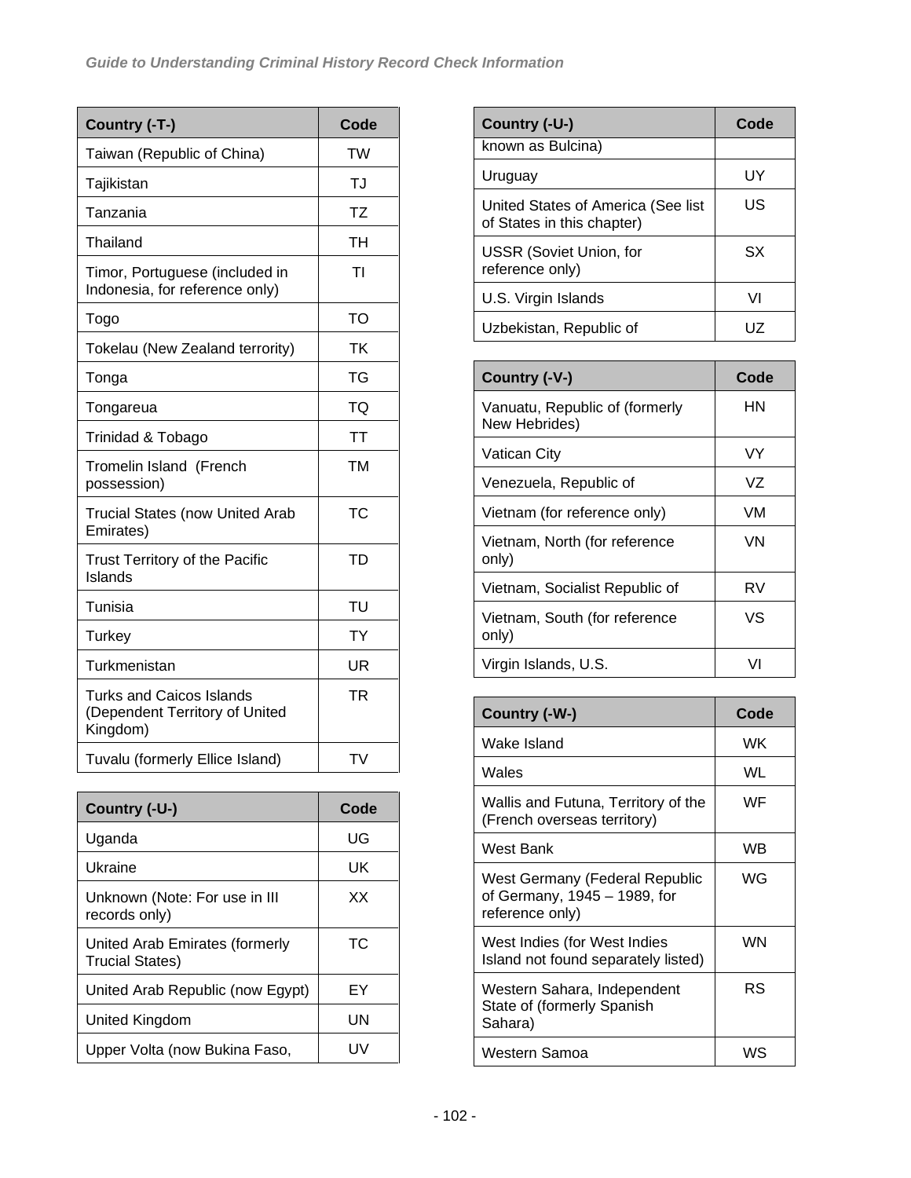| Country (-T-) | Code |
| --- | --- |
| Taiwan (Republic of China) | TW |
| Tajikistan | TJ |
| Tanzania | TZ |
| Thailand | TH |
| Timor, Portuguese (included in Indonesia, for reference only) | TI |
| Togo | TO |
| Tokelau (New Zealand terrority) | TK |
| Tonga | TG |
| Tongareua | TQ |
| Trinidad & Tobago | TT |
| Tromelin Island (French possession) | TM |
| Trucial States (now United Arab Emirates) | TC |
| Trust Territory of the Pacific Islands | TD |
| Tunisia | TU |
| Turkey | TY |
| Turkmenistan | UR |
| Turks and Caicos Islands (Dependent Territory of United Kingdom) | TR |
| Tuvalu (formerly Ellice Island) | TV |

| Country (-U-) | Code |
| --- | --- |
| Uganda | UG |
| Ukraine | UK |
| Unknown (Note: For use in III records only) | XX |
| United Arab Emirates (formerly Trucial States) | TC |
| United Arab Republic (now Egypt) | EY |
| United Kingdom | UN |
| Upper Volta (now Bukina Faso, known as Bulcina) | UV |
| Uruguay | UY |
| United States of America (See list of States in this chapter) | US |
| USSR (Soviet Union, for reference only) | SX |
| U.S. Virgin Islands | VI |
| Uzbekistan, Republic of | UZ |

| Country (-V-) | Code |
| --- | --- |
| Vanuatu, Republic of (formerly New Hebrides) | HN |
| Vatican City | VY |
| Venezuela, Republic of | VZ |
| Vietnam (for reference only) | VM |
| Vietnam, North (for reference only) | VN |
| Vietnam, Socialist Republic of | RV |
| Vietnam, South (for reference only) | VS |
| Virgin Islands, U.S. | VI |

| Country (-W-) | Code |
| --- | --- |
| Wake Island | WK |
| Wales | WL |
| Wallis and Futuna, Territory of the (French overseas territory) | WF |
| West Bank | WB |
| West Germany (Federal Republic of Germany, 1945 – 1989, for reference only) | WG |
| West Indies (for West Indies Island not found separately listed) | WN |
| Western Sahara, Independent State of (formerly Spanish Sahara) | RS |
| Western Samoa | WS |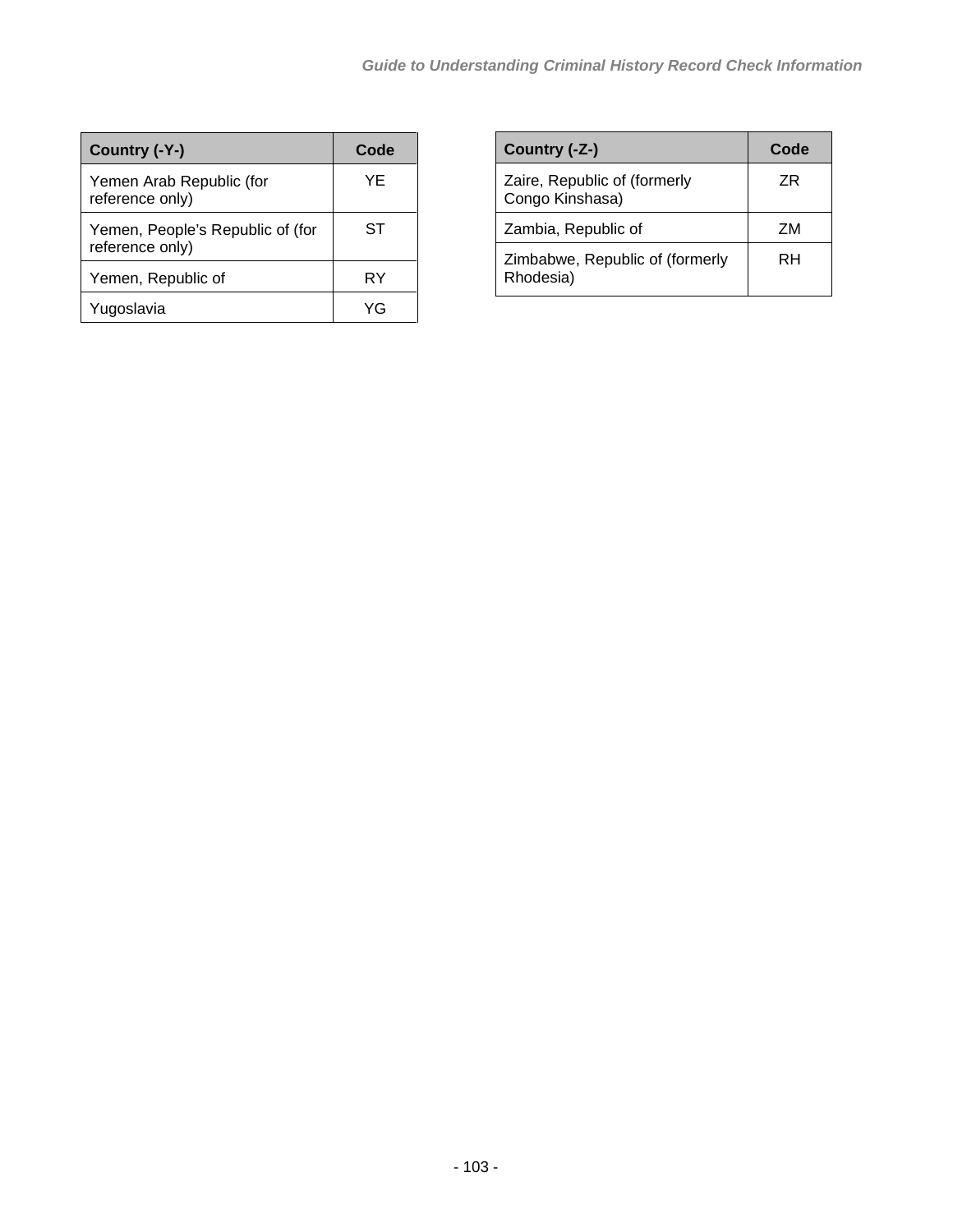| Country (-Y-) | Code |
|---|---|
| Yemen Arab Republic (for reference only) | YE |
| Yemen, People's Republic of (for reference only) | ST |
| Yemen, Republic of | RY |
| Yugoslavia | YG |

| Country (-Z-) | Code |
|---|---|
| Zaire, Republic of (formerly Congo Kinshasa) | ZR |
| Zambia, Republic of | ZM |
| Zimbabwe, Republic of (formerly Rhodesia) | RH |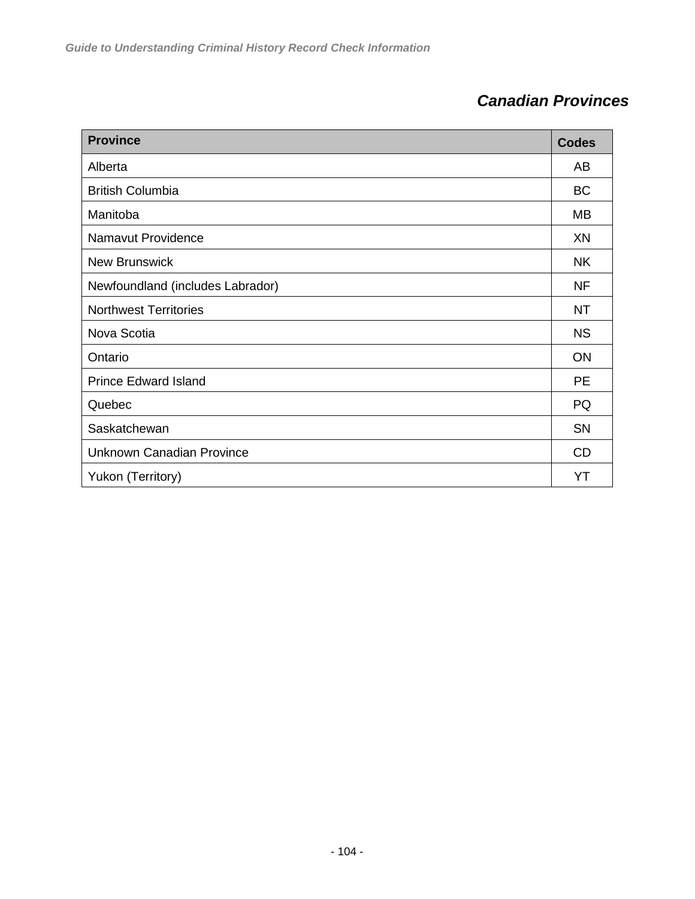## *Canadian Provinces*

| Province | Codes |
|---|---|
| Alberta | AB |
| British Columbia | BC |
| Manitoba | MB |
| Namavut Providence | XN |
| New Brunswick | NK |
| Newfoundland (includes Labrador) | NF |
| Northwest Territories | NT |
| Nova Scotia | NS |
| Ontario | ON |
| Prince Edward Island | PE |
| Quebec | PQ |
| Saskatchewan | SN |
| Unknown Canadian Province | CD |
| Yukon (Territory) | YT |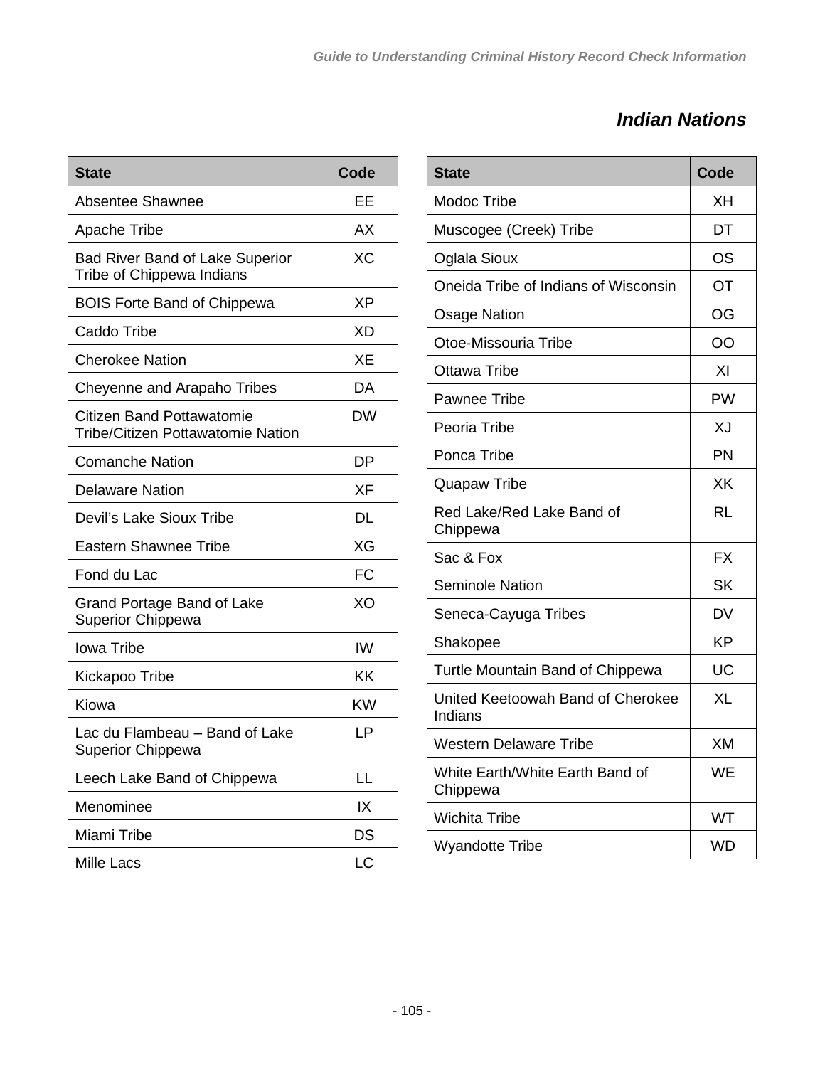## *Indian Nations*

| State | Code |
|---|---|
| Absentee Shawnee | EE |
| Apache Tribe | AX |
| Bad River Band of Lake Superior Tribe of Chippewa Indians | XC |
| BOIS Forte Band of Chippewa | XP |
| Caddo Tribe | XD |
| Cherokee Nation | XE |
| Cheyenne and Arapaho Tribes | DA |
| Citizen Band Pottawatomie Tribe/Citizen Pottawatomie Nation | DW |
| Comanche Nation | DP |
| Delaware Nation | XF |
| Devil's Lake Sioux Tribe | DL |
| Eastern Shawnee Tribe | XG |
| Fond du Lac | FC |
| Grand Portage Band of Lake Superior Chippewa | XO |
| Iowa Tribe | IW |
| Kickapoo Tribe | KK |
| Kiowa | KW |
| Lac du Flambeau – Band of Lake Superior Chippewa | LP |
| Leech Lake Band of Chippewa | LL |
| Menominee | IX |
| Miami Tribe | DS |
| Mille Lacs | LC |

| State | Code |
|---|---|
| Modoc Tribe | XH |
| Muscogee (Creek) Tribe | DT |
| Oglala Sioux | OS |
| Oneida Tribe of Indians of Wisconsin | OT |
| Osage Nation | OG |
| Otoe-Missouria Tribe | OO |
| Ottawa Tribe | XI |
| Pawnee Tribe | PW |
| Peoria Tribe | XJ |
| Ponca Tribe | PN |
| Quapaw Tribe | XK |
| Red Lake/Red Lake Band of Chippewa | RL |
| Sac & Fox | FX |
| Seminole Nation | SK |
| Seneca-Cayuga Tribes | DV |
| Shakopee | KP |
| Turtle Mountain Band of Chippewa | UC |
| United Keetoowah Band of Cherokee Indians | XL |
| Western Delaware Tribe | XM |
| White Earth/White Earth Band of Chippewa | WE |
| Wichita Tribe | WT |
| Wyandotte Tribe | WD |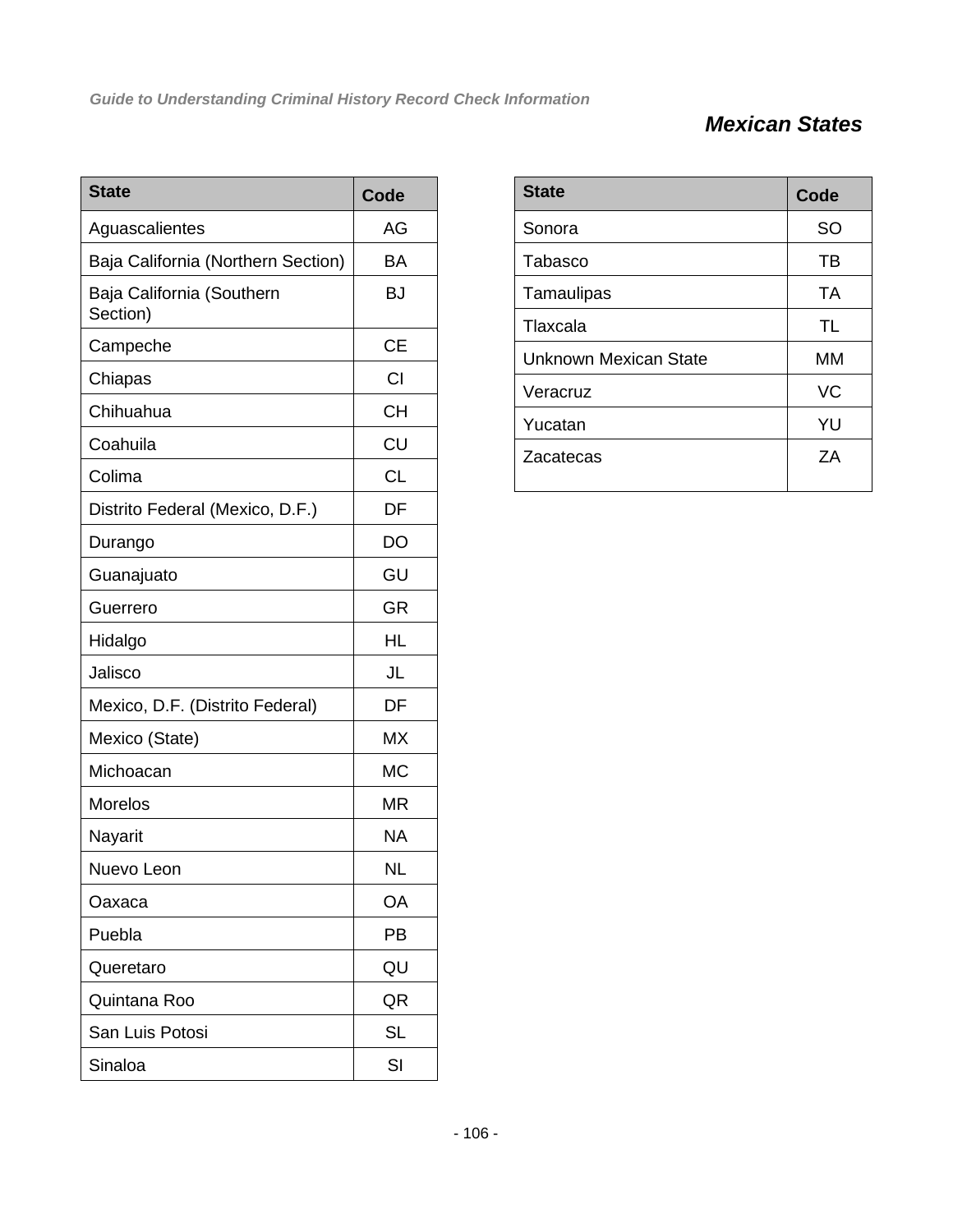## Mexican States

| State | Code |
|---|---|
| Aguascalientes | AG |
| Baja California (Northern Section) | BA |
| Baja California (Southern Section) | BJ |
| Campeche | CE |
| Chiapas | CI |
| Chihuahua | CH |
| Coahuila | CU |
| Colima | CL |
| Distrito Federal (Mexico, D.F.) | DF |
| Durango | DO |
| Guanajuato | GU |
| Guerrero | GR |
| Hidalgo | HL |
| Jalisco | JL |
| Mexico, D.F. (Distrito Federal) | DF |
| Mexico (State) | MX |
| Michoacan | MC |
| Morelos | MR |
| Nayarit | NA |
| Nuevo Leon | NL |
| Oaxaca | OA |
| Puebla | PB |
| Queretaro | QU |
| Quintana Roo | QR |
| San Luis Potosi | SL |
| Sinaloa | SI |
| Sonora | SO |
| Tabasco | TB |
| Tamaulipas | TA |
| Tlaxcala | TL |
| Unknown Mexican State | MM |
| Veracruz | VC |
| Yucatan | YU |
| Zacatecas | ZA |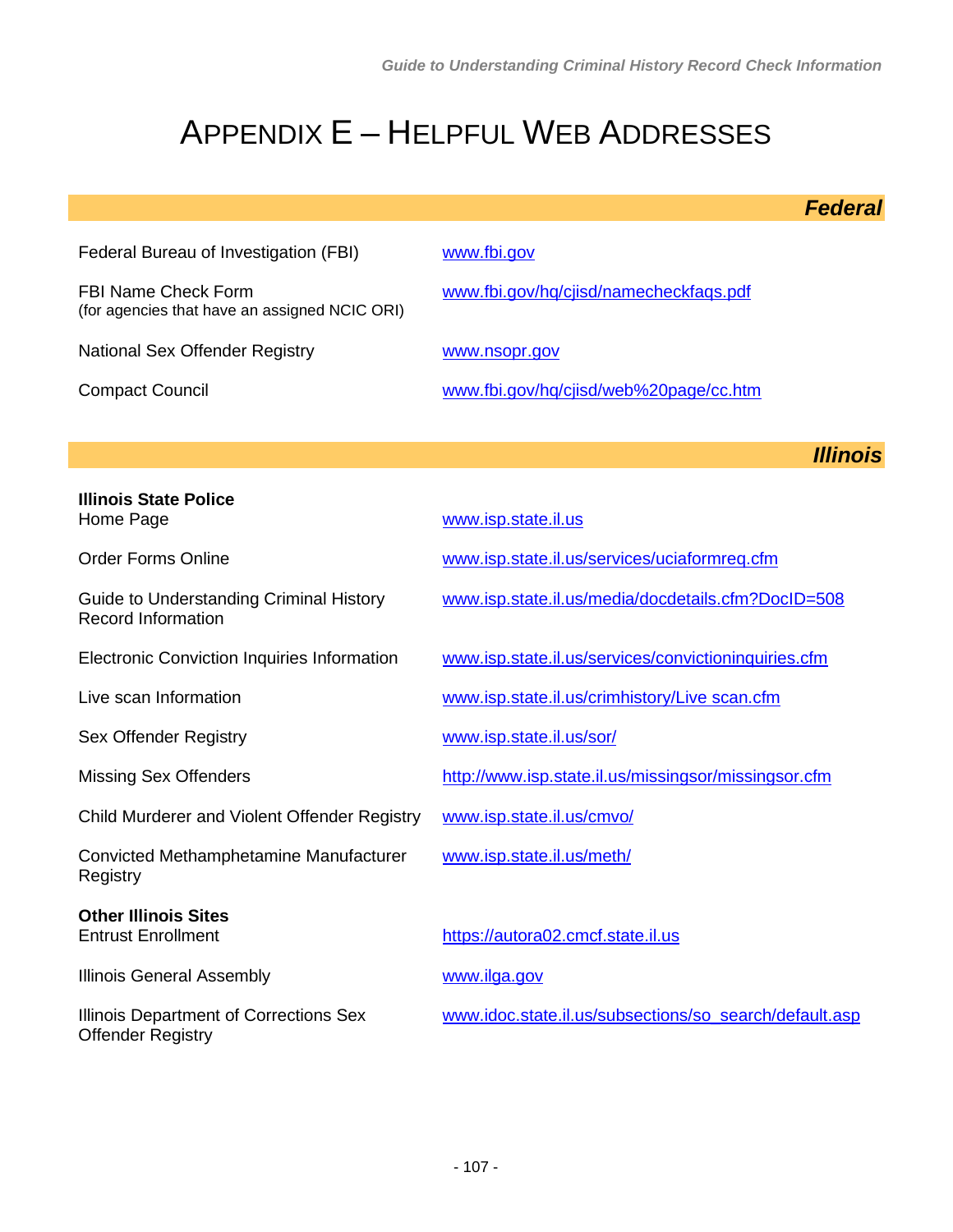# APPENDIX E – HELPFUL WEB ADDRESSES

## *Federal*

| | |
|---|---|
| Federal Bureau of Investigation (FBI) | www.fbi.gov |
| FBI Name Check Form (for agencies that have an assigned NCIC ORI) | www.fbi.gov/hq/cjisd/namecheckfaqs.pdf |
| National Sex Offender Registry | www.nsopr.gov |
| Compact Council | www.fbi.gov/hq/cjisd/web%20page/cc.htm |

## *Illinois*

**Illinois State Police**

| | |
|---|---|
| Home Page | www.isp.state.il.us |
| Order Forms Online | www.isp.state.il.us/services/uciaformreq.cfm |
| Guide to Understanding Criminal History Record Information | www.isp.state.il.us/media/docdetails.cfm?DocID=508 |
| Electronic Conviction Inquiries Information | www.isp.state.il.us/services/convictioninquiries.cfm |
| Live scan Information | www.isp.state.il.us/crimhistory/Live scan.cfm |
| Sex Offender Registry | www.isp.state.il.us/sor/ |
| Missing Sex Offenders | http://www.isp.state.il.us/missingsor/missingsor.cfm |
| Child Murderer and Violent Offender Registry | www.isp.state.il.us/cmvo/ |
| Convicted Methamphetamine Manufacturer Registry | www.isp.state.il.us/meth/ |

**Other Illinois Sites**

| | |
|---|---|
| Entrust Enrollment | https://autora02.cmcf.state.il.us |
| Illinois General Assembly | www.ilga.gov |
| Illinois Department of Corrections Sex Offender Registry | www.idoc.state.il.us/subsections/so_search/default.asp |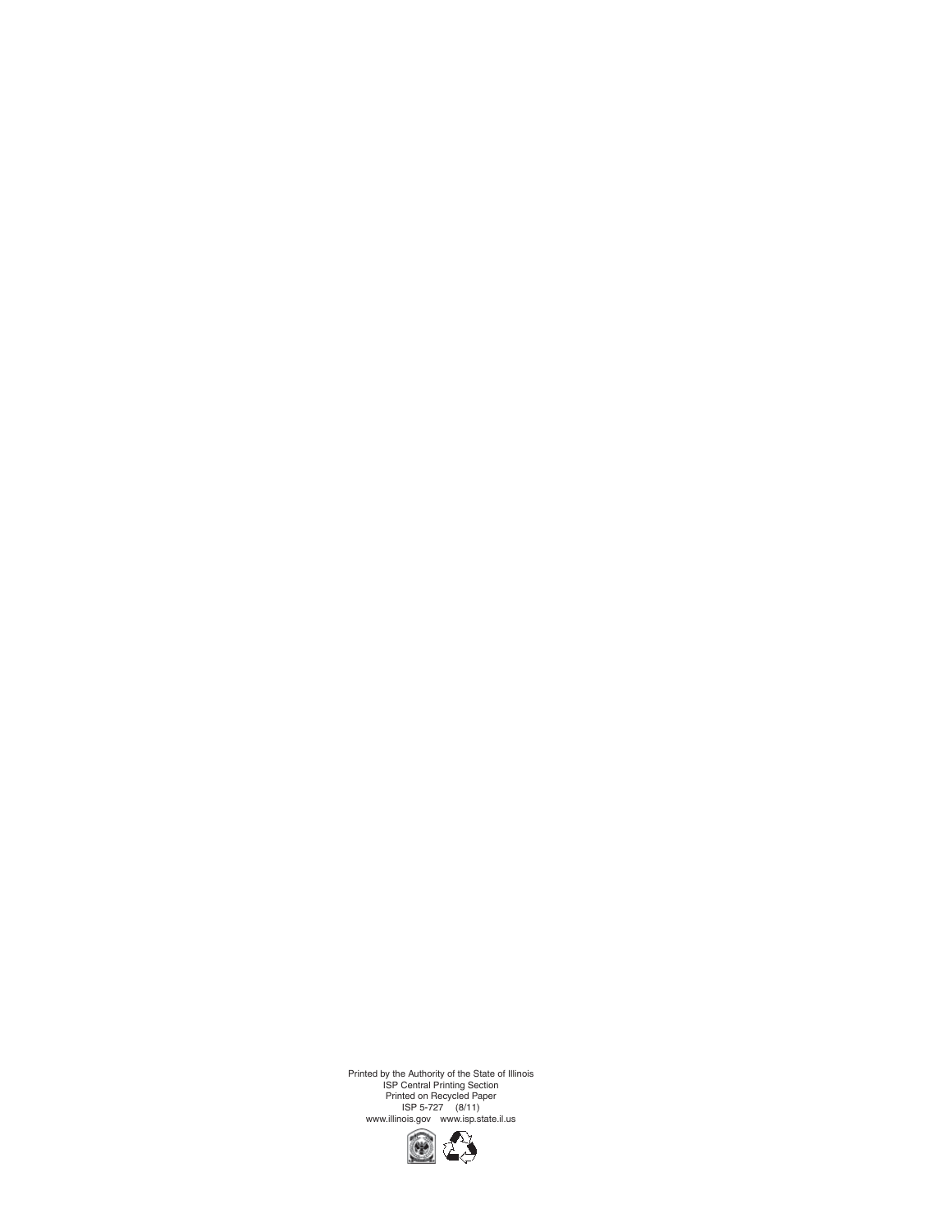Printed by the Authority of the State of Illinois
ISP Central Printing Section
Printed on Recycled Paper
ISP 5-727 (8/11)
www.illinois.gov www.isp.state.il.us